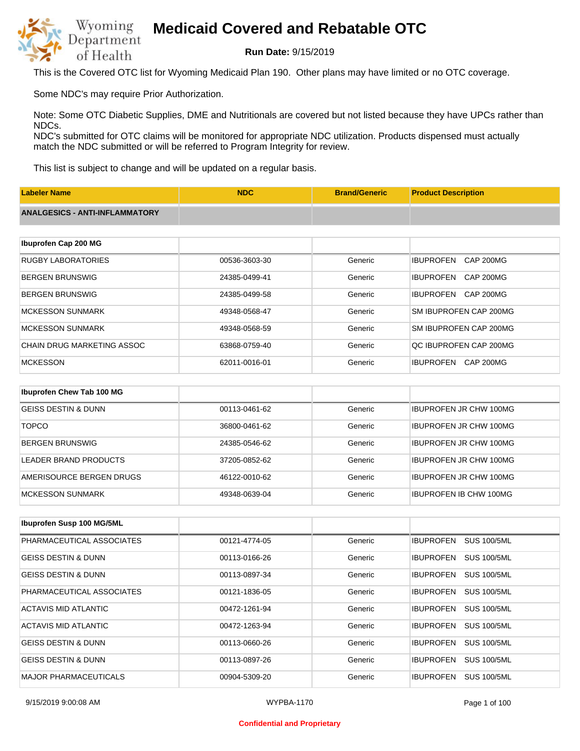# Medicaid Covered and Rebatable OTC

**Run Date:** 9/15/2019

This is the Covered OTC list for Wyoming Medicaid Plan 190. Other plans may have limited or no OTC coverage.

Some NDC's may require Prior Authorization.

Note: Some OTC Diabetic Supplies, DME and Nutritionals are covered but not listed because they have UPCs rather than NDCs.
NDC's submitted for OTC claims will be monitored for appropriate NDC utilization. Products dispensed must actually match the NDC submitted or will be referred to Program Integrity for review.

This list is subject to change and will be updated on a regular basis.

| Labeler Name | NDC | Brand/Generic | Product Description |
|---|---|---|---|
| **ANALGESICS - ANTI-INFLAMMATORY** | | | |
| **Ibuprofen Cap 200 MG** | | | |
| RUGBY LABORATORIES | 00536-3603-30 | Generic | IBUPROFEN CAP 200MG |
| BERGEN BRUNSWIG | 24385-0499-41 | Generic | IBUPROFEN CAP 200MG |
| BERGEN BRUNSWIG | 24385-0499-58 | Generic | IBUPROFEN CAP 200MG |
| MCKESSON SUNMARK | 49348-0568-47 | Generic | SM IBUPROFEN CAP 200MG |
| MCKESSON SUNMARK | 49348-0568-59 | Generic | SM IBUPROFEN CAP 200MG |
| CHAIN DRUG MARKETING ASSOC | 63868-0759-40 | Generic | QC IBUPROFEN CAP 200MG |
| MCKESSON | 62011-0016-01 | Generic | IBUPROFEN CAP 200MG |
| **Ibuprofen Chew Tab 100 MG** | | | |
| GEISS DESTIN & DUNN | 00113-0461-62 | Generic | IBUPROFEN JR CHW 100MG |
| TOPCO | 36800-0461-62 | Generic | IBUPROFEN JR CHW 100MG |
| BERGEN BRUNSWIG | 24385-0546-62 | Generic | IBUPROFEN JR CHW 100MG |
| LEADER BRAND PRODUCTS | 37205-0852-62 | Generic | IBUPROFEN JR CHW 100MG |
| AMERISOURCE BERGEN DRUGS | 46122-0010-62 | Generic | IBUPROFEN JR CHW 100MG |
| MCKESSON SUNMARK | 49348-0639-04 | Generic | IBUPROFEN IB CHW 100MG |
| **Ibuprofen Susp 100 MG/5ML** | | | |
| PHARMACEUTICAL ASSOCIATES | 00121-4774-05 | Generic | IBUPROFEN SUS 100/5ML |
| GEISS DESTIN & DUNN | 00113-0166-26 | Generic | IBUPROFEN SUS 100/5ML |
| GEISS DESTIN & DUNN | 00113-0897-34 | Generic | IBUPROFEN SUS 100/5ML |
| PHARMACEUTICAL ASSOCIATES | 00121-1836-05 | Generic | IBUPROFEN SUS 100/5ML |
| ACTAVIS MID ATLANTIC | 00472-1261-94 | Generic | IBUPROFEN SUS 100/5ML |
| ACTAVIS MID ATLANTIC | 00472-1263-94 | Generic | IBUPROFEN SUS 100/5ML |
| GEISS DESTIN & DUNN | 00113-0660-26 | Generic | IBUPROFEN SUS 100/5ML |
| GEISS DESTIN & DUNN | 00113-0897-26 | Generic | IBUPROFEN SUS 100/5ML |
| MAJOR PHARMACEUTICALS | 00904-5309-20 | Generic | IBUPROFEN SUS 100/5ML |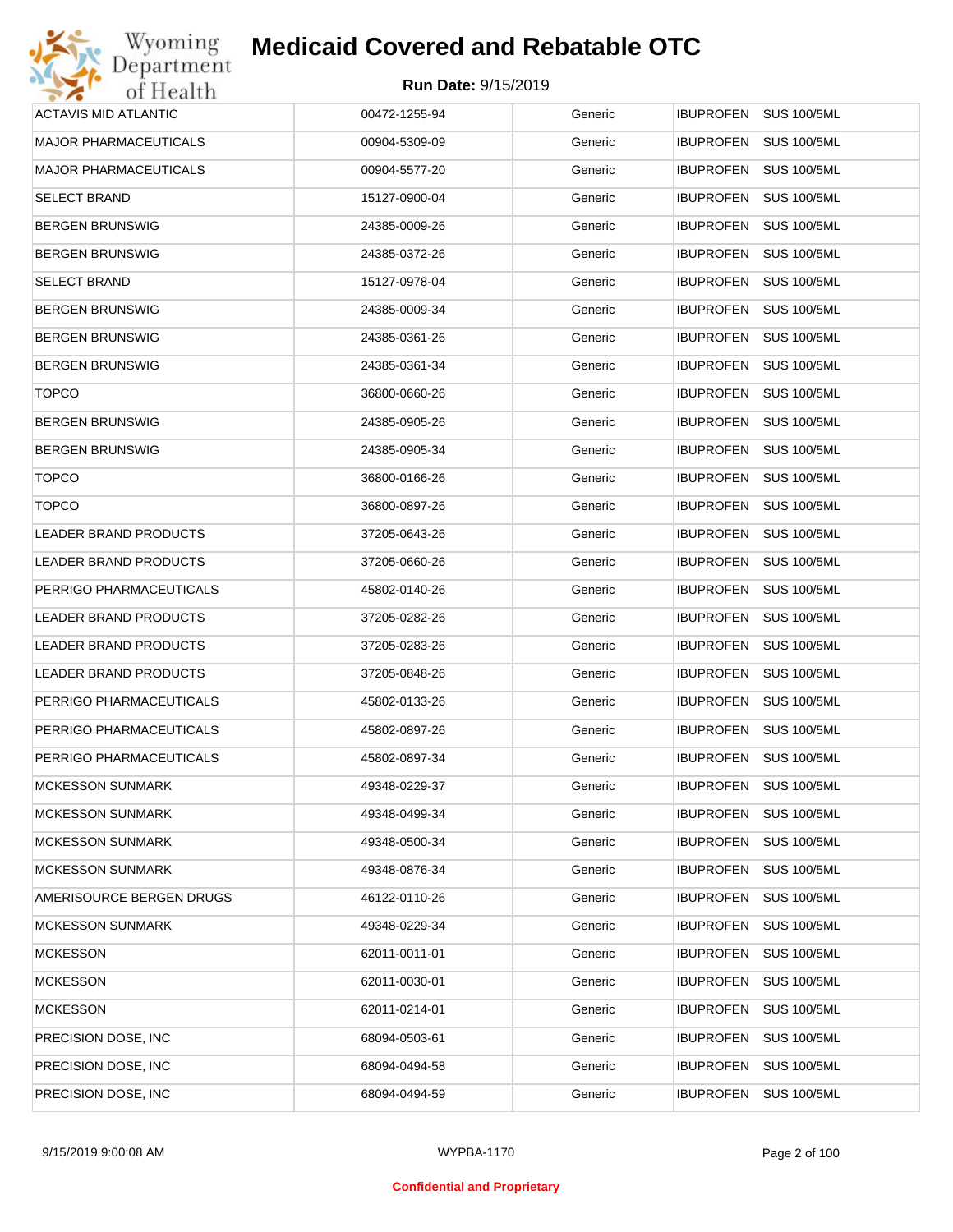# Medicaid Covered and Rebatable OTC

**Run Date:** 9/15/2019

| | | | |
|---|---|---|---|
| ACTAVIS MID ATLANTIC | 00472-1255-94 | Generic | IBUPROFEN SUS 100/5ML |
| MAJOR PHARMACEUTICALS | 00904-5309-09 | Generic | IBUPROFEN SUS 100/5ML |
| MAJOR PHARMACEUTICALS | 00904-5577-20 | Generic | IBUPROFEN SUS 100/5ML |
| SELECT BRAND | 15127-0900-04 | Generic | IBUPROFEN SUS 100/5ML |
| BERGEN BRUNSWIG | 24385-0009-26 | Generic | IBUPROFEN SUS 100/5ML |
| BERGEN BRUNSWIG | 24385-0372-26 | Generic | IBUPROFEN SUS 100/5ML |
| SELECT BRAND | 15127-0978-04 | Generic | IBUPROFEN SUS 100/5ML |
| BERGEN BRUNSWIG | 24385-0009-34 | Generic | IBUPROFEN SUS 100/5ML |
| BERGEN BRUNSWIG | 24385-0361-26 | Generic | IBUPROFEN SUS 100/5ML |
| BERGEN BRUNSWIG | 24385-0361-34 | Generic | IBUPROFEN SUS 100/5ML |
| TOPCO | 36800-0660-26 | Generic | IBUPROFEN SUS 100/5ML |
| BERGEN BRUNSWIG | 24385-0905-26 | Generic | IBUPROFEN SUS 100/5ML |
| BERGEN BRUNSWIG | 24385-0905-34 | Generic | IBUPROFEN SUS 100/5ML |
| TOPCO | 36800-0166-26 | Generic | IBUPROFEN SUS 100/5ML |
| TOPCO | 36800-0897-26 | Generic | IBUPROFEN SUS 100/5ML |
| LEADER BRAND PRODUCTS | 37205-0643-26 | Generic | IBUPROFEN SUS 100/5ML |
| LEADER BRAND PRODUCTS | 37205-0660-26 | Generic | IBUPROFEN SUS 100/5ML |
| PERRIGO PHARMACEUTICALS | 45802-0140-26 | Generic | IBUPROFEN SUS 100/5ML |
| LEADER BRAND PRODUCTS | 37205-0282-26 | Generic | IBUPROFEN SUS 100/5ML |
| LEADER BRAND PRODUCTS | 37205-0283-26 | Generic | IBUPROFEN SUS 100/5ML |
| LEADER BRAND PRODUCTS | 37205-0848-26 | Generic | IBUPROFEN SUS 100/5ML |
| PERRIGO PHARMACEUTICALS | 45802-0133-26 | Generic | IBUPROFEN SUS 100/5ML |
| PERRIGO PHARMACEUTICALS | 45802-0897-26 | Generic | IBUPROFEN SUS 100/5ML |
| PERRIGO PHARMACEUTICALS | 45802-0897-34 | Generic | IBUPROFEN SUS 100/5ML |
| MCKESSON SUNMARK | 49348-0229-37 | Generic | IBUPROFEN SUS 100/5ML |
| MCKESSON SUNMARK | 49348-0499-34 | Generic | IBUPROFEN SUS 100/5ML |
| MCKESSON SUNMARK | 49348-0500-34 | Generic | IBUPROFEN SUS 100/5ML |
| MCKESSON SUNMARK | 49348-0876-34 | Generic | IBUPROFEN SUS 100/5ML |
| AMERISOURCE BERGEN DRUGS | 46122-0110-26 | Generic | IBUPROFEN SUS 100/5ML |
| MCKESSON SUNMARK | 49348-0229-34 | Generic | IBUPROFEN SUS 100/5ML |
| MCKESSON | 62011-0011-01 | Generic | IBUPROFEN SUS 100/5ML |
| MCKESSON | 62011-0030-01 | Generic | IBUPROFEN SUS 100/5ML |
| MCKESSON | 62011-0214-01 | Generic | IBUPROFEN SUS 100/5ML |
| PRECISION DOSE, INC | 68094-0503-61 | Generic | IBUPROFEN SUS 100/5ML |
| PRECISION DOSE, INC | 68094-0494-58 | Generic | IBUPROFEN SUS 100/5ML |
| PRECISION DOSE, INC | 68094-0494-59 | Generic | IBUPROFEN SUS 100/5ML |

WYPBA-1170

**Confidential and Proprietary**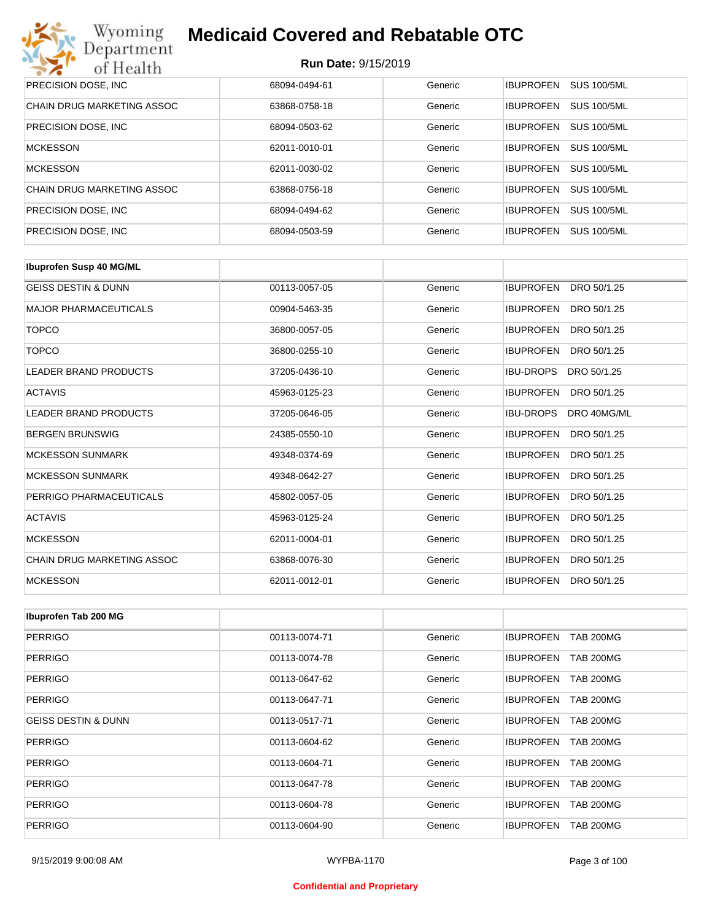# Medicaid Covered and Rebatable OTC

**Run Date:** 9/15/2019

| | | | |
|---|---|---|---|
| PRECISION DOSE, INC | 68094-0494-61 | Generic | IBUPROFEN SUS 100/5ML |
| CHAIN DRUG MARKETING ASSOC | 63868-0758-18 | Generic | IBUPROFEN SUS 100/5ML |
| PRECISION DOSE, INC | 68094-0503-62 | Generic | IBUPROFEN SUS 100/5ML |
| MCKESSON | 62011-0010-01 | Generic | IBUPROFEN SUS 100/5ML |
| MCKESSON | 62011-0030-02 | Generic | IBUPROFEN SUS 100/5ML |
| CHAIN DRUG MARKETING ASSOC | 63868-0756-18 | Generic | IBUPROFEN SUS 100/5ML |
| PRECISION DOSE, INC | 68094-0494-62 | Generic | IBUPROFEN SUS 100/5ML |
| PRECISION DOSE, INC | 68094-0503-59 | Generic | IBUPROFEN SUS 100/5ML |

| **Ibuprofen Susp 40 MG/ML** | | | |
|---|---|---|---|
| GEISS DESTIN & DUNN | 00113-0057-05 | Generic | IBUPROFEN DRO 50/1.25 |
| MAJOR PHARMACEUTICALS | 00904-5463-35 | Generic | IBUPROFEN DRO 50/1.25 |
| TOPCO | 36800-0057-05 | Generic | IBUPROFEN DRO 50/1.25 |
| TOPCO | 36800-0255-10 | Generic | IBUPROFEN DRO 50/1.25 |
| LEADER BRAND PRODUCTS | 37205-0436-10 | Generic | IBU-DROPS DRO 50/1.25 |
| ACTAVIS | 45963-0125-23 | Generic | IBUPROFEN DRO 50/1.25 |
| LEADER BRAND PRODUCTS | 37205-0646-05 | Generic | IBU-DROPS DRO 40MG/ML |
| BERGEN BRUNSWIG | 24385-0550-10 | Generic | IBUPROFEN DRO 50/1.25 |
| MCKESSON SUNMARK | 49348-0374-69 | Generic | IBUPROFEN DRO 50/1.25 |
| MCKESSON SUNMARK | 49348-0642-27 | Generic | IBUPROFEN DRO 50/1.25 |
| PERRIGO PHARMACEUTICALS | 45802-0057-05 | Generic | IBUPROFEN DRO 50/1.25 |
| ACTAVIS | 45963-0125-24 | Generic | IBUPROFEN DRO 50/1.25 |
| MCKESSON | 62011-0004-01 | Generic | IBUPROFEN DRO 50/1.25 |
| CHAIN DRUG MARKETING ASSOC | 63868-0076-30 | Generic | IBUPROFEN DRO 50/1.25 |
| MCKESSON | 62011-0012-01 | Generic | IBUPROFEN DRO 50/1.25 |

| **Ibuprofen Tab 200 MG** | | | |
|---|---|---|---|
| PERRIGO | 00113-0074-71 | Generic | IBUPROFEN TAB 200MG |
| PERRIGO | 00113-0074-78 | Generic | IBUPROFEN TAB 200MG |
| PERRIGO | 00113-0647-62 | Generic | IBUPROFEN TAB 200MG |
| PERRIGO | 00113-0647-71 | Generic | IBUPROFEN TAB 200MG |
| GEISS DESTIN & DUNN | 00113-0517-71 | Generic | IBUPROFEN TAB 200MG |
| PERRIGO | 00113-0604-62 | Generic | IBUPROFEN TAB 200MG |
| PERRIGO | 00113-0604-71 | Generic | IBUPROFEN TAB 200MG |
| PERRIGO | 00113-0647-78 | Generic | IBUPROFEN TAB 200MG |
| PERRIGO | 00113-0604-78 | Generic | IBUPROFEN TAB 200MG |
| PERRIGO | 00113-0604-90 | Generic | IBUPROFEN TAB 200MG |

Confidential and Proprietary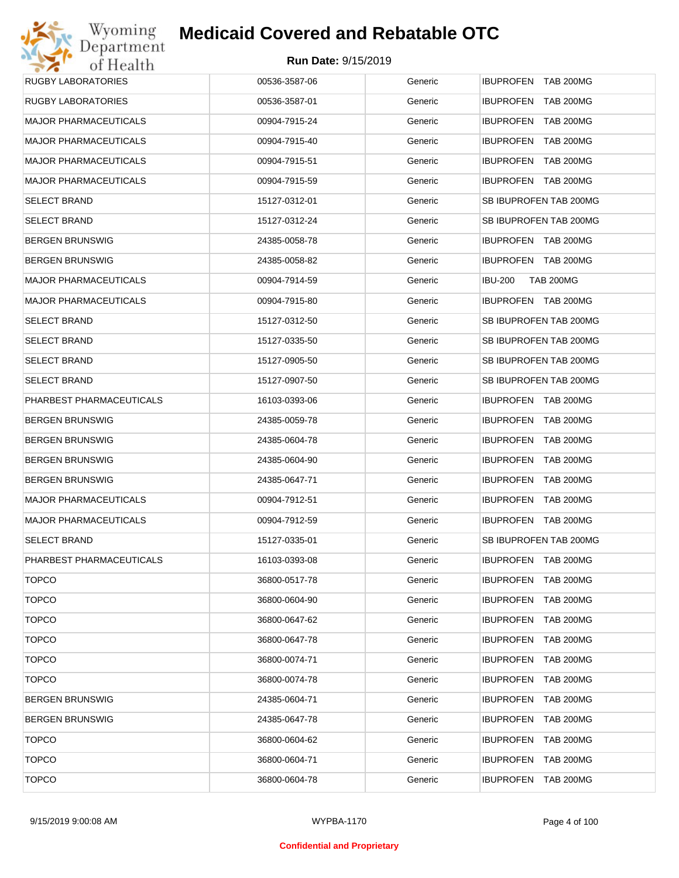| RUGBY LABORATORIES | 00536-3587-06 | Generic | IBUPROFEN TAB 200MG |
|---|---|---|---|
| RUGBY LABORATORIES | 00536-3587-01 | Generic | IBUPROFEN TAB 200MG |
| MAJOR PHARMACEUTICALS | 00904-7915-24 | Generic | IBUPROFEN TAB 200MG |
| MAJOR PHARMACEUTICALS | 00904-7915-40 | Generic | IBUPROFEN TAB 200MG |
| MAJOR PHARMACEUTICALS | 00904-7915-51 | Generic | IBUPROFEN TAB 200MG |
| MAJOR PHARMACEUTICALS | 00904-7915-59 | Generic | IBUPROFEN TAB 200MG |
| SELECT BRAND | 15127-0312-01 | Generic | SB IBUPROFEN TAB 200MG |
| SELECT BRAND | 15127-0312-24 | Generic | SB IBUPROFEN TAB 200MG |
| BERGEN BRUNSWIG | 24385-0058-78 | Generic | IBUPROFEN TAB 200MG |
| BERGEN BRUNSWIG | 24385-0058-82 | Generic | IBUPROFEN TAB 200MG |
| MAJOR PHARMACEUTICALS | 00904-7914-59 | Generic | IBU-200 TAB 200MG |
| MAJOR PHARMACEUTICALS | 00904-7915-80 | Generic | IBUPROFEN TAB 200MG |
| SELECT BRAND | 15127-0312-50 | Generic | SB IBUPROFEN TAB 200MG |
| SELECT BRAND | 15127-0335-50 | Generic | SB IBUPROFEN TAB 200MG |
| SELECT BRAND | 15127-0905-50 | Generic | SB IBUPROFEN TAB 200MG |
| SELECT BRAND | 15127-0907-50 | Generic | SB IBUPROFEN TAB 200MG |
| PHARBEST PHARMACEUTICALS | 16103-0393-06 | Generic | IBUPROFEN TAB 200MG |
| BERGEN BRUNSWIG | 24385-0059-78 | Generic | IBUPROFEN TAB 200MG |
| BERGEN BRUNSWIG | 24385-0604-78 | Generic | IBUPROFEN TAB 200MG |
| BERGEN BRUNSWIG | 24385-0604-90 | Generic | IBUPROFEN TAB 200MG |
| BERGEN BRUNSWIG | 24385-0647-71 | Generic | IBUPROFEN TAB 200MG |
| MAJOR PHARMACEUTICALS | 00904-7912-51 | Generic | IBUPROFEN TAB 200MG |
| MAJOR PHARMACEUTICALS | 00904-7912-59 | Generic | IBUPROFEN TAB 200MG |
| SELECT BRAND | 15127-0335-01 | Generic | SB IBUPROFEN TAB 200MG |
| PHARBEST PHARMACEUTICALS | 16103-0393-08 | Generic | IBUPROFEN TAB 200MG |
| TOPCO | 36800-0517-78 | Generic | IBUPROFEN TAB 200MG |
| TOPCO | 36800-0604-90 | Generic | IBUPROFEN TAB 200MG |
| TOPCO | 36800-0647-62 | Generic | IBUPROFEN TAB 200MG |
| TOPCO | 36800-0647-78 | Generic | IBUPROFEN TAB 200MG |
| TOPCO | 36800-0074-71 | Generic | IBUPROFEN TAB 200MG |
| TOPCO | 36800-0074-78 | Generic | IBUPROFEN TAB 200MG |
| BERGEN BRUNSWIG | 24385-0604-71 | Generic | IBUPROFEN TAB 200MG |
| BERGEN BRUNSWIG | 24385-0647-78 | Generic | IBUPROFEN TAB 200MG |
| TOPCO | 36800-0604-62 | Generic | IBUPROFEN TAB 200MG |
| TOPCO | 36800-0604-71 | Generic | IBUPROFEN TAB 200MG |
| TOPCO | 36800-0604-78 | Generic | IBUPROFEN TAB 200MG |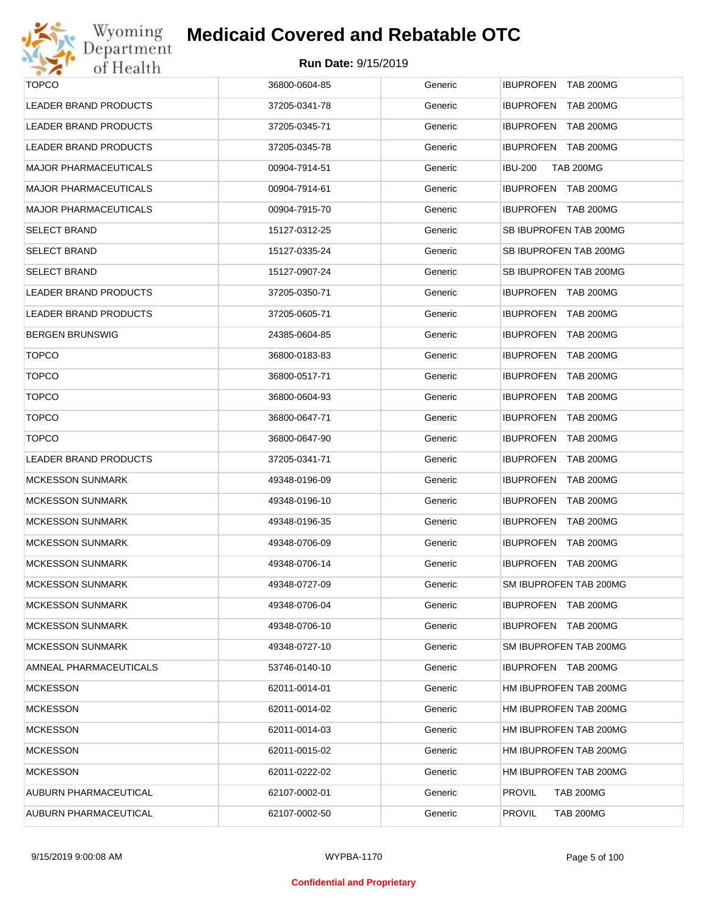# Medicaid Covered and Rebatable OTC

**Run Date:** 9/15/2019

| TOPCO | 36800-0604-85 | Generic | IBUPROFEN TAB 200MG |
|---|---|---|---|
| LEADER BRAND PRODUCTS | 37205-0341-78 | Generic | IBUPROFEN TAB 200MG |
| LEADER BRAND PRODUCTS | 37205-0345-71 | Generic | IBUPROFEN TAB 200MG |
| LEADER BRAND PRODUCTS | 37205-0345-78 | Generic | IBUPROFEN TAB 200MG |
| MAJOR PHARMACEUTICALS | 00904-7914-51 | Generic | IBU-200 TAB 200MG |
| MAJOR PHARMACEUTICALS | 00904-7914-61 | Generic | IBUPROFEN TAB 200MG |
| MAJOR PHARMACEUTICALS | 00904-7915-70 | Generic | IBUPROFEN TAB 200MG |
| SELECT BRAND | 15127-0312-25 | Generic | SB IBUPROFEN TAB 200MG |
| SELECT BRAND | 15127-0335-24 | Generic | SB IBUPROFEN TAB 200MG |
| SELECT BRAND | 15127-0907-24 | Generic | SB IBUPROFEN TAB 200MG |
| LEADER BRAND PRODUCTS | 37205-0350-71 | Generic | IBUPROFEN TAB 200MG |
| LEADER BRAND PRODUCTS | 37205-0605-71 | Generic | IBUPROFEN TAB 200MG |
| BERGEN BRUNSWIG | 24385-0604-85 | Generic | IBUPROFEN TAB 200MG |
| TOPCO | 36800-0183-83 | Generic | IBUPROFEN TAB 200MG |
| TOPCO | 36800-0517-71 | Generic | IBUPROFEN TAB 200MG |
| TOPCO | 36800-0604-93 | Generic | IBUPROFEN TAB 200MG |
| TOPCO | 36800-0647-71 | Generic | IBUPROFEN TAB 200MG |
| TOPCO | 36800-0647-90 | Generic | IBUPROFEN TAB 200MG |
| LEADER BRAND PRODUCTS | 37205-0341-71 | Generic | IBUPROFEN TAB 200MG |
| MCKESSON SUNMARK | 49348-0196-09 | Generic | IBUPROFEN TAB 200MG |
| MCKESSON SUNMARK | 49348-0196-10 | Generic | IBUPROFEN TAB 200MG |
| MCKESSON SUNMARK | 49348-0196-35 | Generic | IBUPROFEN TAB 200MG |
| MCKESSON SUNMARK | 49348-0706-09 | Generic | IBUPROFEN TAB 200MG |
| MCKESSON SUNMARK | 49348-0706-14 | Generic | IBUPROFEN TAB 200MG |
| MCKESSON SUNMARK | 49348-0727-09 | Generic | SM IBUPROFEN TAB 200MG |
| MCKESSON SUNMARK | 49348-0706-04 | Generic | IBUPROFEN TAB 200MG |
| MCKESSON SUNMARK | 49348-0706-10 | Generic | IBUPROFEN TAB 200MG |
| MCKESSON SUNMARK | 49348-0727-10 | Generic | SM IBUPROFEN TAB 200MG |
| AMNEAL PHARMACEUTICALS | 53746-0140-10 | Generic | IBUPROFEN TAB 200MG |
| MCKESSON | 62011-0014-01 | Generic | HM IBUPROFEN TAB 200MG |
| MCKESSON | 62011-0014-02 | Generic | HM IBUPROFEN TAB 200MG |
| MCKESSON | 62011-0014-03 | Generic | HM IBUPROFEN TAB 200MG |
| MCKESSON | 62011-0015-02 | Generic | HM IBUPROFEN TAB 200MG |
| MCKESSON | 62011-0222-02 | Generic | HM IBUPROFEN TAB 200MG |
| AUBURN PHARMACEUTICAL | 62107-0002-01 | Generic | PROVIL TAB 200MG |
| AUBURN PHARMACEUTICAL | 62107-0002-50 | Generic | PROVIL TAB 200MG |

WYPBA-1170

**Confidential and Proprietary**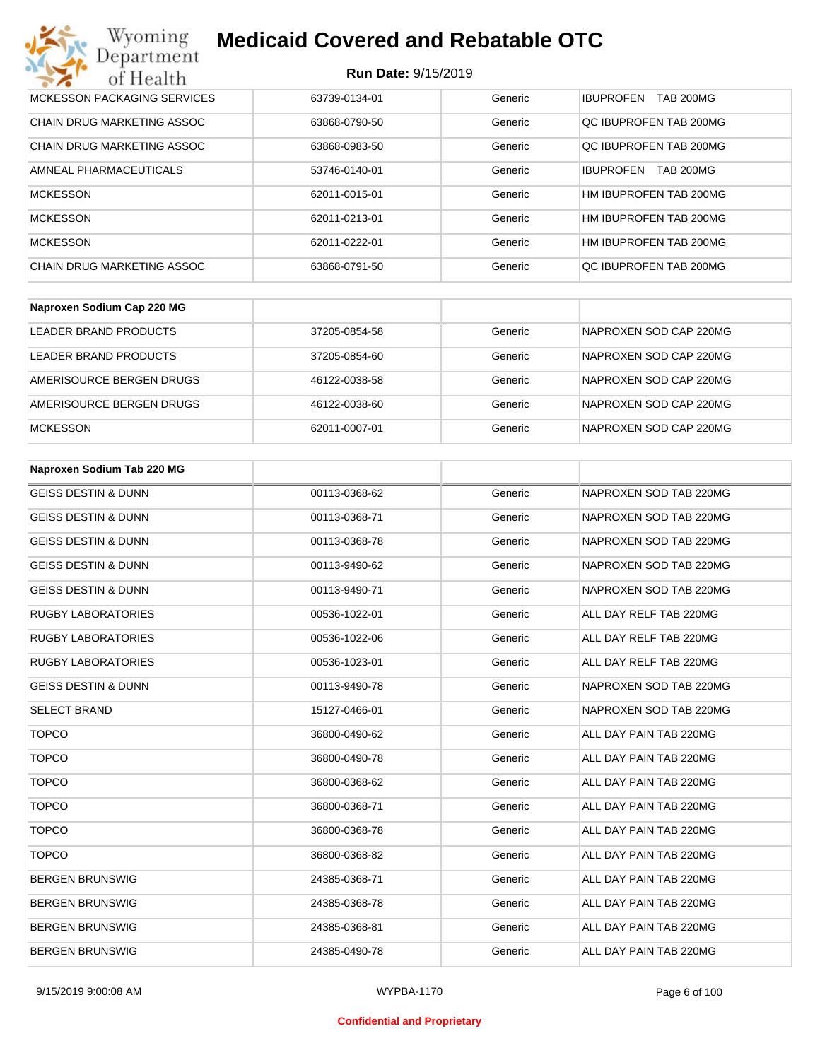| | | | |
|---|---|---|---|
| MCKESSON PACKAGING SERVICES | 63739-0134-01 | Generic | IBUPROFEN TAB 200MG |
| CHAIN DRUG MARKETING ASSOC | 63868-0790-50 | Generic | QC IBUPROFEN TAB 200MG |
| CHAIN DRUG MARKETING ASSOC | 63868-0983-50 | Generic | QC IBUPROFEN TAB 200MG |
| AMNEAL PHARMACEUTICALS | 53746-0140-01 | Generic | IBUPROFEN TAB 200MG |
| MCKESSON | 62011-0015-01 | Generic | HM IBUPROFEN TAB 200MG |
| MCKESSON | 62011-0213-01 | Generic | HM IBUPROFEN TAB 200MG |
| MCKESSON | 62011-0222-01 | Generic | HM IBUPROFEN TAB 200MG |
| CHAIN DRUG MARKETING ASSOC | 63868-0791-50 | Generic | QC IBUPROFEN TAB 200MG |

| **Naproxen Sodium Cap 220 MG** | | | |
|---|---|---|---|
| LEADER BRAND PRODUCTS | 37205-0854-58 | Generic | NAPROXEN SOD CAP 220MG |
| LEADER BRAND PRODUCTS | 37205-0854-60 | Generic | NAPROXEN SOD CAP 220MG |
| AMERISOURCE BERGEN DRUGS | 46122-0038-58 | Generic | NAPROXEN SOD CAP 220MG |
| AMERISOURCE BERGEN DRUGS | 46122-0038-60 | Generic | NAPROXEN SOD CAP 220MG |
| MCKESSON | 62011-0007-01 | Generic | NAPROXEN SOD CAP 220MG |

| **Naproxen Sodium Tab 220 MG** | | | |
|---|---|---|---|
| GEISS DESTIN & DUNN | 00113-0368-62 | Generic | NAPROXEN SOD TAB 220MG |
| GEISS DESTIN & DUNN | 00113-0368-71 | Generic | NAPROXEN SOD TAB 220MG |
| GEISS DESTIN & DUNN | 00113-0368-78 | Generic | NAPROXEN SOD TAB 220MG |
| GEISS DESTIN & DUNN | 00113-9490-62 | Generic | NAPROXEN SOD TAB 220MG |
| GEISS DESTIN & DUNN | 00113-9490-71 | Generic | NAPROXEN SOD TAB 220MG |
| RUGBY LABORATORIES | 00536-1022-01 | Generic | ALL DAY RELF TAB 220MG |
| RUGBY LABORATORIES | 00536-1022-06 | Generic | ALL DAY RELF TAB 220MG |
| RUGBY LABORATORIES | 00536-1023-01 | Generic | ALL DAY RELF TAB 220MG |
| GEISS DESTIN & DUNN | 00113-9490-78 | Generic | NAPROXEN SOD TAB 220MG |
| SELECT BRAND | 15127-0466-01 | Generic | NAPROXEN SOD TAB 220MG |
| TOPCO | 36800-0490-62 | Generic | ALL DAY PAIN TAB 220MG |
| TOPCO | 36800-0490-78 | Generic | ALL DAY PAIN TAB 220MG |
| TOPCO | 36800-0368-62 | Generic | ALL DAY PAIN TAB 220MG |
| TOPCO | 36800-0368-71 | Generic | ALL DAY PAIN TAB 220MG |
| TOPCO | 36800-0368-78 | Generic | ALL DAY PAIN TAB 220MG |
| TOPCO | 36800-0368-82 | Generic | ALL DAY PAIN TAB 220MG |
| BERGEN BRUNSWIG | 24385-0368-71 | Generic | ALL DAY PAIN TAB 220MG |
| BERGEN BRUNSWIG | 24385-0368-78 | Generic | ALL DAY PAIN TAB 220MG |
| BERGEN BRUNSWIG | 24385-0368-81 | Generic | ALL DAY PAIN TAB 220MG |
| BERGEN BRUNSWIG | 24385-0490-78 | Generic | ALL DAY PAIN TAB 220MG |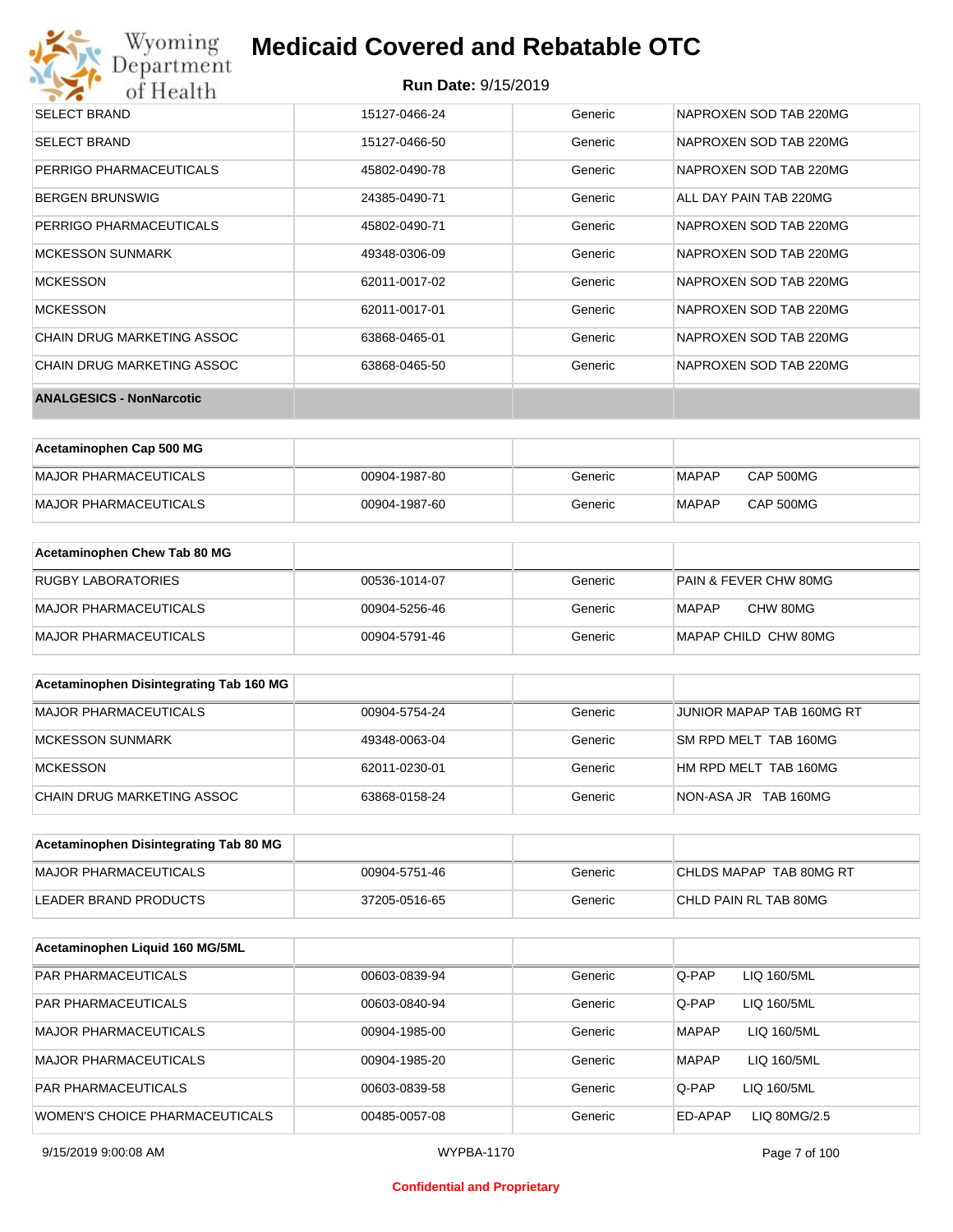# Medicaid Covered and Rebatable OTC

**Run Date:** 9/15/2019

| | | | |
|---|---|---|---|
| SELECT BRAND | 15127-0466-24 | Generic | NAPROXEN SOD TAB 220MG |
| SELECT BRAND | 15127-0466-50 | Generic | NAPROXEN SOD TAB 220MG |
| PERRIGO PHARMACEUTICALS | 45802-0490-78 | Generic | NAPROXEN SOD TAB 220MG |
| BERGEN BRUNSWIG | 24385-0490-71 | Generic | ALL DAY PAIN TAB 220MG |
| PERRIGO PHARMACEUTICALS | 45802-0490-71 | Generic | NAPROXEN SOD TAB 220MG |
| MCKESSON SUNMARK | 49348-0306-09 | Generic | NAPROXEN SOD TAB 220MG |
| MCKESSON | 62011-0017-02 | Generic | NAPROXEN SOD TAB 220MG |
| MCKESSON | 62011-0017-01 | Generic | NAPROXEN SOD TAB 220MG |
| CHAIN DRUG MARKETING ASSOC | 63868-0465-01 | Generic | NAPROXEN SOD TAB 220MG |
| CHAIN DRUG MARKETING ASSOC | 63868-0465-50 | Generic | NAPROXEN SOD TAB 220MG |

**ANALGESICS - NonNarcotic**

| Acetaminophen Cap 500 MG | | | |
|---|---|---|---|
| MAJOR PHARMACEUTICALS | 00904-1987-80 | Generic | MAPAP CAP 500MG |
| MAJOR PHARMACEUTICALS | 00904-1987-60 | Generic | MAPAP CAP 500MG |

| Acetaminophen Chew Tab 80 MG | | | |
|---|---|---|---|
| RUGBY LABORATORIES | 00536-1014-07 | Generic | PAIN & FEVER CHW 80MG |
| MAJOR PHARMACEUTICALS | 00904-5256-46 | Generic | MAPAP CHW 80MG |
| MAJOR PHARMACEUTICALS | 00904-5791-46 | Generic | MAPAP CHILD CHW 80MG |

| Acetaminophen Disintegrating Tab 160 MG | | | |
|---|---|---|---|
| MAJOR PHARMACEUTICALS | 00904-5754-24 | Generic | JUNIOR MAPAP TAB 160MG RT |
| MCKESSON SUNMARK | 49348-0063-04 | Generic | SM RPD MELT TAB 160MG |
| MCKESSON | 62011-0230-01 | Generic | HM RPD MELT TAB 160MG |
| CHAIN DRUG MARKETING ASSOC | 63868-0158-24 | Generic | NON-ASA JR TAB 160MG |

| Acetaminophen Disintegrating Tab 80 MG | | | |
|---|---|---|---|
| MAJOR PHARMACEUTICALS | 00904-5751-46 | Generic | CHLDS MAPAP TAB 80MG RT |
| LEADER BRAND PRODUCTS | 37205-0516-65 | Generic | CHLD PAIN RL TAB 80MG |

| Acetaminophen Liquid 160 MG/5ML | | | |
|---|---|---|---|
| PAR PHARMACEUTICALS | 00603-0839-94 | Generic | Q-PAP LIQ 160/5ML |
| PAR PHARMACEUTICALS | 00603-0840-94 | Generic | Q-PAP LIQ 160/5ML |
| MAJOR PHARMACEUTICALS | 00904-1985-00 | Generic | MAPAP LIQ 160/5ML |
| MAJOR PHARMACEUTICALS | 00904-1985-20 | Generic | MAPAP LIQ 160/5ML |
| PAR PHARMACEUTICALS | 00603-0839-58 | Generic | Q-PAP LIQ 160/5ML |
| WOMEN'S CHOICE PHARMACEUTICALS | 00485-0057-08 | Generic | ED-APAP LIQ 80MG/2.5 |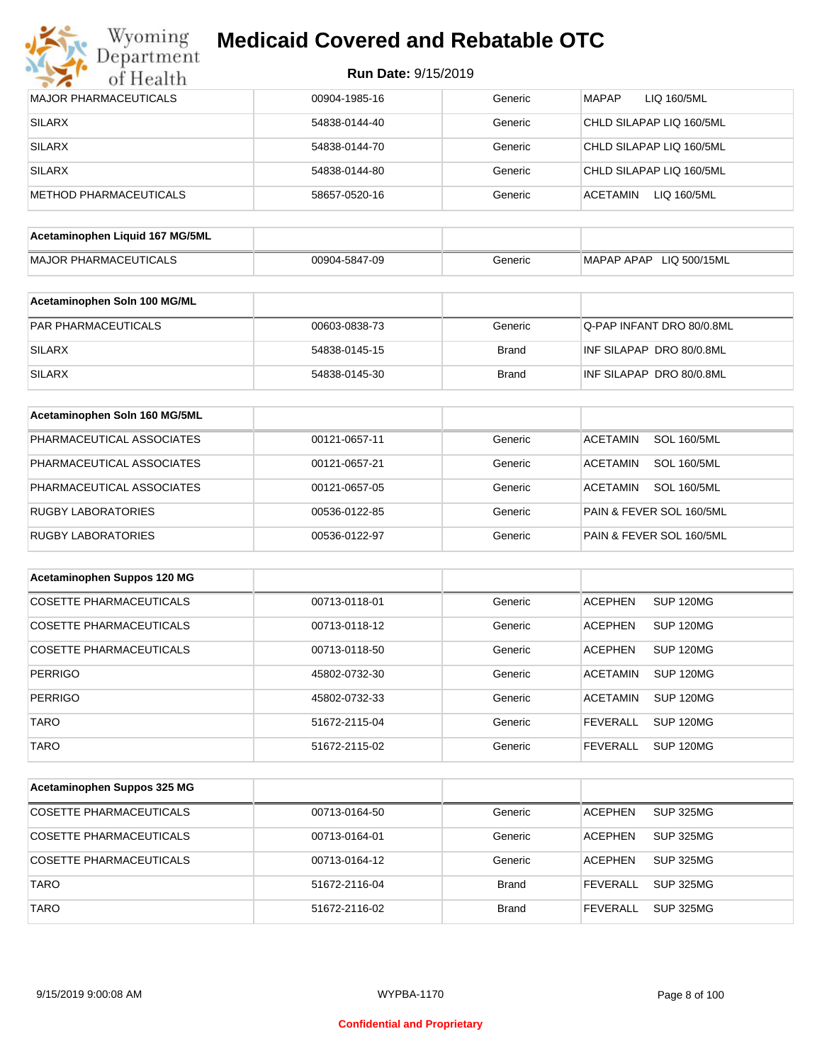# Medicaid Covered and Rebatable OTC

**Run Date:** 9/15/2019

| | | | |
|---|---|---|---|
| MAJOR PHARMACEUTICALS | 00904-1985-16 | Generic | MAPAP LIQ 160/5ML |
| SILARX | 54838-0144-40 | Generic | CHLD SILAPAP LIQ 160/5ML |
| SILARX | 54838-0144-70 | Generic | CHLD SILAPAP LIQ 160/5ML |
| SILARX | 54838-0144-80 | Generic | CHLD SILAPAP LIQ 160/5ML |
| METHOD PHARMACEUTICALS | 58657-0520-16 | Generic | ACETAMIN LIQ 160/5ML |

| **Acetaminophen Liquid 167 MG/5ML** | | | |
|---|---|---|---|
| MAJOR PHARMACEUTICALS | 00904-5847-09 | Generic | MAPAP APAP LIQ 500/15ML |

| **Acetaminophen Soln 100 MG/ML** | | | |
|---|---|---|---|
| PAR PHARMACEUTICALS | 00603-0838-73 | Generic | Q-PAP INFANT DRO 80/0.8ML |
| SILARX | 54838-0145-15 | Brand | INF SILAPAP DRO 80/0.8ML |
| SILARX | 54838-0145-30 | Brand | INF SILAPAP DRO 80/0.8ML |

| **Acetaminophen Soln 160 MG/5ML** | | | |
|---|---|---|---|
| PHARMACEUTICAL ASSOCIATES | 00121-0657-11 | Generic | ACETAMIN SOL 160/5ML |
| PHARMACEUTICAL ASSOCIATES | 00121-0657-21 | Generic | ACETAMIN SOL 160/5ML |
| PHARMACEUTICAL ASSOCIATES | 00121-0657-05 | Generic | ACETAMIN SOL 160/5ML |
| RUGBY LABORATORIES | 00536-0122-85 | Generic | PAIN & FEVER SOL 160/5ML |
| RUGBY LABORATORIES | 00536-0122-97 | Generic | PAIN & FEVER SOL 160/5ML |

| **Acetaminophen Suppos 120 MG** | | | |
|---|---|---|---|
| COSETTE PHARMACEUTICALS | 00713-0118-01 | Generic | ACEPHEN SUP 120MG |
| COSETTE PHARMACEUTICALS | 00713-0118-12 | Generic | ACEPHEN SUP 120MG |
| COSETTE PHARMACEUTICALS | 00713-0118-50 | Generic | ACEPHEN SUP 120MG |
| PERRIGO | 45802-0732-30 | Generic | ACETAMIN SUP 120MG |
| PERRIGO | 45802-0732-33 | Generic | ACETAMIN SUP 120MG |
| TARO | 51672-2115-04 | Generic | FEVERALL SUP 120MG |
| TARO | 51672-2115-02 | Generic | FEVERALL SUP 120MG |

| **Acetaminophen Suppos 325 MG** | | | |
|---|---|---|---|
| COSETTE PHARMACEUTICALS | 00713-0164-50 | Generic | ACEPHEN SUP 325MG |
| COSETTE PHARMACEUTICALS | 00713-0164-01 | Generic | ACEPHEN SUP 325MG |
| COSETTE PHARMACEUTICALS | 00713-0164-12 | Generic | ACEPHEN SUP 325MG |
| TARO | 51672-2116-04 | Brand | FEVERALL SUP 325MG |
| TARO | 51672-2116-02 | Brand | FEVERALL SUP 325MG |

Confidential and Proprietary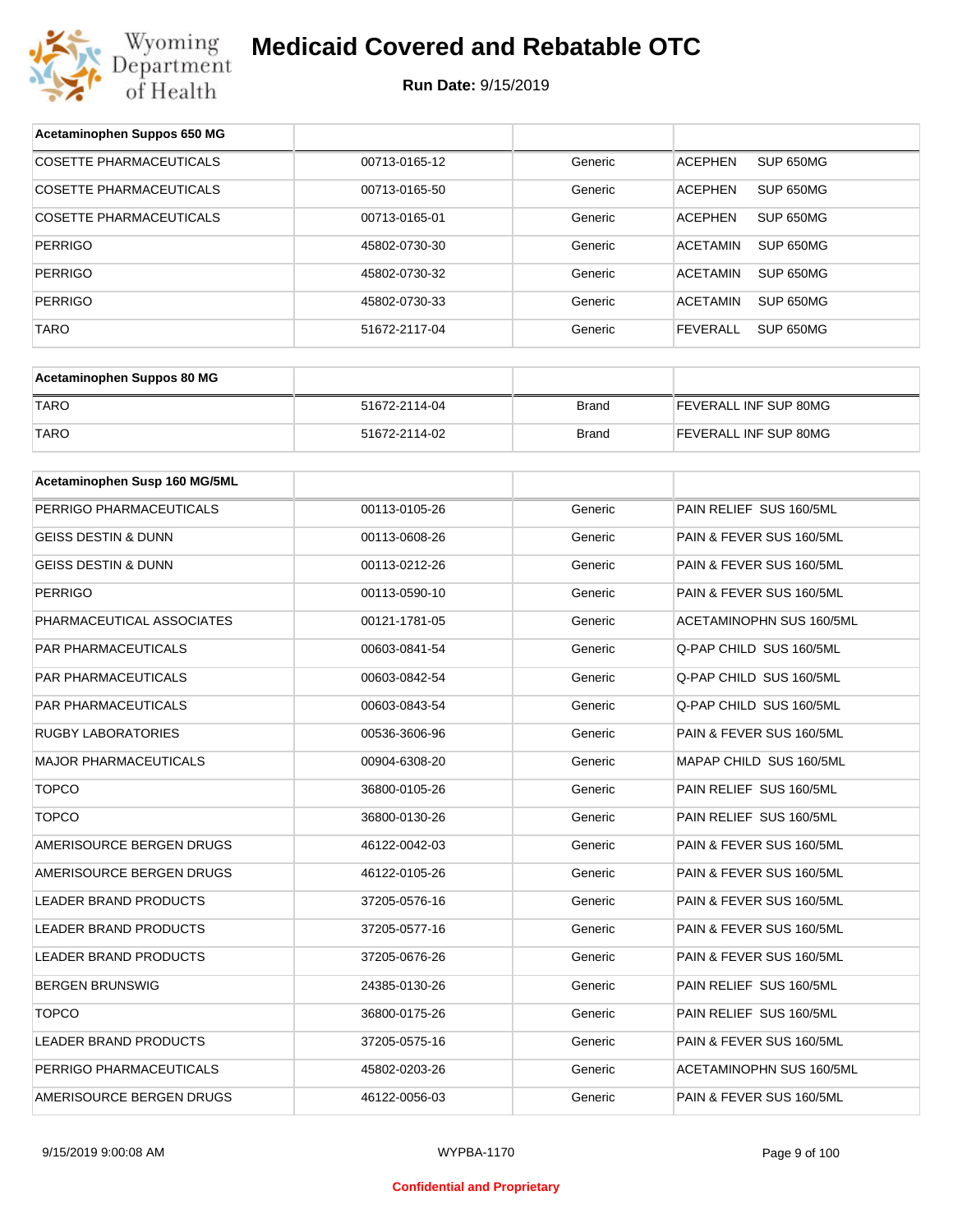# Medicaid Covered and Rebatable OTC

**Run Date:** 9/15/2019

| Acetaminophen Suppos 650 MG | | | |
|---|---|---|---|
| COSETTE PHARMACEUTICALS | 00713-0165-12 | Generic | ACEPHEN SUP 650MG |
| COSETTE PHARMACEUTICALS | 00713-0165-50 | Generic | ACEPHEN SUP 650MG |
| COSETTE PHARMACEUTICALS | 00713-0165-01 | Generic | ACEPHEN SUP 650MG |
| PERRIGO | 45802-0730-30 | Generic | ACETAMIN SUP 650MG |
| PERRIGO | 45802-0730-32 | Generic | ACETAMIN SUP 650MG |
| PERRIGO | 45802-0730-33 | Generic | ACETAMIN SUP 650MG |
| TARO | 51672-2117-04 | Generic | FEVERALL SUP 650MG |

| Acetaminophen Suppos 80 MG | | | |
|---|---|---|---|
| TARO | 51672-2114-04 | Brand | FEVERALL INF SUP 80MG |
| TARO | 51672-2114-02 | Brand | FEVERALL INF SUP 80MG |

| Acetaminophen Susp 160 MG/5ML | | | |
|---|---|---|---|
| PERRIGO PHARMACEUTICALS | 00113-0105-26 | Generic | PAIN RELIEF SUS 160/5ML |
| GEISS DESTIN & DUNN | 00113-0608-26 | Generic | PAIN & FEVER SUS 160/5ML |
| GEISS DESTIN & DUNN | 00113-0212-26 | Generic | PAIN & FEVER SUS 160/5ML |
| PERRIGO | 00113-0590-10 | Generic | PAIN & FEVER SUS 160/5ML |
| PHARMACEUTICAL ASSOCIATES | 00121-1781-05 | Generic | ACETAMINOPHN SUS 160/5ML |
| PAR PHARMACEUTICALS | 00603-0841-54 | Generic | Q-PAP CHILD SUS 160/5ML |
| PAR PHARMACEUTICALS | 00603-0842-54 | Generic | Q-PAP CHILD SUS 160/5ML |
| PAR PHARMACEUTICALS | 00603-0843-54 | Generic | Q-PAP CHILD SUS 160/5ML |
| RUGBY LABORATORIES | 00536-3606-96 | Generic | PAIN & FEVER SUS 160/5ML |
| MAJOR PHARMACEUTICALS | 00904-6308-20 | Generic | MAPAP CHILD SUS 160/5ML |
| TOPCO | 36800-0105-26 | Generic | PAIN RELIEF SUS 160/5ML |
| TOPCO | 36800-0130-26 | Generic | PAIN RELIEF SUS 160/5ML |
| AMERISOURCE BERGEN DRUGS | 46122-0042-03 | Generic | PAIN & FEVER SUS 160/5ML |
| AMERISOURCE BERGEN DRUGS | 46122-0105-26 | Generic | PAIN & FEVER SUS 160/5ML |
| LEADER BRAND PRODUCTS | 37205-0576-16 | Generic | PAIN & FEVER SUS 160/5ML |
| LEADER BRAND PRODUCTS | 37205-0577-16 | Generic | PAIN & FEVER SUS 160/5ML |
| LEADER BRAND PRODUCTS | 37205-0676-26 | Generic | PAIN & FEVER SUS 160/5ML |
| BERGEN BRUNSWIG | 24385-0130-26 | Generic | PAIN RELIEF SUS 160/5ML |
| TOPCO | 36800-0175-26 | Generic | PAIN RELIEF SUS 160/5ML |
| LEADER BRAND PRODUCTS | 37205-0575-16 | Generic | PAIN & FEVER SUS 160/5ML |
| PERRIGO PHARMACEUTICALS | 45802-0203-26 | Generic | ACETAMINOPHN SUS 160/5ML |
| AMERISOURCE BERGEN DRUGS | 46122-0056-03 | Generic | PAIN & FEVER SUS 160/5ML |

9/15/2019 9:00:08 AM WYPBA-1170

Confidential and Proprietary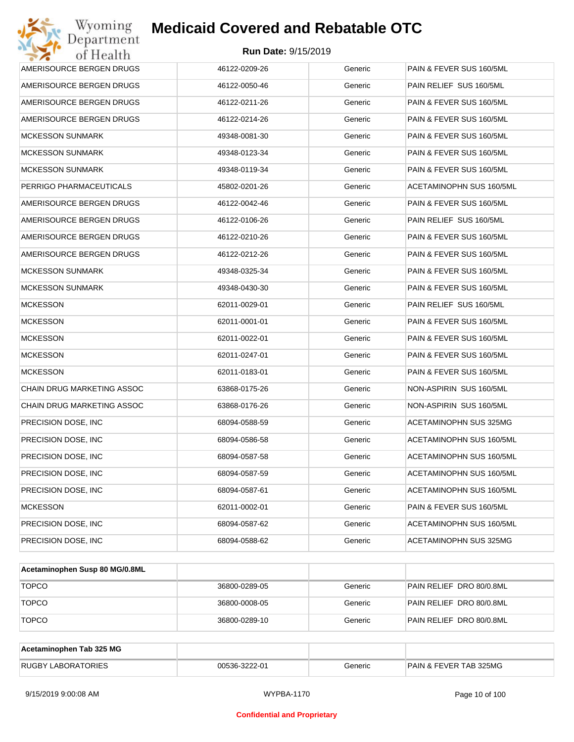| | | | |
|---|---|---|---|
| AMERISOURCE BERGEN DRUGS | 46122-0209-26 | Generic | PAIN & FEVER SUS 160/5ML |
| AMERISOURCE BERGEN DRUGS | 46122-0050-46 | Generic | PAIN RELIEF SUS 160/5ML |
| AMERISOURCE BERGEN DRUGS | 46122-0211-26 | Generic | PAIN & FEVER SUS 160/5ML |
| AMERISOURCE BERGEN DRUGS | 46122-0214-26 | Generic | PAIN & FEVER SUS 160/5ML |
| MCKESSON SUNMARK | 49348-0081-30 | Generic | PAIN & FEVER SUS 160/5ML |
| MCKESSON SUNMARK | 49348-0123-34 | Generic | PAIN & FEVER SUS 160/5ML |
| MCKESSON SUNMARK | 49348-0119-34 | Generic | PAIN & FEVER SUS 160/5ML |
| PERRIGO PHARMACEUTICALS | 45802-0201-26 | Generic | ACETAMINOPHN SUS 160/5ML |
| AMERISOURCE BERGEN DRUGS | 46122-0042-46 | Generic | PAIN & FEVER SUS 160/5ML |
| AMERISOURCE BERGEN DRUGS | 46122-0106-26 | Generic | PAIN RELIEF SUS 160/5ML |
| AMERISOURCE BERGEN DRUGS | 46122-0210-26 | Generic | PAIN & FEVER SUS 160/5ML |
| AMERISOURCE BERGEN DRUGS | 46122-0212-26 | Generic | PAIN & FEVER SUS 160/5ML |
| MCKESSON SUNMARK | 49348-0325-34 | Generic | PAIN & FEVER SUS 160/5ML |
| MCKESSON SUNMARK | 49348-0430-30 | Generic | PAIN & FEVER SUS 160/5ML |
| MCKESSON | 62011-0029-01 | Generic | PAIN RELIEF SUS 160/5ML |
| MCKESSON | 62011-0001-01 | Generic | PAIN & FEVER SUS 160/5ML |
| MCKESSON | 62011-0022-01 | Generic | PAIN & FEVER SUS 160/5ML |
| MCKESSON | 62011-0247-01 | Generic | PAIN & FEVER SUS 160/5ML |
| MCKESSON | 62011-0183-01 | Generic | PAIN & FEVER SUS 160/5ML |
| CHAIN DRUG MARKETING ASSOC | 63868-0175-26 | Generic | NON-ASPIRIN SUS 160/5ML |
| CHAIN DRUG MARKETING ASSOC | 63868-0176-26 | Generic | NON-ASPIRIN SUS 160/5ML |
| PRECISION DOSE, INC | 68094-0588-59 | Generic | ACETAMINOPHN SUS 325MG |
| PRECISION DOSE, INC | 68094-0586-58 | Generic | ACETAMINOPHN SUS 160/5ML |
| PRECISION DOSE, INC | 68094-0587-58 | Generic | ACETAMINOPHN SUS 160/5ML |
| PRECISION DOSE, INC | 68094-0587-59 | Generic | ACETAMINOPHN SUS 160/5ML |
| PRECISION DOSE, INC | 68094-0587-61 | Generic | ACETAMINOPHN SUS 160/5ML |
| MCKESSON | 62011-0002-01 | Generic | PAIN & FEVER SUS 160/5ML |
| PRECISION DOSE, INC | 68094-0587-62 | Generic | ACETAMINOPHN SUS 160/5ML |
| PRECISION DOSE, INC | 68094-0588-62 | Generic | ACETAMINOPHN SUS 325MG |

| Acetaminophen Susp 80 MG/0.8ML | | | |
|---|---|---|---|
| TOPCO | 36800-0289-05 | Generic | PAIN RELIEF DRO 80/0.8ML |
| TOPCO | 36800-0008-05 | Generic | PAIN RELIEF DRO 80/0.8ML |
| TOPCO | 36800-0289-10 | Generic | PAIN RELIEF DRO 80/0.8ML |

| Acetaminophen Tab 325 MG | | | |
|---|---|---|---|
| RUGBY LABORATORIES | 00536-3222-01 | Generic | PAIN & FEVER TAB 325MG |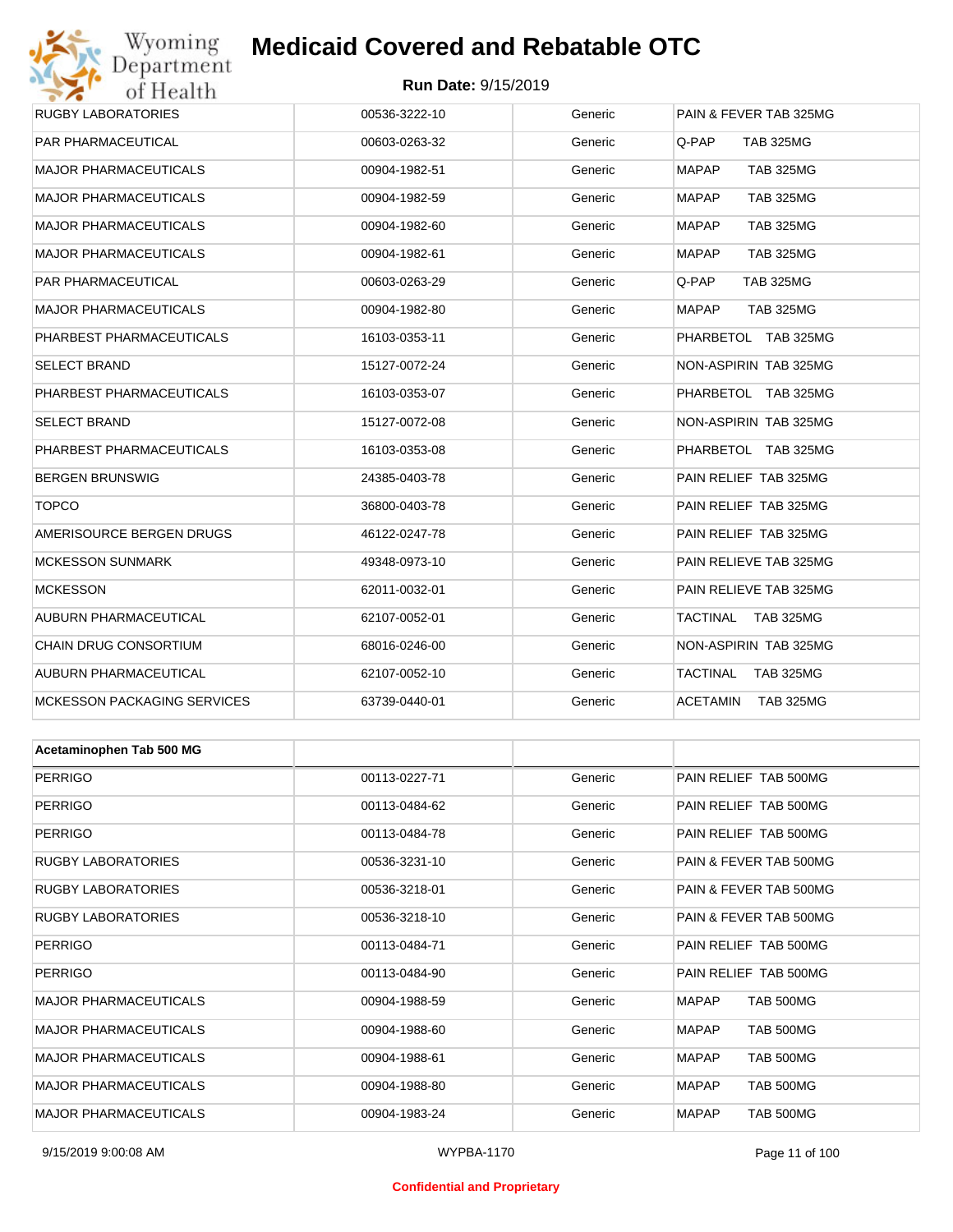| | | | |
|---|---|---|---|
| RUGBY LABORATORIES | 00536-3222-10 | Generic | PAIN & FEVER TAB 325MG |
| PAR PHARMACEUTICAL | 00603-0263-32 | Generic | Q-PAP TAB 325MG |
| MAJOR PHARMACEUTICALS | 00904-1982-51 | Generic | MAPAP TAB 325MG |
| MAJOR PHARMACEUTICALS | 00904-1982-59 | Generic | MAPAP TAB 325MG |
| MAJOR PHARMACEUTICALS | 00904-1982-60 | Generic | MAPAP TAB 325MG |
| MAJOR PHARMACEUTICALS | 00904-1982-61 | Generic | MAPAP TAB 325MG |
| PAR PHARMACEUTICAL | 00603-0263-29 | Generic | Q-PAP TAB 325MG |
| MAJOR PHARMACEUTICALS | 00904-1982-80 | Generic | MAPAP TAB 325MG |
| PHARBEST PHARMACEUTICALS | 16103-0353-11 | Generic | PHARBETOL TAB 325MG |
| SELECT BRAND | 15127-0072-24 | Generic | NON-ASPIRIN TAB 325MG |
| PHARBEST PHARMACEUTICALS | 16103-0353-07 | Generic | PHARBETOL TAB 325MG |
| SELECT BRAND | 15127-0072-08 | Generic | NON-ASPIRIN TAB 325MG |
| PHARBEST PHARMACEUTICALS | 16103-0353-08 | Generic | PHARBETOL TAB 325MG |
| BERGEN BRUNSWIG | 24385-0403-78 | Generic | PAIN RELIEF TAB 325MG |
| TOPCO | 36800-0403-78 | Generic | PAIN RELIEF TAB 325MG |
| AMERISOURCE BERGEN DRUGS | 46122-0247-78 | Generic | PAIN RELIEF TAB 325MG |
| MCKESSON SUNMARK | 49348-0973-10 | Generic | PAIN RELIEVE TAB 325MG |
| MCKESSON | 62011-0032-01 | Generic | PAIN RELIEVE TAB 325MG |
| AUBURN PHARMACEUTICAL | 62107-0052-01 | Generic | TACTINAL TAB 325MG |
| CHAIN DRUG CONSORTIUM | 68016-0246-00 | Generic | NON-ASPIRIN TAB 325MG |
| AUBURN PHARMACEUTICAL | 62107-0052-10 | Generic | TACTINAL TAB 325MG |
| MCKESSON PACKAGING SERVICES | 63739-0440-01 | Generic | ACETAMIN TAB 325MG |

| Acetaminophen Tab 500 MG | | | |
|---|---|---|---|
| PERRIGO | 00113-0227-71 | Generic | PAIN RELIEF TAB 500MG |
| PERRIGO | 00113-0484-62 | Generic | PAIN RELIEF TAB 500MG |
| PERRIGO | 00113-0484-78 | Generic | PAIN RELIEF TAB 500MG |
| RUGBY LABORATORIES | 00536-3231-10 | Generic | PAIN & FEVER TAB 500MG |
| RUGBY LABORATORIES | 00536-3218-01 | Generic | PAIN & FEVER TAB 500MG |
| RUGBY LABORATORIES | 00536-3218-10 | Generic | PAIN & FEVER TAB 500MG |
| PERRIGO | 00113-0484-71 | Generic | PAIN RELIEF TAB 500MG |
| PERRIGO | 00113-0484-90 | Generic | PAIN RELIEF TAB 500MG |
| MAJOR PHARMACEUTICALS | 00904-1988-59 | Generic | MAPAP TAB 500MG |
| MAJOR PHARMACEUTICALS | 00904-1988-60 | Generic | MAPAP TAB 500MG |
| MAJOR PHARMACEUTICALS | 00904-1988-61 | Generic | MAPAP TAB 500MG |
| MAJOR PHARMACEUTICALS | 00904-1988-80 | Generic | MAPAP TAB 500MG |
| MAJOR PHARMACEUTICALS | 00904-1983-24 | Generic | MAPAP TAB 500MG |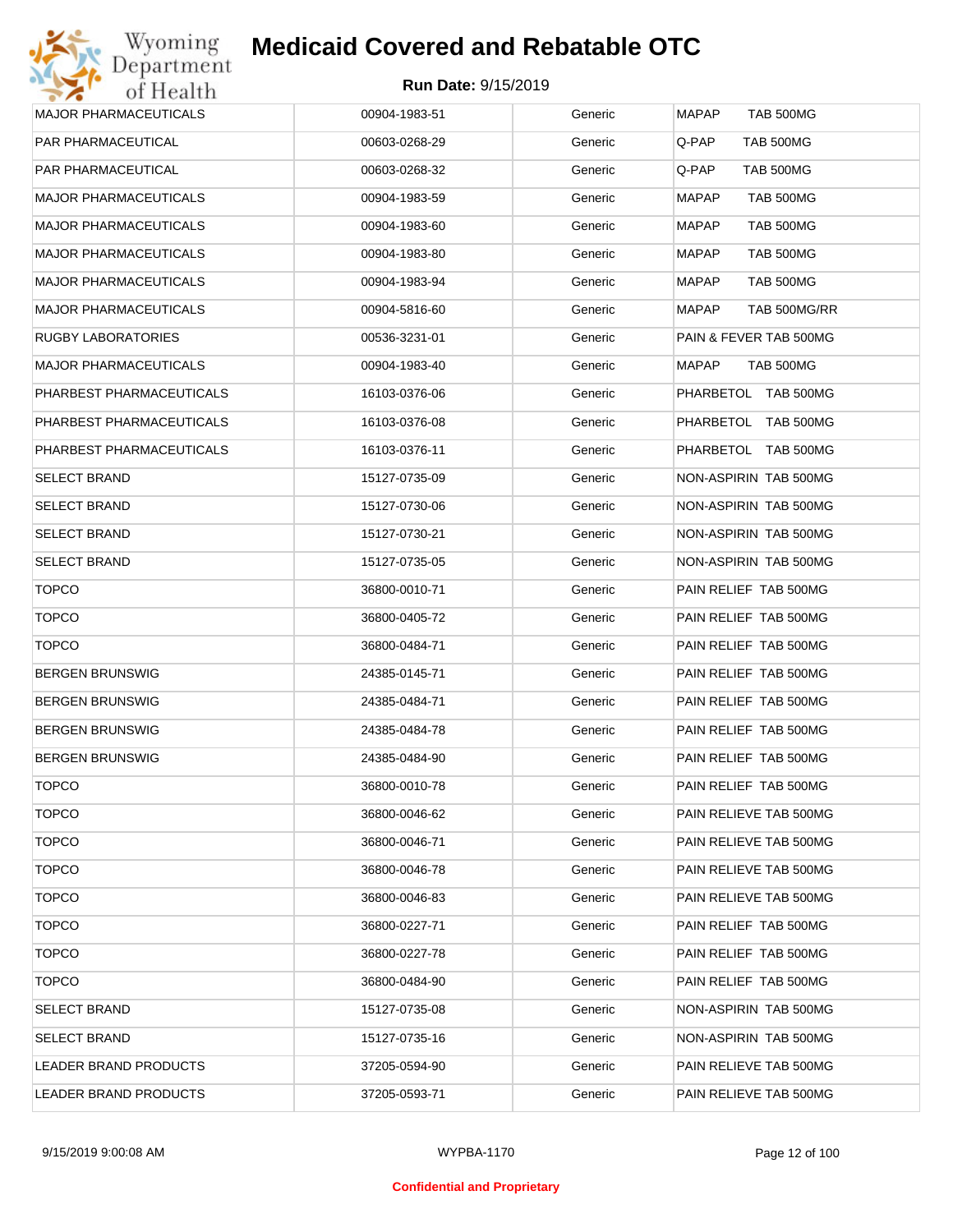# Medicaid Covered and Rebatable OTC

**Run Date:** 9/15/2019

| | | | |
|---|---|---|---|
| MAJOR PHARMACEUTICALS | 00904-1983-51 | Generic | MAPAP TAB 500MG |
| PAR PHARMACEUTICAL | 00603-0268-29 | Generic | Q-PAP TAB 500MG |
| PAR PHARMACEUTICAL | 00603-0268-32 | Generic | Q-PAP TAB 500MG |
| MAJOR PHARMACEUTICALS | 00904-1983-59 | Generic | MAPAP TAB 500MG |
| MAJOR PHARMACEUTICALS | 00904-1983-60 | Generic | MAPAP TAB 500MG |
| MAJOR PHARMACEUTICALS | 00904-1983-80 | Generic | MAPAP TAB 500MG |
| MAJOR PHARMACEUTICALS | 00904-1983-94 | Generic | MAPAP TAB 500MG |
| MAJOR PHARMACEUTICALS | 00904-5816-60 | Generic | MAPAP TAB 500MG/RR |
| RUGBY LABORATORIES | 00536-3231-01 | Generic | PAIN & FEVER TAB 500MG |
| MAJOR PHARMACEUTICALS | 00904-1983-40 | Generic | MAPAP TAB 500MG |
| PHARBEST PHARMACEUTICALS | 16103-0376-06 | Generic | PHARBETOL TAB 500MG |
| PHARBEST PHARMACEUTICALS | 16103-0376-08 | Generic | PHARBETOL TAB 500MG |
| PHARBEST PHARMACEUTICALS | 16103-0376-11 | Generic | PHARBETOL TAB 500MG |
| SELECT BRAND | 15127-0735-09 | Generic | NON-ASPIRIN TAB 500MG |
| SELECT BRAND | 15127-0730-06 | Generic | NON-ASPIRIN TAB 500MG |
| SELECT BRAND | 15127-0730-21 | Generic | NON-ASPIRIN TAB 500MG |
| SELECT BRAND | 15127-0735-05 | Generic | NON-ASPIRIN TAB 500MG |
| TOPCO | 36800-0010-71 | Generic | PAIN RELIEF TAB 500MG |
| TOPCO | 36800-0405-72 | Generic | PAIN RELIEF TAB 500MG |
| TOPCO | 36800-0484-71 | Generic | PAIN RELIEF TAB 500MG |
| BERGEN BRUNSWIG | 24385-0145-71 | Generic | PAIN RELIEF TAB 500MG |
| BERGEN BRUNSWIG | 24385-0484-71 | Generic | PAIN RELIEF TAB 500MG |
| BERGEN BRUNSWIG | 24385-0484-78 | Generic | PAIN RELIEF TAB 500MG |
| BERGEN BRUNSWIG | 24385-0484-90 | Generic | PAIN RELIEF TAB 500MG |
| TOPCO | 36800-0010-78 | Generic | PAIN RELIEF TAB 500MG |
| TOPCO | 36800-0046-62 | Generic | PAIN RELIEVE TAB 500MG |
| TOPCO | 36800-0046-71 | Generic | PAIN RELIEVE TAB 500MG |
| TOPCO | 36800-0046-78 | Generic | PAIN RELIEVE TAB 500MG |
| TOPCO | 36800-0046-83 | Generic | PAIN RELIEVE TAB 500MG |
| TOPCO | 36800-0227-71 | Generic | PAIN RELIEF TAB 500MG |
| TOPCO | 36800-0227-78 | Generic | PAIN RELIEF TAB 500MG |
| TOPCO | 36800-0484-90 | Generic | PAIN RELIEF TAB 500MG |
| SELECT BRAND | 15127-0735-08 | Generic | NON-ASPIRIN TAB 500MG |
| SELECT BRAND | 15127-0735-16 | Generic | NON-ASPIRIN TAB 500MG |
| LEADER BRAND PRODUCTS | 37205-0594-90 | Generic | PAIN RELIEVE TAB 500MG |
| LEADER BRAND PRODUCTS | 37205-0593-71 | Generic | PAIN RELIEVE TAB 500MG |

**Confidential and Proprietary**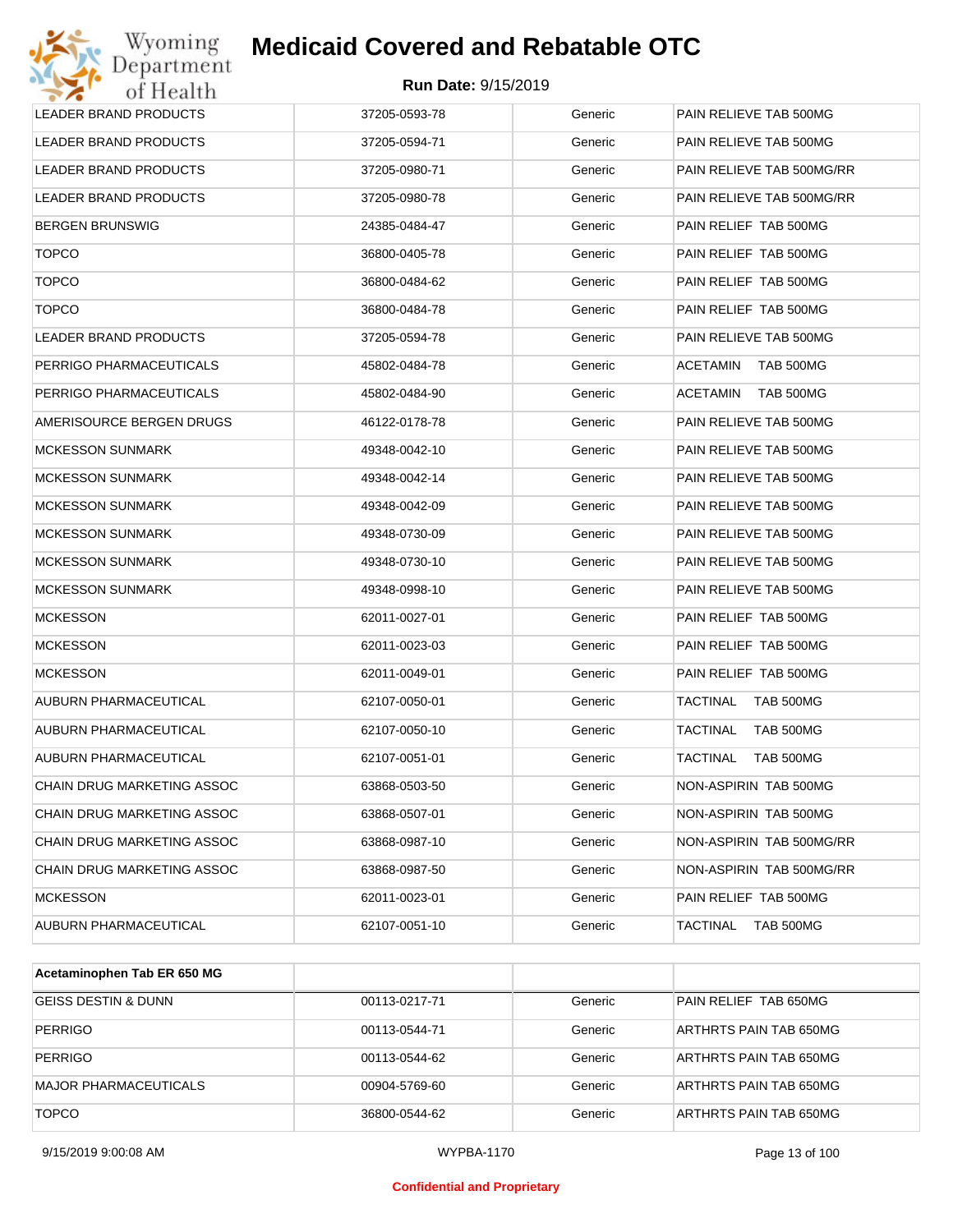| | | | |
|---|---|---|---|
| LEADER BRAND PRODUCTS | 37205-0593-78 | Generic | PAIN RELIEVE TAB 500MG |
| LEADER BRAND PRODUCTS | 37205-0594-71 | Generic | PAIN RELIEVE TAB 500MG |
| LEADER BRAND PRODUCTS | 37205-0980-71 | Generic | PAIN RELIEVE TAB 500MG/RR |
| LEADER BRAND PRODUCTS | 37205-0980-78 | Generic | PAIN RELIEVE TAB 500MG/RR |
| BERGEN BRUNSWIG | 24385-0484-47 | Generic | PAIN RELIEF TAB 500MG |
| TOPCO | 36800-0405-78 | Generic | PAIN RELIEF TAB 500MG |
| TOPCO | 36800-0484-62 | Generic | PAIN RELIEF TAB 500MG |
| TOPCO | 36800-0484-78 | Generic | PAIN RELIEF TAB 500MG |
| LEADER BRAND PRODUCTS | 37205-0594-78 | Generic | PAIN RELIEVE TAB 500MG |
| PERRIGO PHARMACEUTICALS | 45802-0484-78 | Generic | ACETAMIN TAB 500MG |
| PERRIGO PHARMACEUTICALS | 45802-0484-90 | Generic | ACETAMIN TAB 500MG |
| AMERISOURCE BERGEN DRUGS | 46122-0178-78 | Generic | PAIN RELIEVE TAB 500MG |
| MCKESSON SUNMARK | 49348-0042-10 | Generic | PAIN RELIEVE TAB 500MG |
| MCKESSON SUNMARK | 49348-0042-14 | Generic | PAIN RELIEVE TAB 500MG |
| MCKESSON SUNMARK | 49348-0042-09 | Generic | PAIN RELIEVE TAB 500MG |
| MCKESSON SUNMARK | 49348-0730-09 | Generic | PAIN RELIEVE TAB 500MG |
| MCKESSON SUNMARK | 49348-0730-10 | Generic | PAIN RELIEVE TAB 500MG |
| MCKESSON SUNMARK | 49348-0998-10 | Generic | PAIN RELIEVE TAB 500MG |
| MCKESSON | 62011-0027-01 | Generic | PAIN RELIEF TAB 500MG |
| MCKESSON | 62011-0023-03 | Generic | PAIN RELIEF TAB 500MG |
| MCKESSON | 62011-0049-01 | Generic | PAIN RELIEF TAB 500MG |
| AUBURN PHARMACEUTICAL | 62107-0050-01 | Generic | TACTINAL TAB 500MG |
| AUBURN PHARMACEUTICAL | 62107-0050-10 | Generic | TACTINAL TAB 500MG |
| AUBURN PHARMACEUTICAL | 62107-0051-01 | Generic | TACTINAL TAB 500MG |
| CHAIN DRUG MARKETING ASSOC | 63868-0503-50 | Generic | NON-ASPIRIN TAB 500MG |
| CHAIN DRUG MARKETING ASSOC | 63868-0507-01 | Generic | NON-ASPIRIN TAB 500MG |
| CHAIN DRUG MARKETING ASSOC | 63868-0987-10 | Generic | NON-ASPIRIN TAB 500MG/RR |
| CHAIN DRUG MARKETING ASSOC | 63868-0987-50 | Generic | NON-ASPIRIN TAB 500MG/RR |
| MCKESSON | 62011-0023-01 | Generic | PAIN RELIEF TAB 500MG |
| AUBURN PHARMACEUTICAL | 62107-0051-10 | Generic | TACTINAL TAB 500MG |

| **Acetaminophen Tab ER 650 MG** | | | |
|---|---|---|---|
| GEISS DESTIN & DUNN | 00113-0217-71 | Generic | PAIN RELIEF TAB 650MG |
| PERRIGO | 00113-0544-71 | Generic | ARTHRTS PAIN TAB 650MG |
| PERRIGO | 00113-0544-62 | Generic | ARTHRTS PAIN TAB 650MG |
| MAJOR PHARMACEUTICALS | 00904-5769-60 | Generic | ARTHRTS PAIN TAB 650MG |
| TOPCO | 36800-0544-62 | Generic | ARTHRTS PAIN TAB 650MG |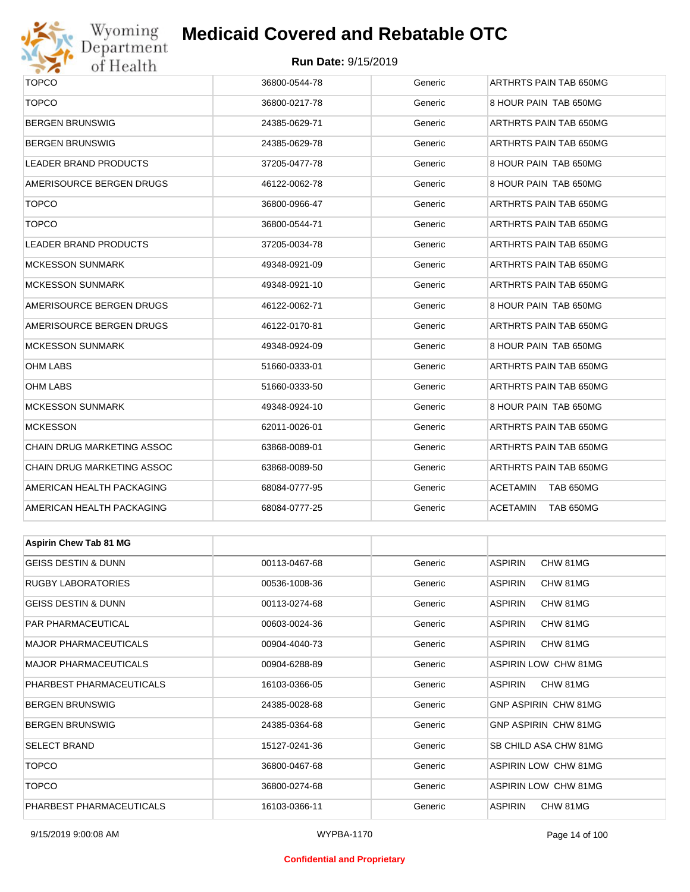| | | | |
|---|---|---|---|
| TOPCO | 36800-0544-78 | Generic | ARTHRTS PAIN TAB 650MG |
| TOPCO | 36800-0217-78 | Generic | 8 HOUR PAIN TAB 650MG |
| BERGEN BRUNSWIG | 24385-0629-71 | Generic | ARTHRTS PAIN TAB 650MG |
| BERGEN BRUNSWIG | 24385-0629-78 | Generic | ARTHRTS PAIN TAB 650MG |
| LEADER BRAND PRODUCTS | 37205-0477-78 | Generic | 8 HOUR PAIN TAB 650MG |
| AMERISOURCE BERGEN DRUGS | 46122-0062-78 | Generic | 8 HOUR PAIN TAB 650MG |
| TOPCO | 36800-0966-47 | Generic | ARTHRTS PAIN TAB 650MG |
| TOPCO | 36800-0544-71 | Generic | ARTHRTS PAIN TAB 650MG |
| LEADER BRAND PRODUCTS | 37205-0034-78 | Generic | ARTHRTS PAIN TAB 650MG |
| MCKESSON SUNMARK | 49348-0921-09 | Generic | ARTHRTS PAIN TAB 650MG |
| MCKESSON SUNMARK | 49348-0921-10 | Generic | ARTHRTS PAIN TAB 650MG |
| AMERISOURCE BERGEN DRUGS | 46122-0062-71 | Generic | 8 HOUR PAIN TAB 650MG |
| AMERISOURCE BERGEN DRUGS | 46122-0170-81 | Generic | ARTHRTS PAIN TAB 650MG |
| MCKESSON SUNMARK | 49348-0924-09 | Generic | 8 HOUR PAIN TAB 650MG |
| OHM LABS | 51660-0333-01 | Generic | ARTHRTS PAIN TAB 650MG |
| OHM LABS | 51660-0333-50 | Generic | ARTHRTS PAIN TAB 650MG |
| MCKESSON SUNMARK | 49348-0924-10 | Generic | 8 HOUR PAIN TAB 650MG |
| MCKESSON | 62011-0026-01 | Generic | ARTHRTS PAIN TAB 650MG |
| CHAIN DRUG MARKETING ASSOC | 63868-0089-01 | Generic | ARTHRTS PAIN TAB 650MG |
| CHAIN DRUG MARKETING ASSOC | 63868-0089-50 | Generic | ARTHRTS PAIN TAB 650MG |
| AMERICAN HEALTH PACKAGING | 68084-0777-95 | Generic | ACETAMIN TAB 650MG |
| AMERICAN HEALTH PACKAGING | 68084-0777-25 | Generic | ACETAMIN TAB 650MG |

| **Aspirin Chew Tab 81 MG** | | | |
|---|---|---|---|
| GEISS DESTIN & DUNN | 00113-0467-68 | Generic | ASPIRIN CHW 81MG |
| RUGBY LABORATORIES | 00536-1008-36 | Generic | ASPIRIN CHW 81MG |
| GEISS DESTIN & DUNN | 00113-0274-68 | Generic | ASPIRIN CHW 81MG |
| PAR PHARMACEUTICAL | 00603-0024-36 | Generic | ASPIRIN CHW 81MG |
| MAJOR PHARMACEUTICALS | 00904-4040-73 | Generic | ASPIRIN CHW 81MG |
| MAJOR PHARMACEUTICALS | 00904-6288-89 | Generic | ASPIRIN LOW CHW 81MG |
| PHARBEST PHARMACEUTICALS | 16103-0366-05 | Generic | ASPIRIN CHW 81MG |
| BERGEN BRUNSWIG | 24385-0028-68 | Generic | GNP ASPIRIN CHW 81MG |
| BERGEN BRUNSWIG | 24385-0364-68 | Generic | GNP ASPIRIN CHW 81MG |
| SELECT BRAND | 15127-0241-36 | Generic | SB CHILD ASA CHW 81MG |
| TOPCO | 36800-0467-68 | Generic | ASPIRIN LOW CHW 81MG |
| TOPCO | 36800-0274-68 | Generic | ASPIRIN LOW CHW 81MG |
| PHARBEST PHARMACEUTICALS | 16103-0366-11 | Generic | ASPIRIN CHW 81MG |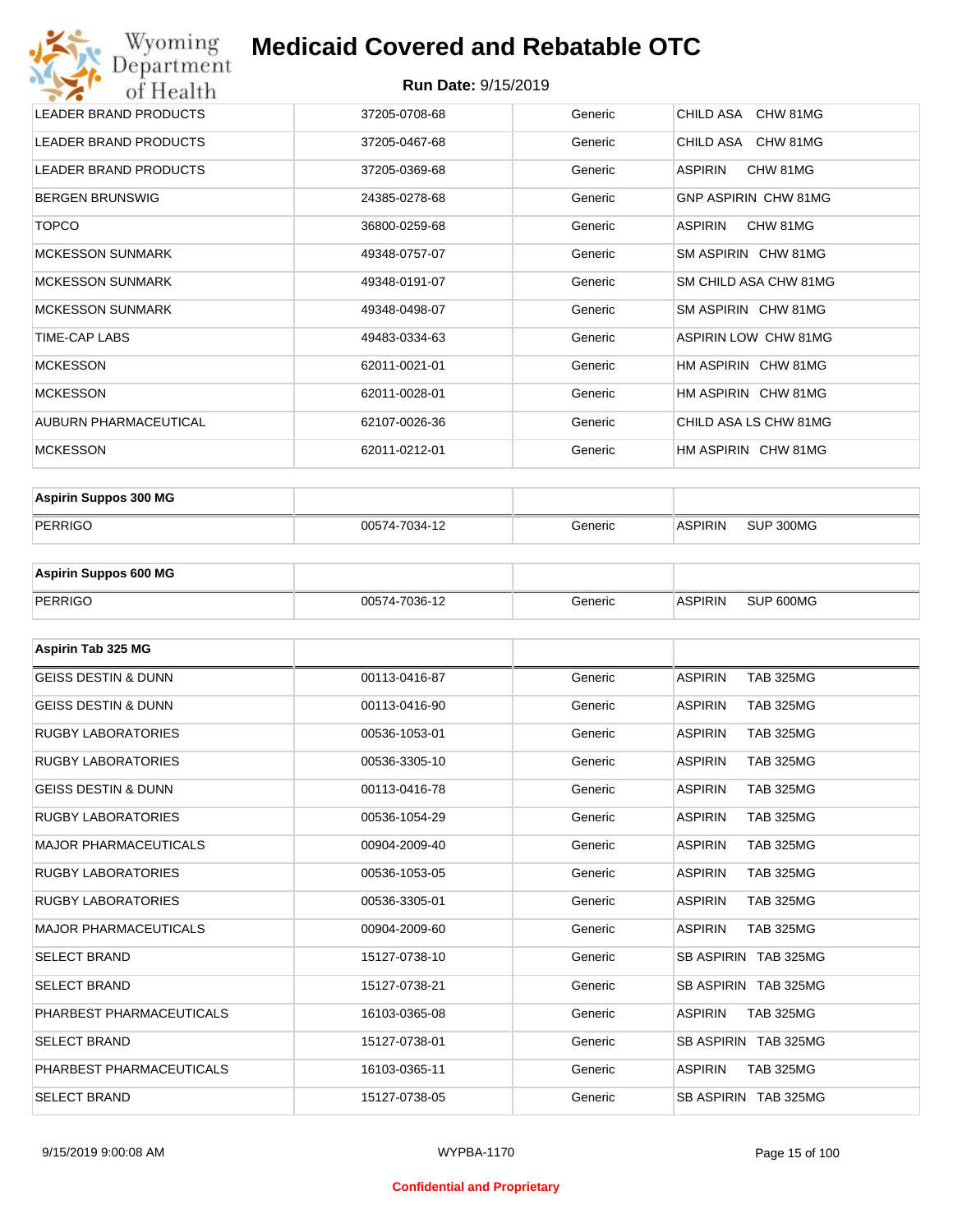| | | | |
|---|---|---|---|
| LEADER BRAND PRODUCTS | 37205-0708-68 | Generic | CHILD ASA CHW 81MG |
| LEADER BRAND PRODUCTS | 37205-0467-68 | Generic | CHILD ASA CHW 81MG |
| LEADER BRAND PRODUCTS | 37205-0369-68 | Generic | ASPIRIN CHW 81MG |
| BERGEN BRUNSWIG | 24385-0278-68 | Generic | GNP ASPIRIN CHW 81MG |
| TOPCO | 36800-0259-68 | Generic | ASPIRIN CHW 81MG |
| MCKESSON SUNMARK | 49348-0757-07 | Generic | SM ASPIRIN CHW 81MG |
| MCKESSON SUNMARK | 49348-0191-07 | Generic | SM CHILD ASA CHW 81MG |
| MCKESSON SUNMARK | 49348-0498-07 | Generic | SM ASPIRIN CHW 81MG |
| TIME-CAP LABS | 49483-0334-63 | Generic | ASPIRIN LOW CHW 81MG |
| MCKESSON | 62011-0021-01 | Generic | HM ASPIRIN CHW 81MG |
| MCKESSON | 62011-0028-01 | Generic | HM ASPIRIN CHW 81MG |
| AUBURN PHARMACEUTICAL | 62107-0026-36 | Generic | CHILD ASA LS CHW 81MG |
| MCKESSON | 62011-0212-01 | Generic | HM ASPIRIN CHW 81MG |

| **Aspirin Suppos 300 MG** | | | |
|---|---|---|---|
| PERRIGO | 00574-7034-12 | Generic | ASPIRIN SUP 300MG |

| **Aspirin Suppos 600 MG** | | | |
|---|---|---|---|
| PERRIGO | 00574-7036-12 | Generic | ASPIRIN SUP 600MG |

| **Aspirin Tab 325 MG** | | | |
|---|---|---|---|
| GEISS DESTIN & DUNN | 00113-0416-87 | Generic | ASPIRIN TAB 325MG |
| GEISS DESTIN & DUNN | 00113-0416-90 | Generic | ASPIRIN TAB 325MG |
| RUGBY LABORATORIES | 00536-1053-01 | Generic | ASPIRIN TAB 325MG |
| RUGBY LABORATORIES | 00536-3305-10 | Generic | ASPIRIN TAB 325MG |
| GEISS DESTIN & DUNN | 00113-0416-78 | Generic | ASPIRIN TAB 325MG |
| RUGBY LABORATORIES | 00536-1054-29 | Generic | ASPIRIN TAB 325MG |
| MAJOR PHARMACEUTICALS | 00904-2009-40 | Generic | ASPIRIN TAB 325MG |
| RUGBY LABORATORIES | 00536-1053-05 | Generic | ASPIRIN TAB 325MG |
| RUGBY LABORATORIES | 00536-3305-01 | Generic | ASPIRIN TAB 325MG |
| MAJOR PHARMACEUTICALS | 00904-2009-60 | Generic | ASPIRIN TAB 325MG |
| SELECT BRAND | 15127-0738-10 | Generic | SB ASPIRIN TAB 325MG |
| SELECT BRAND | 15127-0738-21 | Generic | SB ASPIRIN TAB 325MG |
| PHARBEST PHARMACEUTICALS | 16103-0365-08 | Generic | ASPIRIN TAB 325MG |
| SELECT BRAND | 15127-0738-01 | Generic | SB ASPIRIN TAB 325MG |
| PHARBEST PHARMACEUTICALS | 16103-0365-11 | Generic | ASPIRIN TAB 325MG |
| SELECT BRAND | 15127-0738-05 | Generic | SB ASPIRIN TAB 325MG |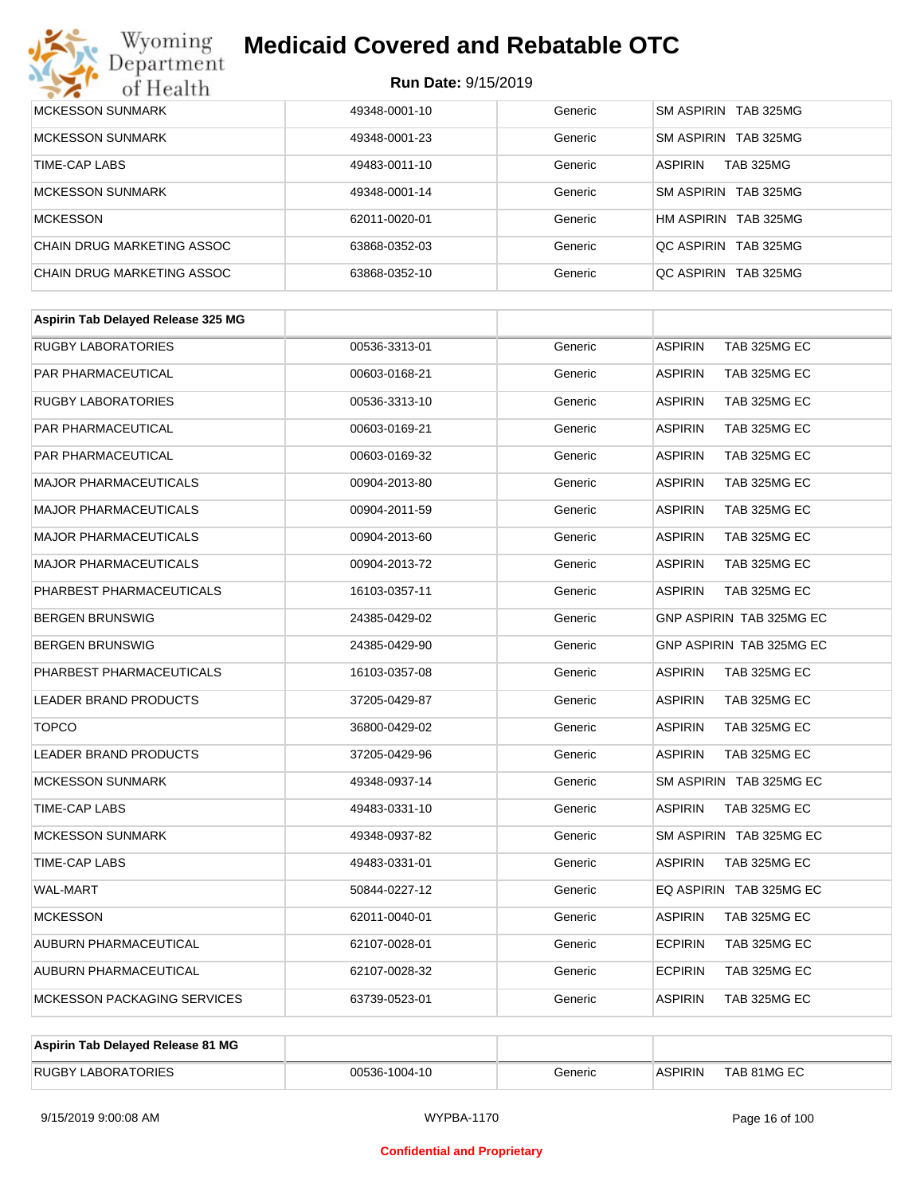# Medicaid Covered and Rebatable OTC

**Run Date:** 9/15/2019

| | | | |
|---|---|---|---|
| MCKESSON SUNMARK | 49348-0001-10 | Generic | SM ASPIRIN TAB 325MG |
| MCKESSON SUNMARK | 49348-0001-23 | Generic | SM ASPIRIN TAB 325MG |
| TIME-CAP LABS | 49483-0011-10 | Generic | ASPIRIN TAB 325MG |
| MCKESSON SUNMARK | 49348-0001-14 | Generic | SM ASPIRIN TAB 325MG |
| MCKESSON | 62011-0020-01 | Generic | HM ASPIRIN TAB 325MG |
| CHAIN DRUG MARKETING ASSOC | 63868-0352-03 | Generic | QC ASPIRIN TAB 325MG |
| CHAIN DRUG MARKETING ASSOC | 63868-0352-10 | Generic | QC ASPIRIN TAB 325MG |

| **Aspirin Tab Delayed Release 325 MG** | | | |
|---|---|---|---|
| RUGBY LABORATORIES | 00536-3313-01 | Generic | ASPIRIN TAB 325MG EC |
| PAR PHARMACEUTICAL | 00603-0168-21 | Generic | ASPIRIN TAB 325MG EC |
| RUGBY LABORATORIES | 00536-3313-10 | Generic | ASPIRIN TAB 325MG EC |
| PAR PHARMACEUTICAL | 00603-0169-21 | Generic | ASPIRIN TAB 325MG EC |
| PAR PHARMACEUTICAL | 00603-0169-32 | Generic | ASPIRIN TAB 325MG EC |
| MAJOR PHARMACEUTICALS | 00904-2013-80 | Generic | ASPIRIN TAB 325MG EC |
| MAJOR PHARMACEUTICALS | 00904-2011-59 | Generic | ASPIRIN TAB 325MG EC |
| MAJOR PHARMACEUTICALS | 00904-2013-60 | Generic | ASPIRIN TAB 325MG EC |
| MAJOR PHARMACEUTICALS | 00904-2013-72 | Generic | ASPIRIN TAB 325MG EC |
| PHARBEST PHARMACEUTICALS | 16103-0357-11 | Generic | ASPIRIN TAB 325MG EC |
| BERGEN BRUNSWIG | 24385-0429-02 | Generic | GNP ASPIRIN TAB 325MG EC |
| BERGEN BRUNSWIG | 24385-0429-90 | Generic | GNP ASPIRIN TAB 325MG EC |
| PHARBEST PHARMACEUTICALS | 16103-0357-08 | Generic | ASPIRIN TAB 325MG EC |
| LEADER BRAND PRODUCTS | 37205-0429-87 | Generic | ASPIRIN TAB 325MG EC |
| TOPCO | 36800-0429-02 | Generic | ASPIRIN TAB 325MG EC |
| LEADER BRAND PRODUCTS | 37205-0429-96 | Generic | ASPIRIN TAB 325MG EC |
| MCKESSON SUNMARK | 49348-0937-14 | Generic | SM ASPIRIN TAB 325MG EC |
| TIME-CAP LABS | 49483-0331-10 | Generic | ASPIRIN TAB 325MG EC |
| MCKESSON SUNMARK | 49348-0937-82 | Generic | SM ASPIRIN TAB 325MG EC |
| TIME-CAP LABS | 49483-0331-01 | Generic | ASPIRIN TAB 325MG EC |
| WAL-MART | 50844-0227-12 | Generic | EQ ASPIRIN TAB 325MG EC |
| MCKESSON | 62011-0040-01 | Generic | ASPIRIN TAB 325MG EC |
| AUBURN PHARMACEUTICAL | 62107-0028-01 | Generic | ECPIRIN TAB 325MG EC |
| AUBURN PHARMACEUTICAL | 62107-0028-32 | Generic | ECPIRIN TAB 325MG EC |
| MCKESSON PACKAGING SERVICES | 63739-0523-01 | Generic | ASPIRIN TAB 325MG EC |

| **Aspirin Tab Delayed Release 81 MG** | | | |
|---|---|---|---|
| RUGBY LABORATORIES | 00536-1004-10 | Generic | ASPIRIN TAB 81MG EC |

9/15/2019 9:00:08 AM WYPBA-1170

Confidential and Proprietary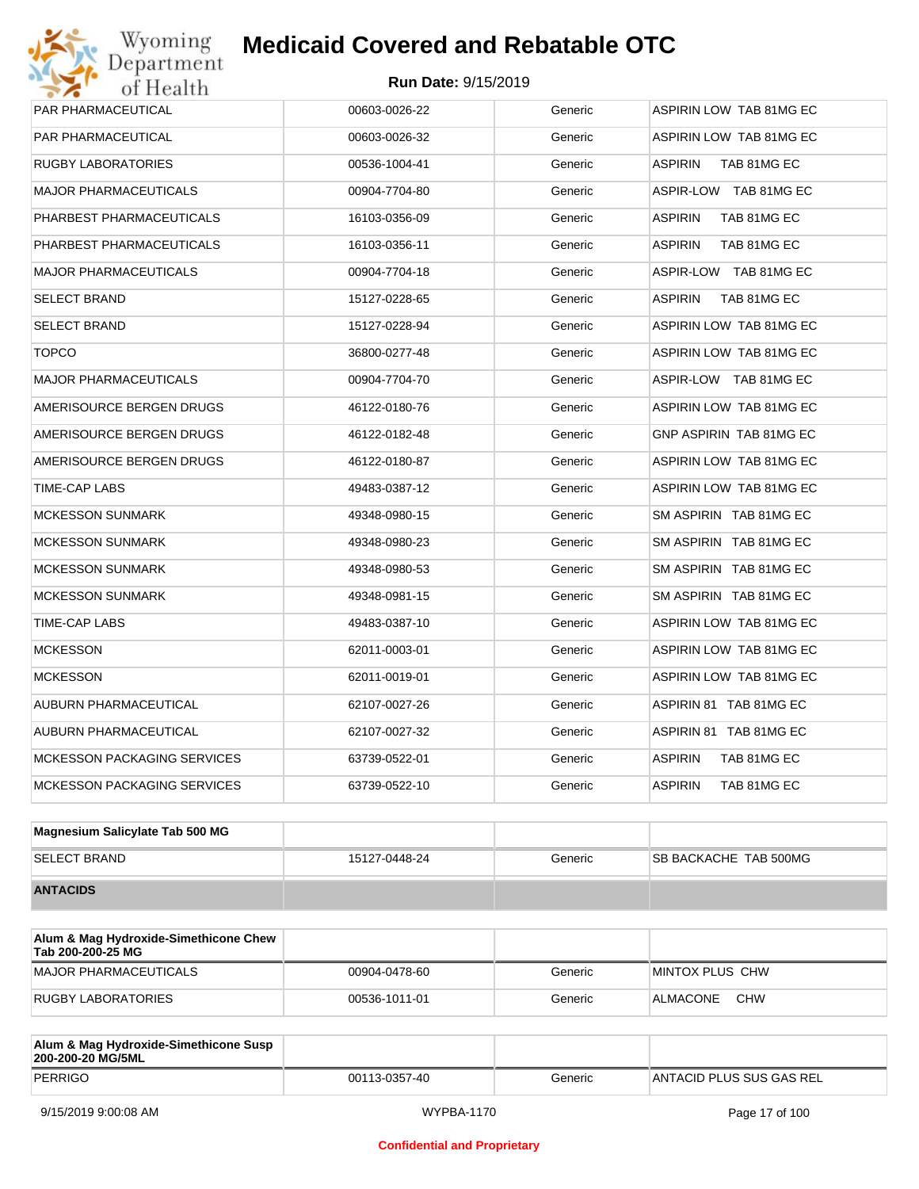| | | | |
|---|---|---|---|
| PAR PHARMACEUTICAL | 00603-0026-22 | Generic | ASPIRIN LOW TAB 81MG EC |
| PAR PHARMACEUTICAL | 00603-0026-32 | Generic | ASPIRIN LOW TAB 81MG EC |
| RUGBY LABORATORIES | 00536-1004-41 | Generic | ASPIRIN TAB 81MG EC |
| MAJOR PHARMACEUTICALS | 00904-7704-80 | Generic | ASPIR-LOW TAB 81MG EC |
| PHARBEST PHARMACEUTICALS | 16103-0356-09 | Generic | ASPIRIN TAB 81MG EC |
| PHARBEST PHARMACEUTICALS | 16103-0356-11 | Generic | ASPIRIN TAB 81MG EC |
| MAJOR PHARMACEUTICALS | 00904-7704-18 | Generic | ASPIR-LOW TAB 81MG EC |
| SELECT BRAND | 15127-0228-65 | Generic | ASPIRIN TAB 81MG EC |
| SELECT BRAND | 15127-0228-94 | Generic | ASPIRIN LOW TAB 81MG EC |
| TOPCO | 36800-0277-48 | Generic | ASPIRIN LOW TAB 81MG EC |
| MAJOR PHARMACEUTICALS | 00904-7704-70 | Generic | ASPIR-LOW TAB 81MG EC |
| AMERISOURCE BERGEN DRUGS | 46122-0180-76 | Generic | ASPIRIN LOW TAB 81MG EC |
| AMERISOURCE BERGEN DRUGS | 46122-0182-48 | Generic | GNP ASPIRIN TAB 81MG EC |
| AMERISOURCE BERGEN DRUGS | 46122-0180-87 | Generic | ASPIRIN LOW TAB 81MG EC |
| TIME-CAP LABS | 49483-0387-12 | Generic | ASPIRIN LOW TAB 81MG EC |
| MCKESSON SUNMARK | 49348-0980-15 | Generic | SM ASPIRIN TAB 81MG EC |
| MCKESSON SUNMARK | 49348-0980-23 | Generic | SM ASPIRIN TAB 81MG EC |
| MCKESSON SUNMARK | 49348-0980-53 | Generic | SM ASPIRIN TAB 81MG EC |
| MCKESSON SUNMARK | 49348-0981-15 | Generic | SM ASPIRIN TAB 81MG EC |
| TIME-CAP LABS | 49483-0387-10 | Generic | ASPIRIN LOW TAB 81MG EC |
| MCKESSON | 62011-0003-01 | Generic | ASPIRIN LOW TAB 81MG EC |
| MCKESSON | 62011-0019-01 | Generic | ASPIRIN LOW TAB 81MG EC |
| AUBURN PHARMACEUTICAL | 62107-0027-26 | Generic | ASPIRIN 81 TAB 81MG EC |
| AUBURN PHARMACEUTICAL | 62107-0027-32 | Generic | ASPIRIN 81 TAB 81MG EC |
| MCKESSON PACKAGING SERVICES | 63739-0522-01 | Generic | ASPIRIN TAB 81MG EC |
| MCKESSON PACKAGING SERVICES | 63739-0522-10 | Generic | ASPIRIN TAB 81MG EC |

| **Magnesium Salicylate Tab 500 MG** | | | |
|---|---|---|---|
| SELECT BRAND | 15127-0448-24 | Generic | SB BACKACHE TAB 500MG |
| **ANTACIDS** | | | |

| **Alum & Mag Hydroxide-Simethicone Chew Tab 200-200-25 MG** | | | |
|---|---|---|---|
| MAJOR PHARMACEUTICALS | 00904-0478-60 | Generic | MINTOX PLUS CHW |
| RUGBY LABORATORIES | 00536-1011-01 | Generic | ALMACONE CHW |

| **Alum & Mag Hydroxide-Simethicone Susp 200-200-20 MG/5ML** | | | |
|---|---|---|---|
| PERRIGO | 00113-0357-40 | Generic | ANTACID PLUS SUS GAS REL |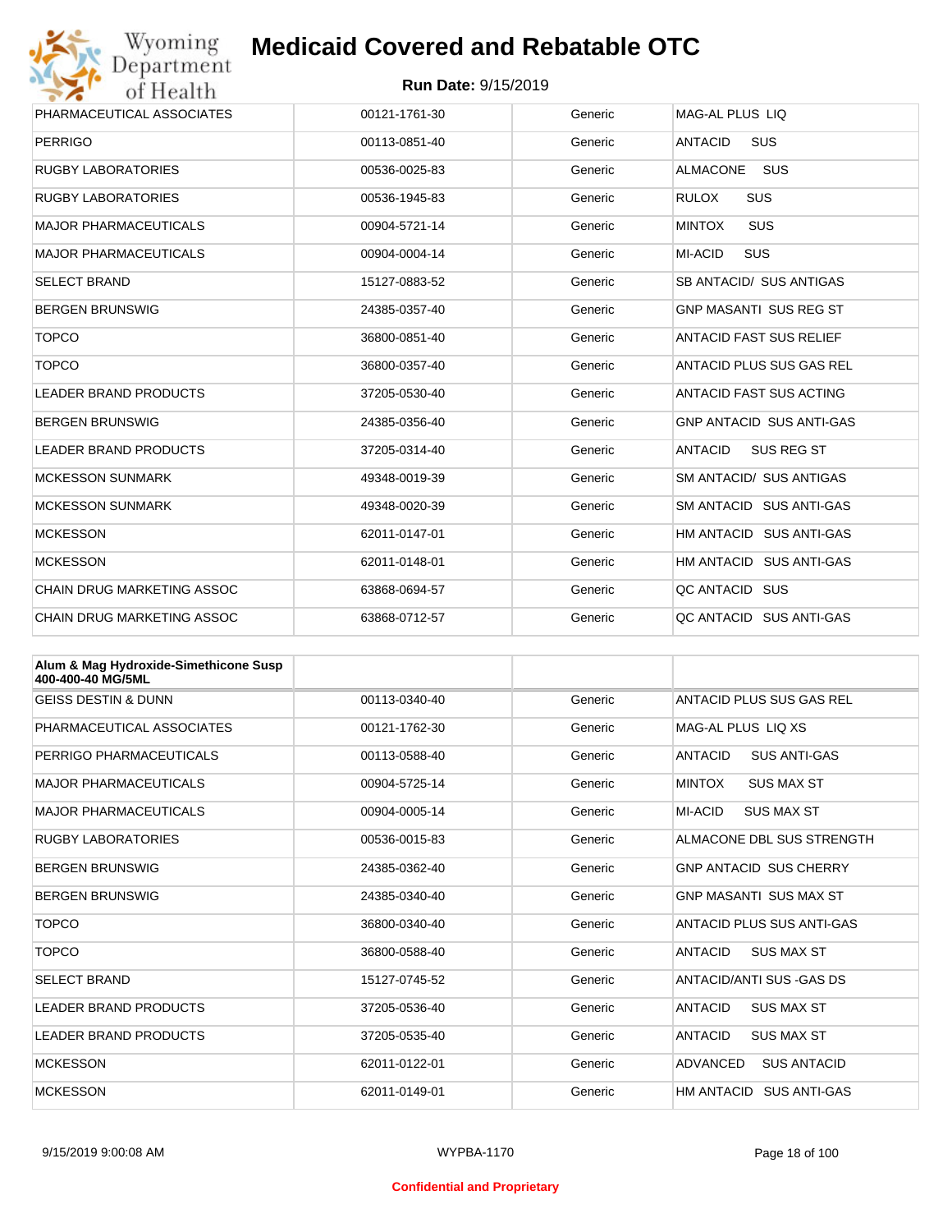# Medicaid Covered and Rebatable OTC

**Run Date:** 9/15/2019

| | | | |
|---|---|---|---|
| PHARMACEUTICAL ASSOCIATES | 00121-1761-30 | Generic | MAG-AL PLUS LIQ |
| PERRIGO | 00113-0851-40 | Generic | ANTACID SUS |
| RUGBY LABORATORIES | 00536-0025-83 | Generic | ALMACONE SUS |
| RUGBY LABORATORIES | 00536-1945-83 | Generic | RULOX SUS |
| MAJOR PHARMACEUTICALS | 00904-5721-14 | Generic | MINTOX SUS |
| MAJOR PHARMACEUTICALS | 00904-0004-14 | Generic | MI-ACID SUS |
| SELECT BRAND | 15127-0883-52 | Generic | SB ANTACID/ SUS ANTIGAS |
| BERGEN BRUNSWIG | 24385-0357-40 | Generic | GNP MASANTI SUS REG ST |
| TOPCO | 36800-0851-40 | Generic | ANTACID FAST SUS RELIEF |
| TOPCO | 36800-0357-40 | Generic | ANTACID PLUS SUS GAS REL |
| LEADER BRAND PRODUCTS | 37205-0530-40 | Generic | ANTACID FAST SUS ACTING |
| BERGEN BRUNSWIG | 24385-0356-40 | Generic | GNP ANTACID SUS ANTI-GAS |
| LEADER BRAND PRODUCTS | 37205-0314-40 | Generic | ANTACID SUS REG ST |
| MCKESSON SUNMARK | 49348-0019-39 | Generic | SM ANTACID/ SUS ANTIGAS |
| MCKESSON SUNMARK | 49348-0020-39 | Generic | SM ANTACID SUS ANTI-GAS |
| MCKESSON | 62011-0147-01 | Generic | HM ANTACID SUS ANTI-GAS |
| MCKESSON | 62011-0148-01 | Generic | HM ANTACID SUS ANTI-GAS |
| CHAIN DRUG MARKETING ASSOC | 63868-0694-57 | Generic | QC ANTACID SUS |
| CHAIN DRUG MARKETING ASSOC | 63868-0712-57 | Generic | QC ANTACID SUS ANTI-GAS |

| **Alum & Mag Hydroxide-Simethicone Susp 400-400-40 MG/5ML** | | | |
|---|---|---|---|
| GEISS DESTIN & DUNN | 00113-0340-40 | Generic | ANTACID PLUS SUS GAS REL |
| PHARMACEUTICAL ASSOCIATES | 00121-1762-30 | Generic | MAG-AL PLUS LIQ XS |
| PERRIGO PHARMACEUTICALS | 00113-0588-40 | Generic | ANTACID SUS ANTI-GAS |
| MAJOR PHARMACEUTICALS | 00904-5725-14 | Generic | MINTOX SUS MAX ST |
| MAJOR PHARMACEUTICALS | 00904-0005-14 | Generic | MI-ACID SUS MAX ST |
| RUGBY LABORATORIES | 00536-0015-83 | Generic | ALMACONE DBL SUS STRENGTH |
| BERGEN BRUNSWIG | 24385-0362-40 | Generic | GNP ANTACID SUS CHERRY |
| BERGEN BRUNSWIG | 24385-0340-40 | Generic | GNP MASANTI SUS MAX ST |
| TOPCO | 36800-0340-40 | Generic | ANTACID PLUS SUS ANTI-GAS |
| TOPCO | 36800-0588-40 | Generic | ANTACID SUS MAX ST |
| SELECT BRAND | 15127-0745-52 | Generic | ANTACID/ANTI SUS -GAS DS |
| LEADER BRAND PRODUCTS | 37205-0536-40 | Generic | ANTACID SUS MAX ST |
| LEADER BRAND PRODUCTS | 37205-0535-40 | Generic | ANTACID SUS MAX ST |
| MCKESSON | 62011-0122-01 | Generic | ADVANCED SUS ANTACID |
| MCKESSON | 62011-0149-01 | Generic | HM ANTACID SUS ANTI-GAS |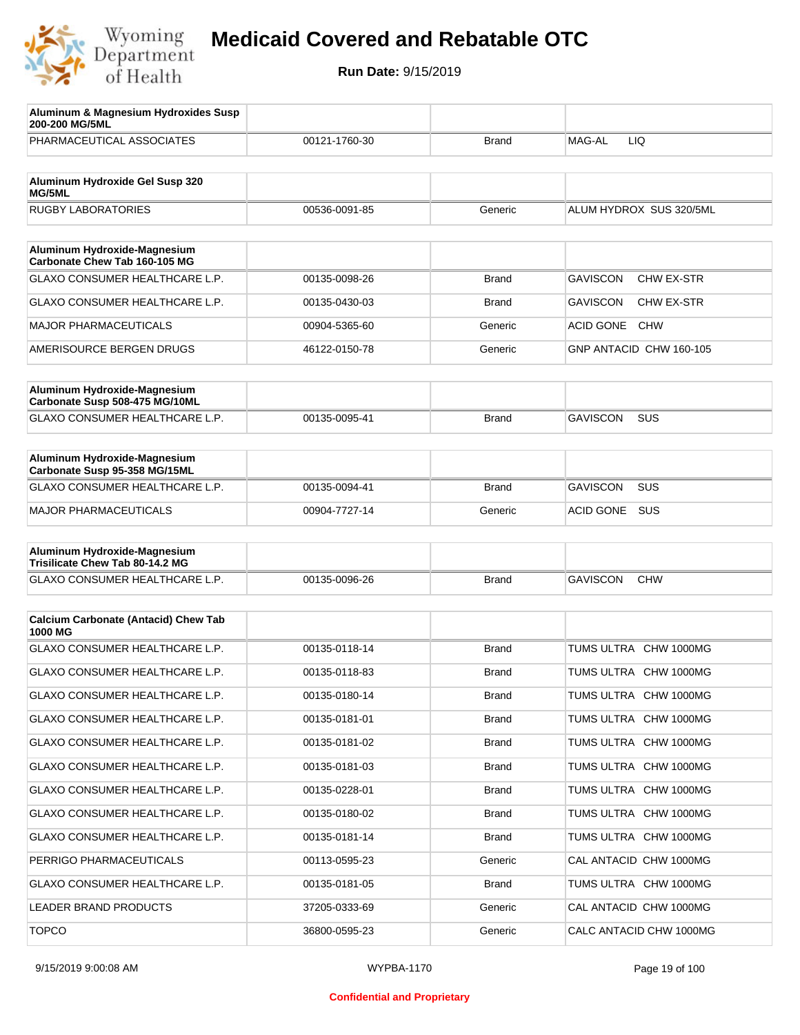# Medicaid Covered and Rebatable OTC

**Run Date:** 9/15/2019

| Aluminum & Magnesium Hydroxides Susp 200-200 MG/5ML | | | |
|---|---|---|---|
| PHARMACEUTICAL ASSOCIATES | 00121-1760-30 | Brand | MAG-AL LIQ |

| Aluminum Hydroxide Gel Susp 320 MG/5ML | | | |
|---|---|---|---|
| RUGBY LABORATORIES | 00536-0091-85 | Generic | ALUM HYDROX SUS 320/5ML |

| Aluminum Hydroxide-Magnesium Carbonate Chew Tab 160-105 MG | | | |
|---|---|---|---|
| GLAXO CONSUMER HEALTHCARE L.P. | 00135-0098-26 | Brand | GAVISCON CHW EX-STR |
| GLAXO CONSUMER HEALTHCARE L.P. | 00135-0430-03 | Brand | GAVISCON CHW EX-STR |
| MAJOR PHARMACEUTICALS | 00904-5365-60 | Generic | ACID GONE CHW |
| AMERISOURCE BERGEN DRUGS | 46122-0150-78 | Generic | GNP ANTACID CHW 160-105 |

| Aluminum Hydroxide-Magnesium Carbonate Susp 508-475 MG/10ML | | | |
|---|---|---|---|
| GLAXO CONSUMER HEALTHCARE L.P. | 00135-0095-41 | Brand | GAVISCON SUS |

| Aluminum Hydroxide-Magnesium Carbonate Susp 95-358 MG/15ML | | | |
|---|---|---|---|
| GLAXO CONSUMER HEALTHCARE L.P. | 00135-0094-41 | Brand | GAVISCON SUS |
| MAJOR PHARMACEUTICALS | 00904-7727-14 | Generic | ACID GONE SUS |

| Aluminum Hydroxide-Magnesium Trisilicate Chew Tab 80-14.2 MG | | | |
|---|---|---|---|
| GLAXO CONSUMER HEALTHCARE L.P. | 00135-0096-26 | Brand | GAVISCON CHW |

| Calcium Carbonate (Antacid) Chew Tab 1000 MG | | | |
|---|---|---|---|
| GLAXO CONSUMER HEALTHCARE L.P. | 00135-0118-14 | Brand | TUMS ULTRA CHW 1000MG |
| GLAXO CONSUMER HEALTHCARE L.P. | 00135-0118-83 | Brand | TUMS ULTRA CHW 1000MG |
| GLAXO CONSUMER HEALTHCARE L.P. | 00135-0180-14 | Brand | TUMS ULTRA CHW 1000MG |
| GLAXO CONSUMER HEALTHCARE L.P. | 00135-0181-01 | Brand | TUMS ULTRA CHW 1000MG |
| GLAXO CONSUMER HEALTHCARE L.P. | 00135-0181-02 | Brand | TUMS ULTRA CHW 1000MG |
| GLAXO CONSUMER HEALTHCARE L.P. | 00135-0181-03 | Brand | TUMS ULTRA CHW 1000MG |
| GLAXO CONSUMER HEALTHCARE L.P. | 00135-0228-01 | Brand | TUMS ULTRA CHW 1000MG |
| GLAXO CONSUMER HEALTHCARE L.P. | 00135-0180-02 | Brand | TUMS ULTRA CHW 1000MG |
| GLAXO CONSUMER HEALTHCARE L.P. | 00135-0181-14 | Brand | TUMS ULTRA CHW 1000MG |
| PERRIGO PHARMACEUTICALS | 00113-0595-23 | Generic | CAL ANTACID CHW 1000MG |
| GLAXO CONSUMER HEALTHCARE L.P. | 00135-0181-05 | Brand | TUMS ULTRA CHW 1000MG |
| LEADER BRAND PRODUCTS | 37205-0333-69 | Generic | CAL ANTACID CHW 1000MG |
| TOPCO | 36800-0595-23 | Generic | CALC ANTACID CHW 1000MG |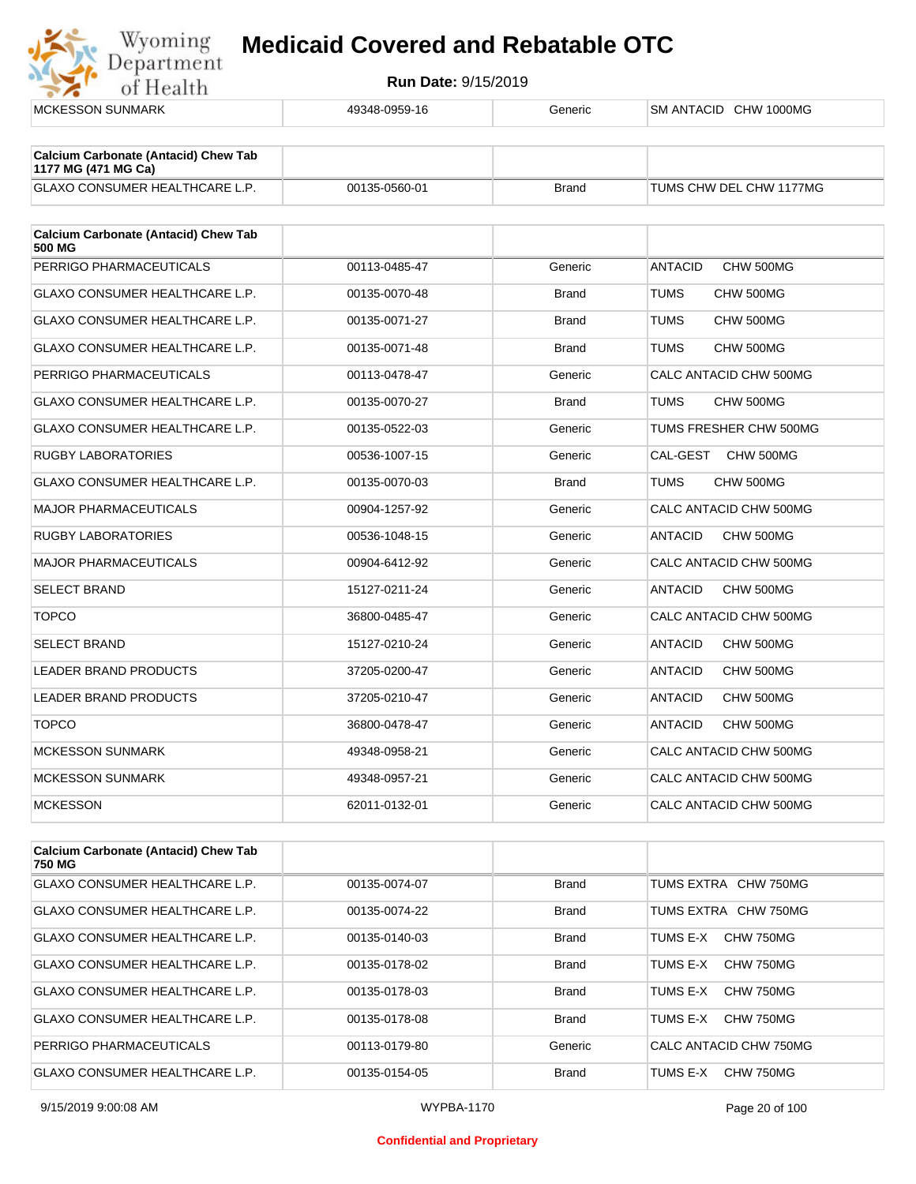| MCKESSON SUNMARK | 49348-0959-16 | Generic | SM ANTACID CHW 1000MG |
|---|---|---|---|

| Calcium Carbonate (Antacid) Chew Tab 1177 MG (471 MG Ca) | | | |
|---|---|---|---|
| GLAXO CONSUMER HEALTHCARE L.P. | 00135-0560-01 | Brand | TUMS CHW DEL CHW 1177MG |

| Calcium Carbonate (Antacid) Chew Tab 500 MG | | | |
|---|---|---|---|
| PERRIGO PHARMACEUTICALS | 00113-0485-47 | Generic | ANTACID CHW 500MG |
| GLAXO CONSUMER HEALTHCARE L.P. | 00135-0070-48 | Brand | TUMS CHW 500MG |
| GLAXO CONSUMER HEALTHCARE L.P. | 00135-0071-27 | Brand | TUMS CHW 500MG |
| GLAXO CONSUMER HEALTHCARE L.P. | 00135-0071-48 | Brand | TUMS CHW 500MG |
| PERRIGO PHARMACEUTICALS | 00113-0478-47 | Generic | CALC ANTACID CHW 500MG |
| GLAXO CONSUMER HEALTHCARE L.P. | 00135-0070-27 | Brand | TUMS CHW 500MG |
| GLAXO CONSUMER HEALTHCARE L.P. | 00135-0522-03 | Generic | TUMS FRESHER CHW 500MG |
| RUGBY LABORATORIES | 00536-1007-15 | Generic | CAL-GEST CHW 500MG |
| GLAXO CONSUMER HEALTHCARE L.P. | 00135-0070-03 | Brand | TUMS CHW 500MG |
| MAJOR PHARMACEUTICALS | 00904-1257-92 | Generic | CALC ANTACID CHW 500MG |
| RUGBY LABORATORIES | 00536-1048-15 | Generic | ANTACID CHW 500MG |
| MAJOR PHARMACEUTICALS | 00904-6412-92 | Generic | CALC ANTACID CHW 500MG |
| SELECT BRAND | 15127-0211-24 | Generic | ANTACID CHW 500MG |
| TOPCO | 36800-0485-47 | Generic | CALC ANTACID CHW 500MG |
| SELECT BRAND | 15127-0210-24 | Generic | ANTACID CHW 500MG |
| LEADER BRAND PRODUCTS | 37205-0200-47 | Generic | ANTACID CHW 500MG |
| LEADER BRAND PRODUCTS | 37205-0210-47 | Generic | ANTACID CHW 500MG |
| TOPCO | 36800-0478-47 | Generic | ANTACID CHW 500MG |
| MCKESSON SUNMARK | 49348-0958-21 | Generic | CALC ANTACID CHW 500MG |
| MCKESSON SUNMARK | 49348-0957-21 | Generic | CALC ANTACID CHW 500MG |
| MCKESSON | 62011-0132-01 | Generic | CALC ANTACID CHW 500MG |

| Calcium Carbonate (Antacid) Chew Tab 750 MG | | | |
|---|---|---|---|
| GLAXO CONSUMER HEALTHCARE L.P. | 00135-0074-07 | Brand | TUMS EXTRA CHW 750MG |
| GLAXO CONSUMER HEALTHCARE L.P. | 00135-0074-22 | Brand | TUMS EXTRA CHW 750MG |
| GLAXO CONSUMER HEALTHCARE L.P. | 00135-0140-03 | Brand | TUMS E-X CHW 750MG |
| GLAXO CONSUMER HEALTHCARE L.P. | 00135-0178-02 | Brand | TUMS E-X CHW 750MG |
| GLAXO CONSUMER HEALTHCARE L.P. | 00135-0178-03 | Brand | TUMS E-X CHW 750MG |
| GLAXO CONSUMER HEALTHCARE L.P. | 00135-0178-08 | Brand | TUMS E-X CHW 750MG |
| PERRIGO PHARMACEUTICALS | 00113-0179-80 | Generic | CALC ANTACID CHW 750MG |
| GLAXO CONSUMER HEALTHCARE L.P. | 00135-0154-05 | Brand | TUMS E-X CHW 750MG |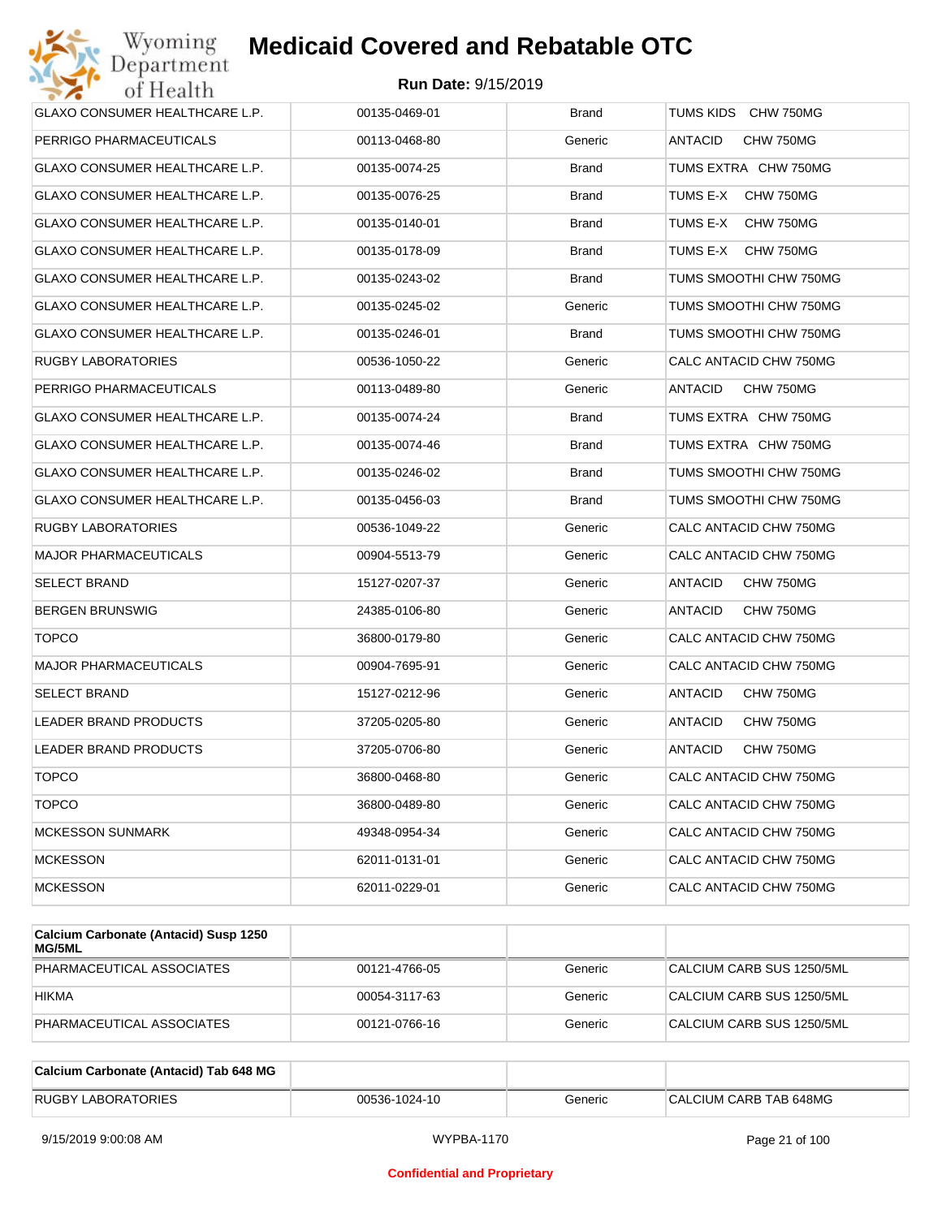| | | | |
|---|---|---|---|
| GLAXO CONSUMER HEALTHCARE L.P. | 00135-0469-01 | Brand | TUMS KIDS CHW 750MG |
| PERRIGO PHARMACEUTICALS | 00113-0468-80 | Generic | ANTACID CHW 750MG |
| GLAXO CONSUMER HEALTHCARE L.P. | 00135-0074-25 | Brand | TUMS EXTRA CHW 750MG |
| GLAXO CONSUMER HEALTHCARE L.P. | 00135-0076-25 | Brand | TUMS E-X CHW 750MG |
| GLAXO CONSUMER HEALTHCARE L.P. | 00135-0140-01 | Brand | TUMS E-X CHW 750MG |
| GLAXO CONSUMER HEALTHCARE L.P. | 00135-0178-09 | Brand | TUMS E-X CHW 750MG |
| GLAXO CONSUMER HEALTHCARE L.P. | 00135-0243-02 | Brand | TUMS SMOOTHI CHW 750MG |
| GLAXO CONSUMER HEALTHCARE L.P. | 00135-0245-02 | Generic | TUMS SMOOTHI CHW 750MG |
| GLAXO CONSUMER HEALTHCARE L.P. | 00135-0246-01 | Brand | TUMS SMOOTHI CHW 750MG |
| RUGBY LABORATORIES | 00536-1050-22 | Generic | CALC ANTACID CHW 750MG |
| PERRIGO PHARMACEUTICALS | 00113-0489-80 | Generic | ANTACID CHW 750MG |
| GLAXO CONSUMER HEALTHCARE L.P. | 00135-0074-24 | Brand | TUMS EXTRA CHW 750MG |
| GLAXO CONSUMER HEALTHCARE L.P. | 00135-0074-46 | Brand | TUMS EXTRA CHW 750MG |
| GLAXO CONSUMER HEALTHCARE L.P. | 00135-0246-02 | Brand | TUMS SMOOTHI CHW 750MG |
| GLAXO CONSUMER HEALTHCARE L.P. | 00135-0456-03 | Brand | TUMS SMOOTHI CHW 750MG |
| RUGBY LABORATORIES | 00536-1049-22 | Generic | CALC ANTACID CHW 750MG |
| MAJOR PHARMACEUTICALS | 00904-5513-79 | Generic | CALC ANTACID CHW 750MG |
| SELECT BRAND | 15127-0207-37 | Generic | ANTACID CHW 750MG |
| BERGEN BRUNSWIG | 24385-0106-80 | Generic | ANTACID CHW 750MG |
| TOPCO | 36800-0179-80 | Generic | CALC ANTACID CHW 750MG |
| MAJOR PHARMACEUTICALS | 00904-7695-91 | Generic | CALC ANTACID CHW 750MG |
| SELECT BRAND | 15127-0212-96 | Generic | ANTACID CHW 750MG |
| LEADER BRAND PRODUCTS | 37205-0205-80 | Generic | ANTACID CHW 750MG |
| LEADER BRAND PRODUCTS | 37205-0706-80 | Generic | ANTACID CHW 750MG |
| TOPCO | 36800-0468-80 | Generic | CALC ANTACID CHW 750MG |
| TOPCO | 36800-0489-80 | Generic | CALC ANTACID CHW 750MG |
| MCKESSON SUNMARK | 49348-0954-34 | Generic | CALC ANTACID CHW 750MG |
| MCKESSON | 62011-0131-01 | Generic | CALC ANTACID CHW 750MG |
| MCKESSON | 62011-0229-01 | Generic | CALC ANTACID CHW 750MG |

| **Calcium Carbonate (Antacid) Susp 1250 MG/5ML** | | | |
|---|---|---|---|
| PHARMACEUTICAL ASSOCIATES | 00121-4766-05 | Generic | CALCIUM CARB SUS 1250/5ML |
| HIKMA | 00054-3117-63 | Generic | CALCIUM CARB SUS 1250/5ML |
| PHARMACEUTICAL ASSOCIATES | 00121-0766-16 | Generic | CALCIUM CARB SUS 1250/5ML |

| **Calcium Carbonate (Antacid) Tab 648 MG** | | | |
|---|---|---|---|
| RUGBY LABORATORIES | 00536-1024-10 | Generic | CALCIUM CARB TAB 648MG |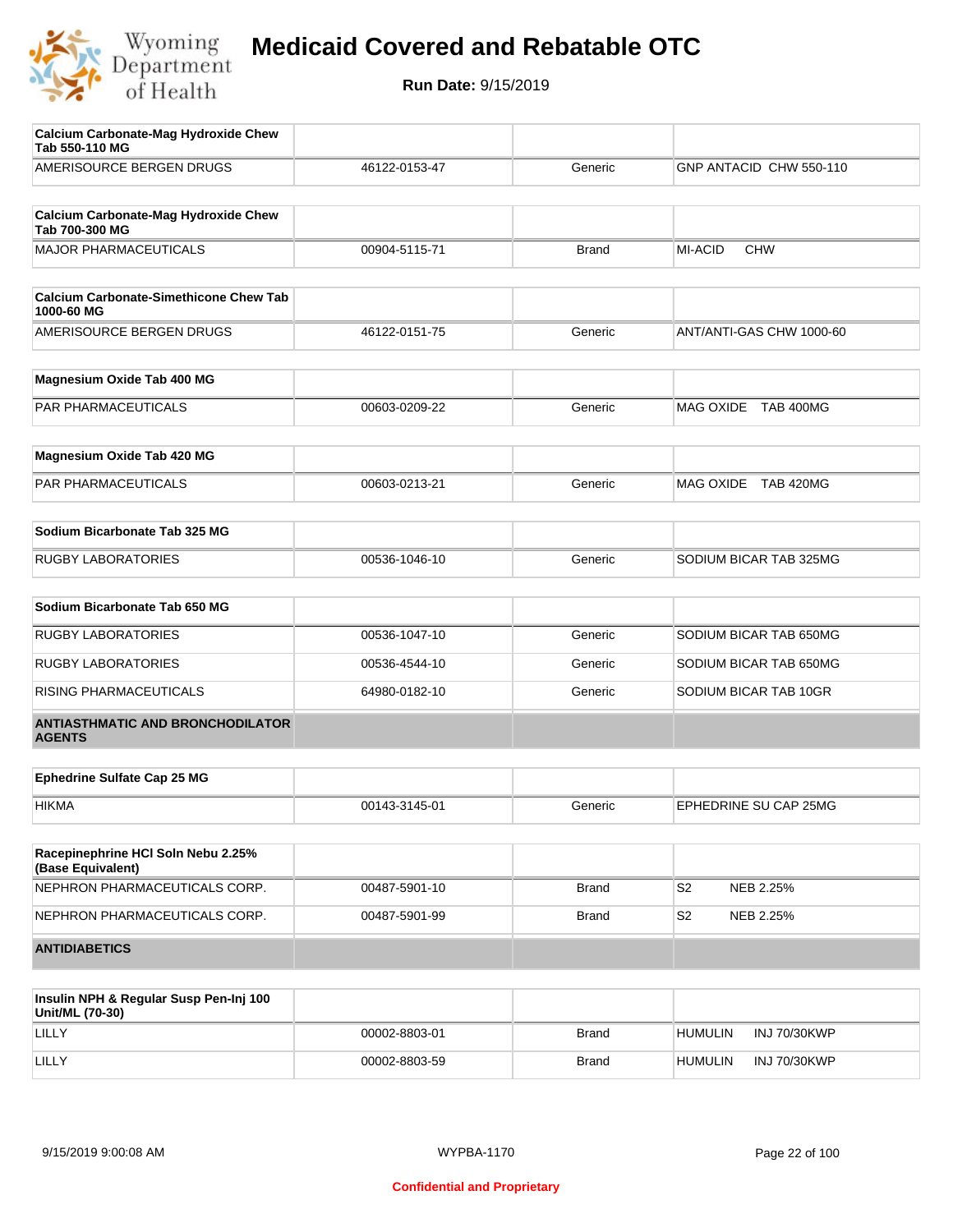# Medicaid Covered and Rebatable OTC

**Run Date:** 9/15/2019

| **Calcium Carbonate-Mag Hydroxide Chew Tab 550-110 MG** | | | |
|---|---|---|---|
| AMERISOURCE BERGEN DRUGS | 46122-0153-47 | Generic | GNP ANTACID CHW 550-110 |

| **Calcium Carbonate-Mag Hydroxide Chew Tab 700-300 MG** | | | |
|---|---|---|---|
| MAJOR PHARMACEUTICALS | 00904-5115-71 | Brand | MI-ACID CHW |

| **Calcium Carbonate-Simethicone Chew Tab 1000-60 MG** | | | |
|---|---|---|---|
| AMERISOURCE BERGEN DRUGS | 46122-0151-75 | Generic | ANT/ANTI-GAS CHW 1000-60 |

| **Magnesium Oxide Tab 400 MG** | | | |
|---|---|---|---|
| PAR PHARMACEUTICALS | 00603-0209-22 | Generic | MAG OXIDE TAB 400MG |

| **Magnesium Oxide Tab 420 MG** | | | |
|---|---|---|---|
| PAR PHARMACEUTICALS | 00603-0213-21 | Generic | MAG OXIDE TAB 420MG |

| **Sodium Bicarbonate Tab 325 MG** | | | |
|---|---|---|---|
| RUGBY LABORATORIES | 00536-1046-10 | Generic | SODIUM BICAR TAB 325MG |

| **Sodium Bicarbonate Tab 650 MG** | | | |
|---|---|---|---|
| RUGBY LABORATORIES | 00536-1047-10 | Generic | SODIUM BICAR TAB 650MG |
| RUGBY LABORATORIES | 00536-4544-10 | Generic | SODIUM BICAR TAB 650MG |
| RISING PHARMACEUTICALS | 64980-0182-10 | Generic | SODIUM BICAR TAB 10GR |

## ANTIASTHMATIC AND BRONCHODILATOR AGENTS

| **Ephedrine Sulfate Cap 25 MG** | | | |
|---|---|---|---|
| HIKMA | 00143-3145-01 | Generic | EPHEDRINE SU CAP 25MG |

| **Racepinephrine HCl Soln Nebu 2.25% (Base Equivalent)** | | | |
|---|---|---|---|
| NEPHRON PHARMACEUTICALS CORP. | 00487-5901-10 | Brand | S2 NEB 2.25% |
| NEPHRON PHARMACEUTICALS CORP. | 00487-5901-99 | Brand | S2 NEB 2.25% |

## ANTIDIABETICS

| **Insulin NPH & Regular Susp Pen-Inj 100 Unit/ML (70-30)** | | | |
|---|---|---|---|
| LILLY | 00002-8803-01 | Brand | HUMULIN INJ 70/30KWP |
| LILLY | 00002-8803-59 | Brand | HUMULIN INJ 70/30KWP |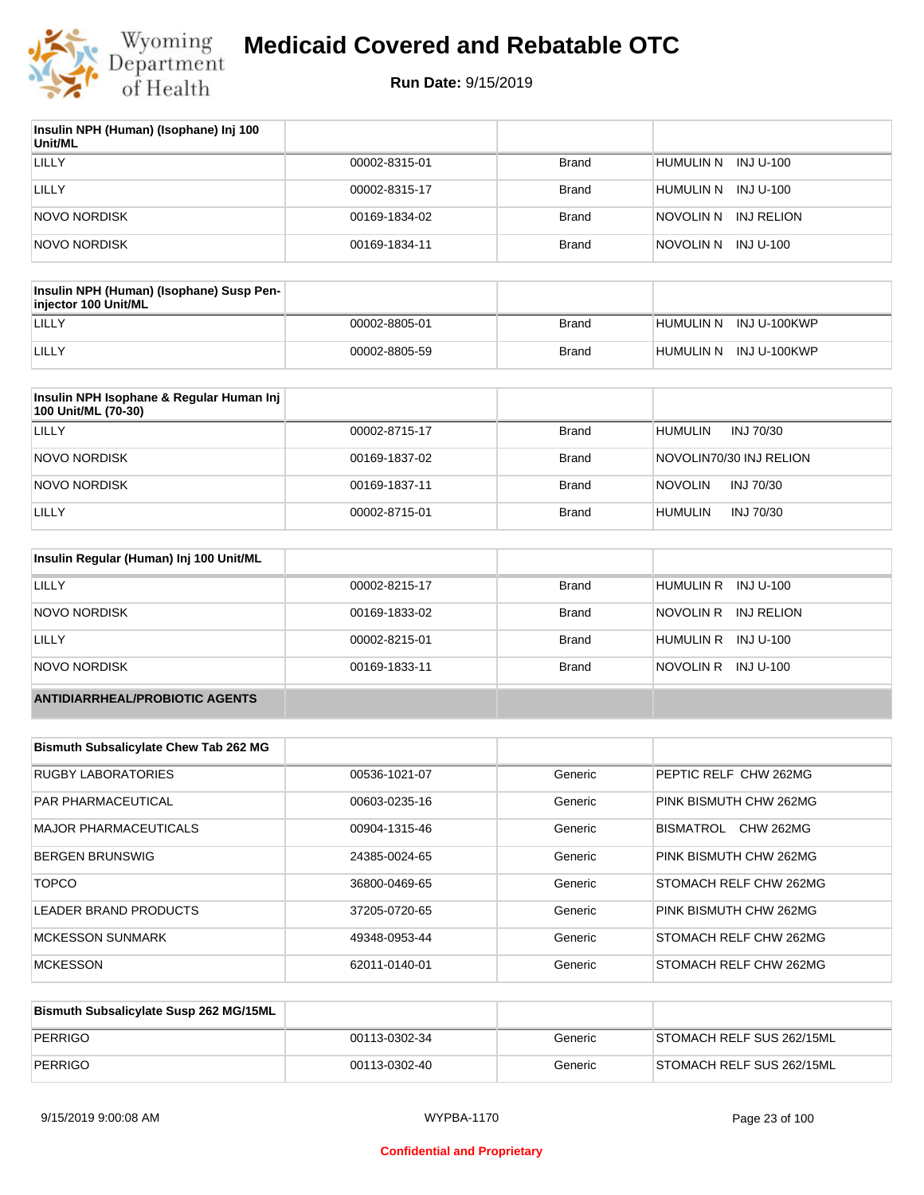| Insulin NPH (Human) (Isophane) Inj 100 Unit/ML | | | |
|---|---|---|---|
| LILLY | 00002-8315-01 | Brand | HUMULIN N INJ U-100 |
| LILLY | 00002-8315-17 | Brand | HUMULIN N INJ U-100 |
| NOVO NORDISK | 00169-1834-02 | Brand | NOVOLIN N INJ RELION |
| NOVO NORDISK | 00169-1834-11 | Brand | NOVOLIN N INJ U-100 |

| Insulin NPH (Human) (Isophane) Susp Pen-injector 100 Unit/ML | | | |
|---|---|---|---|
| LILLY | 00002-8805-01 | Brand | HUMULIN N INJ U-100KWP |
| LILLY | 00002-8805-59 | Brand | HUMULIN N INJ U-100KWP |

| Insulin NPH Isophane & Regular Human Inj 100 Unit/ML (70-30) | | | |
|---|---|---|---|
| LILLY | 00002-8715-17 | Brand | HUMULIN INJ 70/30 |
| NOVO NORDISK | 00169-1837-02 | Brand | NOVOLIN70/30 INJ RELION |
| NOVO NORDISK | 00169-1837-11 | Brand | NOVOLIN INJ 70/30 |
| LILLY | 00002-8715-01 | Brand | HUMULIN INJ 70/30 |

| Insulin Regular (Human) Inj 100 Unit/ML | | | |
|---|---|---|---|
| LILLY | 00002-8215-17 | Brand | HUMULIN R INJ U-100 |
| NOVO NORDISK | 00169-1833-02 | Brand | NOVOLIN R INJ RELION |
| LILLY | 00002-8215-01 | Brand | HUMULIN R INJ U-100 |
| NOVO NORDISK | 00169-1833-11 | Brand | NOVOLIN R INJ U-100 |

## ANTIDIARRHEAL/PROBIOTIC AGENTS

| Bismuth Subsalicylate Chew Tab 262 MG | | | |
|---|---|---|---|
| RUGBY LABORATORIES | 00536-1021-07 | Generic | PEPTIC RELF CHW 262MG |
| PAR PHARMACEUTICAL | 00603-0235-16 | Generic | PINK BISMUTH CHW 262MG |
| MAJOR PHARMACEUTICALS | 00904-1315-46 | Generic | BISMATROL CHW 262MG |
| BERGEN BRUNSWIG | 24385-0024-65 | Generic | PINK BISMUTH CHW 262MG |
| TOPCO | 36800-0469-65 | Generic | STOMACH RELF CHW 262MG |
| LEADER BRAND PRODUCTS | 37205-0720-65 | Generic | PINK BISMUTH CHW 262MG |
| MCKESSON SUNMARK | 49348-0953-44 | Generic | STOMACH RELF CHW 262MG |
| MCKESSON | 62011-0140-01 | Generic | STOMACH RELF CHW 262MG |

| Bismuth Subsalicylate Susp 262 MG/15ML | | | |
|---|---|---|---|
| PERRIGO | 00113-0302-34 | Generic | STOMACH RELF SUS 262/15ML |
| PERRIGO | 00113-0302-40 | Generic | STOMACH RELF SUS 262/15ML |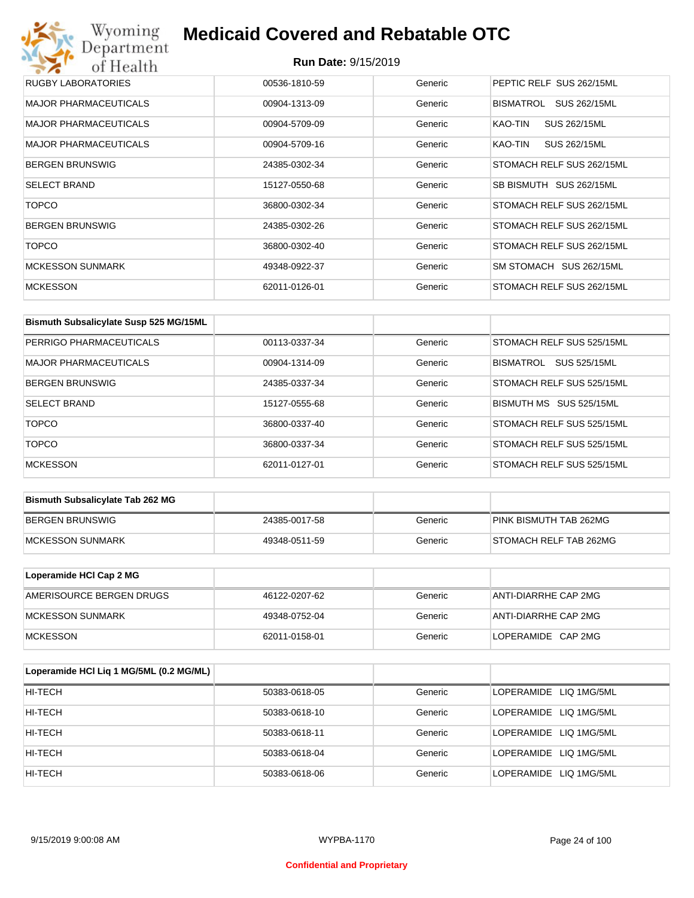| RUGBY LABORATORIES | 00536-1810-59 | Generic | PEPTIC RELF SUS 262/15ML |
|---|---|---|---|
| MAJOR PHARMACEUTICALS | 00904-1313-09 | Generic | BISMATROL SUS 262/15ML |
| MAJOR PHARMACEUTICALS | 00904-5709-09 | Generic | KAO-TIN SUS 262/15ML |
| MAJOR PHARMACEUTICALS | 00904-5709-16 | Generic | KAO-TIN SUS 262/15ML |
| BERGEN BRUNSWIG | 24385-0302-34 | Generic | STOMACH RELF SUS 262/15ML |
| SELECT BRAND | 15127-0550-68 | Generic | SB BISMUTH SUS 262/15ML |
| TOPCO | 36800-0302-34 | Generic | STOMACH RELF SUS 262/15ML |
| BERGEN BRUNSWIG | 24385-0302-26 | Generic | STOMACH RELF SUS 262/15ML |
| TOPCO | 36800-0302-40 | Generic | STOMACH RELF SUS 262/15ML |
| MCKESSON SUNMARK | 49348-0922-37 | Generic | SM STOMACH SUS 262/15ML |
| MCKESSON | 62011-0126-01 | Generic | STOMACH RELF SUS 262/15ML |

| Bismuth Subsalicylate Susp 525 MG/15ML | | | |
|---|---|---|---|
| PERRIGO PHARMACEUTICALS | 00113-0337-34 | Generic | STOMACH RELF SUS 525/15ML |
| MAJOR PHARMACEUTICALS | 00904-1314-09 | Generic | BISMATROL SUS 525/15ML |
| BERGEN BRUNSWIG | 24385-0337-34 | Generic | STOMACH RELF SUS 525/15ML |
| SELECT BRAND | 15127-0555-68 | Generic | BISMUTH MS SUS 525/15ML |
| TOPCO | 36800-0337-40 | Generic | STOMACH RELF SUS 525/15ML |
| TOPCO | 36800-0337-34 | Generic | STOMACH RELF SUS 525/15ML |
| MCKESSON | 62011-0127-01 | Generic | STOMACH RELF SUS 525/15ML |

| Bismuth Subsalicylate Tab 262 MG | | | |
|---|---|---|---|
| BERGEN BRUNSWIG | 24385-0017-58 | Generic | PINK BISMUTH TAB 262MG |
| MCKESSON SUNMARK | 49348-0511-59 | Generic | STOMACH RELF TAB 262MG |

| Loperamide HCl Cap 2 MG | | | |
|---|---|---|---|
| AMERISOURCE BERGEN DRUGS | 46122-0207-62 | Generic | ANTI-DIARRHE CAP 2MG |
| MCKESSON SUNMARK | 49348-0752-04 | Generic | ANTI-DIARRHE CAP 2MG |
| MCKESSON | 62011-0158-01 | Generic | LOPERAMIDE CAP 2MG |

| Loperamide HCl Liq 1 MG/5ML (0.2 MG/ML) | | | |
|---|---|---|---|
| HI-TECH | 50383-0618-05 | Generic | LOPERAMIDE LIQ 1MG/5ML |
| HI-TECH | 50383-0618-10 | Generic | LOPERAMIDE LIQ 1MG/5ML |
| HI-TECH | 50383-0618-11 | Generic | LOPERAMIDE LIQ 1MG/5ML |
| HI-TECH | 50383-0618-04 | Generic | LOPERAMIDE LIQ 1MG/5ML |
| HI-TECH | 50383-0618-06 | Generic | LOPERAMIDE LIQ 1MG/5ML |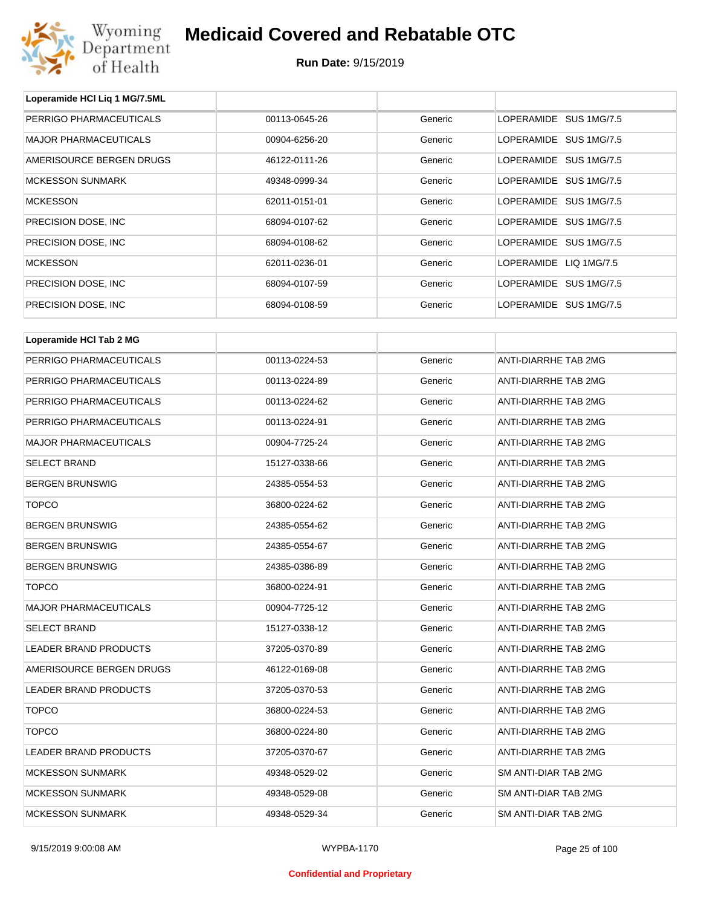# Medicaid Covered and Rebatable OTC

**Run Date:** 9/15/2019

| Loperamide HCl Liq 1 MG/7.5ML | | | |
|---|---|---|---|
| PERRIGO PHARMACEUTICALS | 00113-0645-26 | Generic | LOPERAMIDE SUS 1MG/7.5 |
| MAJOR PHARMACEUTICALS | 00904-6256-20 | Generic | LOPERAMIDE SUS 1MG/7.5 |
| AMERISOURCE BERGEN DRUGS | 46122-0111-26 | Generic | LOPERAMIDE SUS 1MG/7.5 |
| MCKESSON SUNMARK | 49348-0999-34 | Generic | LOPERAMIDE SUS 1MG/7.5 |
| MCKESSON | 62011-0151-01 | Generic | LOPERAMIDE SUS 1MG/7.5 |
| PRECISION DOSE, INC | 68094-0107-62 | Generic | LOPERAMIDE SUS 1MG/7.5 |
| PRECISION DOSE, INC | 68094-0108-62 | Generic | LOPERAMIDE SUS 1MG/7.5 |
| MCKESSON | 62011-0236-01 | Generic | LOPERAMIDE LIQ 1MG/7.5 |
| PRECISION DOSE, INC | 68094-0107-59 | Generic | LOPERAMIDE SUS 1MG/7.5 |
| PRECISION DOSE, INC | 68094-0108-59 | Generic | LOPERAMIDE SUS 1MG/7.5 |

| Loperamide HCl Tab 2 MG | | | |
|---|---|---|---|
| PERRIGO PHARMACEUTICALS | 00113-0224-53 | Generic | ANTI-DIARRHE TAB 2MG |
| PERRIGO PHARMACEUTICALS | 00113-0224-89 | Generic | ANTI-DIARRHE TAB 2MG |
| PERRIGO PHARMACEUTICALS | 00113-0224-62 | Generic | ANTI-DIARRHE TAB 2MG |
| PERRIGO PHARMACEUTICALS | 00113-0224-91 | Generic | ANTI-DIARRHE TAB 2MG |
| MAJOR PHARMACEUTICALS | 00904-7725-24 | Generic | ANTI-DIARRHE TAB 2MG |
| SELECT BRAND | 15127-0338-66 | Generic | ANTI-DIARRHE TAB 2MG |
| BERGEN BRUNSWIG | 24385-0554-53 | Generic | ANTI-DIARRHE TAB 2MG |
| TOPCO | 36800-0224-62 | Generic | ANTI-DIARRHE TAB 2MG |
| BERGEN BRUNSWIG | 24385-0554-62 | Generic | ANTI-DIARRHE TAB 2MG |
| BERGEN BRUNSWIG | 24385-0554-67 | Generic | ANTI-DIARRHE TAB 2MG |
| BERGEN BRUNSWIG | 24385-0386-89 | Generic | ANTI-DIARRHE TAB 2MG |
| TOPCO | 36800-0224-91 | Generic | ANTI-DIARRHE TAB 2MG |
| MAJOR PHARMACEUTICALS | 00904-7725-12 | Generic | ANTI-DIARRHE TAB 2MG |
| SELECT BRAND | 15127-0338-12 | Generic | ANTI-DIARRHE TAB 2MG |
| LEADER BRAND PRODUCTS | 37205-0370-89 | Generic | ANTI-DIARRHE TAB 2MG |
| AMERISOURCE BERGEN DRUGS | 46122-0169-08 | Generic | ANTI-DIARRHE TAB 2MG |
| LEADER BRAND PRODUCTS | 37205-0370-53 | Generic | ANTI-DIARRHE TAB 2MG |
| TOPCO | 36800-0224-53 | Generic | ANTI-DIARRHE TAB 2MG |
| TOPCO | 36800-0224-80 | Generic | ANTI-DIARRHE TAB 2MG |
| LEADER BRAND PRODUCTS | 37205-0370-67 | Generic | ANTI-DIARRHE TAB 2MG |
| MCKESSON SUNMARK | 49348-0529-02 | Generic | SM ANTI-DIAR TAB 2MG |
| MCKESSON SUNMARK | 49348-0529-08 | Generic | SM ANTI-DIAR TAB 2MG |
| MCKESSON SUNMARK | 49348-0529-34 | Generic | SM ANTI-DIAR TAB 2MG |

9/15/2019 9:00:08 AM WYPBA-1170

Confidential and Proprietary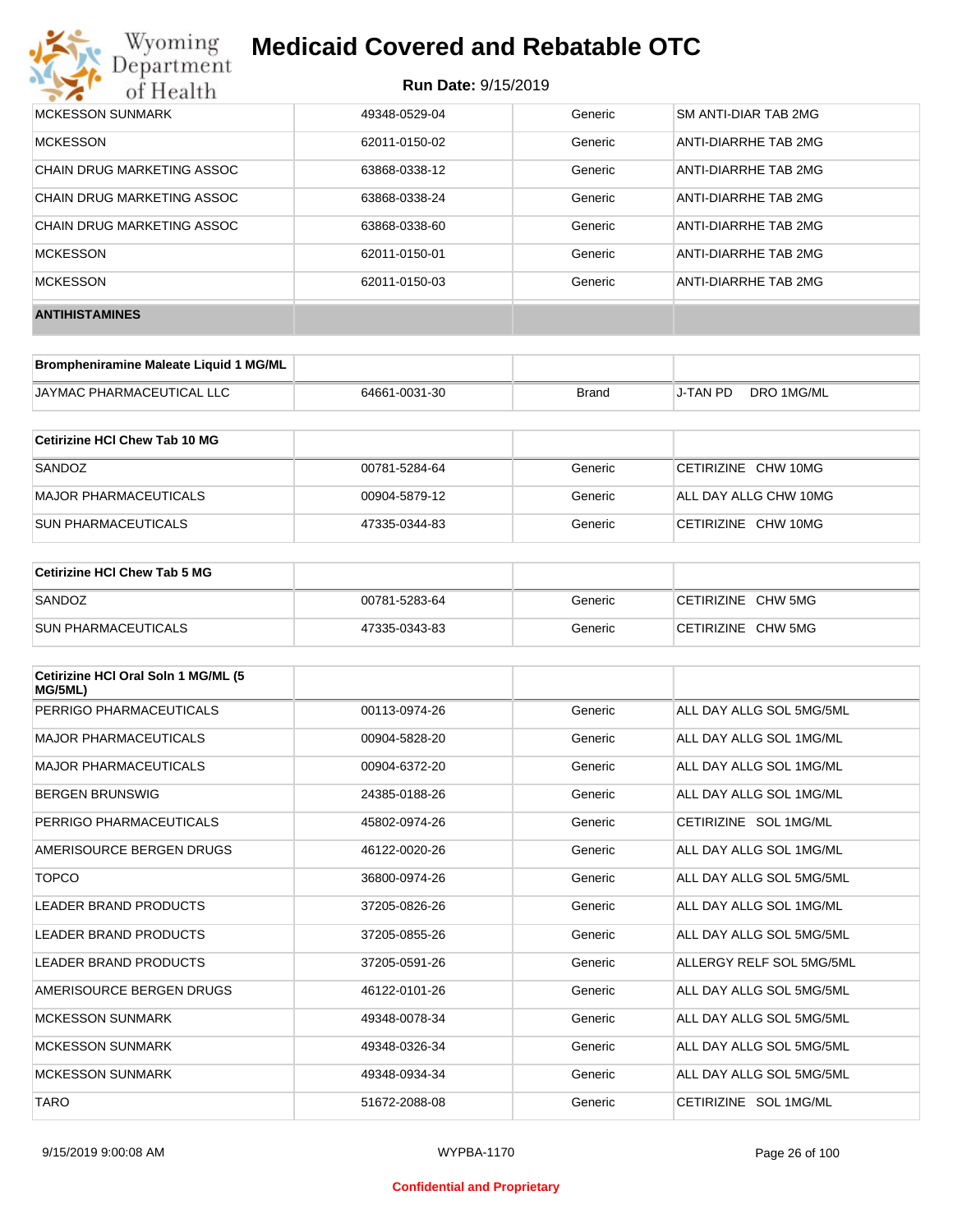| | | | |
|---|---|---|---|
| MCKESSON SUNMARK | 49348-0529-04 | Generic | SM ANTI-DIAR TAB 2MG |
| MCKESSON | 62011-0150-02 | Generic | ANTI-DIARRHE TAB 2MG |
| CHAIN DRUG MARKETING ASSOC | 63868-0338-12 | Generic | ANTI-DIARRHE TAB 2MG |
| CHAIN DRUG MARKETING ASSOC | 63868-0338-24 | Generic | ANTI-DIARRHE TAB 2MG |
| CHAIN DRUG MARKETING ASSOC | 63868-0338-60 | Generic | ANTI-DIARRHE TAB 2MG |
| MCKESSON | 62011-0150-01 | Generic | ANTI-DIARRHE TAB 2MG |
| MCKESSON | 62011-0150-03 | Generic | ANTI-DIARRHE TAB 2MG |

## ANTIHISTAMINES

| **Brompheniramine Maleate Liquid 1 MG/ML** | | | |
|---|---|---|---|
| JAYMAC PHARMACEUTICAL LLC | 64661-0031-30 | Brand | J-TAN PD DRO 1MG/ML |

| **Cetirizine HCl Chew Tab 10 MG** | | | |
|---|---|---|---|
| SANDOZ | 00781-5284-64 | Generic | CETIRIZINE CHW 10MG |
| MAJOR PHARMACEUTICALS | 00904-5879-12 | Generic | ALL DAY ALLG CHW 10MG |
| SUN PHARMACEUTICALS | 47335-0344-83 | Generic | CETIRIZINE CHW 10MG |

| **Cetirizine HCl Chew Tab 5 MG** | | | |
|---|---|---|---|
| SANDOZ | 00781-5283-64 | Generic | CETIRIZINE CHW 5MG |
| SUN PHARMACEUTICALS | 47335-0343-83 | Generic | CETIRIZINE CHW 5MG |

| **Cetirizine HCl Oral Soln 1 MG/ML (5 MG/5ML)** | | | |
|---|---|---|---|
| PERRIGO PHARMACEUTICALS | 00113-0974-26 | Generic | ALL DAY ALLG SOL 5MG/5ML |
| MAJOR PHARMACEUTICALS | 00904-5828-20 | Generic | ALL DAY ALLG SOL 1MG/ML |
| MAJOR PHARMACEUTICALS | 00904-6372-20 | Generic | ALL DAY ALLG SOL 1MG/ML |
| BERGEN BRUNSWIG | 24385-0188-26 | Generic | ALL DAY ALLG SOL 1MG/ML |
| PERRIGO PHARMACEUTICALS | 45802-0974-26 | Generic | CETIRIZINE SOL 1MG/ML |
| AMERISOURCE BERGEN DRUGS | 46122-0020-26 | Generic | ALL DAY ALLG SOL 1MG/ML |
| TOPCO | 36800-0974-26 | Generic | ALL DAY ALLG SOL 5MG/5ML |
| LEADER BRAND PRODUCTS | 37205-0826-26 | Generic | ALL DAY ALLG SOL 1MG/ML |
| LEADER BRAND PRODUCTS | 37205-0855-26 | Generic | ALL DAY ALLG SOL 5MG/5ML |
| LEADER BRAND PRODUCTS | 37205-0591-26 | Generic | ALLERGY RELF SOL 5MG/5ML |
| AMERISOURCE BERGEN DRUGS | 46122-0101-26 | Generic | ALL DAY ALLG SOL 5MG/5ML |
| MCKESSON SUNMARK | 49348-0078-34 | Generic | ALL DAY ALLG SOL 5MG/5ML |
| MCKESSON SUNMARK | 49348-0326-34 | Generic | ALL DAY ALLG SOL 5MG/5ML |
| MCKESSON SUNMARK | 49348-0934-34 | Generic | ALL DAY ALLG SOL 5MG/5ML |
| TARO | 51672-2088-08 | Generic | CETIRIZINE SOL 1MG/ML |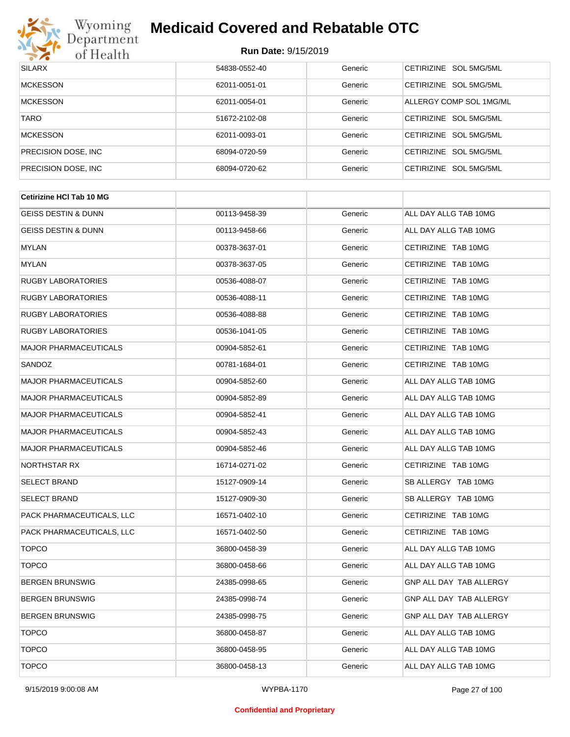| | | | |
|---|---|---|---|
| SILARX | 54838-0552-40 | Generic | CETIRIZINE SOL 5MG/5ML |
| MCKESSON | 62011-0051-01 | Generic | CETIRIZINE SOL 5MG/5ML |
| MCKESSON | 62011-0054-01 | Generic | ALLERGY COMP SOL 1MG/ML |
| TARO | 51672-2102-08 | Generic | CETIRIZINE SOL 5MG/5ML |
| MCKESSON | 62011-0093-01 | Generic | CETIRIZINE SOL 5MG/5ML |
| PRECISION DOSE, INC | 68094-0720-59 | Generic | CETIRIZINE SOL 5MG/5ML |
| PRECISION DOSE, INC | 68094-0720-62 | Generic | CETIRIZINE SOL 5MG/5ML |

| **Cetirizine HCl Tab 10 MG** | | | |
|---|---|---|---|
| GEISS DESTIN & DUNN | 00113-9458-39 | Generic | ALL DAY ALLG TAB 10MG |
| GEISS DESTIN & DUNN | 00113-9458-66 | Generic | ALL DAY ALLG TAB 10MG |
| MYLAN | 00378-3637-01 | Generic | CETIRIZINE TAB 10MG |
| MYLAN | 00378-3637-05 | Generic | CETIRIZINE TAB 10MG |
| RUGBY LABORATORIES | 00536-4088-07 | Generic | CETIRIZINE TAB 10MG |
| RUGBY LABORATORIES | 00536-4088-11 | Generic | CETIRIZINE TAB 10MG |
| RUGBY LABORATORIES | 00536-4088-88 | Generic | CETIRIZINE TAB 10MG |
| RUGBY LABORATORIES | 00536-1041-05 | Generic | CETIRIZINE TAB 10MG |
| MAJOR PHARMACEUTICALS | 00904-5852-61 | Generic | CETIRIZINE TAB 10MG |
| SANDOZ | 00781-1684-01 | Generic | CETIRIZINE TAB 10MG |
| MAJOR PHARMACEUTICALS | 00904-5852-60 | Generic | ALL DAY ALLG TAB 10MG |
| MAJOR PHARMACEUTICALS | 00904-5852-89 | Generic | ALL DAY ALLG TAB 10MG |
| MAJOR PHARMACEUTICALS | 00904-5852-41 | Generic | ALL DAY ALLG TAB 10MG |
| MAJOR PHARMACEUTICALS | 00904-5852-43 | Generic | ALL DAY ALLG TAB 10MG |
| MAJOR PHARMACEUTICALS | 00904-5852-46 | Generic | ALL DAY ALLG TAB 10MG |
| NORTHSTAR RX | 16714-0271-02 | Generic | CETIRIZINE TAB 10MG |
| SELECT BRAND | 15127-0909-14 | Generic | SB ALLERGY TAB 10MG |
| SELECT BRAND | 15127-0909-30 | Generic | SB ALLERGY TAB 10MG |
| PACK PHARMACEUTICALS, LLC | 16571-0402-10 | Generic | CETIRIZINE TAB 10MG |
| PACK PHARMACEUTICALS, LLC | 16571-0402-50 | Generic | CETIRIZINE TAB 10MG |
| TOPCO | 36800-0458-39 | Generic | ALL DAY ALLG TAB 10MG |
| TOPCO | 36800-0458-66 | Generic | ALL DAY ALLG TAB 10MG |
| BERGEN BRUNSWIG | 24385-0998-65 | Generic | GNP ALL DAY TAB ALLERGY |
| BERGEN BRUNSWIG | 24385-0998-74 | Generic | GNP ALL DAY TAB ALLERGY |
| BERGEN BRUNSWIG | 24385-0998-75 | Generic | GNP ALL DAY TAB ALLERGY |
| TOPCO | 36800-0458-87 | Generic | ALL DAY ALLG TAB 10MG |
| TOPCO | 36800-0458-95 | Generic | ALL DAY ALLG TAB 10MG |
| TOPCO | 36800-0458-13 | Generic | ALL DAY ALLG TAB 10MG |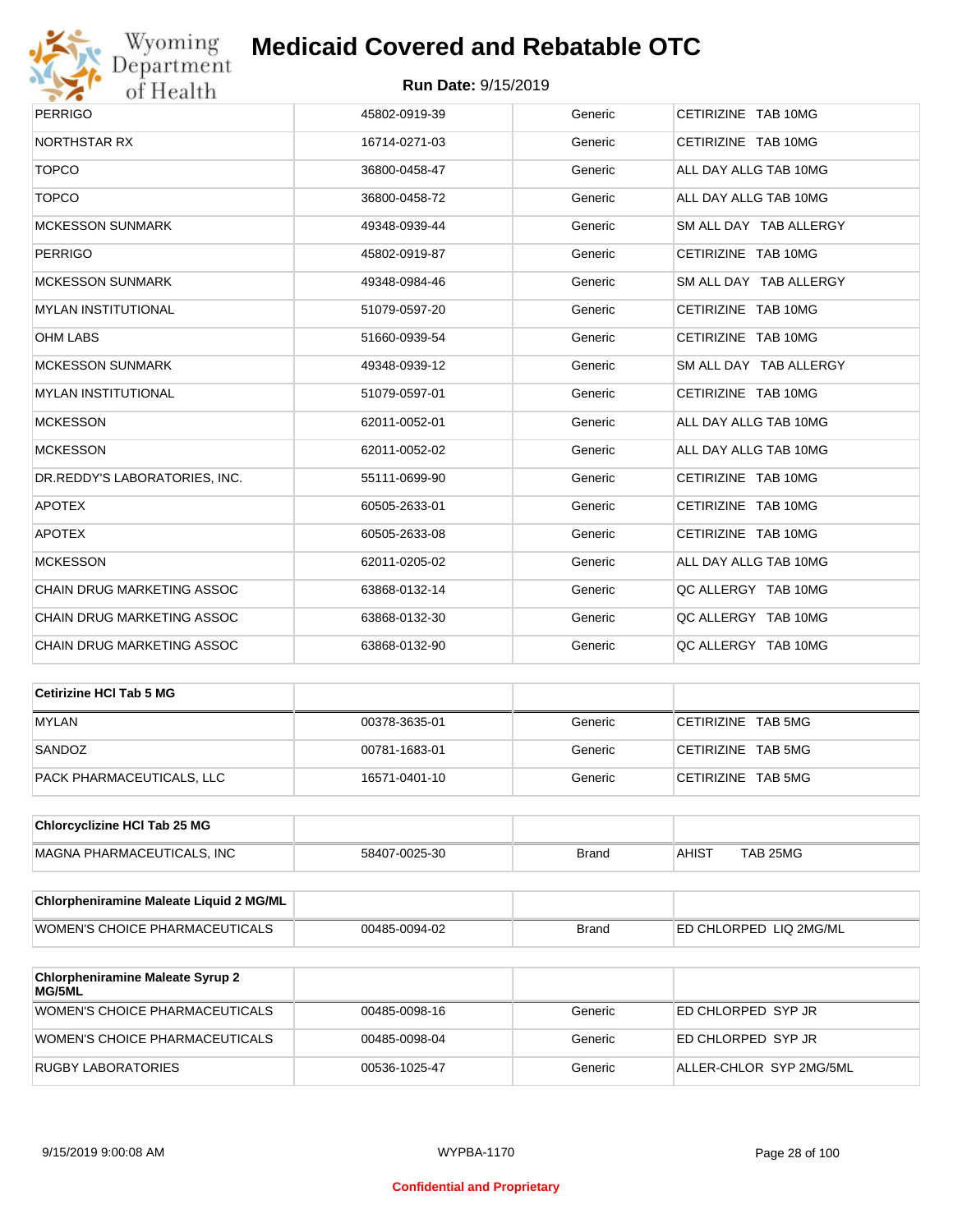| | | | |
|---|---|---|---|
| PERRIGO | 45802-0919-39 | Generic | CETIRIZINE TAB 10MG |
| NORTHSTAR RX | 16714-0271-03 | Generic | CETIRIZINE TAB 10MG |
| TOPCO | 36800-0458-47 | Generic | ALL DAY ALLG TAB 10MG |
| TOPCO | 36800-0458-72 | Generic | ALL DAY ALLG TAB 10MG |
| MCKESSON SUNMARK | 49348-0939-44 | Generic | SM ALL DAY TAB ALLERGY |
| PERRIGO | 45802-0919-87 | Generic | CETIRIZINE TAB 10MG |
| MCKESSON SUNMARK | 49348-0984-46 | Generic | SM ALL DAY TAB ALLERGY |
| MYLAN INSTITUTIONAL | 51079-0597-20 | Generic | CETIRIZINE TAB 10MG |
| OHM LABS | 51660-0939-54 | Generic | CETIRIZINE TAB 10MG |
| MCKESSON SUNMARK | 49348-0939-12 | Generic | SM ALL DAY TAB ALLERGY |
| MYLAN INSTITUTIONAL | 51079-0597-01 | Generic | CETIRIZINE TAB 10MG |
| MCKESSON | 62011-0052-01 | Generic | ALL DAY ALLG TAB 10MG |
| MCKESSON | 62011-0052-02 | Generic | ALL DAY ALLG TAB 10MG |
| DR.REDDY'S LABORATORIES, INC. | 55111-0699-90 | Generic | CETIRIZINE TAB 10MG |
| APOTEX | 60505-2633-01 | Generic | CETIRIZINE TAB 10MG |
| APOTEX | 60505-2633-08 | Generic | CETIRIZINE TAB 10MG |
| MCKESSON | 62011-0205-02 | Generic | ALL DAY ALLG TAB 10MG |
| CHAIN DRUG MARKETING ASSOC | 63868-0132-14 | Generic | QC ALLERGY TAB 10MG |
| CHAIN DRUG MARKETING ASSOC | 63868-0132-30 | Generic | QC ALLERGY TAB 10MG |
| CHAIN DRUG MARKETING ASSOC | 63868-0132-90 | Generic | QC ALLERGY TAB 10MG |

| **Cetirizine HCl Tab 5 MG** | | | |
|---|---|---|---|
| MYLAN | 00378-3635-01 | Generic | CETIRIZINE TAB 5MG |
| SANDOZ | 00781-1683-01 | Generic | CETIRIZINE TAB 5MG |
| PACK PHARMACEUTICALS, LLC | 16571-0401-10 | Generic | CETIRIZINE TAB 5MG |

| **Chlorcyclizine HCl Tab 25 MG** | | | |
|---|---|---|---|
| MAGNA PHARMACEUTICALS, INC | 58407-0025-30 | Brand | AHIST TAB 25MG |

| **Chlorpheniramine Maleate Liquid 2 MG/ML** | | | |
|---|---|---|---|
| WOMEN'S CHOICE PHARMACEUTICALS | 00485-0094-02 | Brand | ED CHLORPED LIQ 2MG/ML |

| **Chlorpheniramine Maleate Syrup 2 MG/5ML** | | | |
|---|---|---|---|
| WOMEN'S CHOICE PHARMACEUTICALS | 00485-0098-16 | Generic | ED CHLORPED SYP JR |
| WOMEN'S CHOICE PHARMACEUTICALS | 00485-0098-04 | Generic | ED CHLORPED SYP JR |
| RUGBY LABORATORIES | 00536-1025-47 | Generic | ALLER-CHLOR SYP 2MG/5ML |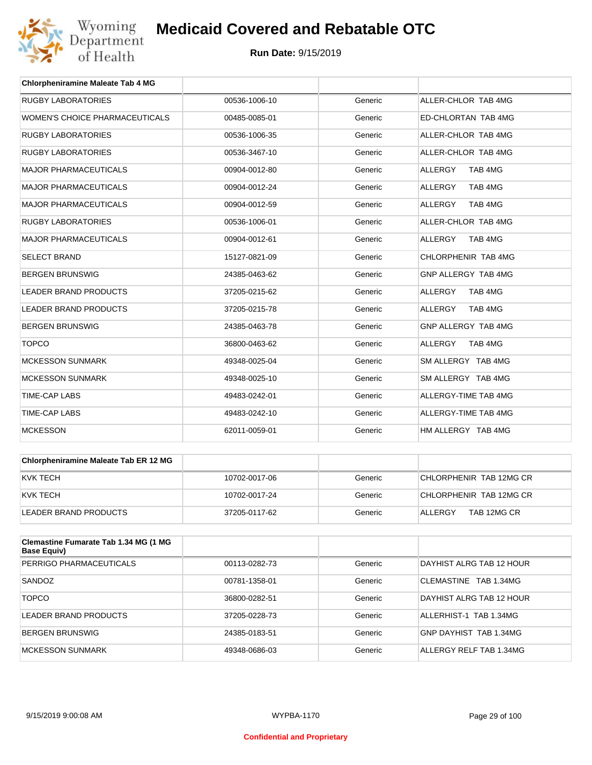# Medicaid Covered and Rebatable OTC

**Run Date:** 9/15/2019

| Chlorpheniramine Maleate Tab 4 MG | | | |
|---|---|---|---|
| RUGBY LABORATORIES | 00536-1006-10 | Generic | ALLER-CHLOR TAB 4MG |
| WOMEN'S CHOICE PHARMACEUTICALS | 00485-0085-01 | Generic | ED-CHLORTAN TAB 4MG |
| RUGBY LABORATORIES | 00536-1006-35 | Generic | ALLER-CHLOR TAB 4MG |
| RUGBY LABORATORIES | 00536-3467-10 | Generic | ALLER-CHLOR TAB 4MG |
| MAJOR PHARMACEUTICALS | 00904-0012-80 | Generic | ALLERGY TAB 4MG |
| MAJOR PHARMACEUTICALS | 00904-0012-24 | Generic | ALLERGY TAB 4MG |
| MAJOR PHARMACEUTICALS | 00904-0012-59 | Generic | ALLERGY TAB 4MG |
| RUGBY LABORATORIES | 00536-1006-01 | Generic | ALLER-CHLOR TAB 4MG |
| MAJOR PHARMACEUTICALS | 00904-0012-61 | Generic | ALLERGY TAB 4MG |
| SELECT BRAND | 15127-0821-09 | Generic | CHLORPHENIR TAB 4MG |
| BERGEN BRUNSWIG | 24385-0463-62 | Generic | GNP ALLERGY TAB 4MG |
| LEADER BRAND PRODUCTS | 37205-0215-62 | Generic | ALLERGY TAB 4MG |
| LEADER BRAND PRODUCTS | 37205-0215-78 | Generic | ALLERGY TAB 4MG |
| BERGEN BRUNSWIG | 24385-0463-78 | Generic | GNP ALLERGY TAB 4MG |
| TOPCO | 36800-0463-62 | Generic | ALLERGY TAB 4MG |
| MCKESSON SUNMARK | 49348-0025-04 | Generic | SM ALLERGY TAB 4MG |
| MCKESSON SUNMARK | 49348-0025-10 | Generic | SM ALLERGY TAB 4MG |
| TIME-CAP LABS | 49483-0242-01 | Generic | ALLERGY-TIME TAB 4MG |
| TIME-CAP LABS | 49483-0242-10 | Generic | ALLERGY-TIME TAB 4MG |
| MCKESSON | 62011-0059-01 | Generic | HM ALLERGY TAB 4MG |

| Chlorpheniramine Maleate Tab ER 12 MG | | | |
|---|---|---|---|
| KVK TECH | 10702-0017-06 | Generic | CHLORPHENIR TAB 12MG CR |
| KVK TECH | 10702-0017-24 | Generic | CHLORPHENIR TAB 12MG CR |
| LEADER BRAND PRODUCTS | 37205-0117-62 | Generic | ALLERGY TAB 12MG CR |

| Clemastine Fumarate Tab 1.34 MG (1 MG Base Equiv) | | | |
|---|---|---|---|
| PERRIGO PHARMACEUTICALS | 00113-0282-73 | Generic | DAYHIST ALRG TAB 12 HOUR |
| SANDOZ | 00781-1358-01 | Generic | CLEMASTINE TAB 1.34MG |
| TOPCO | 36800-0282-51 | Generic | DAYHIST ALRG TAB 12 HOUR |
| LEADER BRAND PRODUCTS | 37205-0228-73 | Generic | ALLERHIST-1 TAB 1.34MG |
| BERGEN BRUNSWIG | 24385-0183-51 | Generic | GNP DAYHIST TAB 1.34MG |
| MCKESSON SUNMARK | 49348-0686-03 | Generic | ALLERGY RELF TAB 1.34MG |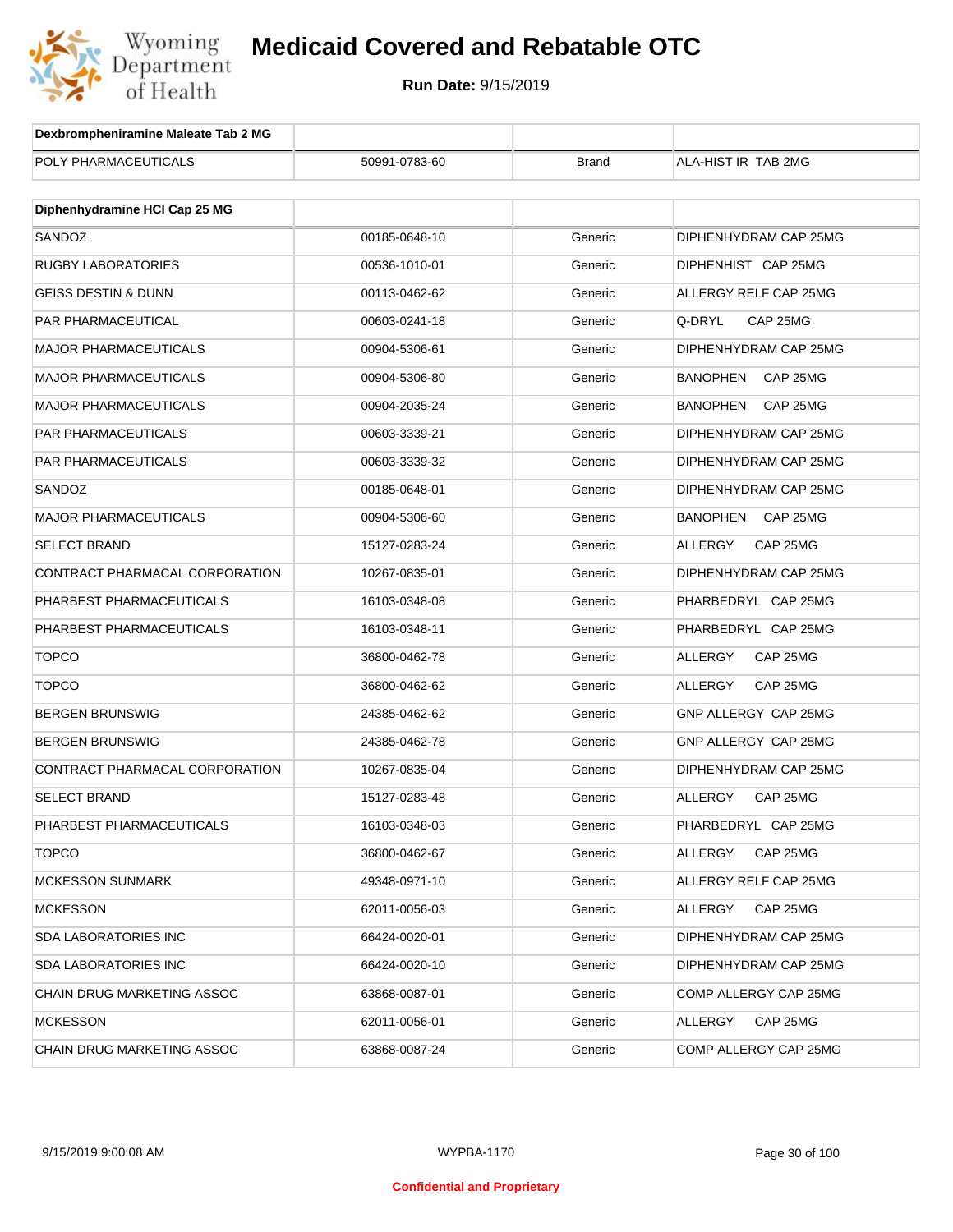# Medicaid Covered and Rebatable OTC

**Run Date:** 9/15/2019

| Dexbrompheniramine Maleate Tab 2 MG | | | |
|---|---|---|---|
| POLY PHARMACEUTICALS | 50991-0783-60 | Brand | ALA-HIST IR TAB 2MG |

| Diphenhydramine HCl Cap 25 MG | | | |
|---|---|---|---|
| SANDOZ | 00185-0648-10 | Generic | DIPHENHYDRAM CAP 25MG |
| RUGBY LABORATORIES | 00536-1010-01 | Generic | DIPHENHIST CAP 25MG |
| GEISS DESTIN & DUNN | 00113-0462-62 | Generic | ALLERGY RELF CAP 25MG |
| PAR PHARMACEUTICAL | 00603-0241-18 | Generic | Q-DRYL CAP 25MG |
| MAJOR PHARMACEUTICALS | 00904-5306-61 | Generic | DIPHENHYDRAM CAP 25MG |
| MAJOR PHARMACEUTICALS | 00904-5306-80 | Generic | BANOPHEN CAP 25MG |
| MAJOR PHARMACEUTICALS | 00904-2035-24 | Generic | BANOPHEN CAP 25MG |
| PAR PHARMACEUTICALS | 00603-3339-21 | Generic | DIPHENHYDRAM CAP 25MG |
| PAR PHARMACEUTICALS | 00603-3339-32 | Generic | DIPHENHYDRAM CAP 25MG |
| SANDOZ | 00185-0648-01 | Generic | DIPHENHYDRAM CAP 25MG |
| MAJOR PHARMACEUTICALS | 00904-5306-60 | Generic | BANOPHEN CAP 25MG |
| SELECT BRAND | 15127-0283-24 | Generic | ALLERGY CAP 25MG |
| CONTRACT PHARMACAL CORPORATION | 10267-0835-01 | Generic | DIPHENHYDRAM CAP 25MG |
| PHARBEST PHARMACEUTICALS | 16103-0348-08 | Generic | PHARBEDRYL CAP 25MG |
| PHARBEST PHARMACEUTICALS | 16103-0348-11 | Generic | PHARBEDRYL CAP 25MG |
| TOPCO | 36800-0462-78 | Generic | ALLERGY CAP 25MG |
| TOPCO | 36800-0462-62 | Generic | ALLERGY CAP 25MG |
| BERGEN BRUNSWIG | 24385-0462-62 | Generic | GNP ALLERGY CAP 25MG |
| BERGEN BRUNSWIG | 24385-0462-78 | Generic | GNP ALLERGY CAP 25MG |
| CONTRACT PHARMACAL CORPORATION | 10267-0835-04 | Generic | DIPHENHYDRAM CAP 25MG |
| SELECT BRAND | 15127-0283-48 | Generic | ALLERGY CAP 25MG |
| PHARBEST PHARMACEUTICALS | 16103-0348-03 | Generic | PHARBEDRYL CAP 25MG |
| TOPCO | 36800-0462-67 | Generic | ALLERGY CAP 25MG |
| MCKESSON SUNMARK | 49348-0971-10 | Generic | ALLERGY RELF CAP 25MG |
| MCKESSON | 62011-0056-03 | Generic | ALLERGY CAP 25MG |
| SDA LABORATORIES INC | 66424-0020-01 | Generic | DIPHENHYDRAM CAP 25MG |
| SDA LABORATORIES INC | 66424-0020-10 | Generic | DIPHENHYDRAM CAP 25MG |
| CHAIN DRUG MARKETING ASSOC | 63868-0087-01 | Generic | COMP ALLERGY CAP 25MG |
| MCKESSON | 62011-0056-01 | Generic | ALLERGY CAP 25MG |
| CHAIN DRUG MARKETING ASSOC | 63868-0087-24 | Generic | COMP ALLERGY CAP 25MG |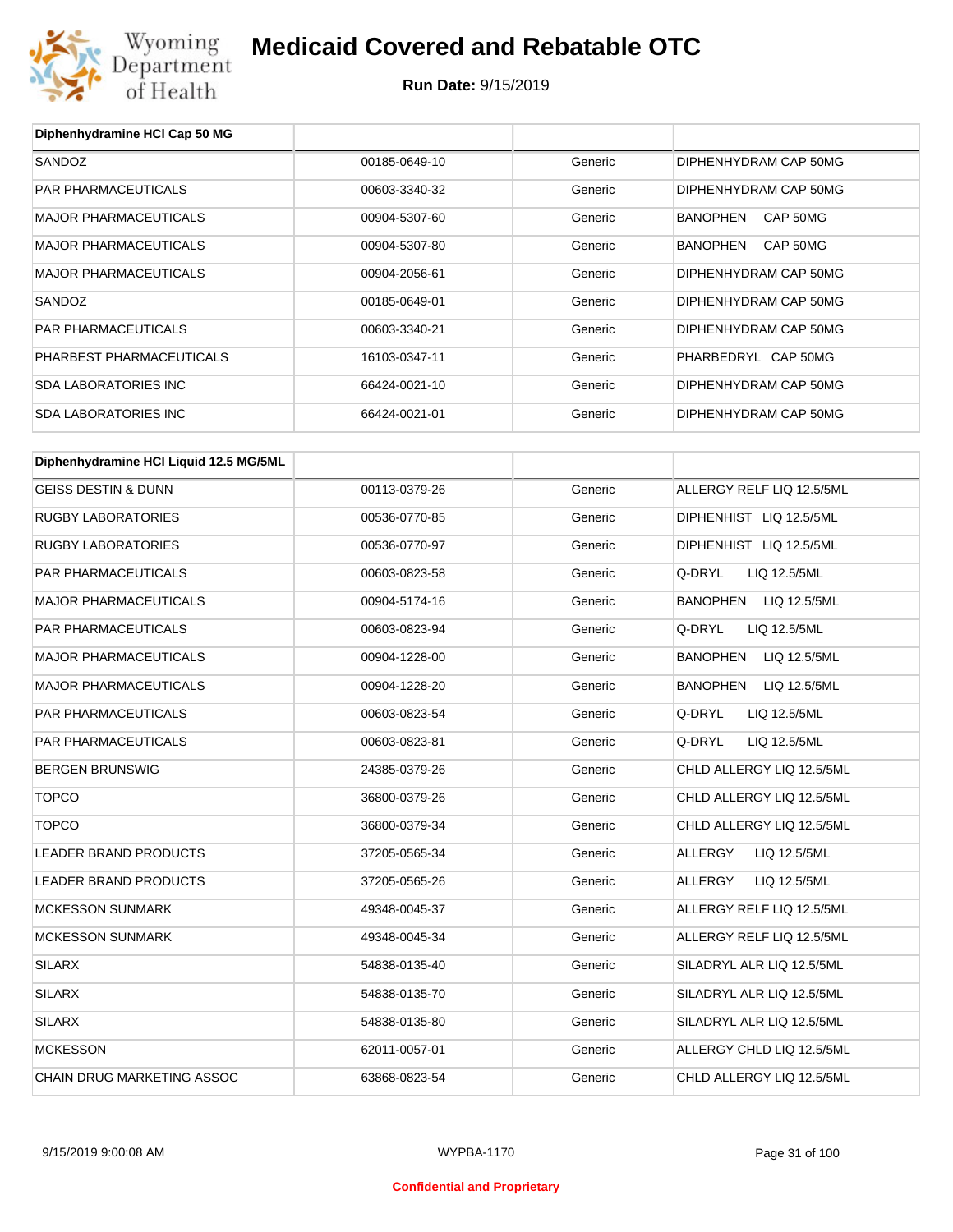# Medicaid Covered and Rebatable OTC

**Run Date:** 9/15/2019

| Diphenhydramine HCl Cap 50 MG | | | |
|---|---|---|---|
| SANDOZ | 00185-0649-10 | Generic | DIPHENHYDRAM CAP 50MG |
| PAR PHARMACEUTICALS | 00603-3340-32 | Generic | DIPHENHYDRAM CAP 50MG |
| MAJOR PHARMACEUTICALS | 00904-5307-60 | Generic | BANOPHEN CAP 50MG |
| MAJOR PHARMACEUTICALS | 00904-5307-80 | Generic | BANOPHEN CAP 50MG |
| MAJOR PHARMACEUTICALS | 00904-2056-61 | Generic | DIPHENHYDRAM CAP 50MG |
| SANDOZ | 00185-0649-01 | Generic | DIPHENHYDRAM CAP 50MG |
| PAR PHARMACEUTICALS | 00603-3340-21 | Generic | DIPHENHYDRAM CAP 50MG |
| PHARBEST PHARMACEUTICALS | 16103-0347-11 | Generic | PHARBEDRYL CAP 50MG |
| SDA LABORATORIES INC | 66424-0021-10 | Generic | DIPHENHYDRAM CAP 50MG |
| SDA LABORATORIES INC | 66424-0021-01 | Generic | DIPHENHYDRAM CAP 50MG |

| Diphenhydramine HCl Liquid 12.5 MG/5ML | | | |
|---|---|---|---|
| GEISS DESTIN & DUNN | 00113-0379-26 | Generic | ALLERGY RELF LIQ 12.5/5ML |
| RUGBY LABORATORIES | 00536-0770-85 | Generic | DIPHENHIST LIQ 12.5/5ML |
| RUGBY LABORATORIES | 00536-0770-97 | Generic | DIPHENHIST LIQ 12.5/5ML |
| PAR PHARMACEUTICALS | 00603-0823-58 | Generic | Q-DRYL LIQ 12.5/5ML |
| MAJOR PHARMACEUTICALS | 00904-5174-16 | Generic | BANOPHEN LIQ 12.5/5ML |
| PAR PHARMACEUTICALS | 00603-0823-94 | Generic | Q-DRYL LIQ 12.5/5ML |
| MAJOR PHARMACEUTICALS | 00904-1228-00 | Generic | BANOPHEN LIQ 12.5/5ML |
| MAJOR PHARMACEUTICALS | 00904-1228-20 | Generic | BANOPHEN LIQ 12.5/5ML |
| PAR PHARMACEUTICALS | 00603-0823-54 | Generic | Q-DRYL LIQ 12.5/5ML |
| PAR PHARMACEUTICALS | 00603-0823-81 | Generic | Q-DRYL LIQ 12.5/5ML |
| BERGEN BRUNSWIG | 24385-0379-26 | Generic | CHLD ALLERGY LIQ 12.5/5ML |
| TOPCO | 36800-0379-26 | Generic | CHLD ALLERGY LIQ 12.5/5ML |
| TOPCO | 36800-0379-34 | Generic | CHLD ALLERGY LIQ 12.5/5ML |
| LEADER BRAND PRODUCTS | 37205-0565-34 | Generic | ALLERGY LIQ 12.5/5ML |
| LEADER BRAND PRODUCTS | 37205-0565-26 | Generic | ALLERGY LIQ 12.5/5ML |
| MCKESSON SUNMARK | 49348-0045-37 | Generic | ALLERGY RELF LIQ 12.5/5ML |
| MCKESSON SUNMARK | 49348-0045-34 | Generic | ALLERGY RELF LIQ 12.5/5ML |
| SILARX | 54838-0135-40 | Generic | SILADRYL ALR LIQ 12.5/5ML |
| SILARX | 54838-0135-70 | Generic | SILADRYL ALR LIQ 12.5/5ML |
| SILARX | 54838-0135-80 | Generic | SILADRYL ALR LIQ 12.5/5ML |
| MCKESSON | 62011-0057-01 | Generic | ALLERGY CHLD LIQ 12.5/5ML |
| CHAIN DRUG MARKETING ASSOC | 63868-0823-54 | Generic | CHLD ALLERGY LIQ 12.5/5ML |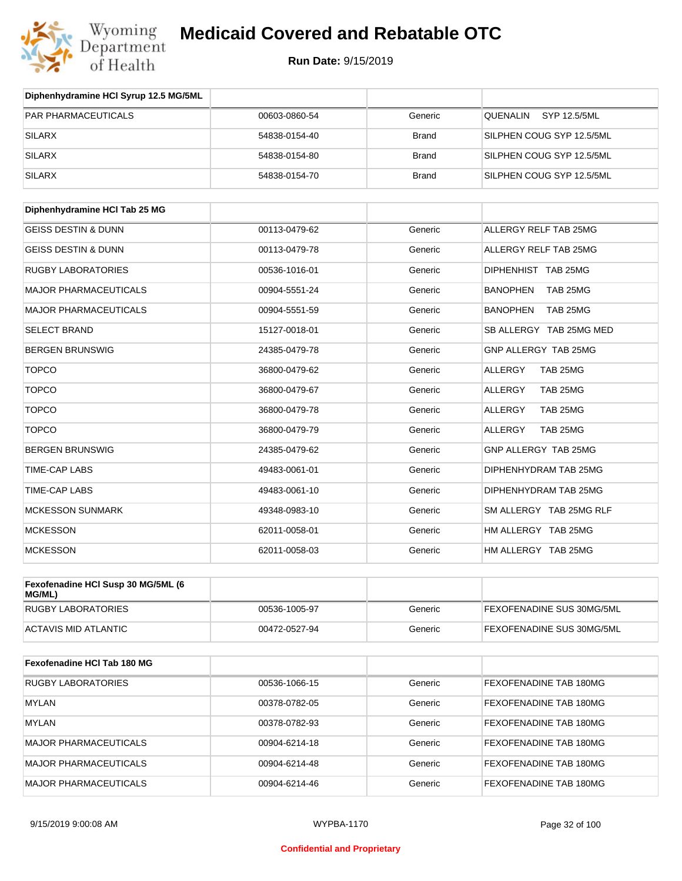# Medicaid Covered and Rebatable OTC

**Run Date:** 9/15/2019

| Diphenhydramine HCl Syrup 12.5 MG/5ML | | | |
|---|---|---|---|
| PAR PHARMACEUTICALS | 00603-0860-54 | Generic | QUENALIN SYP 12.5/5ML |
| SILARX | 54838-0154-40 | Brand | SILPHEN COUG SYP 12.5/5ML |
| SILARX | 54838-0154-80 | Brand | SILPHEN COUG SYP 12.5/5ML |
| SILARX | 54838-0154-70 | Brand | SILPHEN COUG SYP 12.5/5ML |

| Diphenhydramine HCl Tab 25 MG | | | |
|---|---|---|---|
| GEISS DESTIN & DUNN | 00113-0479-62 | Generic | ALLERGY RELF TAB 25MG |
| GEISS DESTIN & DUNN | 00113-0479-78 | Generic | ALLERGY RELF TAB 25MG |
| RUGBY LABORATORIES | 00536-1016-01 | Generic | DIPHENHIST TAB 25MG |
| MAJOR PHARMACEUTICALS | 00904-5551-24 | Generic | BANOPHEN TAB 25MG |
| MAJOR PHARMACEUTICALS | 00904-5551-59 | Generic | BANOPHEN TAB 25MG |
| SELECT BRAND | 15127-0018-01 | Generic | SB ALLERGY TAB 25MG MED |
| BERGEN BRUNSWIG | 24385-0479-78 | Generic | GNP ALLERGY TAB 25MG |
| TOPCO | 36800-0479-62 | Generic | ALLERGY TAB 25MG |
| TOPCO | 36800-0479-67 | Generic | ALLERGY TAB 25MG |
| TOPCO | 36800-0479-78 | Generic | ALLERGY TAB 25MG |
| TOPCO | 36800-0479-79 | Generic | ALLERGY TAB 25MG |
| BERGEN BRUNSWIG | 24385-0479-62 | Generic | GNP ALLERGY TAB 25MG |
| TIME-CAP LABS | 49483-0061-01 | Generic | DIPHENHYDRAM TAB 25MG |
| TIME-CAP LABS | 49483-0061-10 | Generic | DIPHENHYDRAM TAB 25MG |
| MCKESSON SUNMARK | 49348-0983-10 | Generic | SM ALLERGY TAB 25MG RLF |
| MCKESSON | 62011-0058-01 | Generic | HM ALLERGY TAB 25MG |
| MCKESSON | 62011-0058-03 | Generic | HM ALLERGY TAB 25MG |

| Fexofenadine HCl Susp 30 MG/5ML (6 MG/ML) | | | |
|---|---|---|---|
| RUGBY LABORATORIES | 00536-1005-97 | Generic | FEXOFENADINE SUS 30MG/5ML |
| ACTAVIS MID ATLANTIC | 00472-0527-94 | Generic | FEXOFENADINE SUS 30MG/5ML |

| Fexofenadine HCl Tab 180 MG | | | |
|---|---|---|---|
| RUGBY LABORATORIES | 00536-1066-15 | Generic | FEXOFENADINE TAB 180MG |
| MYLAN | 00378-0782-05 | Generic | FEXOFENADINE TAB 180MG |
| MYLAN | 00378-0782-93 | Generic | FEXOFENADINE TAB 180MG |
| MAJOR PHARMACEUTICALS | 00904-6214-18 | Generic | FEXOFENADINE TAB 180MG |
| MAJOR PHARMACEUTICALS | 00904-6214-48 | Generic | FEXOFENADINE TAB 180MG |
| MAJOR PHARMACEUTICALS | 00904-6214-46 | Generic | FEXOFENADINE TAB 180MG |

Confidential and Proprietary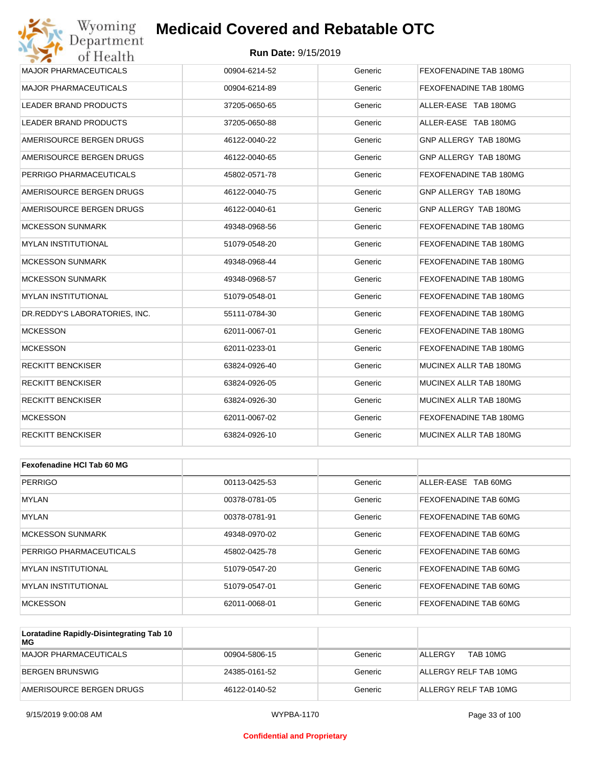| | | | |
|---|---|---|---|
| MAJOR PHARMACEUTICALS | 00904-6214-52 | Generic | FEXOFENADINE TAB 180MG |
| MAJOR PHARMACEUTICALS | 00904-6214-89 | Generic | FEXOFENADINE TAB 180MG |
| LEADER BRAND PRODUCTS | 37205-0650-65 | Generic | ALLER-EASE TAB 180MG |
| LEADER BRAND PRODUCTS | 37205-0650-88 | Generic | ALLER-EASE TAB 180MG |
| AMERISOURCE BERGEN DRUGS | 46122-0040-22 | Generic | GNP ALLERGY TAB 180MG |
| AMERISOURCE BERGEN DRUGS | 46122-0040-65 | Generic | GNP ALLERGY TAB 180MG |
| PERRIGO PHARMACEUTICALS | 45802-0571-78 | Generic | FEXOFENADINE TAB 180MG |
| AMERISOURCE BERGEN DRUGS | 46122-0040-75 | Generic | GNP ALLERGY TAB 180MG |
| AMERISOURCE BERGEN DRUGS | 46122-0040-61 | Generic | GNP ALLERGY TAB 180MG |
| MCKESSON SUNMARK | 49348-0968-56 | Generic | FEXOFENADINE TAB 180MG |
| MYLAN INSTITUTIONAL | 51079-0548-20 | Generic | FEXOFENADINE TAB 180MG |
| MCKESSON SUNMARK | 49348-0968-44 | Generic | FEXOFENADINE TAB 180MG |
| MCKESSON SUNMARK | 49348-0968-57 | Generic | FEXOFENADINE TAB 180MG |
| MYLAN INSTITUTIONAL | 51079-0548-01 | Generic | FEXOFENADINE TAB 180MG |
| DR.REDDY'S LABORATORIES, INC. | 55111-0784-30 | Generic | FEXOFENADINE TAB 180MG |
| MCKESSON | 62011-0067-01 | Generic | FEXOFENADINE TAB 180MG |
| MCKESSON | 62011-0233-01 | Generic | FEXOFENADINE TAB 180MG |
| RECKITT BENCKISER | 63824-0926-40 | Generic | MUCINEX ALLR TAB 180MG |
| RECKITT BENCKISER | 63824-0926-05 | Generic | MUCINEX ALLR TAB 180MG |
| RECKITT BENCKISER | 63824-0926-30 | Generic | MUCINEX ALLR TAB 180MG |
| MCKESSON | 62011-0067-02 | Generic | FEXOFENADINE TAB 180MG |
| RECKITT BENCKISER | 63824-0926-10 | Generic | MUCINEX ALLR TAB 180MG |

| Fexofenadine HCl Tab 60 MG | | | |
|---|---|---|---|
| PERRIGO | 00113-0425-53 | Generic | ALLER-EASE TAB 60MG |
| MYLAN | 00378-0781-05 | Generic | FEXOFENADINE TAB 60MG |
| MYLAN | 00378-0781-91 | Generic | FEXOFENADINE TAB 60MG |
| MCKESSON SUNMARK | 49348-0970-02 | Generic | FEXOFENADINE TAB 60MG |
| PERRIGO PHARMACEUTICALS | 45802-0425-78 | Generic | FEXOFENADINE TAB 60MG |
| MYLAN INSTITUTIONAL | 51079-0547-20 | Generic | FEXOFENADINE TAB 60MG |
| MYLAN INSTITUTIONAL | 51079-0547-01 | Generic | FEXOFENADINE TAB 60MG |
| MCKESSON | 62011-0068-01 | Generic | FEXOFENADINE TAB 60MG |

| Loratadine Rapidly-Disintegrating Tab 10 MG | | | |
|---|---|---|---|
| MAJOR PHARMACEUTICALS | 00904-5806-15 | Generic | ALLERGY TAB 10MG |
| BERGEN BRUNSWIG | 24385-0161-52 | Generic | ALLERGY RELF TAB 10MG |
| AMERISOURCE BERGEN DRUGS | 46122-0140-52 | Generic | ALLERGY RELF TAB 10MG |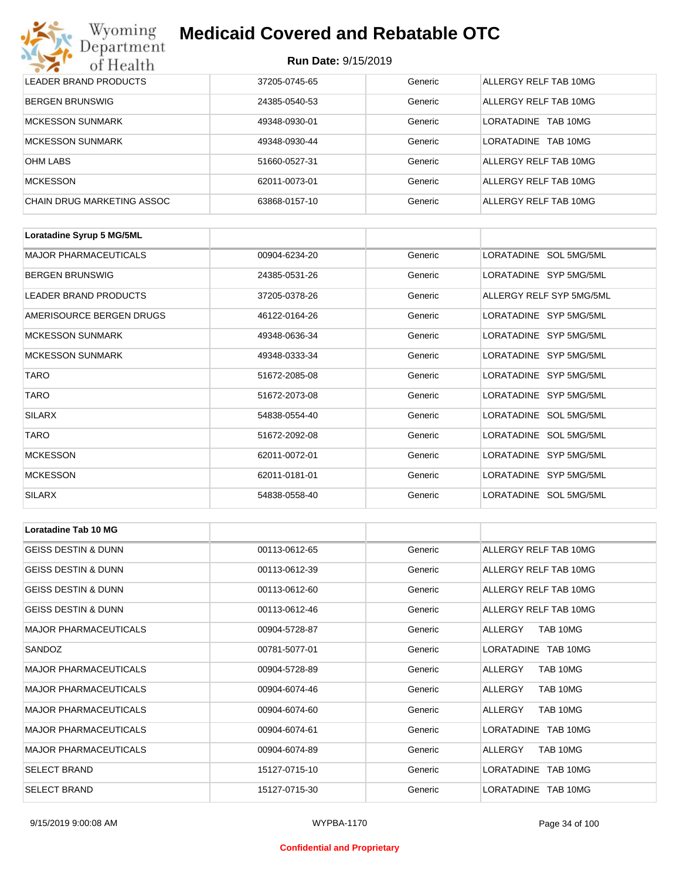| | | | |
|---|---|---|---|
| LEADER BRAND PRODUCTS | 37205-0745-65 | Generic | ALLERGY RELF TAB 10MG |
| BERGEN BRUNSWIG | 24385-0540-53 | Generic | ALLERGY RELF TAB 10MG |
| MCKESSON SUNMARK | 49348-0930-01 | Generic | LORATADINE TAB 10MG |
| MCKESSON SUNMARK | 49348-0930-44 | Generic | LORATADINE TAB 10MG |
| OHM LABS | 51660-0527-31 | Generic | ALLERGY RELF TAB 10MG |
| MCKESSON | 62011-0073-01 | Generic | ALLERGY RELF TAB 10MG |
| CHAIN DRUG MARKETING ASSOC | 63868-0157-10 | Generic | ALLERGY RELF TAB 10MG |

| **Loratadine Syrup 5 MG/5ML** | | | |
|---|---|---|---|
| MAJOR PHARMACEUTICALS | 00904-6234-20 | Generic | LORATADINE SOL 5MG/5ML |
| BERGEN BRUNSWIG | 24385-0531-26 | Generic | LORATADINE SYP 5MG/5ML |
| LEADER BRAND PRODUCTS | 37205-0378-26 | Generic | ALLERGY RELF SYP 5MG/5ML |
| AMERISOURCE BERGEN DRUGS | 46122-0164-26 | Generic | LORATADINE SYP 5MG/5ML |
| MCKESSON SUNMARK | 49348-0636-34 | Generic | LORATADINE SYP 5MG/5ML |
| MCKESSON SUNMARK | 49348-0333-34 | Generic | LORATADINE SYP 5MG/5ML |
| TARO | 51672-2085-08 | Generic | LORATADINE SYP 5MG/5ML |
| TARO | 51672-2073-08 | Generic | LORATADINE SYP 5MG/5ML |
| SILARX | 54838-0554-40 | Generic | LORATADINE SOL 5MG/5ML |
| TARO | 51672-2092-08 | Generic | LORATADINE SOL 5MG/5ML |
| MCKESSON | 62011-0072-01 | Generic | LORATADINE SYP 5MG/5ML |
| MCKESSON | 62011-0181-01 | Generic | LORATADINE SYP 5MG/5ML |
| SILARX | 54838-0558-40 | Generic | LORATADINE SOL 5MG/5ML |

| **Loratadine Tab 10 MG** | | | |
|---|---|---|---|
| GEISS DESTIN & DUNN | 00113-0612-65 | Generic | ALLERGY RELF TAB 10MG |
| GEISS DESTIN & DUNN | 00113-0612-39 | Generic | ALLERGY RELF TAB 10MG |
| GEISS DESTIN & DUNN | 00113-0612-60 | Generic | ALLERGY RELF TAB 10MG |
| GEISS DESTIN & DUNN | 00113-0612-46 | Generic | ALLERGY RELF TAB 10MG |
| MAJOR PHARMACEUTICALS | 00904-5728-87 | Generic | ALLERGY TAB 10MG |
| SANDOZ | 00781-5077-01 | Generic | LORATADINE TAB 10MG |
| MAJOR PHARMACEUTICALS | 00904-5728-89 | Generic | ALLERGY TAB 10MG |
| MAJOR PHARMACEUTICALS | 00904-6074-46 | Generic | ALLERGY TAB 10MG |
| MAJOR PHARMACEUTICALS | 00904-6074-60 | Generic | ALLERGY TAB 10MG |
| MAJOR PHARMACEUTICALS | 00904-6074-61 | Generic | LORATADINE TAB 10MG |
| MAJOR PHARMACEUTICALS | 00904-6074-89 | Generic | ALLERGY TAB 10MG |
| SELECT BRAND | 15127-0715-10 | Generic | LORATADINE TAB 10MG |
| SELECT BRAND | 15127-0715-30 | Generic | LORATADINE TAB 10MG |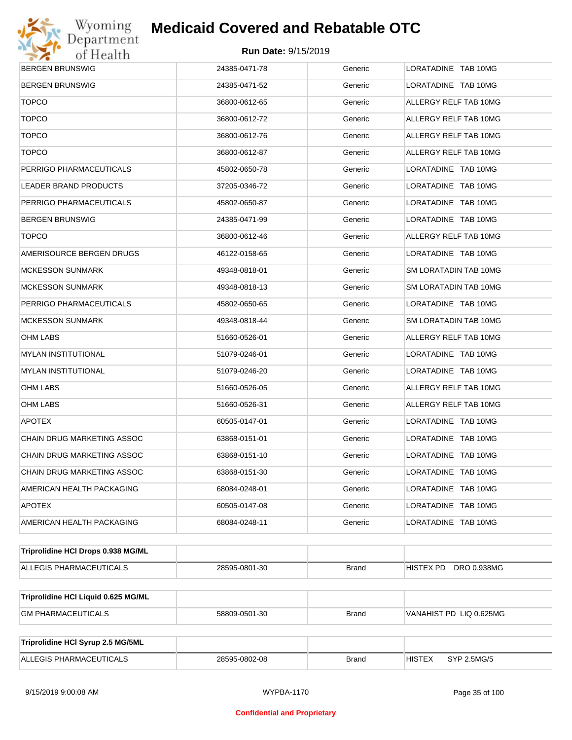| BERGEN BRUNSWIG | 24385-0471-78 | Generic | LORATADINE TAB 10MG |
|---|---|---|---|
| BERGEN BRUNSWIG | 24385-0471-52 | Generic | LORATADINE TAB 10MG |
| TOPCO | 36800-0612-65 | Generic | ALLERGY RELF TAB 10MG |
| TOPCO | 36800-0612-72 | Generic | ALLERGY RELF TAB 10MG |
| TOPCO | 36800-0612-76 | Generic | ALLERGY RELF TAB 10MG |
| TOPCO | 36800-0612-87 | Generic | ALLERGY RELF TAB 10MG |
| PERRIGO PHARMACEUTICALS | 45802-0650-78 | Generic | LORATADINE TAB 10MG |
| LEADER BRAND PRODUCTS | 37205-0346-72 | Generic | LORATADINE TAB 10MG |
| PERRIGO PHARMACEUTICALS | 45802-0650-87 | Generic | LORATADINE TAB 10MG |
| BERGEN BRUNSWIG | 24385-0471-99 | Generic | LORATADINE TAB 10MG |
| TOPCO | 36800-0612-46 | Generic | ALLERGY RELF TAB 10MG |
| AMERISOURCE BERGEN DRUGS | 46122-0158-65 | Generic | LORATADINE TAB 10MG |
| MCKESSON SUNMARK | 49348-0818-01 | Generic | SM LORATADIN TAB 10MG |
| MCKESSON SUNMARK | 49348-0818-13 | Generic | SM LORATADIN TAB 10MG |
| PERRIGO PHARMACEUTICALS | 45802-0650-65 | Generic | LORATADINE TAB 10MG |
| MCKESSON SUNMARK | 49348-0818-44 | Generic | SM LORATADIN TAB 10MG |
| OHM LABS | 51660-0526-01 | Generic | ALLERGY RELF TAB 10MG |
| MYLAN INSTITUTIONAL | 51079-0246-01 | Generic | LORATADINE TAB 10MG |
| MYLAN INSTITUTIONAL | 51079-0246-20 | Generic | LORATADINE TAB 10MG |
| OHM LABS | 51660-0526-05 | Generic | ALLERGY RELF TAB 10MG |
| OHM LABS | 51660-0526-31 | Generic | ALLERGY RELF TAB 10MG |
| APOTEX | 60505-0147-01 | Generic | LORATADINE TAB 10MG |
| CHAIN DRUG MARKETING ASSOC | 63868-0151-01 | Generic | LORATADINE TAB 10MG |
| CHAIN DRUG MARKETING ASSOC | 63868-0151-10 | Generic | LORATADINE TAB 10MG |
| CHAIN DRUG MARKETING ASSOC | 63868-0151-30 | Generic | LORATADINE TAB 10MG |
| AMERICAN HEALTH PACKAGING | 68084-0248-01 | Generic | LORATADINE TAB 10MG |
| APOTEX | 60505-0147-08 | Generic | LORATADINE TAB 10MG |
| AMERICAN HEALTH PACKAGING | 68084-0248-11 | Generic | LORATADINE TAB 10MG |

| **Triprolidine HCl Drops 0.938 MG/ML** | | | |
|---|---|---|---|
| ALLEGIS PHARMACEUTICALS | 28595-0801-30 | Brand | HISTEX PD DRO 0.938MG |

| **Triprolidine HCl Liquid 0.625 MG/ML** | | | |
|---|---|---|---|
| GM PHARMACEUTICALS | 58809-0501-30 | Brand | VANAHIST PD LIQ 0.625MG |

| **Triprolidine HCl Syrup 2.5 MG/5ML** | | | |
|---|---|---|---|
| ALLEGIS PHARMACEUTICALS | 28595-0802-08 | Brand | HISTEX SYP 2.5MG/5 |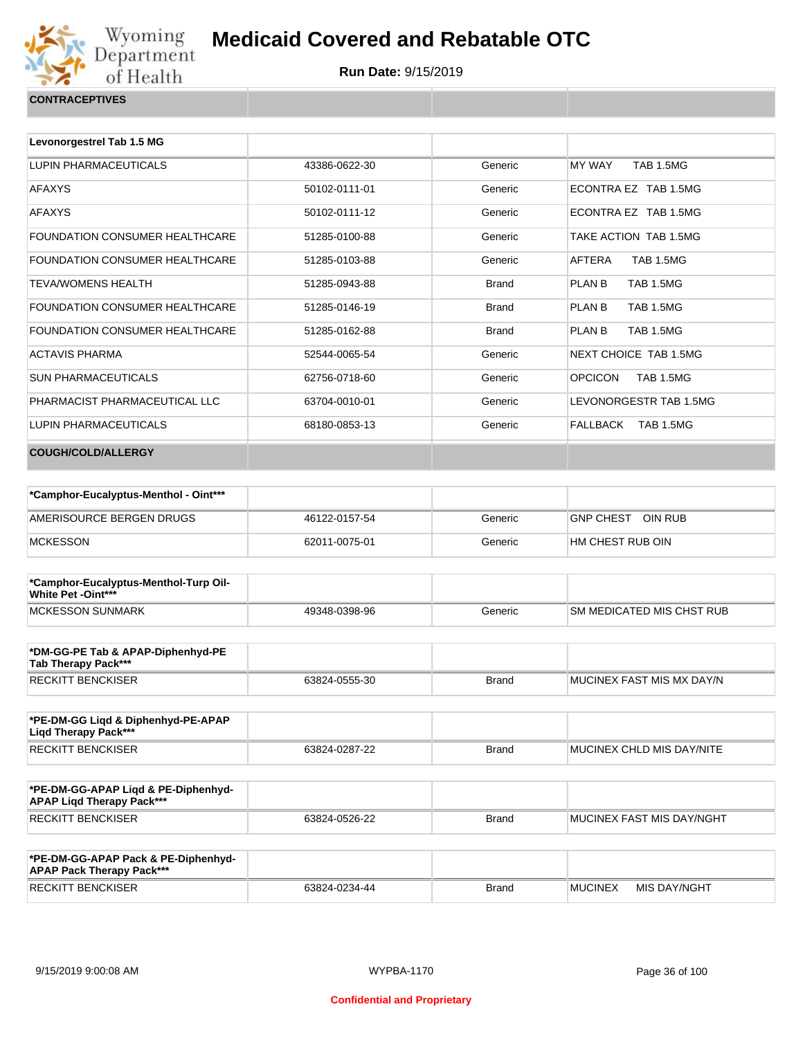# Medicaid Covered and Rebatable OTC

**Run Date:** 9/15/2019

## CONTRACEPTIVES

| Levonorgestrel Tab 1.5 MG | | | |
|---|---|---|---|
| LUPIN PHARMACEUTICALS | 43386-0622-30 | Generic | MY WAY TAB 1.5MG |
| AFAXYS | 50102-0111-01 | Generic | ECONTRA EZ TAB 1.5MG |
| AFAXYS | 50102-0111-12 | Generic | ECONTRA EZ TAB 1.5MG |
| FOUNDATION CONSUMER HEALTHCARE | 51285-0100-88 | Generic | TAKE ACTION TAB 1.5MG |
| FOUNDATION CONSUMER HEALTHCARE | 51285-0103-88 | Generic | AFTERA TAB 1.5MG |
| TEVA/WOMENS HEALTH | 51285-0943-88 | Brand | PLAN B TAB 1.5MG |
| FOUNDATION CONSUMER HEALTHCARE | 51285-0146-19 | Brand | PLAN B TAB 1.5MG |
| FOUNDATION CONSUMER HEALTHCARE | 51285-0162-88 | Brand | PLAN B TAB 1.5MG |
| ACTAVIS PHARMA | 52544-0065-54 | Generic | NEXT CHOICE TAB 1.5MG |
| SUN PHARMACEUTICALS | 62756-0718-60 | Generic | OPCICON TAB 1.5MG |
| PHARMACIST PHARMACEUTICAL LLC | 63704-0010-01 | Generic | LEVONORGESTR TAB 1.5MG |
| LUPIN PHARMACEUTICALS | 68180-0853-13 | Generic | FALLBACK TAB 1.5MG |

## COUGH/COLD/ALLERGY

| *Camphor-Eucalyptus-Menthol - Oint*** | | | |
|---|---|---|---|
| AMERISOURCE BERGEN DRUGS | 46122-0157-54 | Generic | GNP CHEST OIN RUB |
| MCKESSON | 62011-0075-01 | Generic | HM CHEST RUB OIN |

| *Camphor-Eucalyptus-Menthol-Turp Oil-White Pet -Oint*** | | | |
|---|---|---|---|
| MCKESSON SUNMARK | 49348-0398-96 | Generic | SM MEDICATED MIS CHST RUB |

| *DM-GG-PE Tab & APAP-Diphenhyd-PE Tab Therapy Pack*** | | | |
|---|---|---|---|
| RECKITT BENCKISER | 63824-0555-30 | Brand | MUCINEX FAST MIS MX DAY/N |

| *PE-DM-GG Liqd & Diphenhyd-PE-APAP Liqd Therapy Pack*** | | | |
|---|---|---|---|
| RECKITT BENCKISER | 63824-0287-22 | Brand | MUCINEX CHLD MIS DAY/NITE |

| *PE-DM-GG-APAP Liqd & PE-Diphenhyd-APAP Liqd Therapy Pack*** | | | |
|---|---|---|---|
| RECKITT BENCKISER | 63824-0526-22 | Brand | MUCINEX FAST MIS DAY/NGHT |

| *PE-DM-GG-APAP Pack & PE-Diphenhyd-APAP Pack Therapy Pack*** | | | |
|---|---|---|---|
| RECKITT BENCKISER | 63824-0234-44 | Brand | MUCINEX MIS DAY/NGHT |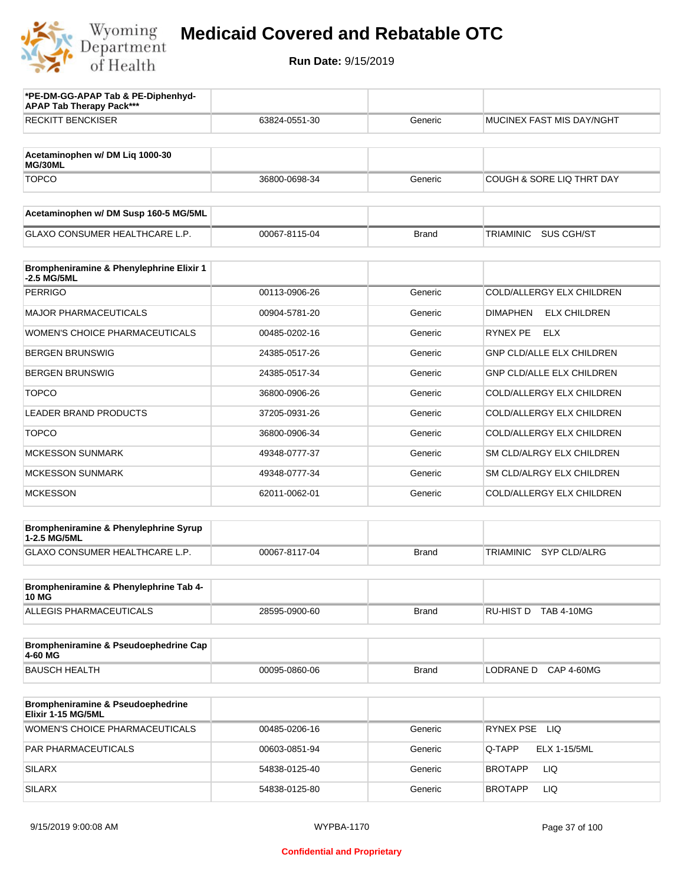# Medicaid Covered and Rebatable OTC

**Run Date:** 9/15/2019

| *PE-DM-GG-APAP Tab & PE-Diphenhyd-APAP Tab Therapy Pack*** | | | |
|---|---|---|---|
| RECKITT BENCKISER | 63824-0551-30 | Generic | MUCINEX FAST MIS DAY/NGHT |

| Acetaminophen w/ DM Liq 1000-30 MG/30ML | | | |
|---|---|---|---|
| TOPCO | 36800-0698-34 | Generic | COUGH & SORE LIQ THRT DAY |

| Acetaminophen w/ DM Susp 160-5 MG/5ML | | | |
|---|---|---|---|
| GLAXO CONSUMER HEALTHCARE L.P. | 00067-8115-04 | Brand | TRIAMINIC SUS CGH/ST |

| Brompheniramine & Phenylephrine Elixir 1-2.5 MG/5ML | | | |
|---|---|---|---|
| PERRIGO | 00113-0906-26 | Generic | COLD/ALLERGY ELX CHILDREN |
| MAJOR PHARMACEUTICALS | 00904-5781-20 | Generic | DIMAPHEN ELX CHILDREN |
| WOMEN'S CHOICE PHARMACEUTICALS | 00485-0202-16 | Generic | RYNEX PE ELX |
| BERGEN BRUNSWIG | 24385-0517-26 | Generic | GNP CLD/ALLE ELX CHILDREN |
| BERGEN BRUNSWIG | 24385-0517-34 | Generic | GNP CLD/ALLE ELX CHILDREN |
| TOPCO | 36800-0906-26 | Generic | COLD/ALLERGY ELX CHILDREN |
| LEADER BRAND PRODUCTS | 37205-0931-26 | Generic | COLD/ALLERGY ELX CHILDREN |
| TOPCO | 36800-0906-34 | Generic | COLD/ALLERGY ELX CHILDREN |
| MCKESSON SUNMARK | 49348-0777-37 | Generic | SM CLD/ALRGY ELX CHILDREN |
| MCKESSON SUNMARK | 49348-0777-34 | Generic | SM CLD/ALRGY ELX CHILDREN |
| MCKESSON | 62011-0062-01 | Generic | COLD/ALLERGY ELX CHILDREN |

| Brompheniramine & Phenylephrine Syrup 1-2.5 MG/5ML | | | |
|---|---|---|---|
| GLAXO CONSUMER HEALTHCARE L.P. | 00067-8117-04 | Brand | TRIAMINIC SYP CLD/ALRG |

| Brompheniramine & Phenylephrine Tab 4-10 MG | | | |
|---|---|---|---|
| ALLEGIS PHARMACEUTICALS | 28595-0900-60 | Brand | RU-HIST D TAB 4-10MG |

| Brompheniramine & Pseudoephedrine Cap 4-60 MG | | | |
|---|---|---|---|
| BAUSCH HEALTH | 00095-0860-06 | Brand | LODRANE D CAP 4-60MG |

| Brompheniramine & Pseudoephedrine Elixir 1-15 MG/5ML | | | |
|---|---|---|---|
| WOMEN'S CHOICE PHARMACEUTICALS | 00485-0206-16 | Generic | RYNEX PSE LIQ |
| PAR PHARMACEUTICALS | 00603-0851-94 | Generic | Q-TAPP ELX 1-15/5ML |
| SILARX | 54838-0125-40 | Generic | BROTAPP LIQ |
| SILARX | 54838-0125-80 | Generic | BROTAPP LIQ |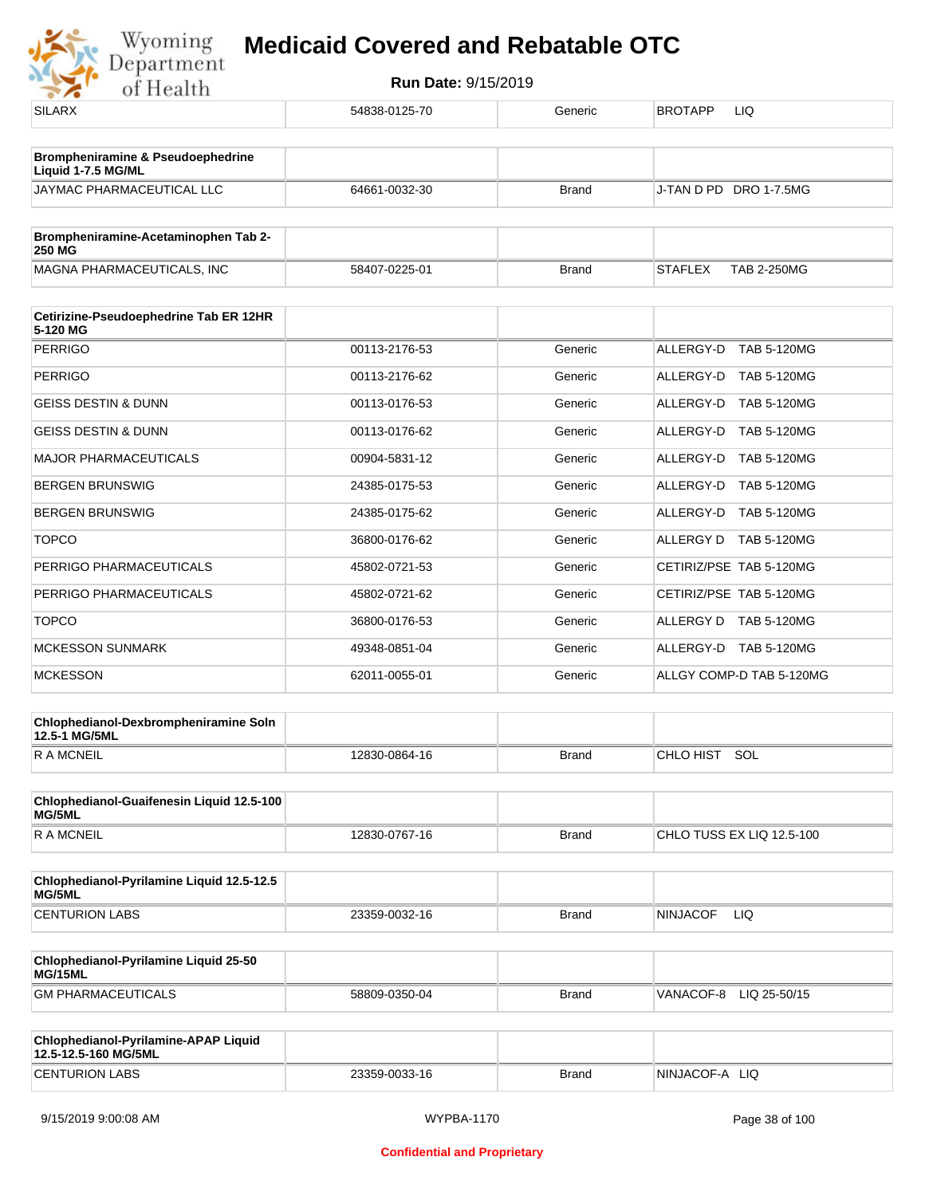| SILARX | 54838-0125-70 | Generic | BROTAPP LIQ |
|---|---|---|---|

| Brompheniramine & Pseudoephedrine Liquid 1-7.5 MG/ML | | | |
|---|---|---|---|
| JAYMAC PHARMACEUTICAL LLC | 64661-0032-30 | Brand | J-TAN D PD DRO 1-7.5MG |

| Brompheniramine-Acetaminophen Tab 2-250 MG | | | |
|---|---|---|---|
| MAGNA PHARMACEUTICALS, INC | 58407-0225-01 | Brand | STAFLEX TAB 2-250MG |

| Cetirizine-Pseudoephedrine Tab ER 12HR 5-120 MG | | | |
|---|---|---|---|
| PERRIGO | 00113-2176-53 | Generic | ALLERGY-D TAB 5-120MG |
| PERRIGO | 00113-2176-62 | Generic | ALLERGY-D TAB 5-120MG |
| GEISS DESTIN & DUNN | 00113-0176-53 | Generic | ALLERGY-D TAB 5-120MG |
| GEISS DESTIN & DUNN | 00113-0176-62 | Generic | ALLERGY-D TAB 5-120MG |
| MAJOR PHARMACEUTICALS | 00904-5831-12 | Generic | ALLERGY-D TAB 5-120MG |
| BERGEN BRUNSWIG | 24385-0175-53 | Generic | ALLERGY-D TAB 5-120MG |
| BERGEN BRUNSWIG | 24385-0175-62 | Generic | ALLERGY-D TAB 5-120MG |
| TOPCO | 36800-0176-62 | Generic | ALLERGY D TAB 5-120MG |
| PERRIGO PHARMACEUTICALS | 45802-0721-53 | Generic | CETIRIZ/PSE TAB 5-120MG |
| PERRIGO PHARMACEUTICALS | 45802-0721-62 | Generic | CETIRIZ/PSE TAB 5-120MG |
| TOPCO | 36800-0176-53 | Generic | ALLERGY D TAB 5-120MG |
| MCKESSON SUNMARK | 49348-0851-04 | Generic | ALLERGY-D TAB 5-120MG |
| MCKESSON | 62011-0055-01 | Generic | ALLGY COMP-D TAB 5-120MG |

| Chlophedianol-Dexbrompheniramine Soln 12.5-1 MG/5ML | | | |
|---|---|---|---|
| R A MCNEIL | 12830-0864-16 | Brand | CHLO HIST SOL |

| Chlophedianol-Guaifenesin Liquid 12.5-100 MG/5ML | | | |
|---|---|---|---|
| R A MCNEIL | 12830-0767-16 | Brand | CHLO TUSS EX LIQ 12.5-100 |

| Chlophedianol-Pyrilamine Liquid 12.5-12.5 MG/5ML | | | |
|---|---|---|---|
| CENTURION LABS | 23359-0032-16 | Brand | NINJACOF LIQ |

| Chlophedianol-Pyrilamine Liquid 25-50 MG/15ML | | | |
|---|---|---|---|
| GM PHARMACEUTICALS | 58809-0350-04 | Brand | VANACOF-8 LIQ 25-50/15 |

| Chlophedianol-Pyrilamine-APAP Liquid 12.5-12.5-160 MG/5ML | | | |
|---|---|---|---|
| CENTURION LABS | 23359-0033-16 | Brand | NINJACOF-A LIQ |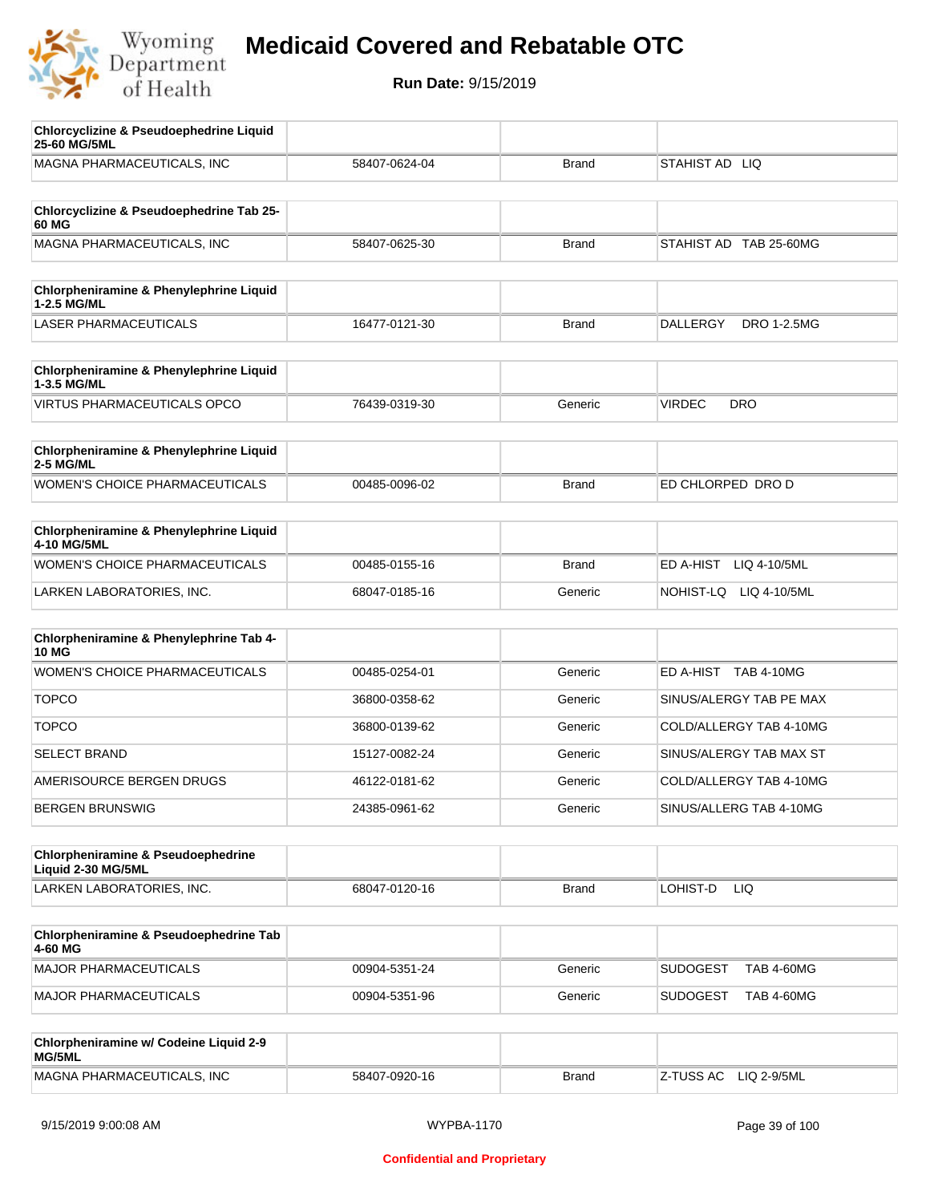# Medicaid Covered and Rebatable OTC

**Run Date:** 9/15/2019

| Chlorcyclizine & Pseudoephedrine Liquid 25-60 MG/5ML | | | |
|---|---|---|---|
| MAGNA PHARMACEUTICALS, INC | 58407-0624-04 | Brand | STAHIST AD LIQ |

| Chlorcyclizine & Pseudoephedrine Tab 25-60 MG | | | |
|---|---|---|---|
| MAGNA PHARMACEUTICALS, INC | 58407-0625-30 | Brand | STAHIST AD TAB 25-60MG |

| Chlorpheniramine & Phenylephrine Liquid 1-2.5 MG/ML | | | |
|---|---|---|---|
| LASER PHARMACEUTICALS | 16477-0121-30 | Brand | DALLERGY DRO 1-2.5MG |

| Chlorpheniramine & Phenylephrine Liquid 1-3.5 MG/ML | | | |
|---|---|---|---|
| VIRTUS PHARMACEUTICALS OPCO | 76439-0319-30 | Generic | VIRDEC DRO |

| Chlorpheniramine & Phenylephrine Liquid 2-5 MG/ML | | | |
|---|---|---|---|
| WOMEN'S CHOICE PHARMACEUTICALS | 00485-0096-02 | Brand | ED CHLORPED DRO D |

| Chlorpheniramine & Phenylephrine Liquid 4-10 MG/5ML | | | |
|---|---|---|---|
| WOMEN'S CHOICE PHARMACEUTICALS | 00485-0155-16 | Brand | ED A-HIST LIQ 4-10/5ML |
| LARKEN LABORATORIES, INC. | 68047-0185-16 | Generic | NOHIST-LQ LIQ 4-10/5ML |

| Chlorpheniramine & Phenylephrine Tab 4-10 MG | | | |
|---|---|---|---|
| WOMEN'S CHOICE PHARMACEUTICALS | 00485-0254-01 | Generic | ED A-HIST TAB 4-10MG |
| TOPCO | 36800-0358-62 | Generic | SINUS/ALERGY TAB PE MAX |
| TOPCO | 36800-0139-62 | Generic | COLD/ALLERGY TAB 4-10MG |
| SELECT BRAND | 15127-0082-24 | Generic | SINUS/ALERGY TAB MAX ST |
| AMERISOURCE BERGEN DRUGS | 46122-0181-62 | Generic | COLD/ALLERGY TAB 4-10MG |
| BERGEN BRUNSWIG | 24385-0961-62 | Generic | SINUS/ALLERG TAB 4-10MG |

| Chlorpheniramine & Pseudoephedrine Liquid 2-30 MG/5ML | | | |
|---|---|---|---|
| LARKEN LABORATORIES, INC. | 68047-0120-16 | Brand | LOHIST-D LIQ |

| Chlorpheniramine & Pseudoephedrine Tab 4-60 MG | | | |
|---|---|---|---|
| MAJOR PHARMACEUTICALS | 00904-5351-24 | Generic | SUDOGEST TAB 4-60MG |
| MAJOR PHARMACEUTICALS | 00904-5351-96 | Generic | SUDOGEST TAB 4-60MG |

| Chlorpheniramine w/ Codeine Liquid 2-9 MG/5ML | | | |
|---|---|---|---|
| MAGNA PHARMACEUTICALS, INC | 58407-0920-16 | Brand | Z-TUSS AC LIQ 2-9/5ML |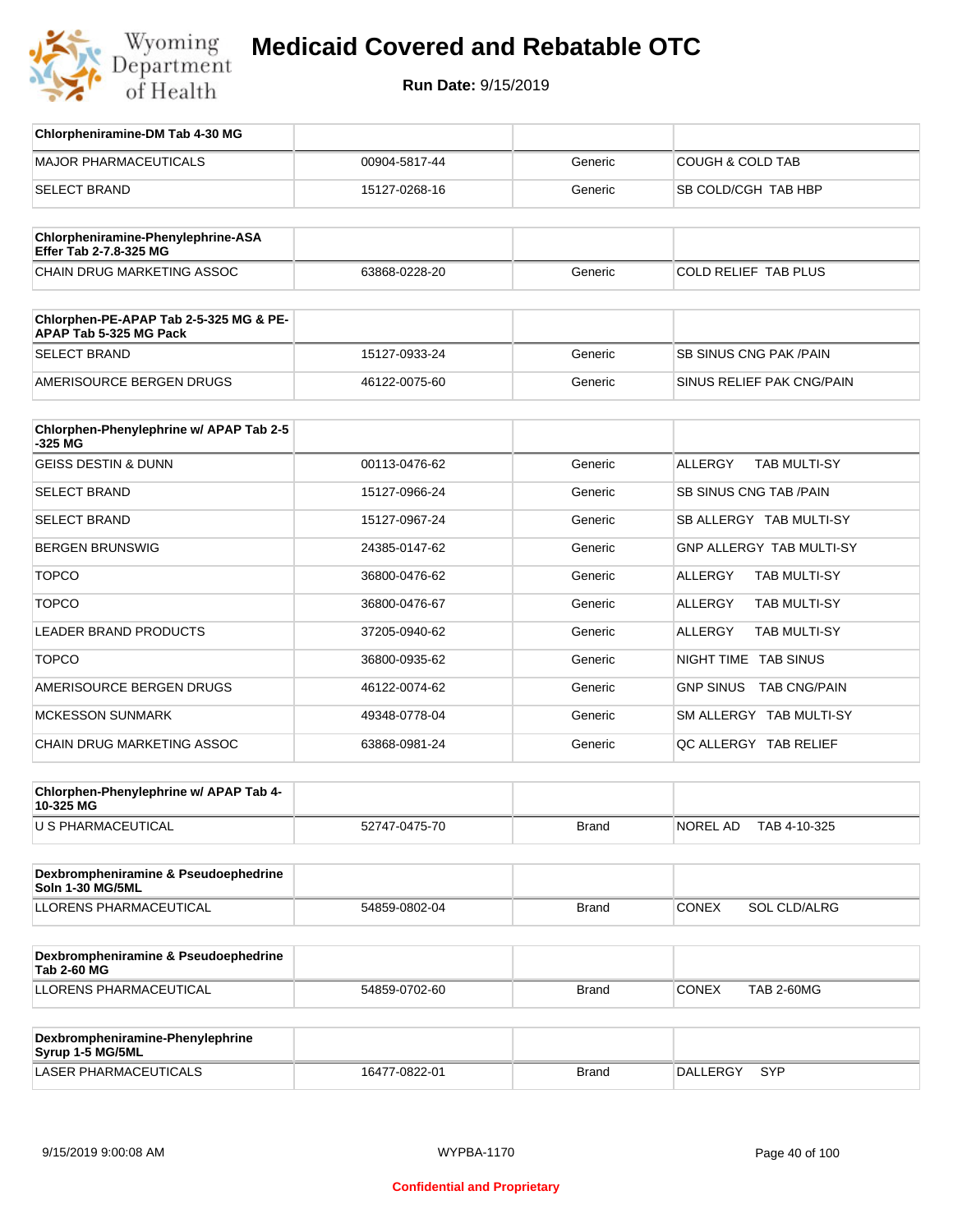# Medicaid Covered and Rebatable OTC

**Run Date:** 9/15/2019

| Chlorpheniramine-DM Tab 4-30 MG | | | |
|---|---|---|---|
| MAJOR PHARMACEUTICALS | 00904-5817-44 | Generic | COUGH & COLD TAB |
| SELECT BRAND | 15127-0268-16 | Generic | SB COLD/CGH TAB HBP |

| Chlorpheniramine-Phenylephrine-ASA Effer Tab 2-7.8-325 MG | | | |
|---|---|---|---|
| CHAIN DRUG MARKETING ASSOC | 63868-0228-20 | Generic | COLD RELIEF TAB PLUS |

| Chlorphen-PE-APAP Tab 2-5-325 MG & PE-APAP Tab 5-325 MG Pack | | | |
|---|---|---|---|
| SELECT BRAND | 15127-0933-24 | Generic | SB SINUS CNG PAK /PAIN |
| AMERISOURCE BERGEN DRUGS | 46122-0075-60 | Generic | SINUS RELIEF PAK CNG/PAIN |

| Chlorphen-Phenylephrine w/ APAP Tab 2-5-325 MG | | | |
|---|---|---|---|
| GEISS DESTIN & DUNN | 00113-0476-62 | Generic | ALLERGY TAB MULTI-SY |
| SELECT BRAND | 15127-0966-24 | Generic | SB SINUS CNG TAB /PAIN |
| SELECT BRAND | 15127-0967-24 | Generic | SB ALLERGY TAB MULTI-SY |
| BERGEN BRUNSWIG | 24385-0147-62 | Generic | GNP ALLERGY TAB MULTI-SY |
| TOPCO | 36800-0476-62 | Generic | ALLERGY TAB MULTI-SY |
| TOPCO | 36800-0476-67 | Generic | ALLERGY TAB MULTI-SY |
| LEADER BRAND PRODUCTS | 37205-0940-62 | Generic | ALLERGY TAB MULTI-SY |
| TOPCO | 36800-0935-62 | Generic | NIGHT TIME TAB SINUS |
| AMERISOURCE BERGEN DRUGS | 46122-0074-62 | Generic | GNP SINUS TAB CNG/PAIN |
| MCKESSON SUNMARK | 49348-0778-04 | Generic | SM ALLERGY TAB MULTI-SY |
| CHAIN DRUG MARKETING ASSOC | 63868-0981-24 | Generic | QC ALLERGY TAB RELIEF |

| Chlorphen-Phenylephrine w/ APAP Tab 4-10-325 MG | | | |
|---|---|---|---|
| U S PHARMACEUTICAL | 52747-0475-70 | Brand | NOREL AD TAB 4-10-325 |

| Dexbrompheniramine & Pseudoephedrine Soln 1-30 MG/5ML | | | |
|---|---|---|---|
| LLORENS PHARMACEUTICAL | 54859-0802-04 | Brand | CONEX SOL CLD/ALRG |

| Dexbrompheniramine & Pseudoephedrine Tab 2-60 MG | | | |
|---|---|---|---|
| LLORENS PHARMACEUTICAL | 54859-0702-60 | Brand | CONEX TAB 2-60MG |

| Dexbrompheniramine-Phenylephrine Syrup 1-5 MG/5ML | | | |
|---|---|---|---|
| LASER PHARMACEUTICALS | 16477-0822-01 | Brand | DALLERGY SYP |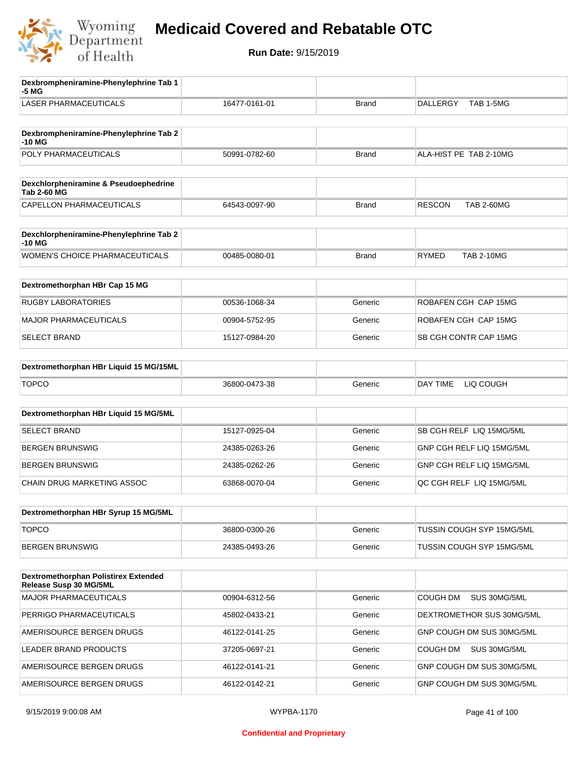| Dexbrompheniramine-Phenylephrine Tab 1-5 MG | | | |
|---|---|---|---|
| LASER PHARMACEUTICALS | 16477-0161-01 | Brand | DALLERGY TAB 1-5MG |

| Dexbrompheniramine-Phenylephrine Tab 2-10 MG | | | |
|---|---|---|---|
| POLY PHARMACEUTICALS | 50991-0782-60 | Brand | ALA-HIST PE TAB 2-10MG |

| Dexchlorpheniramine & Pseudoephedrine Tab 2-60 MG | | | |
|---|---|---|---|
| CAPELLON PHARMACEUTICALS | 64543-0097-90 | Brand | RESCON TAB 2-60MG |

| Dexchlorpheniramine-Phenylephrine Tab 2-10 MG | | | |
|---|---|---|---|
| WOMEN'S CHOICE PHARMACEUTICALS | 00485-0080-01 | Brand | RYMED TAB 2-10MG |

| Dextromethorphan HBr Cap 15 MG | | | |
|---|---|---|---|
| RUGBY LABORATORIES | 00536-1068-34 | Generic | ROBAFEN CGH CAP 15MG |
| MAJOR PHARMACEUTICALS | 00904-5752-95 | Generic | ROBAFEN CGH CAP 15MG |
| SELECT BRAND | 15127-0984-20 | Generic | SB CGH CONTR CAP 15MG |

| Dextromethorphan HBr Liquid 15 MG/15ML | | | |
|---|---|---|---|
| TOPCO | 36800-0473-38 | Generic | DAY TIME LIQ COUGH |

| Dextromethorphan HBr Liquid 15 MG/5ML | | | |
|---|---|---|---|
| SELECT BRAND | 15127-0925-04 | Generic | SB CGH RELF LIQ 15MG/5ML |
| BERGEN BRUNSWIG | 24385-0263-26 | Generic | GNP CGH RELF LIQ 15MG/5ML |
| BERGEN BRUNSWIG | 24385-0262-26 | Generic | GNP CGH RELF LIQ 15MG/5ML |
| CHAIN DRUG MARKETING ASSOC | 63868-0070-04 | Generic | QC CGH RELF LIQ 15MG/5ML |

| Dextromethorphan HBr Syrup 15 MG/5ML | | | |
|---|---|---|---|
| TOPCO | 36800-0300-26 | Generic | TUSSIN COUGH SYP 15MG/5ML |
| BERGEN BRUNSWIG | 24385-0493-26 | Generic | TUSSIN COUGH SYP 15MG/5ML |

| Dextromethorphan Polistirex Extended Release Susp 30 MG/5ML | | | |
|---|---|---|---|
| MAJOR PHARMACEUTICALS | 00904-6312-56 | Generic | COUGH DM SUS 30MG/5ML |
| PERRIGO PHARMACEUTICALS | 45802-0433-21 | Generic | DEXTROMETHOR SUS 30MG/5ML |
| AMERISOURCE BERGEN DRUGS | 46122-0141-25 | Generic | GNP COUGH DM SUS 30MG/5ML |
| LEADER BRAND PRODUCTS | 37205-0697-21 | Generic | COUGH DM SUS 30MG/5ML |
| AMERISOURCE BERGEN DRUGS | 46122-0141-21 | Generic | GNP COUGH DM SUS 30MG/5ML |
| AMERISOURCE BERGEN DRUGS | 46122-0142-21 | Generic | GNP COUGH DM SUS 30MG/5ML |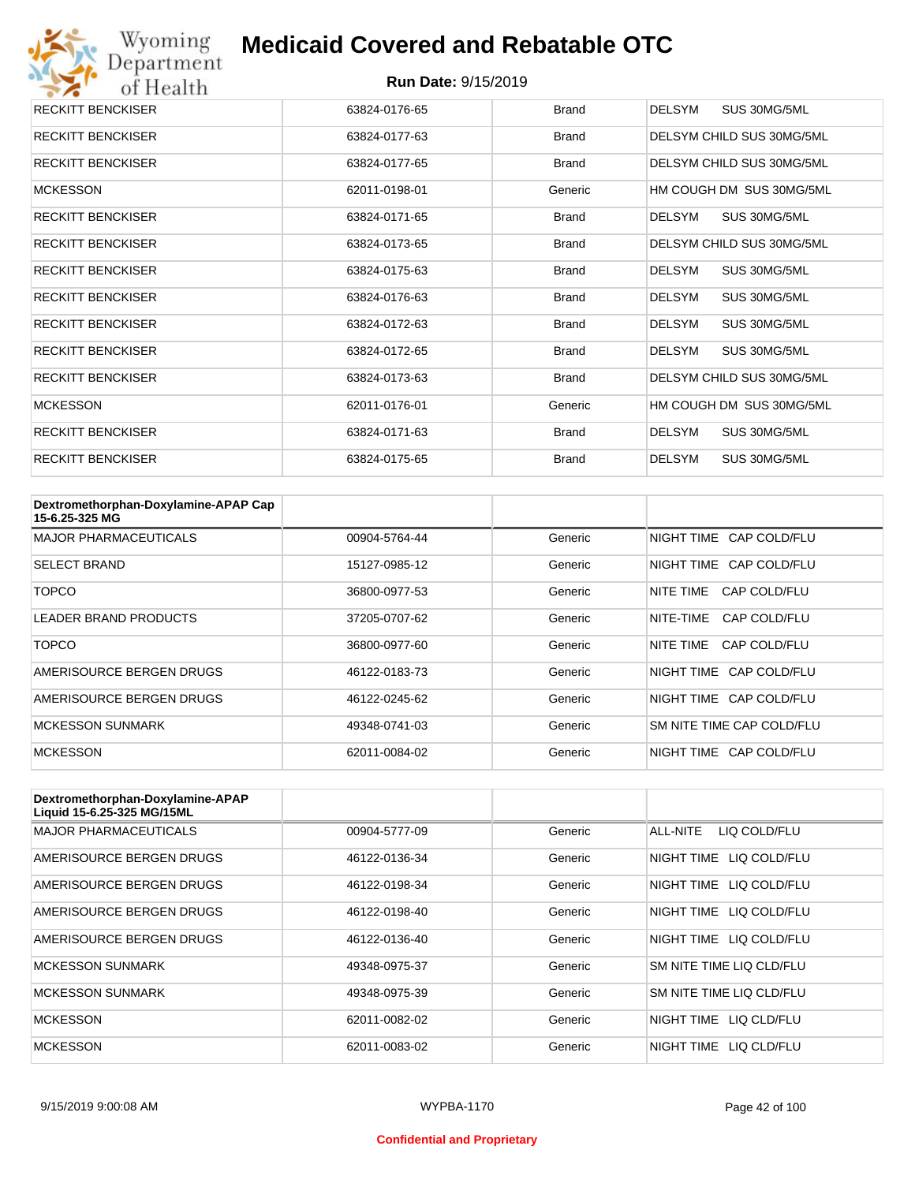| | | | |
|---|---|---|---|
| RECKITT BENCKISER | 63824-0176-65 | Brand | DELSYM SUS 30MG/5ML |
| RECKITT BENCKISER | 63824-0177-63 | Brand | DELSYM CHILD SUS 30MG/5ML |
| RECKITT BENCKISER | 63824-0177-65 | Brand | DELSYM CHILD SUS 30MG/5ML |
| MCKESSON | 62011-0198-01 | Generic | HM COUGH DM SUS 30MG/5ML |
| RECKITT BENCKISER | 63824-0171-65 | Brand | DELSYM SUS 30MG/5ML |
| RECKITT BENCKISER | 63824-0173-65 | Brand | DELSYM CHILD SUS 30MG/5ML |
| RECKITT BENCKISER | 63824-0175-63 | Brand | DELSYM SUS 30MG/5ML |
| RECKITT BENCKISER | 63824-0176-63 | Brand | DELSYM SUS 30MG/5ML |
| RECKITT BENCKISER | 63824-0172-63 | Brand | DELSYM SUS 30MG/5ML |
| RECKITT BENCKISER | 63824-0172-65 | Brand | DELSYM SUS 30MG/5ML |
| RECKITT BENCKISER | 63824-0173-63 | Brand | DELSYM CHILD SUS 30MG/5ML |
| MCKESSON | 62011-0176-01 | Generic | HM COUGH DM SUS 30MG/5ML |
| RECKITT BENCKISER | 63824-0171-63 | Brand | DELSYM SUS 30MG/5ML |
| RECKITT BENCKISER | 63824-0175-65 | Brand | DELSYM SUS 30MG/5ML |

| Dextromethorphan-Doxylamine-APAP Cap 15-6.25-325 MG | | | |
|---|---|---|---|
| MAJOR PHARMACEUTICALS | 00904-5764-44 | Generic | NIGHT TIME CAP COLD/FLU |
| SELECT BRAND | 15127-0985-12 | Generic | NIGHT TIME CAP COLD/FLU |
| TOPCO | 36800-0977-53 | Generic | NITE TIME CAP COLD/FLU |
| LEADER BRAND PRODUCTS | 37205-0707-62 | Generic | NITE-TIME CAP COLD/FLU |
| TOPCO | 36800-0977-60 | Generic | NITE TIME CAP COLD/FLU |
| AMERISOURCE BERGEN DRUGS | 46122-0183-73 | Generic | NIGHT TIME CAP COLD/FLU |
| AMERISOURCE BERGEN DRUGS | 46122-0245-62 | Generic | NIGHT TIME CAP COLD/FLU |
| MCKESSON SUNMARK | 49348-0741-03 | Generic | SM NITE TIME CAP COLD/FLU |
| MCKESSON | 62011-0084-02 | Generic | NIGHT TIME CAP COLD/FLU |

| Dextromethorphan-Doxylamine-APAP Liquid 15-6.25-325 MG/15ML | | | |
|---|---|---|---|
| MAJOR PHARMACEUTICALS | 00904-5777-09 | Generic | ALL-NITE LIQ COLD/FLU |
| AMERISOURCE BERGEN DRUGS | 46122-0136-34 | Generic | NIGHT TIME LIQ COLD/FLU |
| AMERISOURCE BERGEN DRUGS | 46122-0198-34 | Generic | NIGHT TIME LIQ COLD/FLU |
| AMERISOURCE BERGEN DRUGS | 46122-0198-40 | Generic | NIGHT TIME LIQ COLD/FLU |
| AMERISOURCE BERGEN DRUGS | 46122-0136-40 | Generic | NIGHT TIME LIQ COLD/FLU |
| MCKESSON SUNMARK | 49348-0975-37 | Generic | SM NITE TIME LIQ CLD/FLU |
| MCKESSON SUNMARK | 49348-0975-39 | Generic | SM NITE TIME LIQ CLD/FLU |
| MCKESSON | 62011-0082-02 | Generic | NIGHT TIME LIQ CLD/FLU |
| MCKESSON | 62011-0083-02 | Generic | NIGHT TIME LIQ CLD/FLU |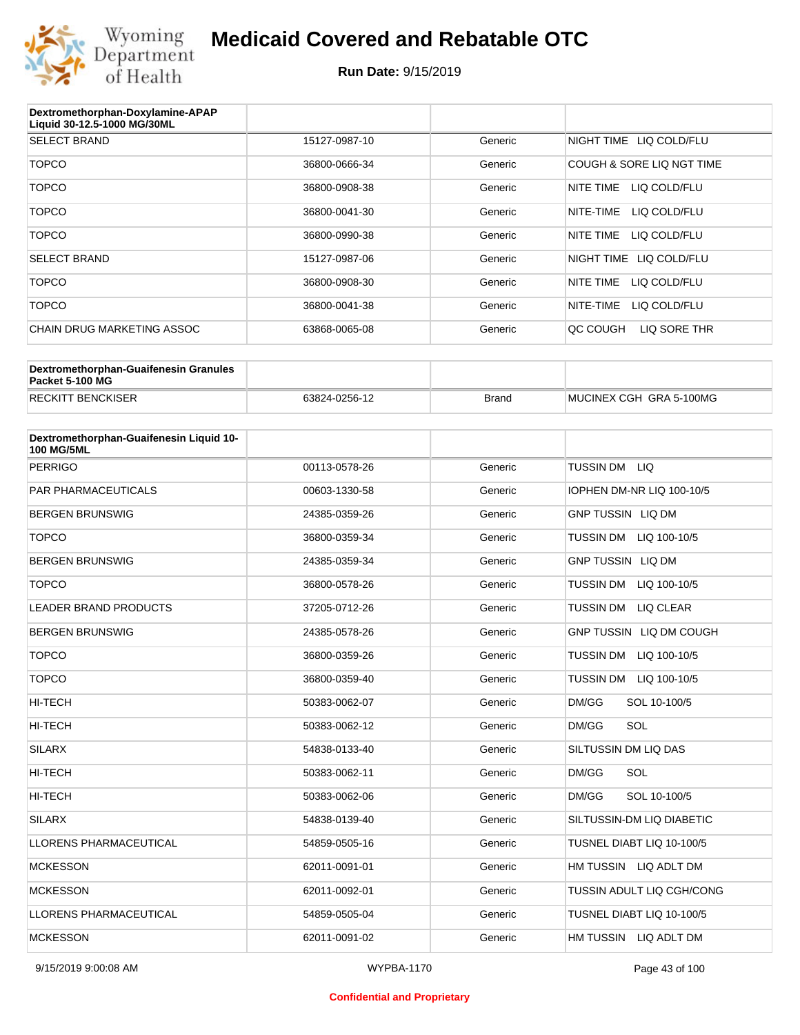# Medicaid Covered and Rebatable OTC

**Run Date:** 9/15/2019

| Dextromethorphan-Doxylamine-APAP Liquid 30-12.5-1000 MG/30ML | | | |
|---|---|---|---|
| SELECT BRAND | 15127-0987-10 | Generic | NIGHT TIME LIQ COLD/FLU |
| TOPCO | 36800-0666-34 | Generic | COUGH & SORE LIQ NGT TIME |
| TOPCO | 36800-0908-38 | Generic | NITE TIME LIQ COLD/FLU |
| TOPCO | 36800-0041-30 | Generic | NITE-TIME LIQ COLD/FLU |
| TOPCO | 36800-0990-38 | Generic | NITE TIME LIQ COLD/FLU |
| SELECT BRAND | 15127-0987-06 | Generic | NIGHT TIME LIQ COLD/FLU |
| TOPCO | 36800-0908-30 | Generic | NITE TIME LIQ COLD/FLU |
| TOPCO | 36800-0041-38 | Generic | NITE-TIME LIQ COLD/FLU |
| CHAIN DRUG MARKETING ASSOC | 63868-0065-08 | Generic | QC COUGH LIQ SORE THR |

| Dextromethorphan-Guaifenesin Granules Packet 5-100 MG | | | |
|---|---|---|---|
| RECKITT BENCKISER | 63824-0256-12 | Brand | MUCINEX CGH GRA 5-100MG |

| Dextromethorphan-Guaifenesin Liquid 10-100 MG/5ML | | | |
|---|---|---|---|
| PERRIGO | 00113-0578-26 | Generic | TUSSIN DM LIQ |
| PAR PHARMACEUTICALS | 00603-1330-58 | Generic | IOPHEN DM-NR LIQ 100-10/5 |
| BERGEN BRUNSWIG | 24385-0359-26 | Generic | GNP TUSSIN LIQ DM |
| TOPCO | 36800-0359-34 | Generic | TUSSIN DM LIQ 100-10/5 |
| BERGEN BRUNSWIG | 24385-0359-34 | Generic | GNP TUSSIN LIQ DM |
| TOPCO | 36800-0578-26 | Generic | TUSSIN DM LIQ 100-10/5 |
| LEADER BRAND PRODUCTS | 37205-0712-26 | Generic | TUSSIN DM LIQ CLEAR |
| BERGEN BRUNSWIG | 24385-0578-26 | Generic | GNP TUSSIN LIQ DM COUGH |
| TOPCO | 36800-0359-26 | Generic | TUSSIN DM LIQ 100-10/5 |
| TOPCO | 36800-0359-40 | Generic | TUSSIN DM LIQ 100-10/5 |
| HI-TECH | 50383-0062-07 | Generic | DM/GG SOL 10-100/5 |
| HI-TECH | 50383-0062-12 | Generic | DM/GG SOL |
| SILARX | 54838-0133-40 | Generic | SILTUSSIN DM LIQ DAS |
| HI-TECH | 50383-0062-11 | Generic | DM/GG SOL |
| HI-TECH | 50383-0062-06 | Generic | DM/GG SOL 10-100/5 |
| SILARX | 54838-0139-40 | Generic | SILTUSSIN-DM LIQ DIABETIC |
| LLORENS PHARMACEUTICAL | 54859-0505-16 | Generic | TUSNEL DIABT LIQ 10-100/5 |
| MCKESSON | 62011-0091-01 | Generic | HM TUSSIN LIQ ADLT DM |
| MCKESSON | 62011-0092-01 | Generic | TUSSIN ADULT LIQ CGH/CONG |
| LLORENS PHARMACEUTICAL | 54859-0505-04 | Generic | TUSNEL DIABT LIQ 10-100/5 |
| MCKESSON | 62011-0091-02 | Generic | HM TUSSIN LIQ ADLT DM |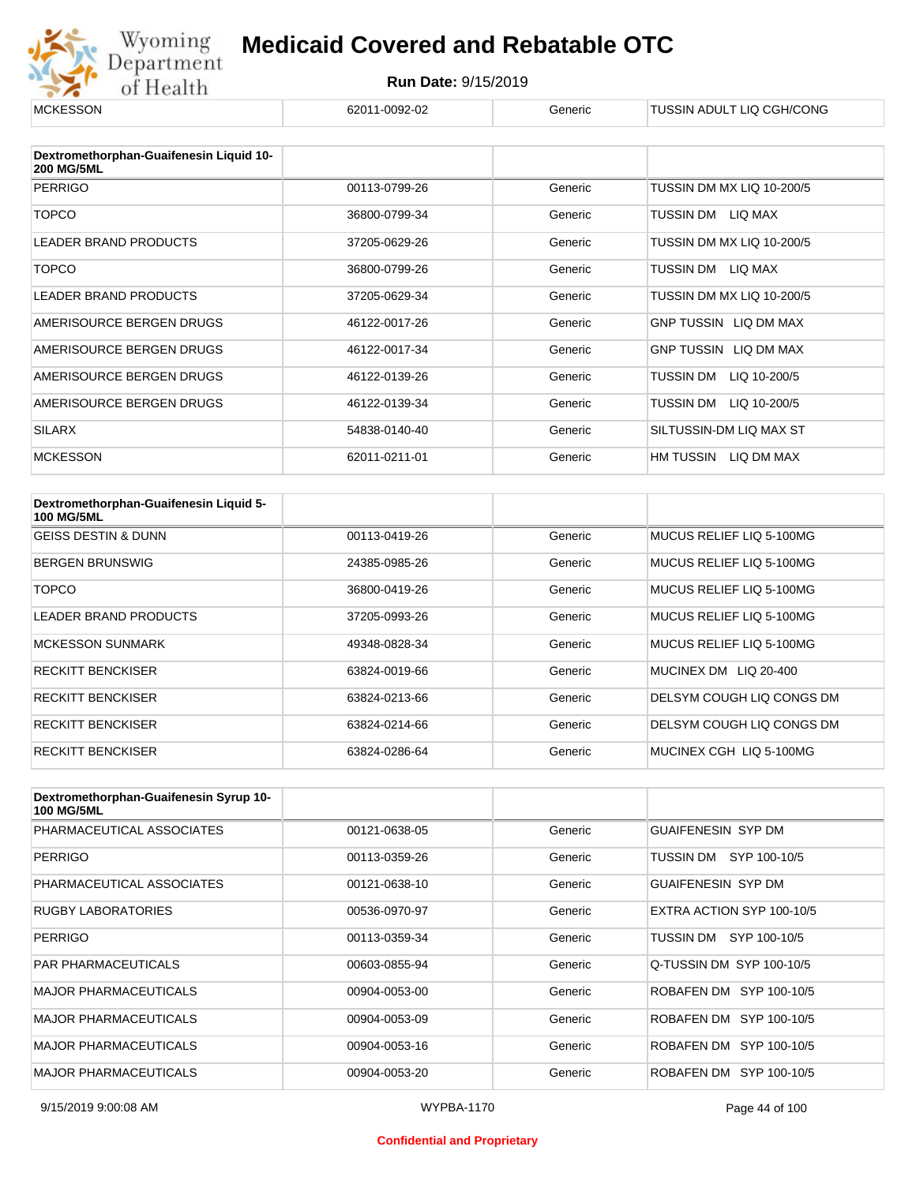| MCKESSON | 62011-0092-02 | Generic | TUSSIN ADULT LIQ CGH/CONG |
| --- | --- | --- | --- |

| Dextromethorphan-Guaifenesin Liquid 10-200 MG/5ML | | | |
| --- | --- | --- | --- |
| PERRIGO | 00113-0799-26 | Generic | TUSSIN DM MX LIQ 10-200/5 |
| TOPCO | 36800-0799-34 | Generic | TUSSIN DM LIQ MAX |
| LEADER BRAND PRODUCTS | 37205-0629-26 | Generic | TUSSIN DM MX LIQ 10-200/5 |
| TOPCO | 36800-0799-26 | Generic | TUSSIN DM LIQ MAX |
| LEADER BRAND PRODUCTS | 37205-0629-34 | Generic | TUSSIN DM MX LIQ 10-200/5 |
| AMERISOURCE BERGEN DRUGS | 46122-0017-26 | Generic | GNP TUSSIN LIQ DM MAX |
| AMERISOURCE BERGEN DRUGS | 46122-0017-34 | Generic | GNP TUSSIN LIQ DM MAX |
| AMERISOURCE BERGEN DRUGS | 46122-0139-26 | Generic | TUSSIN DM LIQ 10-200/5 |
| AMERISOURCE BERGEN DRUGS | 46122-0139-34 | Generic | TUSSIN DM LIQ 10-200/5 |
| SILARX | 54838-0140-40 | Generic | SILTUSSIN-DM LIQ MAX ST |
| MCKESSON | 62011-0211-01 | Generic | HM TUSSIN LIQ DM MAX |

| Dextromethorphan-Guaifenesin Liquid 5-100 MG/5ML | | | |
| --- | --- | --- | --- |
| GEISS DESTIN & DUNN | 00113-0419-26 | Generic | MUCUS RELIEF LIQ 5-100MG |
| BERGEN BRUNSWIG | 24385-0985-26 | Generic | MUCUS RELIEF LIQ 5-100MG |
| TOPCO | 36800-0419-26 | Generic | MUCUS RELIEF LIQ 5-100MG |
| LEADER BRAND PRODUCTS | 37205-0993-26 | Generic | MUCUS RELIEF LIQ 5-100MG |
| MCKESSON SUNMARK | 49348-0828-34 | Generic | MUCUS RELIEF LIQ 5-100MG |
| RECKITT BENCKISER | 63824-0019-66 | Generic | MUCINEX DM LIQ 20-400 |
| RECKITT BENCKISER | 63824-0213-66 | Generic | DELSYM COUGH LIQ CONGS DM |
| RECKITT BENCKISER | 63824-0214-66 | Generic | DELSYM COUGH LIQ CONGS DM |
| RECKITT BENCKISER | 63824-0286-64 | Generic | MUCINEX CGH LIQ 5-100MG |

| Dextromethorphan-Guaifenesin Syrup 10-100 MG/5ML | | | |
| --- | --- | --- | --- |
| PHARMACEUTICAL ASSOCIATES | 00121-0638-05 | Generic | GUAIFENESIN SYP DM |
| PERRIGO | 00113-0359-26 | Generic | TUSSIN DM SYP 100-10/5 |
| PHARMACEUTICAL ASSOCIATES | 00121-0638-10 | Generic | GUAIFENESIN SYP DM |
| RUGBY LABORATORIES | 00536-0970-97 | Generic | EXTRA ACTION SYP 100-10/5 |
| PERRIGO | 00113-0359-34 | Generic | TUSSIN DM SYP 100-10/5 |
| PAR PHARMACEUTICALS | 00603-0855-94 | Generic | Q-TUSSIN DM SYP 100-10/5 |
| MAJOR PHARMACEUTICALS | 00904-0053-00 | Generic | ROBAFEN DM SYP 100-10/5 |
| MAJOR PHARMACEUTICALS | 00904-0053-09 | Generic | ROBAFEN DM SYP 100-10/5 |
| MAJOR PHARMACEUTICALS | 00904-0053-16 | Generic | ROBAFEN DM SYP 100-10/5 |
| MAJOR PHARMACEUTICALS | 00904-0053-20 | Generic | ROBAFEN DM SYP 100-10/5 |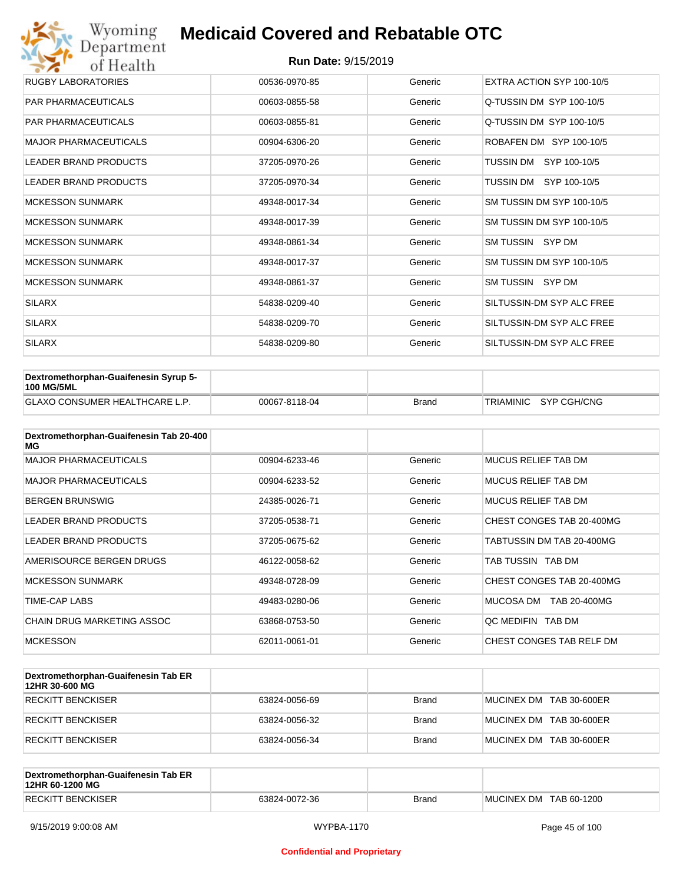| | | | |
|---|---|---|---|
| RUGBY LABORATORIES | 00536-0970-85 | Generic | EXTRA ACTION SYP 100-10/5 |
| PAR PHARMACEUTICALS | 00603-0855-58 | Generic | Q-TUSSIN DM SYP 100-10/5 |
| PAR PHARMACEUTICALS | 00603-0855-81 | Generic | Q-TUSSIN DM SYP 100-10/5 |
| MAJOR PHARMACEUTICALS | 00904-6306-20 | Generic | ROBAFEN DM SYP 100-10/5 |
| LEADER BRAND PRODUCTS | 37205-0970-26 | Generic | TUSSIN DM SYP 100-10/5 |
| LEADER BRAND PRODUCTS | 37205-0970-34 | Generic | TUSSIN DM SYP 100-10/5 |
| MCKESSON SUNMARK | 49348-0017-34 | Generic | SM TUSSIN DM SYP 100-10/5 |
| MCKESSON SUNMARK | 49348-0017-39 | Generic | SM TUSSIN DM SYP 100-10/5 |
| MCKESSON SUNMARK | 49348-0861-34 | Generic | SM TUSSIN SYP DM |
| MCKESSON SUNMARK | 49348-0017-37 | Generic | SM TUSSIN DM SYP 100-10/5 |
| MCKESSON SUNMARK | 49348-0861-37 | Generic | SM TUSSIN SYP DM |
| SILARX | 54838-0209-40 | Generic | SILTUSSIN-DM SYP ALC FREE |
| SILARX | 54838-0209-70 | Generic | SILTUSSIN-DM SYP ALC FREE |
| SILARX | 54838-0209-80 | Generic | SILTUSSIN-DM SYP ALC FREE |

| Dextromethorphan-Guaifenesin Syrup 5-100 MG/5ML | | | |
|---|---|---|---|
| GLAXO CONSUMER HEALTHCARE L.P. | 00067-8118-04 | Brand | TRIAMINIC SYP CGH/CNG |

| Dextromethorphan-Guaifenesin Tab 20-400 MG | | | |
|---|---|---|---|
| MAJOR PHARMACEUTICALS | 00904-6233-46 | Generic | MUCUS RELIEF TAB DM |
| MAJOR PHARMACEUTICALS | 00904-6233-52 | Generic | MUCUS RELIEF TAB DM |
| BERGEN BRUNSWIG | 24385-0026-71 | Generic | MUCUS RELIEF TAB DM |
| LEADER BRAND PRODUCTS | 37205-0538-71 | Generic | CHEST CONGES TAB 20-400MG |
| LEADER BRAND PRODUCTS | 37205-0675-62 | Generic | TABTUSSIN DM TAB 20-400MG |
| AMERISOURCE BERGEN DRUGS | 46122-0058-62 | Generic | TAB TUSSIN TAB DM |
| MCKESSON SUNMARK | 49348-0728-09 | Generic | CHEST CONGES TAB 20-400MG |
| TIME-CAP LABS | 49483-0280-06 | Generic | MUCOSA DM TAB 20-400MG |
| CHAIN DRUG MARKETING ASSOC | 63868-0753-50 | Generic | QC MEDIFIN TAB DM |
| MCKESSON | 62011-0061-01 | Generic | CHEST CONGES TAB RELF DM |

| Dextromethorphan-Guaifenesin Tab ER 12HR 30-600 MG | | | |
|---|---|---|---|
| RECKITT BENCKISER | 63824-0056-69 | Brand | MUCINEX DM TAB 30-600ER |
| RECKITT BENCKISER | 63824-0056-32 | Brand | MUCINEX DM TAB 30-600ER |
| RECKITT BENCKISER | 63824-0056-34 | Brand | MUCINEX DM TAB 30-600ER |

| Dextromethorphan-Guaifenesin Tab ER 12HR 60-1200 MG | | | |
|---|---|---|---|
| RECKITT BENCKISER | 63824-0072-36 | Brand | MUCINEX DM TAB 60-1200 |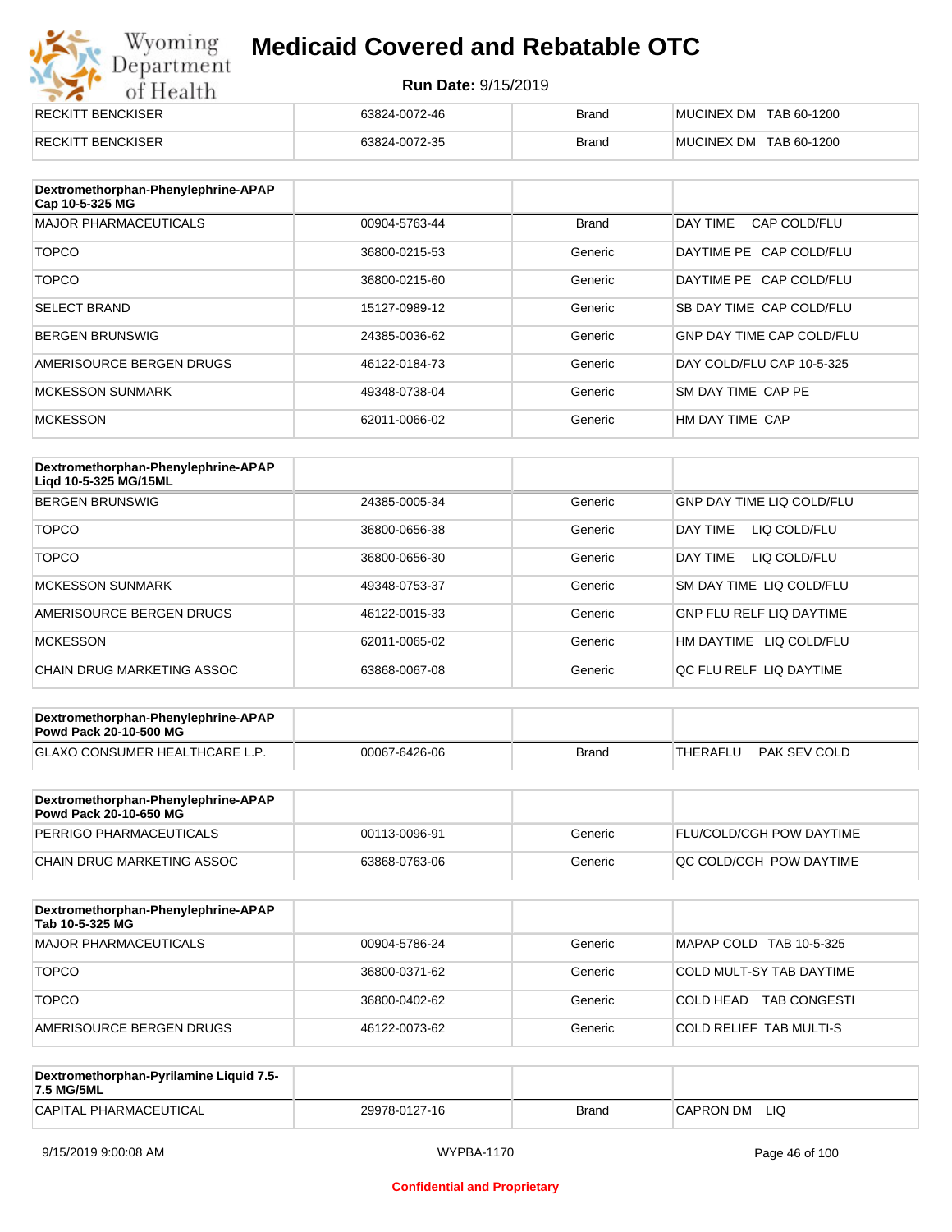| | | | |
|---|---|---|---|
| RECKITT BENCKISER | 63824-0072-46 | Brand | MUCINEX DM TAB 60-1200 |
| RECKITT BENCKISER | 63824-0072-35 | Brand | MUCINEX DM TAB 60-1200 |

| Dextromethorphan-Phenylephrine-APAP Cap 10-5-325 MG | | | |
|---|---|---|---|
| MAJOR PHARMACEUTICALS | 00904-5763-44 | Brand | DAY TIME CAP COLD/FLU |
| TOPCO | 36800-0215-53 | Generic | DAYTIME PE CAP COLD/FLU |
| TOPCO | 36800-0215-60 | Generic | DAYTIME PE CAP COLD/FLU |
| SELECT BRAND | 15127-0989-12 | Generic | SB DAY TIME CAP COLD/FLU |
| BERGEN BRUNSWIG | 24385-0036-62 | Generic | GNP DAY TIME CAP COLD/FLU |
| AMERISOURCE BERGEN DRUGS | 46122-0184-73 | Generic | DAY COLD/FLU CAP 10-5-325 |
| MCKESSON SUNMARK | 49348-0738-04 | Generic | SM DAY TIME CAP PE |
| MCKESSON | 62011-0066-02 | Generic | HM DAY TIME CAP |

| Dextromethorphan-Phenylephrine-APAP Liqd 10-5-325 MG/15ML | | | |
|---|---|---|---|
| BERGEN BRUNSWIG | 24385-0005-34 | Generic | GNP DAY TIME LIQ COLD/FLU |
| TOPCO | 36800-0656-38 | Generic | DAY TIME LIQ COLD/FLU |
| TOPCO | 36800-0656-30 | Generic | DAY TIME LIQ COLD/FLU |
| MCKESSON SUNMARK | 49348-0753-37 | Generic | SM DAY TIME LIQ COLD/FLU |
| AMERISOURCE BERGEN DRUGS | 46122-0015-33 | Generic | GNP FLU RELF LIQ DAYTIME |
| MCKESSON | 62011-0065-02 | Generic | HM DAYTIME LIQ COLD/FLU |
| CHAIN DRUG MARKETING ASSOC | 63868-0067-08 | Generic | QC FLU RELF LIQ DAYTIME |

| Dextromethorphan-Phenylephrine-APAP Powd Pack 20-10-500 MG | | | |
|---|---|---|---|
| GLAXO CONSUMER HEALTHCARE L.P. | 00067-6426-06 | Brand | THERAFLU PAK SEV COLD |

| Dextromethorphan-Phenylephrine-APAP Powd Pack 20-10-650 MG | | | |
|---|---|---|---|
| PERRIGO PHARMACEUTICALS | 00113-0096-91 | Generic | FLU/COLD/CGH POW DAYTIME |
| CHAIN DRUG MARKETING ASSOC | 63868-0763-06 | Generic | QC COLD/CGH POW DAYTIME |

| Dextromethorphan-Phenylephrine-APAP Tab 10-5-325 MG | | | |
|---|---|---|---|
| MAJOR PHARMACEUTICALS | 00904-5786-24 | Generic | MAPAP COLD TAB 10-5-325 |
| TOPCO | 36800-0371-62 | Generic | COLD MULT-SY TAB DAYTIME |
| TOPCO | 36800-0402-62 | Generic | COLD HEAD TAB CONGESTI |
| AMERISOURCE BERGEN DRUGS | 46122-0073-62 | Generic | COLD RELIEF TAB MULTI-S |

| Dextromethorphan-Pyrilamine Liquid 7.5-7.5 MG/5ML | | | |
|---|---|---|---|
| CAPITAL PHARMACEUTICAL | 29978-0127-16 | Brand | CAPRON DM LIQ |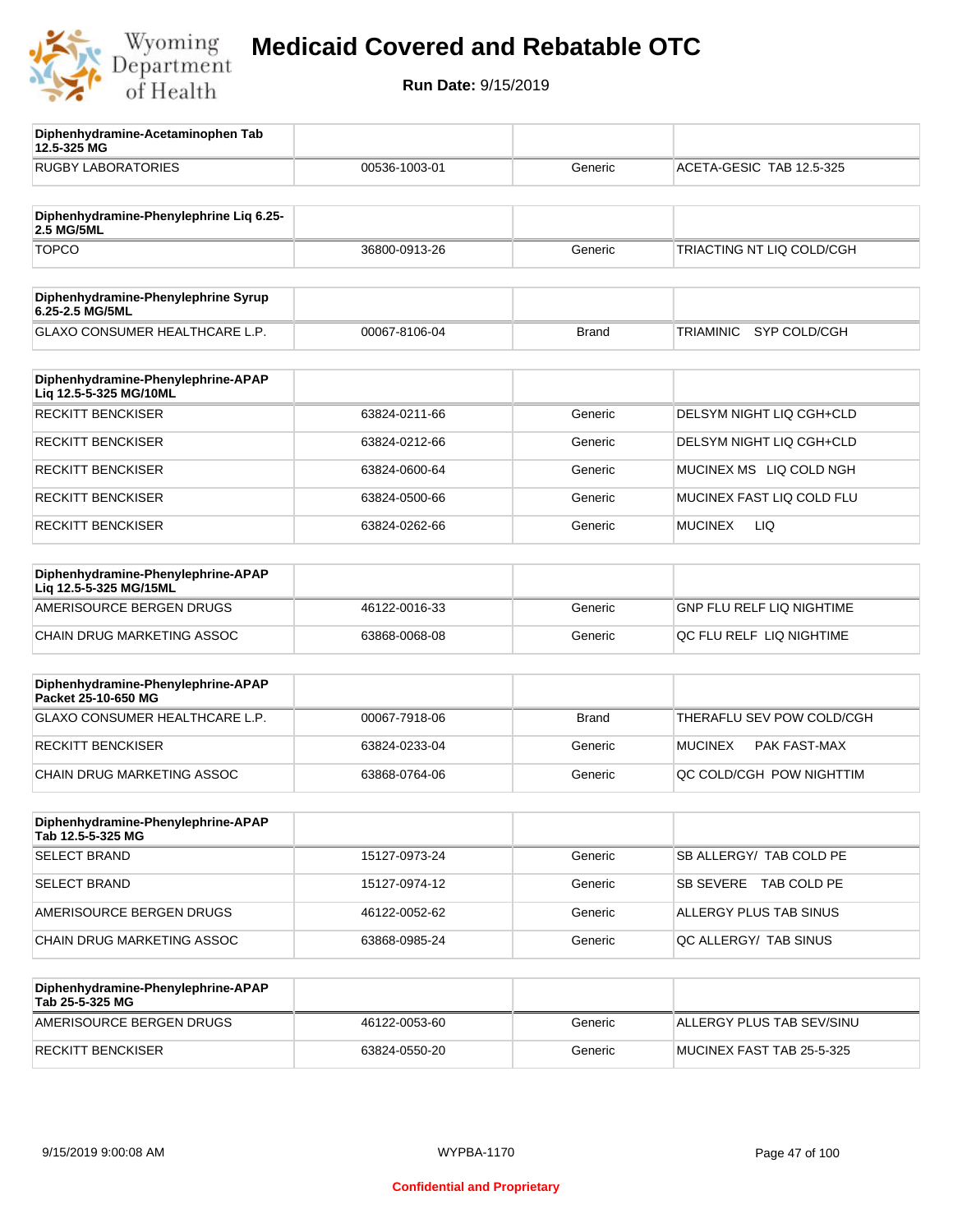# Medicaid Covered and Rebatable OTC

**Run Date:** 9/15/2019

| Diphenhydramine-Acetaminophen Tab 12.5-325 MG | | | |
|---|---|---|---|
| RUGBY LABORATORIES | 00536-1003-01 | Generic | ACETA-GESIC TAB 12.5-325 |

| Diphenhydramine-Phenylephrine Liq 6.25-2.5 MG/5ML | | | |
|---|---|---|---|
| TOPCO | 36800-0913-26 | Generic | TRIACTING NT LIQ COLD/CGH |

| Diphenhydramine-Phenylephrine Syrup 6.25-2.5 MG/5ML | | | |
|---|---|---|---|
| GLAXO CONSUMER HEALTHCARE L.P. | 00067-8106-04 | Brand | TRIAMINIC SYP COLD/CGH |

| Diphenhydramine-Phenylephrine-APAP Liq 12.5-5-325 MG/10ML | | | |
|---|---|---|---|
| RECKITT BENCKISER | 63824-0211-66 | Generic | DELSYM NIGHT LIQ CGH+CLD |
| RECKITT BENCKISER | 63824-0212-66 | Generic | DELSYM NIGHT LIQ CGH+CLD |
| RECKITT BENCKISER | 63824-0600-64 | Generic | MUCINEX MS LIQ COLD NGH |
| RECKITT BENCKISER | 63824-0500-66 | Generic | MUCINEX FAST LIQ COLD FLU |
| RECKITT BENCKISER | 63824-0262-66 | Generic | MUCINEX LIQ |

| Diphenhydramine-Phenylephrine-APAP Liq 12.5-5-325 MG/15ML | | | |
|---|---|---|---|
| AMERISOURCE BERGEN DRUGS | 46122-0016-33 | Generic | GNP FLU RELF LIQ NIGHTIME |
| CHAIN DRUG MARKETING ASSOC | 63868-0068-08 | Generic | QC FLU RELF LIQ NIGHTIME |

| Diphenhydramine-Phenylephrine-APAP Packet 25-10-650 MG | | | |
|---|---|---|---|
| GLAXO CONSUMER HEALTHCARE L.P. | 00067-7918-06 | Brand | THERAFLU SEV POW COLD/CGH |
| RECKITT BENCKISER | 63824-0233-04 | Generic | MUCINEX PAK FAST-MAX |
| CHAIN DRUG MARKETING ASSOC | 63868-0764-06 | Generic | QC COLD/CGH POW NIGHTTIM |

| Diphenhydramine-Phenylephrine-APAP Tab 12.5-5-325 MG | | | |
|---|---|---|---|
| SELECT BRAND | 15127-0973-24 | Generic | SB ALLERGY/ TAB COLD PE |
| SELECT BRAND | 15127-0974-12 | Generic | SB SEVERE TAB COLD PE |
| AMERISOURCE BERGEN DRUGS | 46122-0052-62 | Generic | ALLERGY PLUS TAB SINUS |
| CHAIN DRUG MARKETING ASSOC | 63868-0985-24 | Generic | QC ALLERGY/ TAB SINUS |

| Diphenhydramine-Phenylephrine-APAP Tab 25-5-325 MG | | | |
|---|---|---|---|
| AMERISOURCE BERGEN DRUGS | 46122-0053-60 | Generic | ALLERGY PLUS TAB SEV/SINU |
| RECKITT BENCKISER | 63824-0550-20 | Generic | MUCINEX FAST TAB 25-5-325 |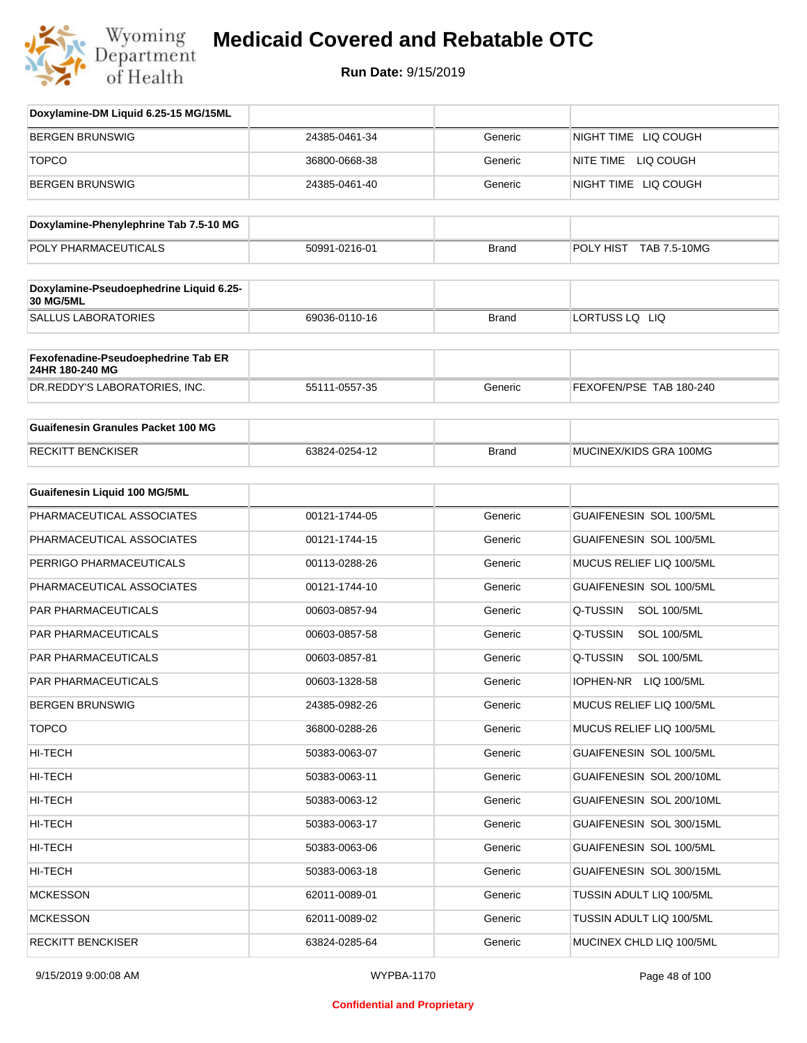# Medicaid Covered and Rebatable OTC

**Run Date:** 9/15/2019

| Doxylamine-DM Liquid 6.25-15 MG/15ML | | | |
|---|---|---|---|
| BERGEN BRUNSWIG | 24385-0461-34 | Generic | NIGHT TIME LIQ COUGH |
| TOPCO | 36800-0668-38 | Generic | NITE TIME LIQ COUGH |
| BERGEN BRUNSWIG | 24385-0461-40 | Generic | NIGHT TIME LIQ COUGH |

| Doxylamine-Phenylephrine Tab 7.5-10 MG | | | |
|---|---|---|---|
| POLY PHARMACEUTICALS | 50991-0216-01 | Brand | POLY HIST TAB 7.5-10MG |

| Doxylamine-Pseudoephedrine Liquid 6.25-30 MG/5ML | | | |
|---|---|---|---|
| SALLUS LABORATORIES | 69036-0110-16 | Brand | LORTUSS LQ LIQ |

| Fexofenadine-Pseudoephedrine Tab ER 24HR 180-240 MG | | | |
|---|---|---|---|
| DR.REDDY'S LABORATORIES, INC. | 55111-0557-35 | Generic | FEXOFEN/PSE TAB 180-240 |

| Guaifenesin Granules Packet 100 MG | | | |
|---|---|---|---|
| RECKITT BENCKISER | 63824-0254-12 | Brand | MUCINEX/KIDS GRA 100MG |

| Guaifenesin Liquid 100 MG/5ML | | | |
|---|---|---|---|
| PHARMACEUTICAL ASSOCIATES | 00121-1744-05 | Generic | GUAIFENESIN SOL 100/5ML |
| PHARMACEUTICAL ASSOCIATES | 00121-1744-15 | Generic | GUAIFENESIN SOL 100/5ML |
| PERRIGO PHARMACEUTICALS | 00113-0288-26 | Generic | MUCUS RELIEF LIQ 100/5ML |
| PHARMACEUTICAL ASSOCIATES | 00121-1744-10 | Generic | GUAIFENESIN SOL 100/5ML |
| PAR PHARMACEUTICALS | 00603-0857-94 | Generic | Q-TUSSIN SOL 100/5ML |
| PAR PHARMACEUTICALS | 00603-0857-58 | Generic | Q-TUSSIN SOL 100/5ML |
| PAR PHARMACEUTICALS | 00603-0857-81 | Generic | Q-TUSSIN SOL 100/5ML |
| PAR PHARMACEUTICALS | 00603-1328-58 | Generic | IOPHEN-NR LIQ 100/5ML |
| BERGEN BRUNSWIG | 24385-0982-26 | Generic | MUCUS RELIEF LIQ 100/5ML |
| TOPCO | 36800-0288-26 | Generic | MUCUS RELIEF LIQ 100/5ML |
| HI-TECH | 50383-0063-07 | Generic | GUAIFENESIN SOL 100/5ML |
| HI-TECH | 50383-0063-11 | Generic | GUAIFENESIN SOL 200/10ML |
| HI-TECH | 50383-0063-12 | Generic | GUAIFENESIN SOL 200/10ML |
| HI-TECH | 50383-0063-17 | Generic | GUAIFENESIN SOL 300/15ML |
| HI-TECH | 50383-0063-06 | Generic | GUAIFENESIN SOL 100/5ML |
| HI-TECH | 50383-0063-18 | Generic | GUAIFENESIN SOL 300/15ML |
| MCKESSON | 62011-0089-01 | Generic | TUSSIN ADULT LIQ 100/5ML |
| MCKESSON | 62011-0089-02 | Generic | TUSSIN ADULT LIQ 100/5ML |
| RECKITT BENCKISER | 63824-0285-64 | Generic | MUCINEX CHLD LIQ 100/5ML |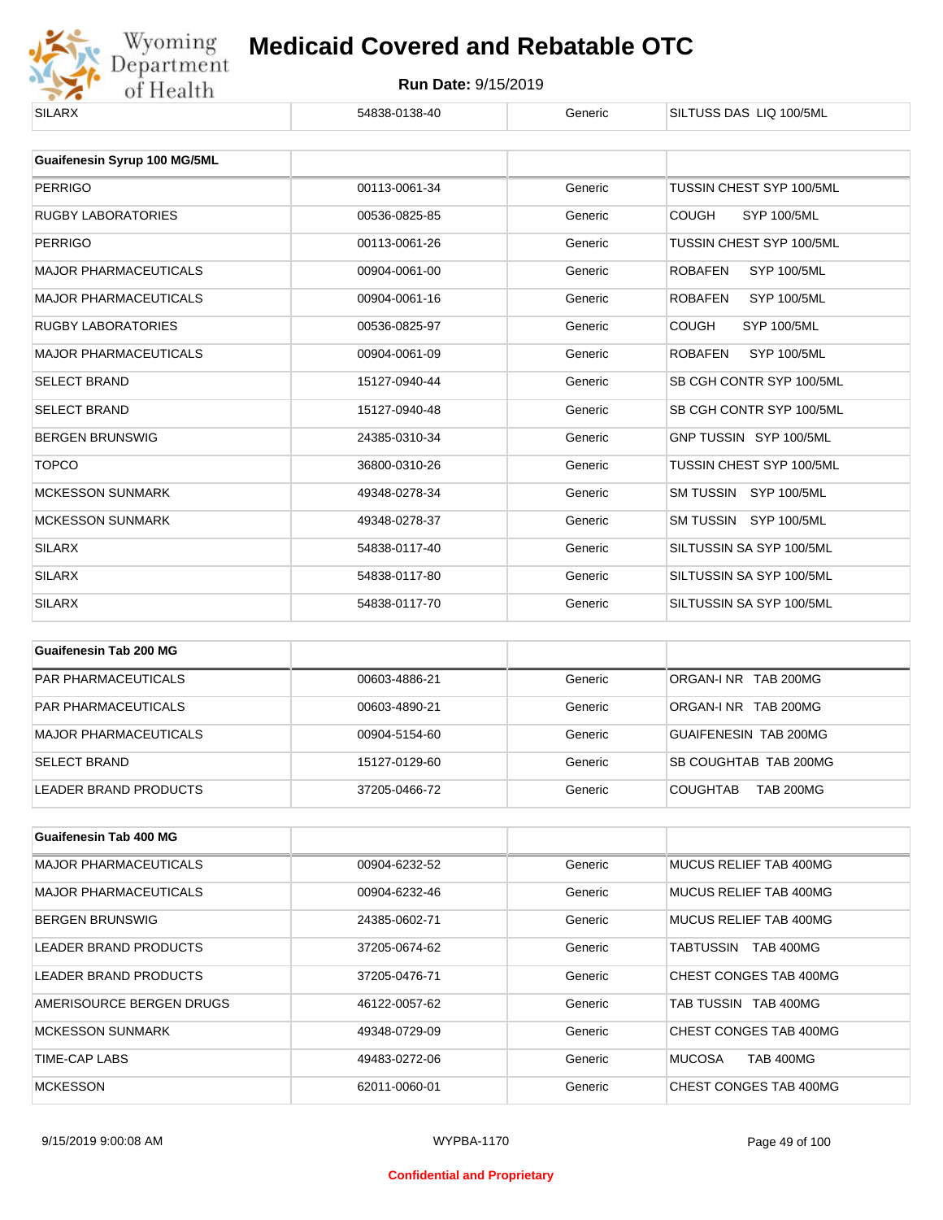| SILARX | 54838-0138-40 | Generic | SILTUSS DAS LIQ 100/5ML |
|---|---|---|---|

| Guaifenesin Syrup 100 MG/5ML | | | |
|---|---|---|---|
| PERRIGO | 00113-0061-34 | Generic | TUSSIN CHEST SYP 100/5ML |
| RUGBY LABORATORIES | 00536-0825-85 | Generic | COUGH SYP 100/5ML |
| PERRIGO | 00113-0061-26 | Generic | TUSSIN CHEST SYP 100/5ML |
| MAJOR PHARMACEUTICALS | 00904-0061-00 | Generic | ROBAFEN SYP 100/5ML |
| MAJOR PHARMACEUTICALS | 00904-0061-16 | Generic | ROBAFEN SYP 100/5ML |
| RUGBY LABORATORIES | 00536-0825-97 | Generic | COUGH SYP 100/5ML |
| MAJOR PHARMACEUTICALS | 00904-0061-09 | Generic | ROBAFEN SYP 100/5ML |
| SELECT BRAND | 15127-0940-44 | Generic | SB CGH CONTR SYP 100/5ML |
| SELECT BRAND | 15127-0940-48 | Generic | SB CGH CONTR SYP 100/5ML |
| BERGEN BRUNSWIG | 24385-0310-34 | Generic | GNP TUSSIN SYP 100/5ML |
| TOPCO | 36800-0310-26 | Generic | TUSSIN CHEST SYP 100/5ML |
| MCKESSON SUNMARK | 49348-0278-34 | Generic | SM TUSSIN SYP 100/5ML |
| MCKESSON SUNMARK | 49348-0278-37 | Generic | SM TUSSIN SYP 100/5ML |
| SILARX | 54838-0117-40 | Generic | SILTUSSIN SA SYP 100/5ML |
| SILARX | 54838-0117-80 | Generic | SILTUSSIN SA SYP 100/5ML |
| SILARX | 54838-0117-70 | Generic | SILTUSSIN SA SYP 100/5ML |

| Guaifenesin Tab 200 MG | | | |
|---|---|---|---|
| PAR PHARMACEUTICALS | 00603-4886-21 | Generic | ORGAN-I NR TAB 200MG |
| PAR PHARMACEUTICALS | 00603-4890-21 | Generic | ORGAN-I NR TAB 200MG |
| MAJOR PHARMACEUTICALS | 00904-5154-60 | Generic | GUAIFENESIN TAB 200MG |
| SELECT BRAND | 15127-0129-60 | Generic | SB COUGHTAB TAB 200MG |
| LEADER BRAND PRODUCTS | 37205-0466-72 | Generic | COUGHTAB TAB 200MG |

| Guaifenesin Tab 400 MG | | | |
|---|---|---|---|
| MAJOR PHARMACEUTICALS | 00904-6232-52 | Generic | MUCUS RELIEF TAB 400MG |
| MAJOR PHARMACEUTICALS | 00904-6232-46 | Generic | MUCUS RELIEF TAB 400MG |
| BERGEN BRUNSWIG | 24385-0602-71 | Generic | MUCUS RELIEF TAB 400MG |
| LEADER BRAND PRODUCTS | 37205-0674-62 | Generic | TABTUSSIN TAB 400MG |
| LEADER BRAND PRODUCTS | 37205-0476-71 | Generic | CHEST CONGES TAB 400MG |
| AMERISOURCE BERGEN DRUGS | 46122-0057-62 | Generic | TAB TUSSIN TAB 400MG |
| MCKESSON SUNMARK | 49348-0729-09 | Generic | CHEST CONGES TAB 400MG |
| TIME-CAP LABS | 49483-0272-06 | Generic | MUCOSA TAB 400MG |
| MCKESSON | 62011-0060-01 | Generic | CHEST CONGES TAB 400MG |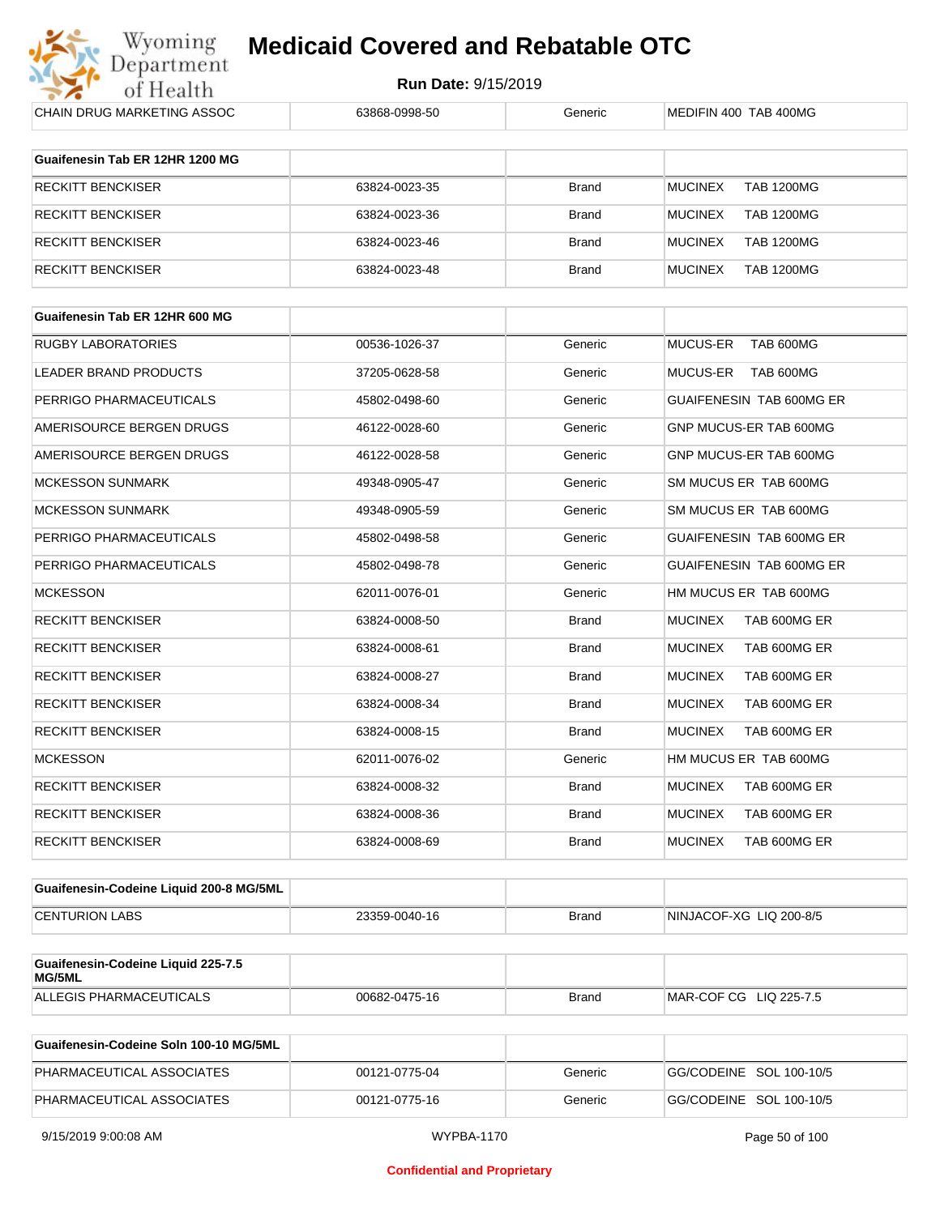| CHAIN DRUG MARKETING ASSOC | 63868-0998-50 | Generic | MEDIFIN 400 TAB 400MG |
|---|---|---|---|

| Guaifenesin Tab ER 12HR 1200 MG | | | |
|---|---|---|---|
| RECKITT BENCKISER | 63824-0023-35 | Brand | MUCINEX TAB 1200MG |
| RECKITT BENCKISER | 63824-0023-36 | Brand | MUCINEX TAB 1200MG |
| RECKITT BENCKISER | 63824-0023-46 | Brand | MUCINEX TAB 1200MG |
| RECKITT BENCKISER | 63824-0023-48 | Brand | MUCINEX TAB 1200MG |

| Guaifenesin Tab ER 12HR 600 MG | | | |
|---|---|---|---|
| RUGBY LABORATORIES | 00536-1026-37 | Generic | MUCUS-ER TAB 600MG |
| LEADER BRAND PRODUCTS | 37205-0628-58 | Generic | MUCUS-ER TAB 600MG |
| PERRIGO PHARMACEUTICALS | 45802-0498-60 | Generic | GUAIFENESIN TAB 600MG ER |
| AMERISOURCE BERGEN DRUGS | 46122-0028-60 | Generic | GNP MUCUS-ER TAB 600MG |
| AMERISOURCE BERGEN DRUGS | 46122-0028-58 | Generic | GNP MUCUS-ER TAB 600MG |
| MCKESSON SUNMARK | 49348-0905-47 | Generic | SM MUCUS ER TAB 600MG |
| MCKESSON SUNMARK | 49348-0905-59 | Generic | SM MUCUS ER TAB 600MG |
| PERRIGO PHARMACEUTICALS | 45802-0498-58 | Generic | GUAIFENESIN TAB 600MG ER |
| PERRIGO PHARMACEUTICALS | 45802-0498-78 | Generic | GUAIFENESIN TAB 600MG ER |
| MCKESSON | 62011-0076-01 | Generic | HM MUCUS ER TAB 600MG |
| RECKITT BENCKISER | 63824-0008-50 | Brand | MUCINEX TAB 600MG ER |
| RECKITT BENCKISER | 63824-0008-61 | Brand | MUCINEX TAB 600MG ER |
| RECKITT BENCKISER | 63824-0008-27 | Brand | MUCINEX TAB 600MG ER |
| RECKITT BENCKISER | 63824-0008-34 | Brand | MUCINEX TAB 600MG ER |
| RECKITT BENCKISER | 63824-0008-15 | Brand | MUCINEX TAB 600MG ER |
| MCKESSON | 62011-0076-02 | Generic | HM MUCUS ER TAB 600MG |
| RECKITT BENCKISER | 63824-0008-32 | Brand | MUCINEX TAB 600MG ER |
| RECKITT BENCKISER | 63824-0008-36 | Brand | MUCINEX TAB 600MG ER |
| RECKITT BENCKISER | 63824-0008-69 | Brand | MUCINEX TAB 600MG ER |

| Guaifenesin-Codeine Liquid 200-8 MG/5ML | | | |
|---|---|---|---|
| CENTURION LABS | 23359-0040-16 | Brand | NINJACOF-XG LIQ 200-8/5 |

| Guaifenesin-Codeine Liquid 225-7.5 MG/5ML | | | |
|---|---|---|---|
| ALLEGIS PHARMACEUTICALS | 00682-0475-16 | Brand | MAR-COF CG LIQ 225-7.5 |

| Guaifenesin-Codeine Soln 100-10 MG/5ML | | | |
|---|---|---|---|
| PHARMACEUTICAL ASSOCIATES | 00121-0775-04 | Generic | GG/CODEINE SOL 100-10/5 |
| PHARMACEUTICAL ASSOCIATES | 00121-0775-16 | Generic | GG/CODEINE SOL 100-10/5 |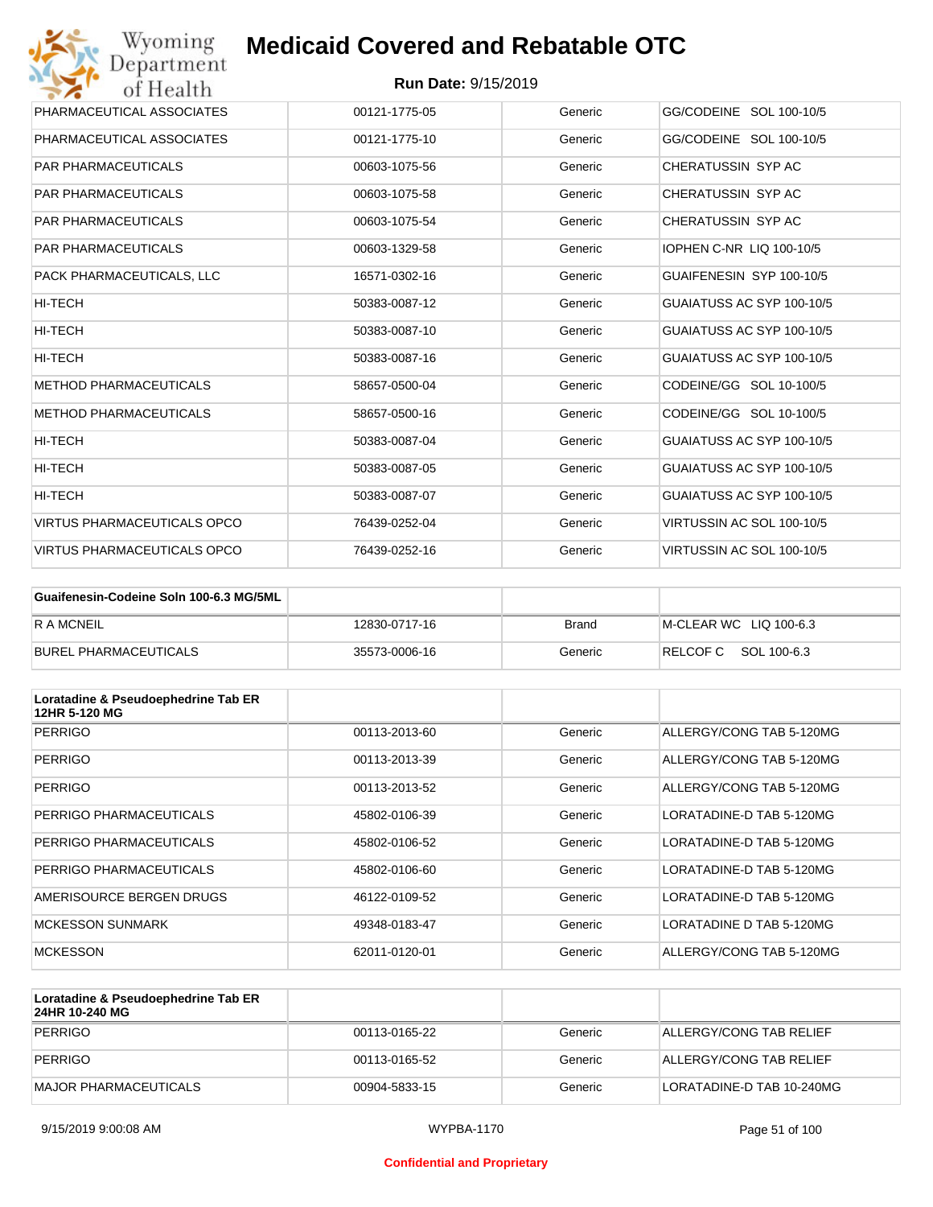# Medicaid Covered and Rebatable OTC

**Run Date:** 9/15/2019

| | | | |
|---|---|---|---|
| PHARMACEUTICAL ASSOCIATES | 00121-1775-05 | Generic | GG/CODEINE SOL 100-10/5 |
| PHARMACEUTICAL ASSOCIATES | 00121-1775-10 | Generic | GG/CODEINE SOL 100-10/5 |
| PAR PHARMACEUTICALS | 00603-1075-56 | Generic | CHERATUSSIN SYP AC |
| PAR PHARMACEUTICALS | 00603-1075-58 | Generic | CHERATUSSIN SYP AC |
| PAR PHARMACEUTICALS | 00603-1075-54 | Generic | CHERATUSSIN SYP AC |
| PAR PHARMACEUTICALS | 00603-1329-58 | Generic | IOPHEN C-NR LIQ 100-10/5 |
| PACK PHARMACEUTICALS, LLC | 16571-0302-16 | Generic | GUAIFENESIN SYP 100-10/5 |
| HI-TECH | 50383-0087-12 | Generic | GUAIATUSS AC SYP 100-10/5 |
| HI-TECH | 50383-0087-10 | Generic | GUAIATUSS AC SYP 100-10/5 |
| HI-TECH | 50383-0087-16 | Generic | GUAIATUSS AC SYP 100-10/5 |
| METHOD PHARMACEUTICALS | 58657-0500-04 | Generic | CODEINE/GG SOL 10-100/5 |
| METHOD PHARMACEUTICALS | 58657-0500-16 | Generic | CODEINE/GG SOL 10-100/5 |
| HI-TECH | 50383-0087-04 | Generic | GUAIATUSS AC SYP 100-10/5 |
| HI-TECH | 50383-0087-05 | Generic | GUAIATUSS AC SYP 100-10/5 |
| HI-TECH | 50383-0087-07 | Generic | GUAIATUSS AC SYP 100-10/5 |
| VIRTUS PHARMACEUTICALS OPCO | 76439-0252-04 | Generic | VIRTUSSIN AC SOL 100-10/5 |
| VIRTUS PHARMACEUTICALS OPCO | 76439-0252-16 | Generic | VIRTUSSIN AC SOL 100-10/5 |

| **Guaifenesin-Codeine Soln 100-6.3 MG/5ML** | | | |
|---|---|---|---|
| R A MCNEIL | 12830-0717-16 | Brand | M-CLEAR WC LIQ 100-6.3 |
| BUREL PHARMACEUTICALS | 35573-0006-16 | Generic | RELCOF C SOL 100-6.3 |

| **Loratadine & Pseudoephedrine Tab ER 12HR 5-120 MG** | | | |
|---|---|---|---|
| PERRIGO | 00113-2013-60 | Generic | ALLERGY/CONG TAB 5-120MG |
| PERRIGO | 00113-2013-39 | Generic | ALLERGY/CONG TAB 5-120MG |
| PERRIGO | 00113-2013-52 | Generic | ALLERGY/CONG TAB 5-120MG |
| PERRIGO PHARMACEUTICALS | 45802-0106-39 | Generic | LORATADINE-D TAB 5-120MG |
| PERRIGO PHARMACEUTICALS | 45802-0106-52 | Generic | LORATADINE-D TAB 5-120MG |
| PERRIGO PHARMACEUTICALS | 45802-0106-60 | Generic | LORATADINE-D TAB 5-120MG |
| AMERISOURCE BERGEN DRUGS | 46122-0109-52 | Generic | LORATADINE-D TAB 5-120MG |
| MCKESSON SUNMARK | 49348-0183-47 | Generic | LORATADINE D TAB 5-120MG |
| MCKESSON | 62011-0120-01 | Generic | ALLERGY/CONG TAB 5-120MG |

| **Loratadine & Pseudoephedrine Tab ER 24HR 10-240 MG** | | | |
|---|---|---|---|
| PERRIGO | 00113-0165-22 | Generic | ALLERGY/CONG TAB RELIEF |
| PERRIGO | 00113-0165-52 | Generic | ALLERGY/CONG TAB RELIEF |
| MAJOR PHARMACEUTICALS | 00904-5833-15 | Generic | LORATADINE-D TAB 10-240MG |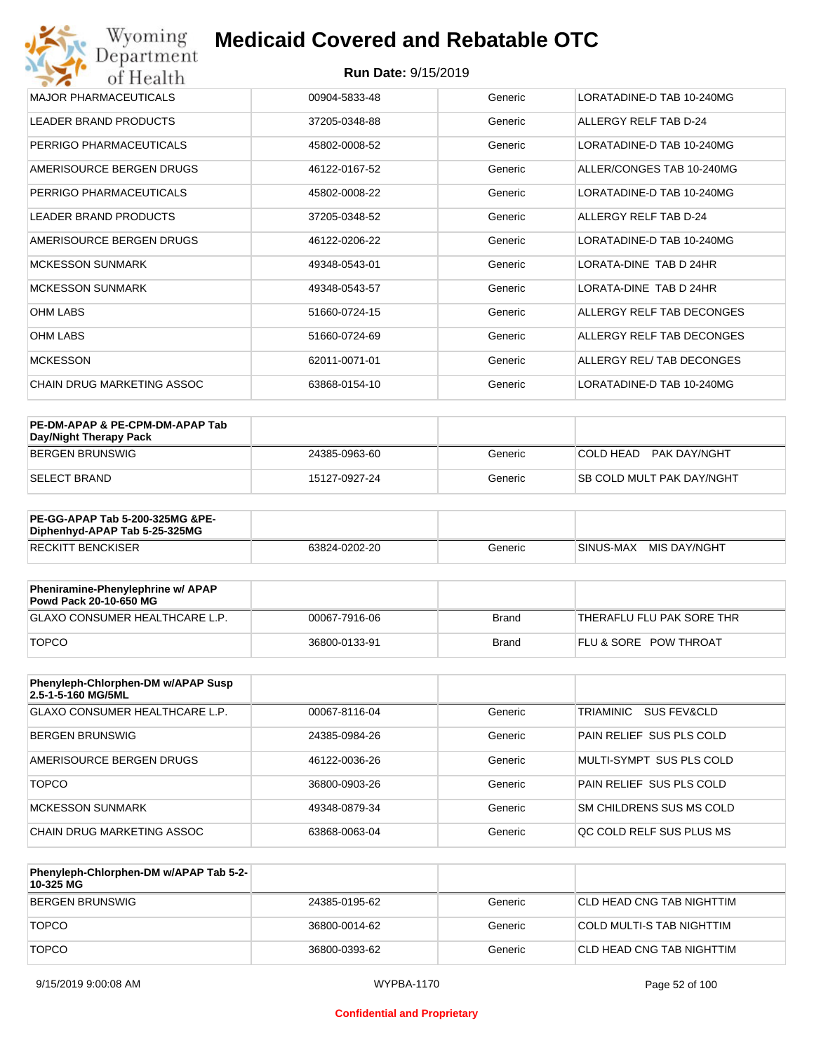| | | | |
|---|---|---|---|
| MAJOR PHARMACEUTICALS | 00904-5833-48 | Generic | LORATADINE-D TAB 10-240MG |
| LEADER BRAND PRODUCTS | 37205-0348-88 | Generic | ALLERGY RELF TAB D-24 |
| PERRIGO PHARMACEUTICALS | 45802-0008-52 | Generic | LORATADINE-D TAB 10-240MG |
| AMERISOURCE BERGEN DRUGS | 46122-0167-52 | Generic | ALLER/CONGES TAB 10-240MG |
| PERRIGO PHARMACEUTICALS | 45802-0008-22 | Generic | LORATADINE-D TAB 10-240MG |
| LEADER BRAND PRODUCTS | 37205-0348-52 | Generic | ALLERGY RELF TAB D-24 |
| AMERISOURCE BERGEN DRUGS | 46122-0206-22 | Generic | LORATADINE-D TAB 10-240MG |
| MCKESSON SUNMARK | 49348-0543-01 | Generic | LORATA-DINE TAB D 24HR |
| MCKESSON SUNMARK | 49348-0543-57 | Generic | LORATA-DINE TAB D 24HR |
| OHM LABS | 51660-0724-15 | Generic | ALLERGY RELF TAB DECONGES |
| OHM LABS | 51660-0724-69 | Generic | ALLERGY RELF TAB DECONGES |
| MCKESSON | 62011-0071-01 | Generic | ALLERGY REL/ TAB DECONGES |
| CHAIN DRUG MARKETING ASSOC | 63868-0154-10 | Generic | LORATADINE-D TAB 10-240MG |

| **PE-DM-APAP & PE-CPM-DM-APAP Tab Day/Night Therapy Pack** | | | |
|---|---|---|---|
| BERGEN BRUNSWIG | 24385-0963-60 | Generic | COLD HEAD PAK DAY/NGHT |
| SELECT BRAND | 15127-0927-24 | Generic | SB COLD MULT PAK DAY/NGHT |

| **PE-GG-APAP Tab 5-200-325MG &PE-Diphenhyd-APAP Tab 5-25-325MG** | | | |
|---|---|---|---|
| RECKITT BENCKISER | 63824-0202-20 | Generic | SINUS-MAX MIS DAY/NGHT |

| **Pheniramine-Phenylephrine w/ APAP Powd Pack 20-10-650 MG** | | | |
|---|---|---|---|
| GLAXO CONSUMER HEALTHCARE L.P. | 00067-7916-06 | Brand | THERAFLU FLU PAK SORE THR |
| TOPCO | 36800-0133-91 | Brand | FLU & SORE POW THROAT |

| **Phenyleph-Chlorphen-DM w/APAP Susp 2.5-1-5-160 MG/5ML** | | | |
|---|---|---|---|
| GLAXO CONSUMER HEALTHCARE L.P. | 00067-8116-04 | Generic | TRIAMINIC SUS FEV&CLD |
| BERGEN BRUNSWIG | 24385-0984-26 | Generic | PAIN RELIEF SUS PLS COLD |
| AMERISOURCE BERGEN DRUGS | 46122-0036-26 | Generic | MULTI-SYMPT SUS PLS COLD |
| TOPCO | 36800-0903-26 | Generic | PAIN RELIEF SUS PLS COLD |
| MCKESSON SUNMARK | 49348-0879-34 | Generic | SM CHILDRENS SUS MS COLD |
| CHAIN DRUG MARKETING ASSOC | 63868-0063-04 | Generic | QC COLD RELF SUS PLUS MS |

| **Phenyleph-Chlorphen-DM w/APAP Tab 5-2-10-325 MG** | | | |
|---|---|---|---|
| BERGEN BRUNSWIG | 24385-0195-62 | Generic | CLD HEAD CNG TAB NIGHTTIM |
| TOPCO | 36800-0014-62 | Generic | COLD MULTI-S TAB NIGHTTIM |
| TOPCO | 36800-0393-62 | Generic | CLD HEAD CNG TAB NIGHTTIM |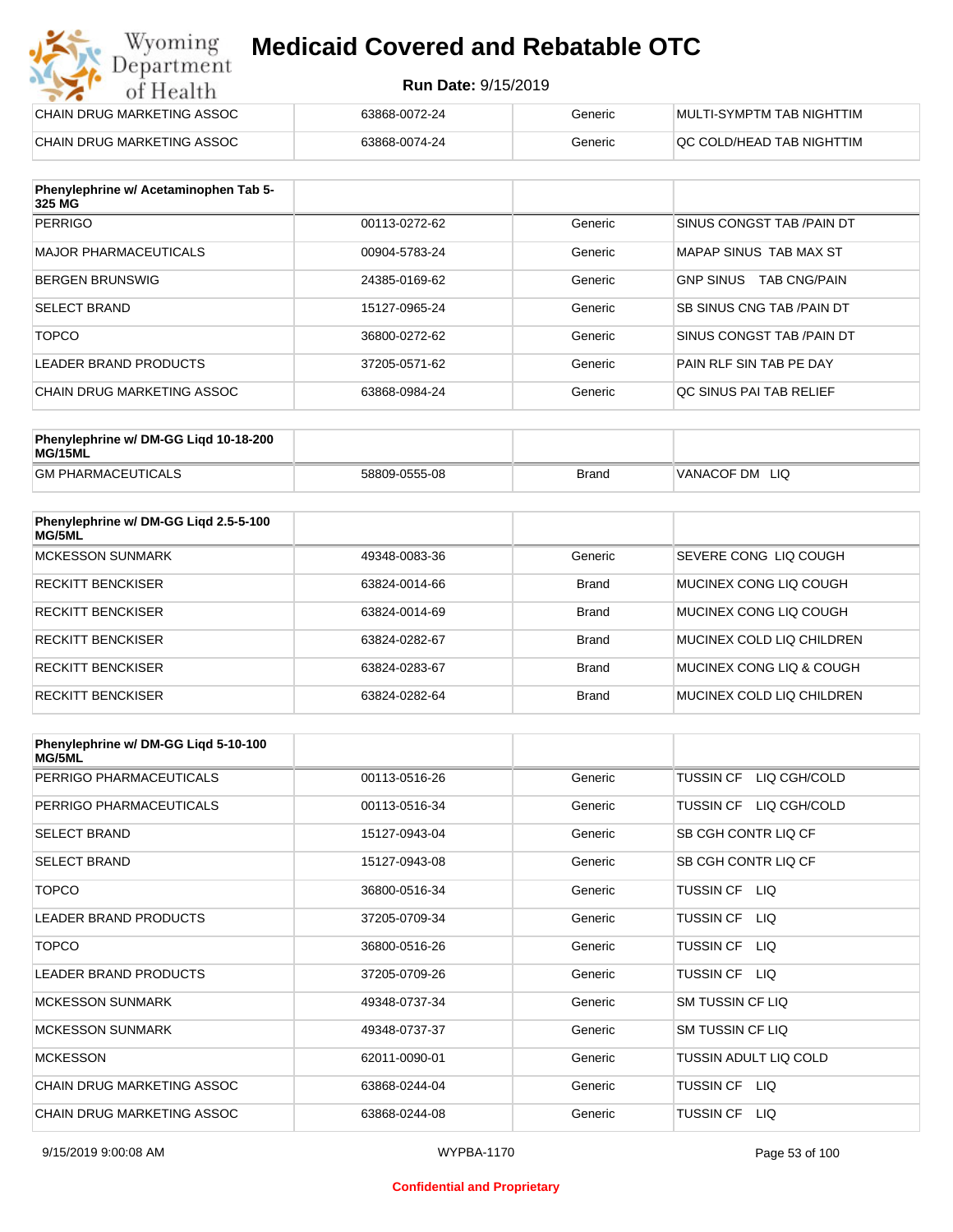| CHAIN DRUG MARKETING ASSOC | 63868-0072-24 | Generic | MULTI-SYMPTM TAB NIGHTTIM |
|---|---|---|---|
| CHAIN DRUG MARKETING ASSOC | 63868-0074-24 | Generic | QC COLD/HEAD TAB NIGHTTIM |

| Phenylephrine w/ Acetaminophen Tab 5-325 MG | | | |
|---|---|---|---|
| PERRIGO | 00113-0272-62 | Generic | SINUS CONGST TAB /PAIN DT |
| MAJOR PHARMACEUTICALS | 00904-5783-24 | Generic | MAPAP SINUS TAB MAX ST |
| BERGEN BRUNSWIG | 24385-0169-62 | Generic | GNP SINUS TAB CNG/PAIN |
| SELECT BRAND | 15127-0965-24 | Generic | SB SINUS CNG TAB /PAIN DT |
| TOPCO | 36800-0272-62 | Generic | SINUS CONGST TAB /PAIN DT |
| LEADER BRAND PRODUCTS | 37205-0571-62 | Generic | PAIN RLF SIN TAB PE DAY |
| CHAIN DRUG MARKETING ASSOC | 63868-0984-24 | Generic | QC SINUS PAI TAB RELIEF |

| Phenylephrine w/ DM-GG Liqd 10-18-200 MG/15ML | | | |
|---|---|---|---|
| GM PHARMACEUTICALS | 58809-0555-08 | Brand | VANACOF DM LIQ |

| Phenylephrine w/ DM-GG Liqd 2.5-5-100 MG/5ML | | | |
|---|---|---|---|
| MCKESSON SUNMARK | 49348-0083-36 | Generic | SEVERE CONG LIQ COUGH |
| RECKITT BENCKISER | 63824-0014-66 | Brand | MUCINEX CONG LIQ COUGH |
| RECKITT BENCKISER | 63824-0014-69 | Brand | MUCINEX CONG LIQ COUGH |
| RECKITT BENCKISER | 63824-0282-67 | Brand | MUCINEX COLD LIQ CHILDREN |
| RECKITT BENCKISER | 63824-0283-67 | Brand | MUCINEX CONG LIQ & COUGH |
| RECKITT BENCKISER | 63824-0282-64 | Brand | MUCINEX COLD LIQ CHILDREN |

| Phenylephrine w/ DM-GG Liqd 5-10-100 MG/5ML | | | |
|---|---|---|---|
| PERRIGO PHARMACEUTICALS | 00113-0516-26 | Generic | TUSSIN CF LIQ CGH/COLD |
| PERRIGO PHARMACEUTICALS | 00113-0516-34 | Generic | TUSSIN CF LIQ CGH/COLD |
| SELECT BRAND | 15127-0943-04 | Generic | SB CGH CONTR LIQ CF |
| SELECT BRAND | 15127-0943-08 | Generic | SB CGH CONTR LIQ CF |
| TOPCO | 36800-0516-34 | Generic | TUSSIN CF LIQ |
| LEADER BRAND PRODUCTS | 37205-0709-34 | Generic | TUSSIN CF LIQ |
| TOPCO | 36800-0516-26 | Generic | TUSSIN CF LIQ |
| LEADER BRAND PRODUCTS | 37205-0709-26 | Generic | TUSSIN CF LIQ |
| MCKESSON SUNMARK | 49348-0737-34 | Generic | SM TUSSIN CF LIQ |
| MCKESSON SUNMARK | 49348-0737-37 | Generic | SM TUSSIN CF LIQ |
| MCKESSON | 62011-0090-01 | Generic | TUSSIN ADULT LIQ COLD |
| CHAIN DRUG MARKETING ASSOC | 63868-0244-04 | Generic | TUSSIN CF LIQ |
| CHAIN DRUG MARKETING ASSOC | 63868-0244-08 | Generic | TUSSIN CF LIQ |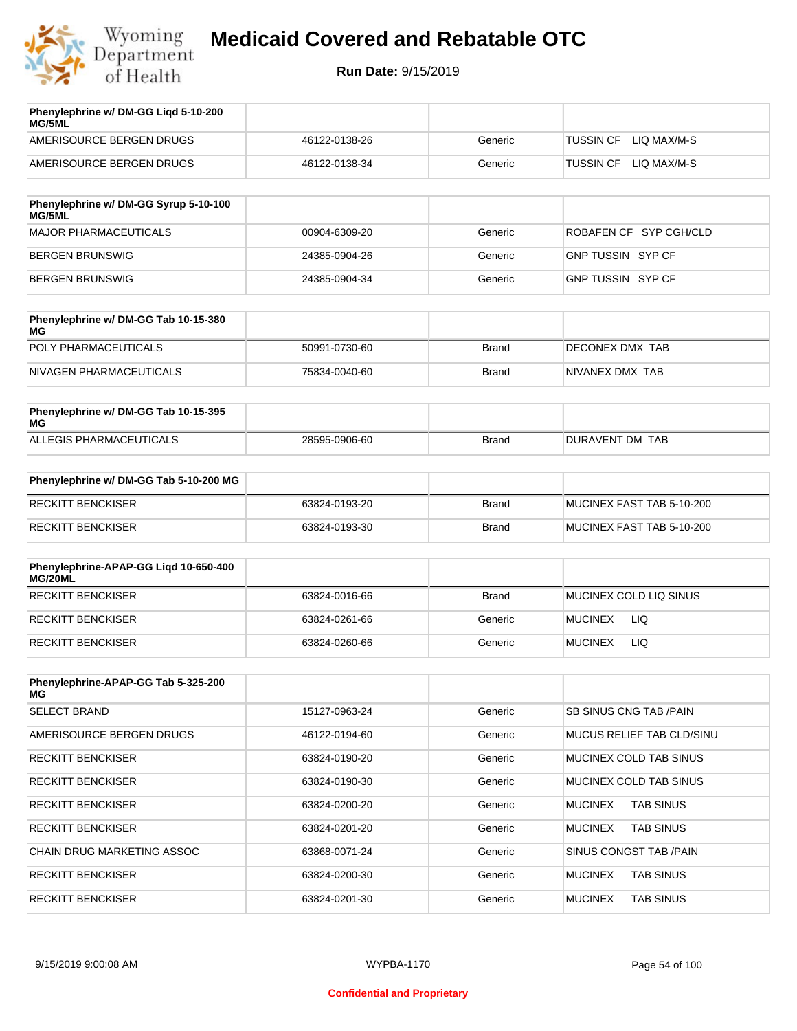# Medicaid Covered and Rebatable OTC

**Run Date:** 9/15/2019

| Phenylephrine w/ DM-GG Liqd 5-10-200 MG/5ML | | | |
|---|---|---|---|
| AMERISOURCE BERGEN DRUGS | 46122-0138-26 | Generic | TUSSIN CF LIQ MAX/M-S |
| AMERISOURCE BERGEN DRUGS | 46122-0138-34 | Generic | TUSSIN CF LIQ MAX/M-S |

| Phenylephrine w/ DM-GG Syrup 5-10-100 MG/5ML | | | |
|---|---|---|---|
| MAJOR PHARMACEUTICALS | 00904-6309-20 | Generic | ROBAFEN CF SYP CGH/CLD |
| BERGEN BRUNSWIG | 24385-0904-26 | Generic | GNP TUSSIN SYP CF |
| BERGEN BRUNSWIG | 24385-0904-34 | Generic | GNP TUSSIN SYP CF |

| Phenylephrine w/ DM-GG Tab 10-15-380 MG | | | |
|---|---|---|---|
| POLY PHARMACEUTICALS | 50991-0730-60 | Brand | DECONEX DMX TAB |
| NIVAGEN PHARMACEUTICALS | 75834-0040-60 | Brand | NIVANEX DMX TAB |

| Phenylephrine w/ DM-GG Tab 10-15-395 MG | | | |
|---|---|---|---|
| ALLEGIS PHARMACEUTICALS | 28595-0906-60 | Brand | DURAVENT DM TAB |

| Phenylephrine w/ DM-GG Tab 5-10-200 MG | | | |
|---|---|---|---|
| RECKITT BENCKISER | 63824-0193-20 | Brand | MUCINEX FAST TAB 5-10-200 |
| RECKITT BENCKISER | 63824-0193-30 | Brand | MUCINEX FAST TAB 5-10-200 |

| Phenylephrine-APAP-GG Liqd 10-650-400 MG/20ML | | | |
|---|---|---|---|
| RECKITT BENCKISER | 63824-0016-66 | Brand | MUCINEX COLD LIQ SINUS |
| RECKITT BENCKISER | 63824-0261-66 | Generic | MUCINEX LIQ |
| RECKITT BENCKISER | 63824-0260-66 | Generic | MUCINEX LIQ |

| Phenylephrine-APAP-GG Tab 5-325-200 MG | | | |
|---|---|---|---|
| SELECT BRAND | 15127-0963-24 | Generic | SB SINUS CNG TAB /PAIN |
| AMERISOURCE BERGEN DRUGS | 46122-0194-60 | Generic | MUCUS RELIEF TAB CLD/SINU |
| RECKITT BENCKISER | 63824-0190-20 | Generic | MUCINEX COLD TAB SINUS |
| RECKITT BENCKISER | 63824-0190-30 | Generic | MUCINEX COLD TAB SINUS |
| RECKITT BENCKISER | 63824-0200-20 | Generic | MUCINEX TAB SINUS |
| RECKITT BENCKISER | 63824-0201-20 | Generic | MUCINEX TAB SINUS |
| CHAIN DRUG MARKETING ASSOC | 63868-0071-24 | Generic | SINUS CONGST TAB /PAIN |
| RECKITT BENCKISER | 63824-0200-30 | Generic | MUCINEX TAB SINUS |
| RECKITT BENCKISER | 63824-0201-30 | Generic | MUCINEX TAB SINUS |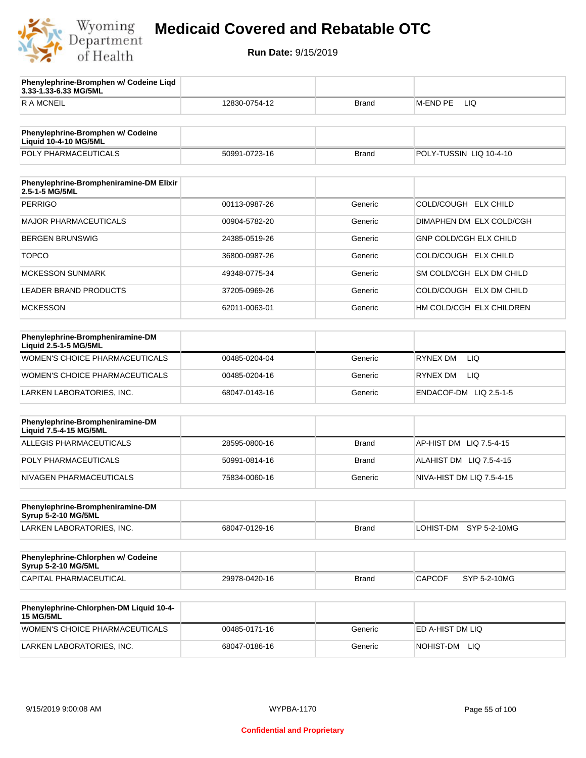# Medicaid Covered and Rebatable OTC

**Run Date:** 9/15/2019

| Phenylephrine-Bromphen w/ Codeine Liqd 3.33-1.33-6.33 MG/5ML | | | |
|---|---|---|---|
| R A MCNEIL | 12830-0754-12 | Brand | M-END PE LIQ |

| Phenylephrine-Bromphen w/ Codeine Liquid 10-4-10 MG/5ML | | | |
|---|---|---|---|
| POLY PHARMACEUTICALS | 50991-0723-16 | Brand | POLY-TUSSIN LIQ 10-4-10 |

| Phenylephrine-Brompheniramine-DM Elixir 2.5-1-5 MG/5ML | | | |
|---|---|---|---|
| PERRIGO | 00113-0987-26 | Generic | COLD/COUGH ELX CHILD |
| MAJOR PHARMACEUTICALS | 00904-5782-20 | Generic | DIMAPHEN DM ELX COLD/CGH |
| BERGEN BRUNSWIG | 24385-0519-26 | Generic | GNP COLD/CGH ELX CHILD |
| TOPCO | 36800-0987-26 | Generic | COLD/COUGH ELX CHILD |
| MCKESSON SUNMARK | 49348-0775-34 | Generic | SM COLD/CGH ELX DM CHILD |
| LEADER BRAND PRODUCTS | 37205-0969-26 | Generic | COLD/COUGH ELX DM CHILD |
| MCKESSON | 62011-0063-01 | Generic | HM COLD/CGH ELX CHILDREN |

| Phenylephrine-Brompheniramine-DM Liquid 2.5-1-5 MG/5ML | | | |
|---|---|---|---|
| WOMEN'S CHOICE PHARMACEUTICALS | 00485-0204-04 | Generic | RYNEX DM LIQ |
| WOMEN'S CHOICE PHARMACEUTICALS | 00485-0204-16 | Generic | RYNEX DM LIQ |
| LARKEN LABORATORIES, INC. | 68047-0143-16 | Generic | ENDACOF-DM LIQ 2.5-1-5 |

| Phenylephrine-Brompheniramine-DM Liquid 7.5-4-15 MG/5ML | | | |
|---|---|---|---|
| ALLEGIS PHARMACEUTICALS | 28595-0800-16 | Brand | AP-HIST DM LIQ 7.5-4-15 |
| POLY PHARMACEUTICALS | 50991-0814-16 | Brand | ALAHIST DM LIQ 7.5-4-15 |
| NIVAGEN PHARMACEUTICALS | 75834-0060-16 | Generic | NIVA-HIST DM LIQ 7.5-4-15 |

| Phenylephrine-Brompheniramine-DM Syrup 5-2-10 MG/5ML | | | |
|---|---|---|---|
| LARKEN LABORATORIES, INC. | 68047-0129-16 | Brand | LOHIST-DM SYP 5-2-10MG |

| Phenylephrine-Chlorphen w/ Codeine Syrup 5-2-10 MG/5ML | | | |
|---|---|---|---|
| CAPITAL PHARMACEUTICAL | 29978-0420-16 | Brand | CAPCOF SYP 5-2-10MG |

| Phenylephrine-Chlorphen-DM Liquid 10-4-15 MG/5ML | | | |
|---|---|---|---|
| WOMEN'S CHOICE PHARMACEUTICALS | 00485-0171-16 | Generic | ED A-HIST DM LIQ |
| LARKEN LABORATORIES, INC. | 68047-0186-16 | Generic | NOHIST-DM LIQ |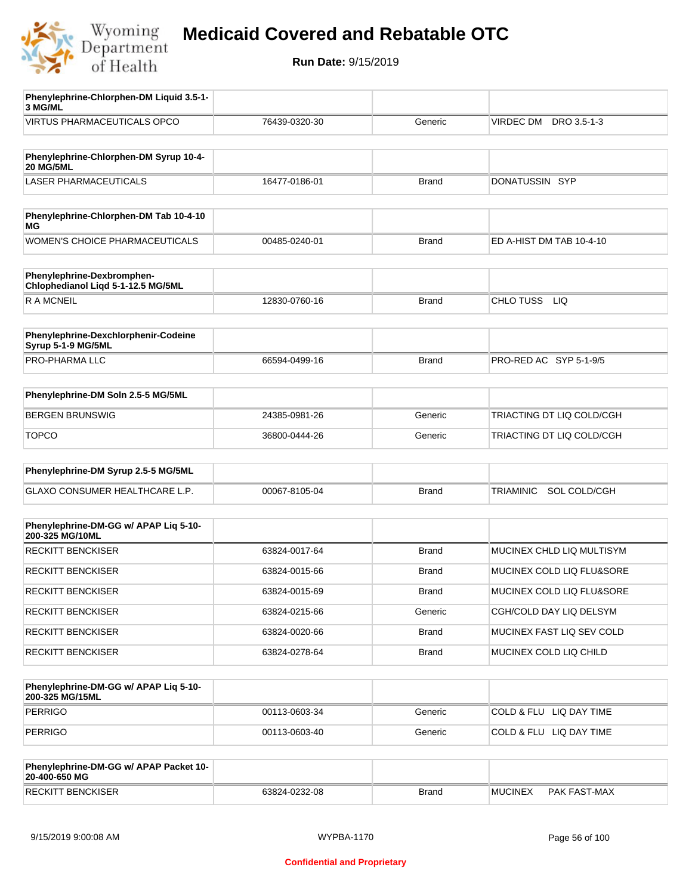# Medicaid Covered and Rebatable OTC

**Run Date:** 9/15/2019

| Phenylephrine-Chlorphen-DM Liquid 3.5-1-3 MG/ML | | | |
|---|---|---|---|
| VIRTUS PHARMACEUTICALS OPCO | 76439-0320-30 | Generic | VIRDEC DM DRO 3.5-1-3 |

| Phenylephrine-Chlorphen-DM Syrup 10-4-20 MG/5ML | | | |
|---|---|---|---|
| LASER PHARMACEUTICALS | 16477-0186-01 | Brand | DONATUSSIN SYP |

| Phenylephrine-Chlorphen-DM Tab 10-4-10 MG | | | |
|---|---|---|---|
| WOMEN'S CHOICE PHARMACEUTICALS | 00485-0240-01 | Brand | ED A-HIST DM TAB 10-4-10 |

| Phenylephrine-Dexbromphen-Chlophedianol Liqd 5-1-12.5 MG/5ML | | | |
|---|---|---|---|
| R A MCNEIL | 12830-0760-16 | Brand | CHLO TUSS LIQ |

| Phenylephrine-Dexchlorphenir-Codeine Syrup 5-1-9 MG/5ML | | | |
|---|---|---|---|
| PRO-PHARMA LLC | 66594-0499-16 | Brand | PRO-RED AC SYP 5-1-9/5 |

| Phenylephrine-DM Soln 2.5-5 MG/5ML | | | |
|---|---|---|---|
| BERGEN BRUNSWIG | 24385-0981-26 | Generic | TRIACTING DT LIQ COLD/CGH |
| TOPCO | 36800-0444-26 | Generic | TRIACTING DT LIQ COLD/CGH |

| Phenylephrine-DM Syrup 2.5-5 MG/5ML | | | |
|---|---|---|---|
| GLAXO CONSUMER HEALTHCARE L.P. | 00067-8105-04 | Brand | TRIAMINIC SOL COLD/CGH |

| Phenylephrine-DM-GG w/ APAP Liq 5-10-200-325 MG/10ML | | | |
|---|---|---|---|
| RECKITT BENCKISER | 63824-0017-64 | Brand | MUCINEX CHLD LIQ MULTISYM |
| RECKITT BENCKISER | 63824-0015-66 | Brand | MUCINEX COLD LIQ FLU&SORE |
| RECKITT BENCKISER | 63824-0015-69 | Brand | MUCINEX COLD LIQ FLU&SORE |
| RECKITT BENCKISER | 63824-0215-66 | Generic | CGH/COLD DAY LIQ DELSYM |
| RECKITT BENCKISER | 63824-0020-66 | Brand | MUCINEX FAST LIQ SEV COLD |
| RECKITT BENCKISER | 63824-0278-64 | Brand | MUCINEX COLD LIQ CHILD |

| Phenylephrine-DM-GG w/ APAP Liq 5-10-200-325 MG/15ML | | | |
|---|---|---|---|
| PERRIGO | 00113-0603-34 | Generic | COLD & FLU LIQ DAY TIME |
| PERRIGO | 00113-0603-40 | Generic | COLD & FLU LIQ DAY TIME |

| Phenylephrine-DM-GG w/ APAP Packet 10-20-400-650 MG | | | |
|---|---|---|---|
| RECKITT BENCKISER | 63824-0232-08 | Brand | MUCINEX PAK FAST-MAX |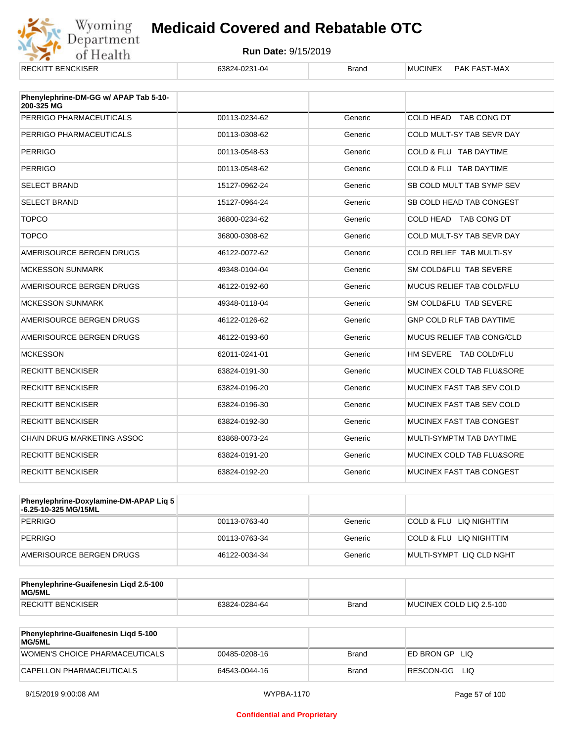| | | | |
|---|---|---|---|
| RECKITT BENCKISER | 63824-0231-04 | Brand | MUCINEX PAK FAST-MAX |

| **Phenylephrine-DM-GG w/ APAP Tab 5-10-200-325 MG** | | | |
|---|---|---|---|
| PERRIGO PHARMACEUTICALS | 00113-0234-62 | Generic | COLD HEAD TAB CONG DT |
| PERRIGO PHARMACEUTICALS | 00113-0308-62 | Generic | COLD MULT-SY TAB SEVR DAY |
| PERRIGO | 00113-0548-53 | Generic | COLD & FLU TAB DAYTIME |
| PERRIGO | 00113-0548-62 | Generic | COLD & FLU TAB DAYTIME |
| SELECT BRAND | 15127-0962-24 | Generic | SB COLD MULT TAB SYMP SEV |
| SELECT BRAND | 15127-0964-24 | Generic | SB COLD HEAD TAB CONGEST |
| TOPCO | 36800-0234-62 | Generic | COLD HEAD TAB CONG DT |
| TOPCO | 36800-0308-62 | Generic | COLD MULT-SY TAB SEVR DAY |
| AMERISOURCE BERGEN DRUGS | 46122-0072-62 | Generic | COLD RELIEF TAB MULTI-SY |
| MCKESSON SUNMARK | 49348-0104-04 | Generic | SM COLD&FLU TAB SEVERE |
| AMERISOURCE BERGEN DRUGS | 46122-0192-60 | Generic | MUCUS RELIEF TAB COLD/FLU |
| MCKESSON SUNMARK | 49348-0118-04 | Generic | SM COLD&FLU TAB SEVERE |
| AMERISOURCE BERGEN DRUGS | 46122-0126-62 | Generic | GNP COLD RLF TAB DAYTIME |
| AMERISOURCE BERGEN DRUGS | 46122-0193-60 | Generic | MUCUS RELIEF TAB CONG/CLD |
| MCKESSON | 62011-0241-01 | Generic | HM SEVERE TAB COLD/FLU |
| RECKITT BENCKISER | 63824-0191-30 | Generic | MUCINEX COLD TAB FLU&SORE |
| RECKITT BENCKISER | 63824-0196-20 | Generic | MUCINEX FAST TAB SEV COLD |
| RECKITT BENCKISER | 63824-0196-30 | Generic | MUCINEX FAST TAB SEV COLD |
| RECKITT BENCKISER | 63824-0192-30 | Generic | MUCINEX FAST TAB CONGEST |
| CHAIN DRUG MARKETING ASSOC | 63868-0073-24 | Generic | MULTI-SYMPTM TAB DAYTIME |
| RECKITT BENCKISER | 63824-0191-20 | Generic | MUCINEX COLD TAB FLU&SORE |
| RECKITT BENCKISER | 63824-0192-20 | Generic | MUCINEX FAST TAB CONGEST |

| **Phenylephrine-Doxylamine-DM-APAP Liq 5-6.25-10-325 MG/15ML** | | | |
|---|---|---|---|
| PERRIGO | 00113-0763-40 | Generic | COLD & FLU LIQ NIGHTTIM |
| PERRIGO | 00113-0763-34 | Generic | COLD & FLU LIQ NIGHTTIM |
| AMERISOURCE BERGEN DRUGS | 46122-0034-34 | Generic | MULTI-SYMPT LIQ CLD NGHT |

| **Phenylephrine-Guaifenesin Liqd 2.5-100 MG/5ML** | | | |
|---|---|---|---|
| RECKITT BENCKISER | 63824-0284-64 | Brand | MUCINEX COLD LIQ 2.5-100 |

| **Phenylephrine-Guaifenesin Liqd 5-100 MG/5ML** | | | |
|---|---|---|---|
| WOMEN'S CHOICE PHARMACEUTICALS | 00485-0208-16 | Brand | ED BRON GP LIQ |
| CAPELLON PHARMACEUTICALS | 64543-0044-16 | Brand | RESCON-GG LIQ |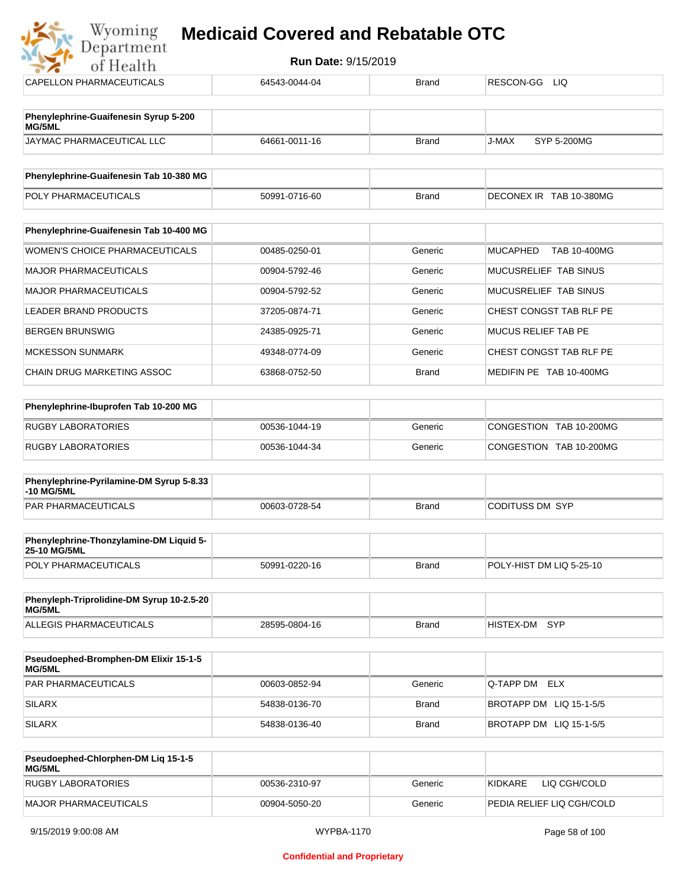| | | | |
|---|---|---|---|
| CAPELLON PHARMACEUTICALS | 64543-0044-04 | Brand | RESCON-GG LIQ |

| **Phenylephrine-Guaifenesin Syrup 5-200 MG/5ML** | | | |
|---|---|---|---|
| JAYMAC PHARMACEUTICAL LLC | 64661-0011-16 | Brand | J-MAX SYP 5-200MG |

| **Phenylephrine-Guaifenesin Tab 10-380 MG** | | | |
|---|---|---|---|
| POLY PHARMACEUTICALS | 50991-0716-60 | Brand | DECONEX IR TAB 10-380MG |

| **Phenylephrine-Guaifenesin Tab 10-400 MG** | | | |
|---|---|---|---|
| WOMEN'S CHOICE PHARMACEUTICALS | 00485-0250-01 | Generic | MUCAPHED TAB 10-400MG |
| MAJOR PHARMACEUTICALS | 00904-5792-46 | Generic | MUCUSRELIEF TAB SINUS |
| MAJOR PHARMACEUTICALS | 00904-5792-52 | Generic | MUCUSRELIEF TAB SINUS |
| LEADER BRAND PRODUCTS | 37205-0874-71 | Generic | CHEST CONGST TAB RLF PE |
| BERGEN BRUNSWIG | 24385-0925-71 | Generic | MUCUS RELIEF TAB PE |
| MCKESSON SUNMARK | 49348-0774-09 | Generic | CHEST CONGST TAB RLF PE |
| CHAIN DRUG MARKETING ASSOC | 63868-0752-50 | Brand | MEDIFIN PE TAB 10-400MG |

| **Phenylephrine-Ibuprofen Tab 10-200 MG** | | | |
|---|---|---|---|
| RUGBY LABORATORIES | 00536-1044-19 | Generic | CONGESTION TAB 10-200MG |
| RUGBY LABORATORIES | 00536-1044-34 | Generic | CONGESTION TAB 10-200MG |

| **Phenylephrine-Pyrilamine-DM Syrup 5-8.33 -10 MG/5ML** | | | |
|---|---|---|---|
| PAR PHARMACEUTICALS | 00603-0728-54 | Brand | CODITUSS DM SYP |

| **Phenylephrine-Thonzylamine-DM Liquid 5-25-10 MG/5ML** | | | |
|---|---|---|---|
| POLY PHARMACEUTICALS | 50991-0220-16 | Brand | POLY-HIST DM LIQ 5-25-10 |

| **Phenyleph-Triprolidine-DM Syrup 10-2.5-20 MG/5ML** | | | |
|---|---|---|---|
| ALLEGIS PHARMACEUTICALS | 28595-0804-16 | Brand | HISTEX-DM SYP |

| **Pseudoephed-Bromphen-DM Elixir 15-1-5 MG/5ML** | | | |
|---|---|---|---|
| PAR PHARMACEUTICALS | 00603-0852-94 | Generic | Q-TAPP DM ELX |
| SILARX | 54838-0136-70 | Brand | BROTAPP DM LIQ 15-1-5/5 |
| SILARX | 54838-0136-40 | Brand | BROTAPP DM LIQ 15-1-5/5 |

| **Pseudoephed-Chlorphen-DM Liq 15-1-5 MG/5ML** | | | |
|---|---|---|---|
| RUGBY LABORATORIES | 00536-2310-97 | Generic | KIDKARE LIQ CGH/COLD |
| MAJOR PHARMACEUTICALS | 00904-5050-20 | Generic | PEDIA RELIEF LIQ CGH/COLD |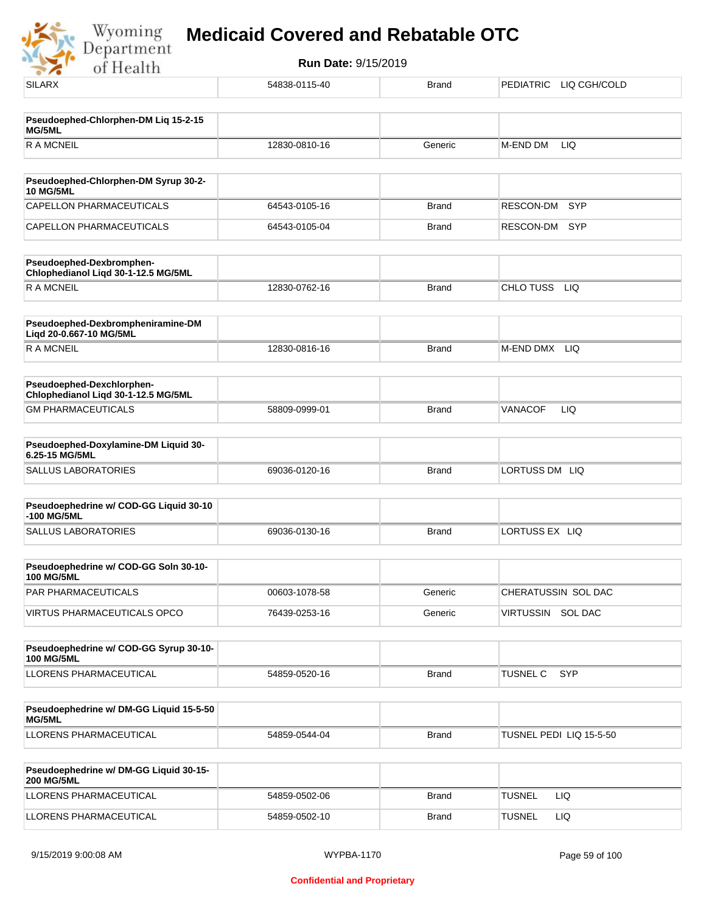| | | | |
|---|---|---|---|
| SILARX | 54838-0115-40 | Brand | PEDIATRIC LIQ CGH/COLD |

| **Pseudoephed-Chlorphen-DM Liq 15-2-15 MG/5ML** | | | |
|---|---|---|---|
| R A MCNEIL | 12830-0810-16 | Generic | M-END DM LIQ |

| **Pseudoephed-Chlorphen-DM Syrup 30-2-10 MG/5ML** | | | |
|---|---|---|---|
| CAPELLON PHARMACEUTICALS | 64543-0105-16 | Brand | RESCON-DM SYP |
| CAPELLON PHARMACEUTICALS | 64543-0105-04 | Brand | RESCON-DM SYP |

| **Pseudoephed-Dexbromphen-Chlophedianol Liqd 30-1-12.5 MG/5ML** | | | |
|---|---|---|---|
| R A MCNEIL | 12830-0762-16 | Brand | CHLO TUSS LIQ |

| **Pseudoephed-Dexbrompheniramine-DM Liqd 20-0.667-10 MG/5ML** | | | |
|---|---|---|---|
| R A MCNEIL | 12830-0816-16 | Brand | M-END DMX LIQ |

| **Pseudoephed-Dexchlorphen-Chlophedianol Liqd 30-1-12.5 MG/5ML** | | | |
|---|---|---|---|
| GM PHARMACEUTICALS | 58809-0999-01 | Brand | VANACOF LIQ |

| **Pseudoephed-Doxylamine-DM Liquid 30-6.25-15 MG/5ML** | | | |
|---|---|---|---|
| SALLUS LABORATORIES | 69036-0120-16 | Brand | LORTUSS DM LIQ |

| **Pseudoephedrine w/ COD-GG Liquid 30-10-100 MG/5ML** | | | |
|---|---|---|---|
| SALLUS LABORATORIES | 69036-0130-16 | Brand | LORTUSS EX LIQ |

| **Pseudoephedrine w/ COD-GG Soln 30-10-100 MG/5ML** | | | |
|---|---|---|---|
| PAR PHARMACEUTICALS | 00603-1078-58 | Generic | CHERATUSSIN SOL DAC |
| VIRTUS PHARMACEUTICALS OPCO | 76439-0253-16 | Generic | VIRTUSSIN SOL DAC |

| **Pseudoephedrine w/ COD-GG Syrup 30-10-100 MG/5ML** | | | |
|---|---|---|---|
| LLORENS PHARMACEUTICAL | 54859-0520-16 | Brand | TUSNEL C SYP |

| **Pseudoephedrine w/ DM-GG Liquid 15-5-50 MG/5ML** | | | |
|---|---|---|---|
| LLORENS PHARMACEUTICAL | 54859-0544-04 | Brand | TUSNEL PEDI LIQ 15-5-50 |

| **Pseudoephedrine w/ DM-GG Liquid 30-15-200 MG/5ML** | | | |
|---|---|---|---|
| LLORENS PHARMACEUTICAL | 54859-0502-06 | Brand | TUSNEL LIQ |
| LLORENS PHARMACEUTICAL | 54859-0502-10 | Brand | TUSNEL LIQ |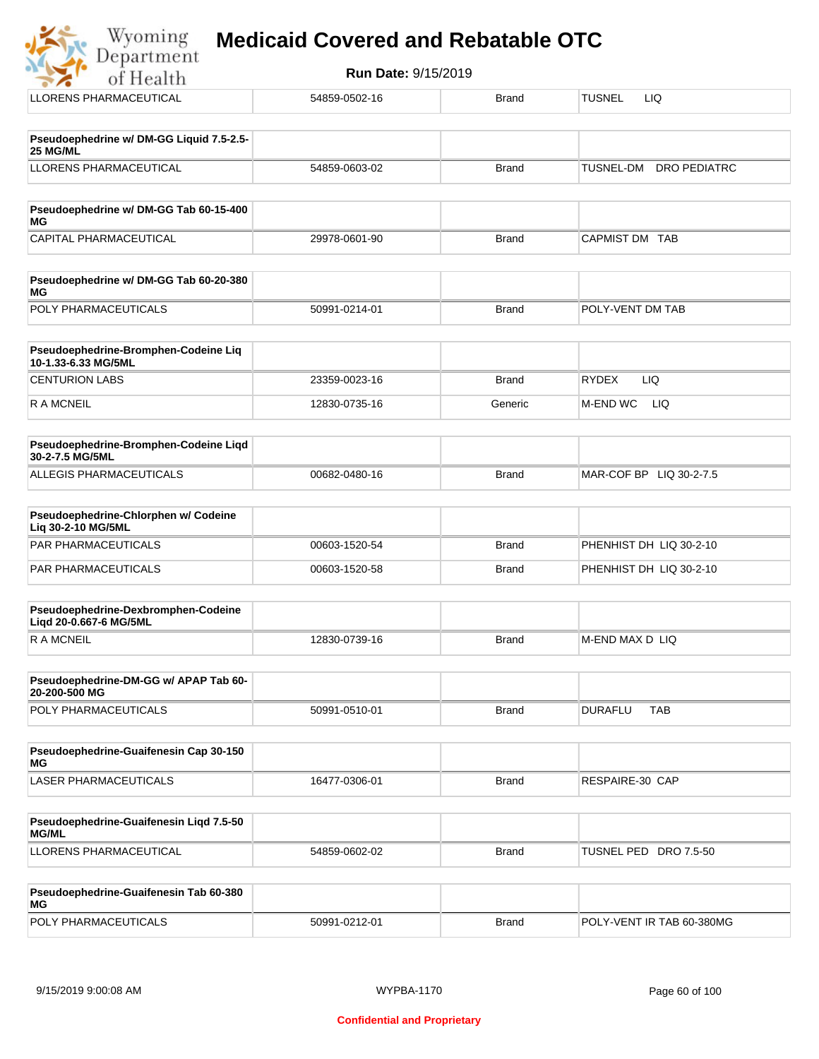| | | | |
|---|---|---|---|
| LLORENS PHARMACEUTICAL | 54859-0502-16 | Brand | TUSNEL LIQ |

| **Pseudoephedrine w/ DM-GG Liquid 7.5-2.5-25 MG/ML** | | | |
|---|---|---|---|
| LLORENS PHARMACEUTICAL | 54859-0603-02 | Brand | TUSNEL-DM DRO PEDIATRC |

| **Pseudoephedrine w/ DM-GG Tab 60-15-400 MG** | | | |
|---|---|---|---|
| CAPITAL PHARMACEUTICAL | 29978-0601-90 | Brand | CAPMIST DM TAB |

| **Pseudoephedrine w/ DM-GG Tab 60-20-380 MG** | | | |
|---|---|---|---|
| POLY PHARMACEUTICALS | 50991-0214-01 | Brand | POLY-VENT DM TAB |

| **Pseudoephedrine-Bromphen-Codeine Liq 10-1.33-6.33 MG/5ML** | | | |
|---|---|---|---|
| CENTURION LABS | 23359-0023-16 | Brand | RYDEX LIQ |
| R A MCNEIL | 12830-0735-16 | Generic | M-END WC LIQ |

| **Pseudoephedrine-Bromphen-Codeine Liqd 30-2-7.5 MG/5ML** | | | |
|---|---|---|---|
| ALLEGIS PHARMACEUTICALS | 00682-0480-16 | Brand | MAR-COF BP LIQ 30-2-7.5 |

| **Pseudoephedrine-Chlorphen w/ Codeine Liq 30-2-10 MG/5ML** | | | |
|---|---|---|---|
| PAR PHARMACEUTICALS | 00603-1520-54 | Brand | PHENHIST DH LIQ 30-2-10 |
| PAR PHARMACEUTICALS | 00603-1520-58 | Brand | PHENHIST DH LIQ 30-2-10 |

| **Pseudoephedrine-Dexbromphen-Codeine Liqd 20-0.667-6 MG/5ML** | | | |
|---|---|---|---|
| R A MCNEIL | 12830-0739-16 | Brand | M-END MAX D LIQ |

| **Pseudoephedrine-DM-GG w/ APAP Tab 60-20-200-500 MG** | | | |
|---|---|---|---|
| POLY PHARMACEUTICALS | 50991-0510-01 | Brand | DURAFLU TAB |

| **Pseudoephedrine-Guaifenesin Cap 30-150 MG** | | | |
|---|---|---|---|
| LASER PHARMACEUTICALS | 16477-0306-01 | Brand | RESPAIRE-30 CAP |

| **Pseudoephedrine-Guaifenesin Liqd 7.5-50 MG/ML** | | | |
|---|---|---|---|
| LLORENS PHARMACEUTICAL | 54859-0602-02 | Brand | TUSNEL PED DRO 7.5-50 |

| **Pseudoephedrine-Guaifenesin Tab 60-380 MG** | | | |
|---|---|---|---|
| POLY PHARMACEUTICALS | 50991-0212-01 | Brand | POLY-VENT IR TAB 60-380MG |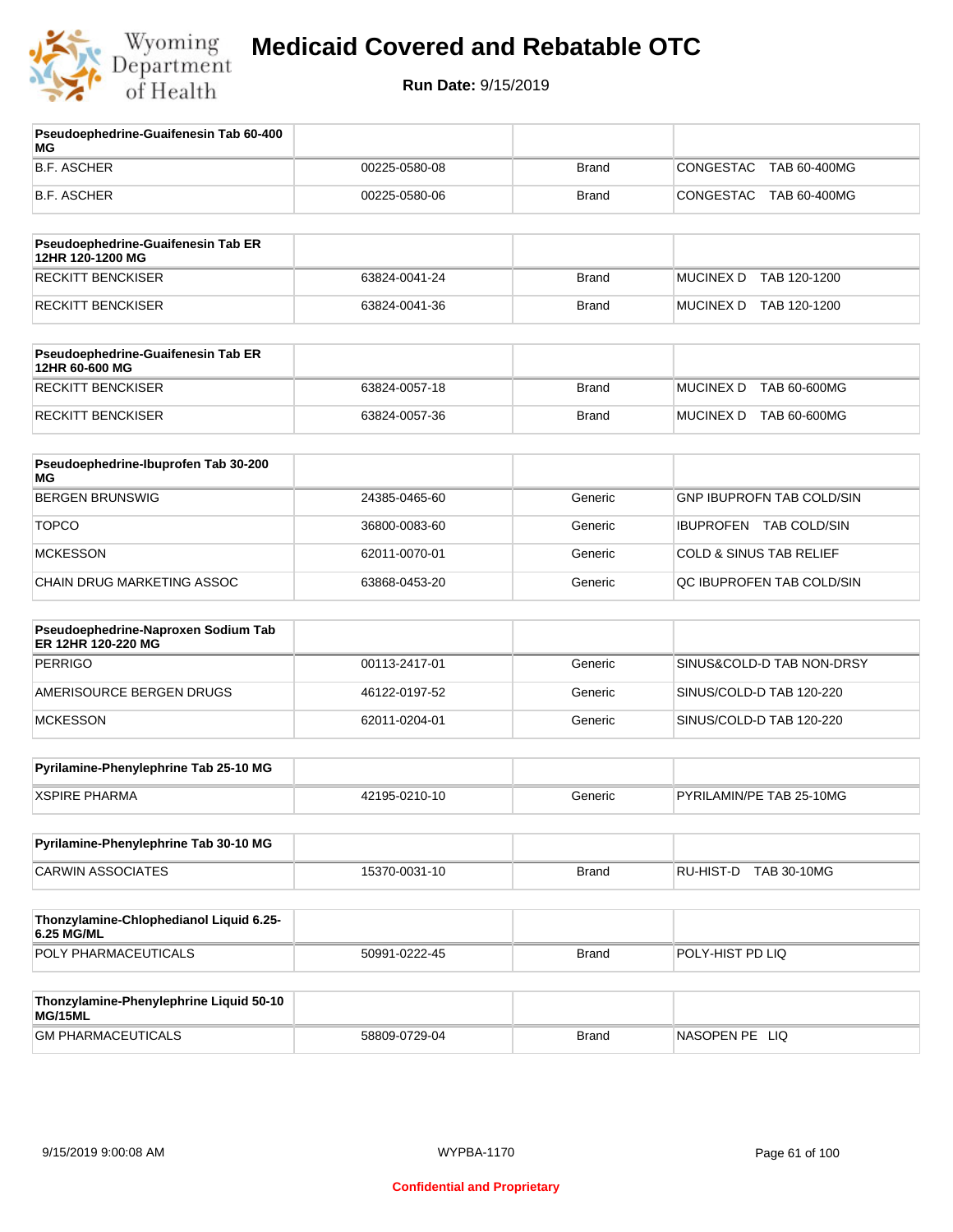# Medicaid Covered and Rebatable OTC

**Run Date:** 9/15/2019

| Pseudoephedrine-Guaifenesin Tab 60-400 MG | | | |
|---|---|---|---|
| B.F. ASCHER | 00225-0580-08 | Brand | CONGESTAC TAB 60-400MG |
| B.F. ASCHER | 00225-0580-06 | Brand | CONGESTAC TAB 60-400MG |

| Pseudoephedrine-Guaifenesin Tab ER 12HR 120-1200 MG | | | |
|---|---|---|---|
| RECKITT BENCKISER | 63824-0041-24 | Brand | MUCINEX D TAB 120-1200 |
| RECKITT BENCKISER | 63824-0041-36 | Brand | MUCINEX D TAB 120-1200 |

| Pseudoephedrine-Guaifenesin Tab ER 12HR 60-600 MG | | | |
|---|---|---|---|
| RECKITT BENCKISER | 63824-0057-18 | Brand | MUCINEX D TAB 60-600MG |
| RECKITT BENCKISER | 63824-0057-36 | Brand | MUCINEX D TAB 60-600MG |

| Pseudoephedrine-Ibuprofen Tab 30-200 MG | | | |
|---|---|---|---|
| BERGEN BRUNSWIG | 24385-0465-60 | Generic | GNP IBUPROFN TAB COLD/SIN |
| TOPCO | 36800-0083-60 | Generic | IBUPROFEN TAB COLD/SIN |
| MCKESSON | 62011-0070-01 | Generic | COLD & SINUS TAB RELIEF |
| CHAIN DRUG MARKETING ASSOC | 63868-0453-20 | Generic | QC IBUPROFEN TAB COLD/SIN |

| Pseudoephedrine-Naproxen Sodium Tab ER 12HR 120-220 MG | | | |
|---|---|---|---|
| PERRIGO | 00113-2417-01 | Generic | SINUS&COLD-D TAB NON-DRSY |
| AMERISOURCE BERGEN DRUGS | 46122-0197-52 | Generic | SINUS/COLD-D TAB 120-220 |
| MCKESSON | 62011-0204-01 | Generic | SINUS/COLD-D TAB 120-220 |

| Pyrilamine-Phenylephrine Tab 25-10 MG | | | |
|---|---|---|---|
| XSPIRE PHARMA | 42195-0210-10 | Generic | PYRILAMIN/PE TAB 25-10MG |

| Pyrilamine-Phenylephrine Tab 30-10 MG | | | |
|---|---|---|---|
| CARWIN ASSOCIATES | 15370-0031-10 | Brand | RU-HIST-D TAB 30-10MG |

| Thonzylamine-Chlophedianol Liquid 6.25-6.25 MG/ML | | | |
|---|---|---|---|
| POLY PHARMACEUTICALS | 50991-0222-45 | Brand | POLY-HIST PD LIQ |

| Thonzylamine-Phenylephrine Liquid 50-10 MG/15ML | | | |
|---|---|---|---|
| GM PHARMACEUTICALS | 58809-0729-04 | Brand | NASOPEN PE LIQ |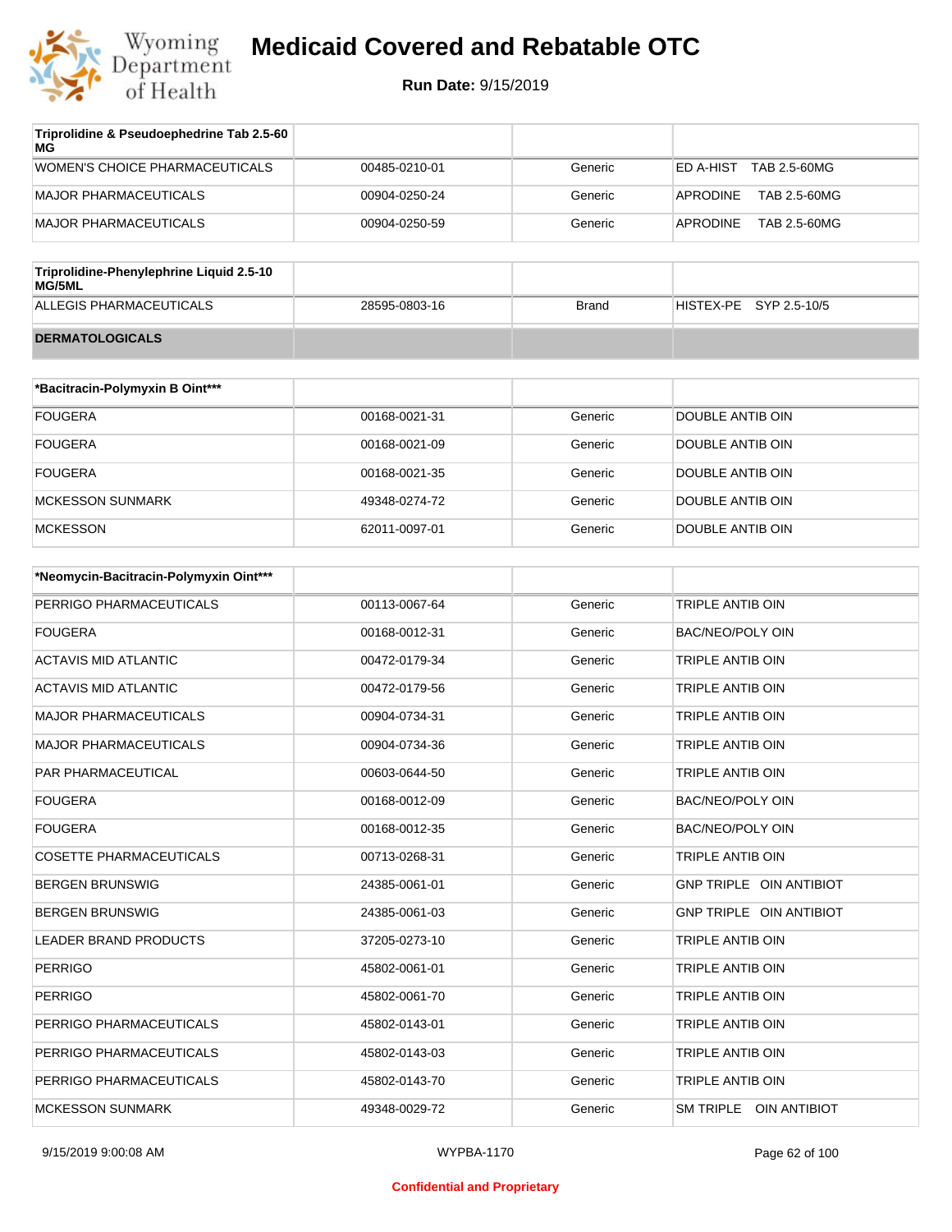| Triprolidine & Pseudoephedrine Tab 2.5-60 MG | | | |
|---|---|---|---|
| WOMEN'S CHOICE PHARMACEUTICALS | 00485-0210-01 | Generic | ED A-HIST TAB 2.5-60MG |
| MAJOR PHARMACEUTICALS | 00904-0250-24 | Generic | APRODINE TAB 2.5-60MG |
| MAJOR PHARMACEUTICALS | 00904-0250-59 | Generic | APRODINE TAB 2.5-60MG |

| Triprolidine-Phenylephrine Liquid 2.5-10 MG/5ML | | | |
|---|---|---|---|
| ALLEGIS PHARMACEUTICALS | 28595-0803-16 | Brand | HISTEX-PE SYP 2.5-10/5 |
| **DERMATOLOGICALS** | | | |

| *Bacitracin-Polymyxin B Oint*** | | | |
|---|---|---|---|
| FOUGERA | 00168-0021-31 | Generic | DOUBLE ANTIB OIN |
| FOUGERA | 00168-0021-09 | Generic | DOUBLE ANTIB OIN |
| FOUGERA | 00168-0021-35 | Generic | DOUBLE ANTIB OIN |
| MCKESSON SUNMARK | 49348-0274-72 | Generic | DOUBLE ANTIB OIN |
| MCKESSON | 62011-0097-01 | Generic | DOUBLE ANTIB OIN |

| *Neomycin-Bacitracin-Polymyxin Oint*** | | | |
|---|---|---|---|
| PERRIGO PHARMACEUTICALS | 00113-0067-64 | Generic | TRIPLE ANTIB OIN |
| FOUGERA | 00168-0012-31 | Generic | BAC/NEO/POLY OIN |
| ACTAVIS MID ATLANTIC | 00472-0179-34 | Generic | TRIPLE ANTIB OIN |
| ACTAVIS MID ATLANTIC | 00472-0179-56 | Generic | TRIPLE ANTIB OIN |
| MAJOR PHARMACEUTICALS | 00904-0734-31 | Generic | TRIPLE ANTIB OIN |
| MAJOR PHARMACEUTICALS | 00904-0734-36 | Generic | TRIPLE ANTIB OIN |
| PAR PHARMACEUTICAL | 00603-0644-50 | Generic | TRIPLE ANTIB OIN |
| FOUGERA | 00168-0012-09 | Generic | BAC/NEO/POLY OIN |
| FOUGERA | 00168-0012-35 | Generic | BAC/NEO/POLY OIN |
| COSETTE PHARMACEUTICALS | 00713-0268-31 | Generic | TRIPLE ANTIB OIN |
| BERGEN BRUNSWIG | 24385-0061-01 | Generic | GNP TRIPLE OIN ANTIBIOT |
| BERGEN BRUNSWIG | 24385-0061-03 | Generic | GNP TRIPLE OIN ANTIBIOT |
| LEADER BRAND PRODUCTS | 37205-0273-10 | Generic | TRIPLE ANTIB OIN |
| PERRIGO | 45802-0061-01 | Generic | TRIPLE ANTIB OIN |
| PERRIGO | 45802-0061-70 | Generic | TRIPLE ANTIB OIN |
| PERRIGO PHARMACEUTICALS | 45802-0143-01 | Generic | TRIPLE ANTIB OIN |
| PERRIGO PHARMACEUTICALS | 45802-0143-03 | Generic | TRIPLE ANTIB OIN |
| PERRIGO PHARMACEUTICALS | 45802-0143-70 | Generic | TRIPLE ANTIB OIN |
| MCKESSON SUNMARK | 49348-0029-72 | Generic | SM TRIPLE OIN ANTIBIOT |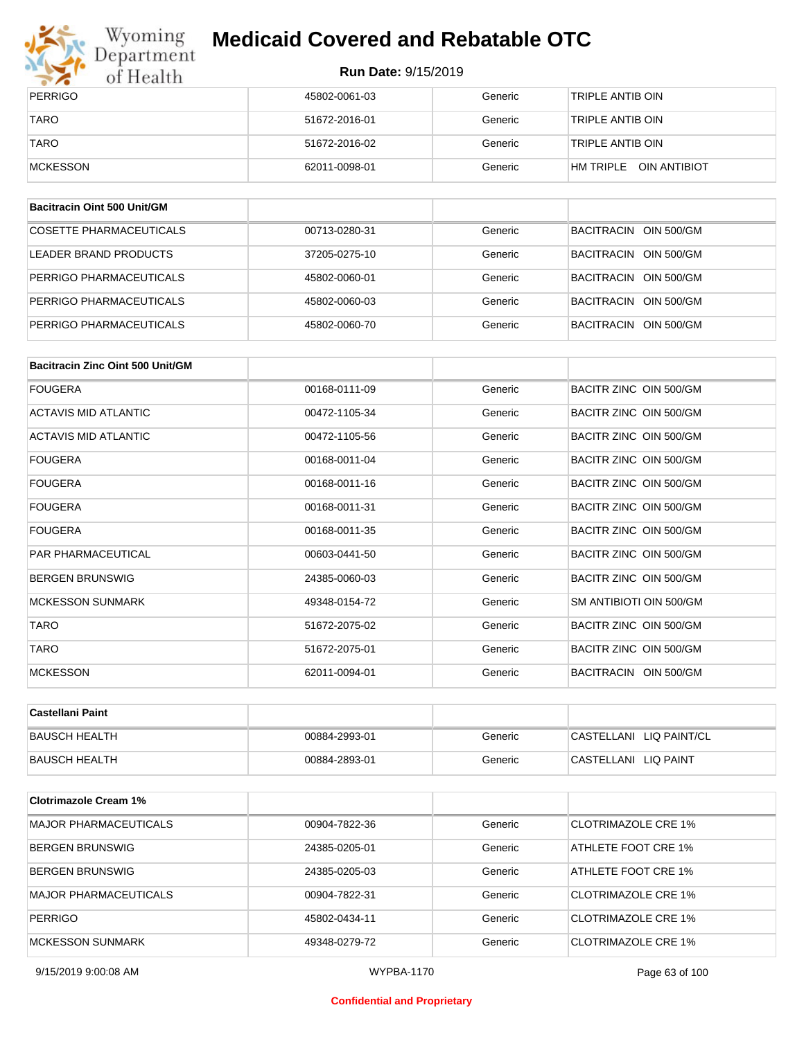| | | | |
|---|---|---|---|
| PERRIGO | 45802-0061-03 | Generic | TRIPLE ANTIB OIN |
| TARO | 51672-2016-01 | Generic | TRIPLE ANTIB OIN |
| TARO | 51672-2016-02 | Generic | TRIPLE ANTIB OIN |
| MCKESSON | 62011-0098-01 | Generic | HM TRIPLE OIN ANTIBIOT |

| Bacitracin Oint 500 Unit/GM | | | |
|---|---|---|---|
| COSETTE PHARMACEUTICALS | 00713-0280-31 | Generic | BACITRACIN OIN 500/GM |
| LEADER BRAND PRODUCTS | 37205-0275-10 | Generic | BACITRACIN OIN 500/GM |
| PERRIGO PHARMACEUTICALS | 45802-0060-01 | Generic | BACITRACIN OIN 500/GM |
| PERRIGO PHARMACEUTICALS | 45802-0060-03 | Generic | BACITRACIN OIN 500/GM |
| PERRIGO PHARMACEUTICALS | 45802-0060-70 | Generic | BACITRACIN OIN 500/GM |

| Bacitracin Zinc Oint 500 Unit/GM | | | |
|---|---|---|---|
| FOUGERA | 00168-0111-09 | Generic | BACITR ZINC OIN 500/GM |
| ACTAVIS MID ATLANTIC | 00472-1105-34 | Generic | BACITR ZINC OIN 500/GM |
| ACTAVIS MID ATLANTIC | 00472-1105-56 | Generic | BACITR ZINC OIN 500/GM |
| FOUGERA | 00168-0011-04 | Generic | BACITR ZINC OIN 500/GM |
| FOUGERA | 00168-0011-16 | Generic | BACITR ZINC OIN 500/GM |
| FOUGERA | 00168-0011-31 | Generic | BACITR ZINC OIN 500/GM |
| FOUGERA | 00168-0011-35 | Generic | BACITR ZINC OIN 500/GM |
| PAR PHARMACEUTICAL | 00603-0441-50 | Generic | BACITR ZINC OIN 500/GM |
| BERGEN BRUNSWIG | 24385-0060-03 | Generic | BACITR ZINC OIN 500/GM |
| MCKESSON SUNMARK | 49348-0154-72 | Generic | SM ANTIBIOTI OIN 500/GM |
| TARO | 51672-2075-02 | Generic | BACITR ZINC OIN 500/GM |
| TARO | 51672-2075-01 | Generic | BACITR ZINC OIN 500/GM |
| MCKESSON | 62011-0094-01 | Generic | BACITRACIN OIN 500/GM |

| Castellani Paint | | | |
|---|---|---|---|
| BAUSCH HEALTH | 00884-2993-01 | Generic | CASTELLANI LIQ PAINT/CL |
| BAUSCH HEALTH | 00884-2893-01 | Generic | CASTELLANI LIQ PAINT |

| Clotrimazole Cream 1% | | | |
|---|---|---|---|
| MAJOR PHARMACEUTICALS | 00904-7822-36 | Generic | CLOTRIMAZOLE CRE 1% |
| BERGEN BRUNSWIG | 24385-0205-01 | Generic | ATHLETE FOOT CRE 1% |
| BERGEN BRUNSWIG | 24385-0205-03 | Generic | ATHLETE FOOT CRE 1% |
| MAJOR PHARMACEUTICALS | 00904-7822-31 | Generic | CLOTRIMAZOLE CRE 1% |
| PERRIGO | 45802-0434-11 | Generic | CLOTRIMAZOLE CRE 1% |
| MCKESSON SUNMARK | 49348-0279-72 | Generic | CLOTRIMAZOLE CRE 1% |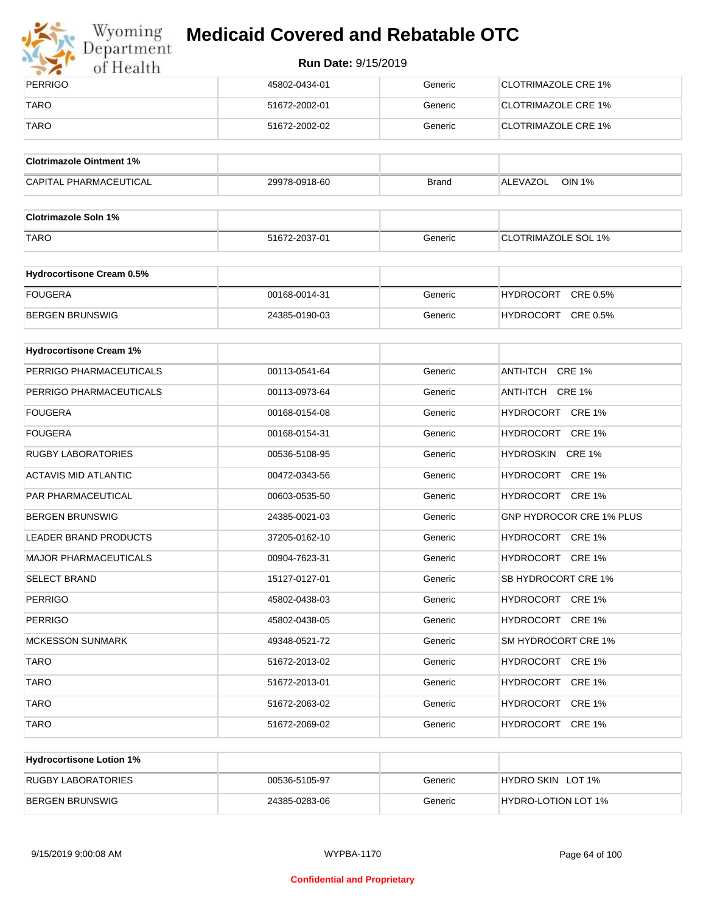| PERRIGO | 45802-0434-01 | Generic | CLOTRIMAZOLE CRE 1% |
|---|---|---|---|
| TARO | 51672-2002-01 | Generic | CLOTRIMAZOLE CRE 1% |
| TARO | 51672-2002-02 | Generic | CLOTRIMAZOLE CRE 1% |

| Clotrimazole Ointment 1% | | | |
|---|---|---|---|
| CAPITAL PHARMACEUTICAL | 29978-0918-60 | Brand | ALEVAZOL OIN 1% |

| Clotrimazole Soln 1% | | | |
|---|---|---|---|
| TARO | 51672-2037-01 | Generic | CLOTRIMAZOLE SOL 1% |

| Hydrocortisone Cream 0.5% | | | |
|---|---|---|---|
| FOUGERA | 00168-0014-31 | Generic | HYDROCORT CRE 0.5% |
| BERGEN BRUNSWIG | 24385-0190-03 | Generic | HYDROCORT CRE 0.5% |

| Hydrocortisone Cream 1% | | | |
|---|---|---|---|
| PERRIGO PHARMACEUTICALS | 00113-0541-64 | Generic | ANTI-ITCH CRE 1% |
| PERRIGO PHARMACEUTICALS | 00113-0973-64 | Generic | ANTI-ITCH CRE 1% |
| FOUGERA | 00168-0154-08 | Generic | HYDROCORT CRE 1% |
| FOUGERA | 00168-0154-31 | Generic | HYDROCORT CRE 1% |
| RUGBY LABORATORIES | 00536-5108-95 | Generic | HYDROSKIN CRE 1% |
| ACTAVIS MID ATLANTIC | 00472-0343-56 | Generic | HYDROCORT CRE 1% |
| PAR PHARMACEUTICAL | 00603-0535-50 | Generic | HYDROCORT CRE 1% |
| BERGEN BRUNSWIG | 24385-0021-03 | Generic | GNP HYDROCOR CRE 1% PLUS |
| LEADER BRAND PRODUCTS | 37205-0162-10 | Generic | HYDROCORT CRE 1% |
| MAJOR PHARMACEUTICALS | 00904-7623-31 | Generic | HYDROCORT CRE 1% |
| SELECT BRAND | 15127-0127-01 | Generic | SB HYDROCORT CRE 1% |
| PERRIGO | 45802-0438-03 | Generic | HYDROCORT CRE 1% |
| PERRIGO | 45802-0438-05 | Generic | HYDROCORT CRE 1% |
| MCKESSON SUNMARK | 49348-0521-72 | Generic | SM HYDROCORT CRE 1% |
| TARO | 51672-2013-02 | Generic | HYDROCORT CRE 1% |
| TARO | 51672-2013-01 | Generic | HYDROCORT CRE 1% |
| TARO | 51672-2063-02 | Generic | HYDROCORT CRE 1% |
| TARO | 51672-2069-02 | Generic | HYDROCORT CRE 1% |

| Hydrocortisone Lotion 1% | | | |
|---|---|---|---|
| RUGBY LABORATORIES | 00536-5105-97 | Generic | HYDRO SKIN LOT 1% |
| BERGEN BRUNSWIG | 24385-0283-06 | Generic | HYDRO-LOTION LOT 1% |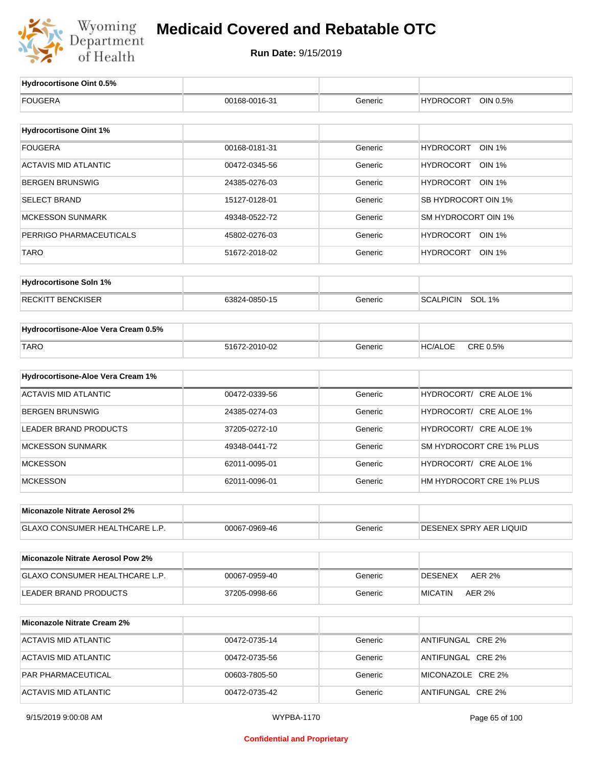# Medicaid Covered and Rebatable OTC

**Run Date:** 9/15/2019

| Hydrocortisone Oint 0.5% | | | |
|---|---|---|---|
| FOUGERA | 00168-0016-31 | Generic | HYDROCORT OIN 0.5% |

| Hydrocortisone Oint 1% | | | |
|---|---|---|---|
| FOUGERA | 00168-0181-31 | Generic | HYDROCORT OIN 1% |
| ACTAVIS MID ATLANTIC | 00472-0345-56 | Generic | HYDROCORT OIN 1% |
| BERGEN BRUNSWIG | 24385-0276-03 | Generic | HYDROCORT OIN 1% |
| SELECT BRAND | 15127-0128-01 | Generic | SB HYDROCORT OIN 1% |
| MCKESSON SUNMARK | 49348-0522-72 | Generic | SM HYDROCORT OIN 1% |
| PERRIGO PHARMACEUTICALS | 45802-0276-03 | Generic | HYDROCORT OIN 1% |
| TARO | 51672-2018-02 | Generic | HYDROCORT OIN 1% |

| Hydrocortisone Soln 1% | | | |
|---|---|---|---|
| RECKITT BENCKISER | 63824-0850-15 | Generic | SCALPICIN SOL 1% |

| Hydrocortisone-Aloe Vera Cream 0.5% | | | |
|---|---|---|---|
| TARO | 51672-2010-02 | Generic | HC/ALOE CRE 0.5% |

| Hydrocortisone-Aloe Vera Cream 1% | | | |
|---|---|---|---|
| ACTAVIS MID ATLANTIC | 00472-0339-56 | Generic | HYDROCORT/ CRE ALOE 1% |
| BERGEN BRUNSWIG | 24385-0274-03 | Generic | HYDROCORT/ CRE ALOE 1% |
| LEADER BRAND PRODUCTS | 37205-0272-10 | Generic | HYDROCORT/ CRE ALOE 1% |
| MCKESSON SUNMARK | 49348-0441-72 | Generic | SM HYDROCORT CRE 1% PLUS |
| MCKESSON | 62011-0095-01 | Generic | HYDROCORT/ CRE ALOE 1% |
| MCKESSON | 62011-0096-01 | Generic | HM HYDROCORT CRE 1% PLUS |

| Miconazole Nitrate Aerosol 2% | | | |
|---|---|---|---|
| GLAXO CONSUMER HEALTHCARE L.P. | 00067-0969-46 | Generic | DESENEX SPRY AER LIQUID |

| Miconazole Nitrate Aerosol Pow 2% | | | |
|---|---|---|---|
| GLAXO CONSUMER HEALTHCARE L.P. | 00067-0959-40 | Generic | DESENEX AER 2% |
| LEADER BRAND PRODUCTS | 37205-0998-66 | Generic | MICATIN AER 2% |

| Miconazole Nitrate Cream 2% | | | |
|---|---|---|---|
| ACTAVIS MID ATLANTIC | 00472-0735-14 | Generic | ANTIFUNGAL CRE 2% |
| ACTAVIS MID ATLANTIC | 00472-0735-56 | Generic | ANTIFUNGAL CRE 2% |
| PAR PHARMACEUTICAL | 00603-7805-50 | Generic | MICONAZOLE CRE 2% |
| ACTAVIS MID ATLANTIC | 00472-0735-42 | Generic | ANTIFUNGAL CRE 2% |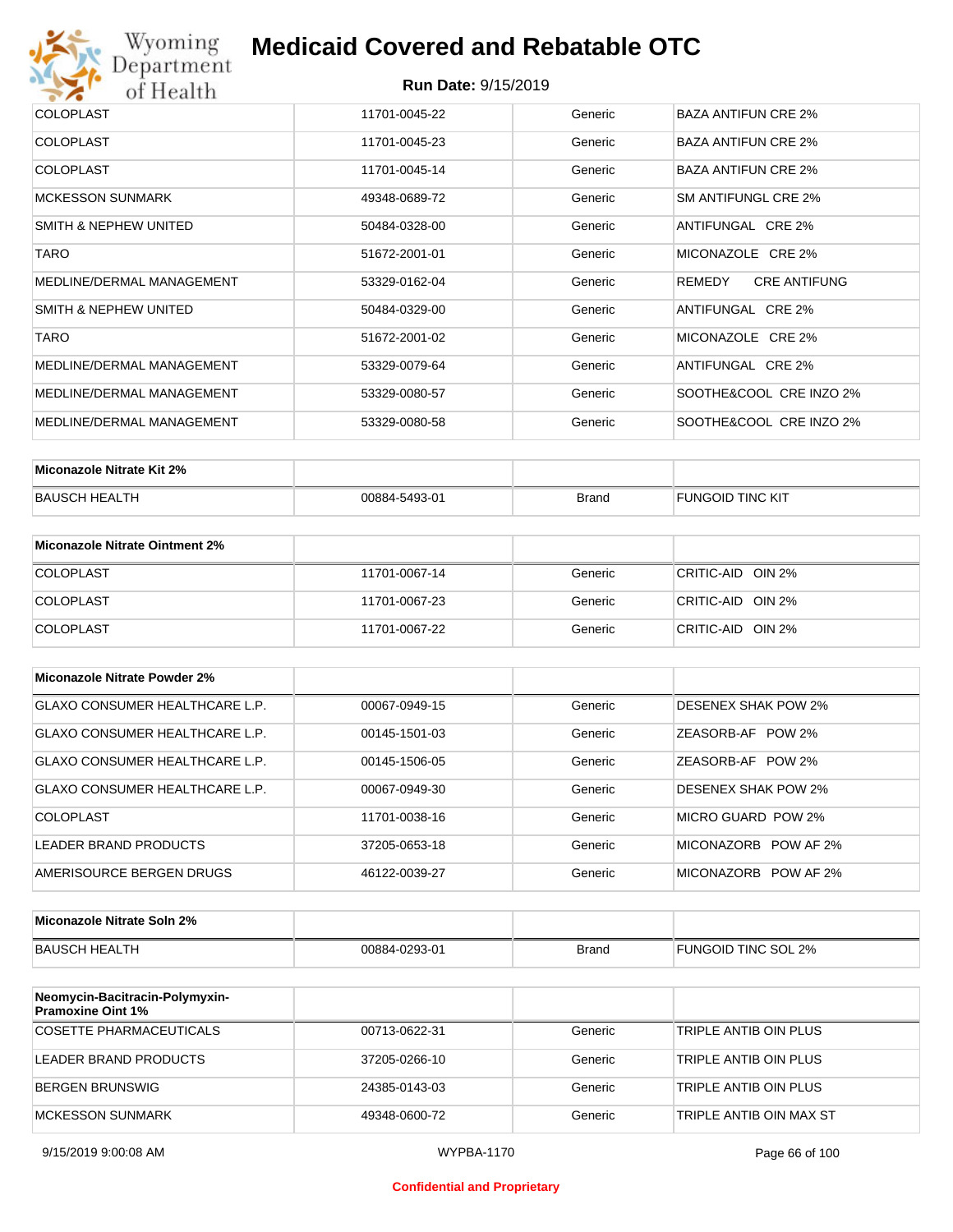| COLOPLAST | 11701-0045-22 | Generic | BAZA ANTIFUN CRE 2% |
|---|---|---|---|
| COLOPLAST | 11701-0045-23 | Generic | BAZA ANTIFUN CRE 2% |
| COLOPLAST | 11701-0045-14 | Generic | BAZA ANTIFUN CRE 2% |
| MCKESSON SUNMARK | 49348-0689-72 | Generic | SM ANTIFUNGL CRE 2% |
| SMITH & NEPHEW UNITED | 50484-0328-00 | Generic | ANTIFUNGAL CRE 2% |
| TARO | 51672-2001-01 | Generic | MICONAZOLE CRE 2% |
| MEDLINE/DERMAL MANAGEMENT | 53329-0162-04 | Generic | REMEDY CRE ANTIFUNG |
| SMITH & NEPHEW UNITED | 50484-0329-00 | Generic | ANTIFUNGAL CRE 2% |
| TARO | 51672-2001-02 | Generic | MICONAZOLE CRE 2% |
| MEDLINE/DERMAL MANAGEMENT | 53329-0079-64 | Generic | ANTIFUNGAL CRE 2% |
| MEDLINE/DERMAL MANAGEMENT | 53329-0080-57 | Generic | SOOTHE&COOL CRE INZO 2% |
| MEDLINE/DERMAL MANAGEMENT | 53329-0080-58 | Generic | SOOTHE&COOL CRE INZO 2% |

| **Miconazole Nitrate Kit 2%** | | | |
|---|---|---|---|
| BAUSCH HEALTH | 00884-5493-01 | Brand | FUNGOID TINC KIT |

| **Miconazole Nitrate Ointment 2%** | | | |
|---|---|---|---|
| COLOPLAST | 11701-0067-14 | Generic | CRITIC-AID OIN 2% |
| COLOPLAST | 11701-0067-23 | Generic | CRITIC-AID OIN 2% |
| COLOPLAST | 11701-0067-22 | Generic | CRITIC-AID OIN 2% |

| **Miconazole Nitrate Powder 2%** | | | |
|---|---|---|---|
| GLAXO CONSUMER HEALTHCARE L.P. | 00067-0949-15 | Generic | DESENEX SHAK POW 2% |
| GLAXO CONSUMER HEALTHCARE L.P. | 00145-1501-03 | Generic | ZEASORB-AF POW 2% |
| GLAXO CONSUMER HEALTHCARE L.P. | 00145-1506-05 | Generic | ZEASORB-AF POW 2% |
| GLAXO CONSUMER HEALTHCARE L.P. | 00067-0949-30 | Generic | DESENEX SHAK POW 2% |
| COLOPLAST | 11701-0038-16 | Generic | MICRO GUARD POW 2% |
| LEADER BRAND PRODUCTS | 37205-0653-18 | Generic | MICONAZORB POW AF 2% |
| AMERISOURCE BERGEN DRUGS | 46122-0039-27 | Generic | MICONAZORB POW AF 2% |

| **Miconazole Nitrate Soln 2%** | | | |
|---|---|---|---|
| BAUSCH HEALTH | 00884-0293-01 | Brand | FUNGOID TINC SOL 2% |

| **Neomycin-Bacitracin-Polymyxin-Pramoxine Oint 1%** | | | |
|---|---|---|---|
| COSETTE PHARMACEUTICALS | 00713-0622-31 | Generic | TRIPLE ANTIB OIN PLUS |
| LEADER BRAND PRODUCTS | 37205-0266-10 | Generic | TRIPLE ANTIB OIN PLUS |
| BERGEN BRUNSWIG | 24385-0143-03 | Generic | TRIPLE ANTIB OIN PLUS |
| MCKESSON SUNMARK | 49348-0600-72 | Generic | TRIPLE ANTIB OIN MAX ST |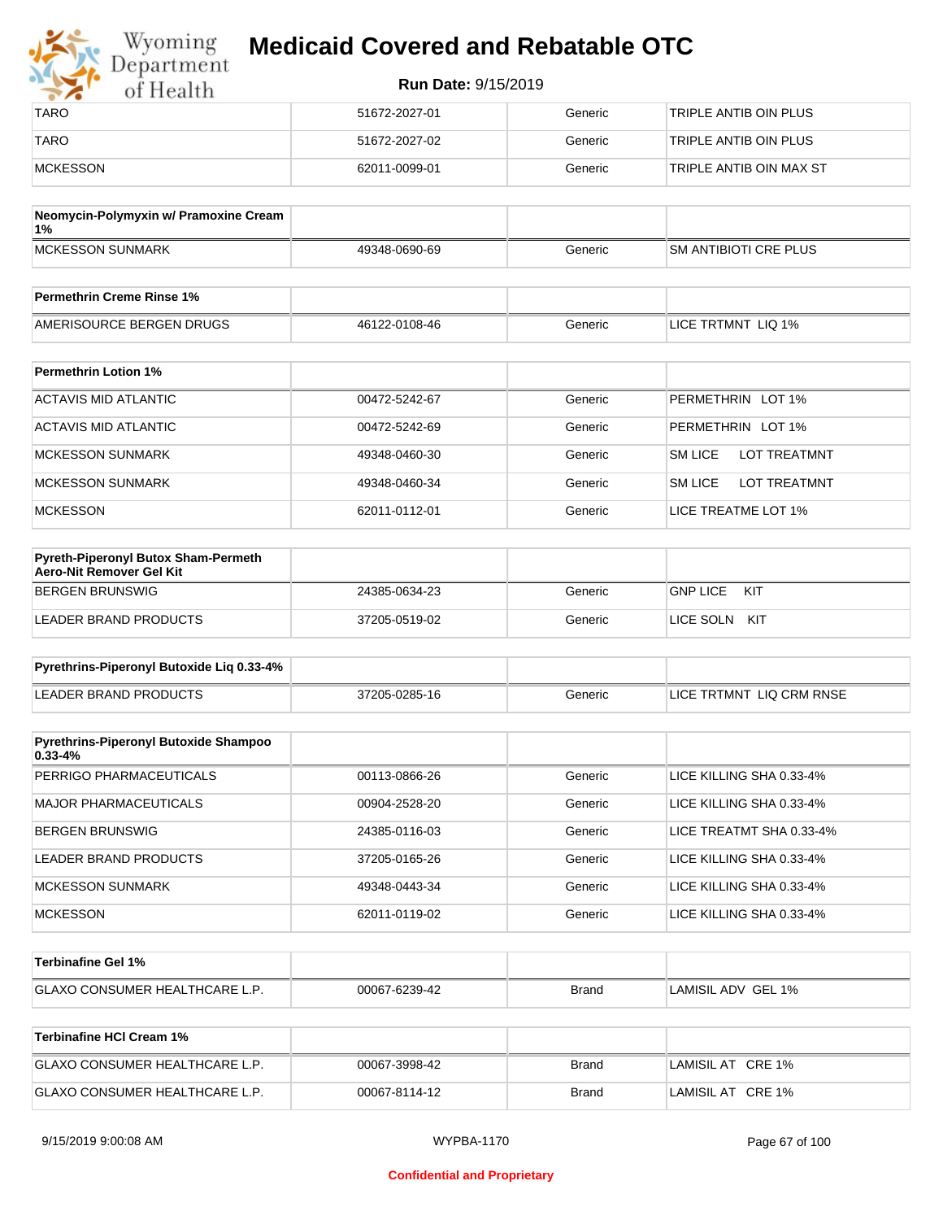| | | | |
|---|---|---|---|
| TARO | 51672-2027-01 | Generic | TRIPLE ANTIB OIN PLUS |
| TARO | 51672-2027-02 | Generic | TRIPLE ANTIB OIN PLUS |
| MCKESSON | 62011-0099-01 | Generic | TRIPLE ANTIB OIN MAX ST |

| Neomycin-Polymyxin w/ Pramoxine Cream 1% | | | |
|---|---|---|---|
| MCKESSON SUNMARK | 49348-0690-69 | Generic | SM ANTIBIOTI CRE PLUS |

| Permethrin Creme Rinse 1% | | | |
|---|---|---|---|
| AMERISOURCE BERGEN DRUGS | 46122-0108-46 | Generic | LICE TRTMNT LIQ 1% |

| Permethrin Lotion 1% | | | |
|---|---|---|---|
| ACTAVIS MID ATLANTIC | 00472-5242-67 | Generic | PERMETHRIN LOT 1% |
| ACTAVIS MID ATLANTIC | 00472-5242-69 | Generic | PERMETHRIN LOT 1% |
| MCKESSON SUNMARK | 49348-0460-30 | Generic | SM LICE LOT TREATMNT |
| MCKESSON SUNMARK | 49348-0460-34 | Generic | SM LICE LOT TREATMNT |
| MCKESSON | 62011-0112-01 | Generic | LICE TREATME LOT 1% |

| Pyreth-Piperonyl Butox Sham-Permeth Aero-Nit Remover Gel Kit | | | |
|---|---|---|---|
| BERGEN BRUNSWIG | 24385-0634-23 | Generic | GNP LICE KIT |
| LEADER BRAND PRODUCTS | 37205-0519-02 | Generic | LICE SOLN KIT |

| Pyrethrins-Piperonyl Butoxide Liq 0.33-4% | | | |
|---|---|---|---|
| LEADER BRAND PRODUCTS | 37205-0285-16 | Generic | LICE TRTMNT LIQ CRM RNSE |

| Pyrethrins-Piperonyl Butoxide Shampoo 0.33-4% | | | |
|---|---|---|---|
| PERRIGO PHARMACEUTICALS | 00113-0866-26 | Generic | LICE KILLING SHA 0.33-4% |
| MAJOR PHARMACEUTICALS | 00904-2528-20 | Generic | LICE KILLING SHA 0.33-4% |
| BERGEN BRUNSWIG | 24385-0116-03 | Generic | LICE TREATMT SHA 0.33-4% |
| LEADER BRAND PRODUCTS | 37205-0165-26 | Generic | LICE KILLING SHA 0.33-4% |
| MCKESSON SUNMARK | 49348-0443-34 | Generic | LICE KILLING SHA 0.33-4% |
| MCKESSON | 62011-0119-02 | Generic | LICE KILLING SHA 0.33-4% |

| Terbinafine Gel 1% | | | |
|---|---|---|---|
| GLAXO CONSUMER HEALTHCARE L.P. | 00067-6239-42 | Brand | LAMISIL ADV GEL 1% |

| Terbinafine HCl Cream 1% | | | |
|---|---|---|---|
| GLAXO CONSUMER HEALTHCARE L.P. | 00067-3998-42 | Brand | LAMISIL AT CRE 1% |
| GLAXO CONSUMER HEALTHCARE L.P. | 00067-8114-12 | Brand | LAMISIL AT CRE 1% |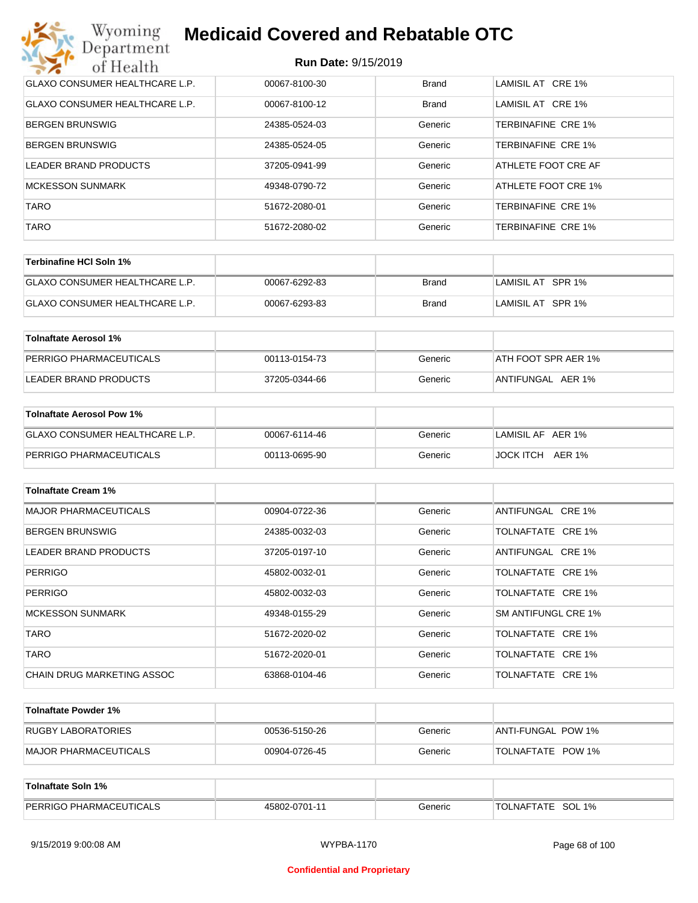| | | | |
|---|---|---|---|
| GLAXO CONSUMER HEALTHCARE L.P. | 00067-8100-30 | Brand | LAMISIL AT CRE 1% |
| GLAXO CONSUMER HEALTHCARE L.P. | 00067-8100-12 | Brand | LAMISIL AT CRE 1% |
| BERGEN BRUNSWIG | 24385-0524-03 | Generic | TERBINAFINE CRE 1% |
| BERGEN BRUNSWIG | 24385-0524-05 | Generic | TERBINAFINE CRE 1% |
| LEADER BRAND PRODUCTS | 37205-0941-99 | Generic | ATHLETE FOOT CRE AF |
| MCKESSON SUNMARK | 49348-0790-72 | Generic | ATHLETE FOOT CRE 1% |
| TARO | 51672-2080-01 | Generic | TERBINAFINE CRE 1% |
| TARO | 51672-2080-02 | Generic | TERBINAFINE CRE 1% |

| **Terbinafine HCl Soln 1%** | | | |
|---|---|---|---|
| GLAXO CONSUMER HEALTHCARE L.P. | 00067-6292-83 | Brand | LAMISIL AT SPR 1% |
| GLAXO CONSUMER HEALTHCARE L.P. | 00067-6293-83 | Brand | LAMISIL AT SPR 1% |

| **Tolnaftate Aerosol 1%** | | | |
|---|---|---|---|
| PERRIGO PHARMACEUTICALS | 00113-0154-73 | Generic | ATH FOOT SPR AER 1% |
| LEADER BRAND PRODUCTS | 37205-0344-66 | Generic | ANTIFUNGAL AER 1% |

| **Tolnaftate Aerosol Pow 1%** | | | |
|---|---|---|---|
| GLAXO CONSUMER HEALTHCARE L.P. | 00067-6114-46 | Generic | LAMISIL AF AER 1% |
| PERRIGO PHARMACEUTICALS | 00113-0695-90 | Generic | JOCK ITCH AER 1% |

| **Tolnaftate Cream 1%** | | | |
|---|---|---|---|
| MAJOR PHARMACEUTICALS | 00904-0722-36 | Generic | ANTIFUNGAL CRE 1% |
| BERGEN BRUNSWIG | 24385-0032-03 | Generic | TOLNAFTATE CRE 1% |
| LEADER BRAND PRODUCTS | 37205-0197-10 | Generic | ANTIFUNGAL CRE 1% |
| PERRIGO | 45802-0032-01 | Generic | TOLNAFTATE CRE 1% |
| PERRIGO | 45802-0032-03 | Generic | TOLNAFTATE CRE 1% |
| MCKESSON SUNMARK | 49348-0155-29 | Generic | SM ANTIFUNGL CRE 1% |
| TARO | 51672-2020-02 | Generic | TOLNAFTATE CRE 1% |
| TARO | 51672-2020-01 | Generic | TOLNAFTATE CRE 1% |
| CHAIN DRUG MARKETING ASSOC | 63868-0104-46 | Generic | TOLNAFTATE CRE 1% |

| **Tolnaftate Powder 1%** | | | |
|---|---|---|---|
| RUGBY LABORATORIES | 00536-5150-26 | Generic | ANTI-FUNGAL POW 1% |
| MAJOR PHARMACEUTICALS | 00904-0726-45 | Generic | TOLNAFTATE POW 1% |

| **Tolnaftate Soln 1%** | | | |
|---|---|---|---|
| PERRIGO PHARMACEUTICALS | 45802-0701-11 | Generic | TOLNAFTATE SOL 1% |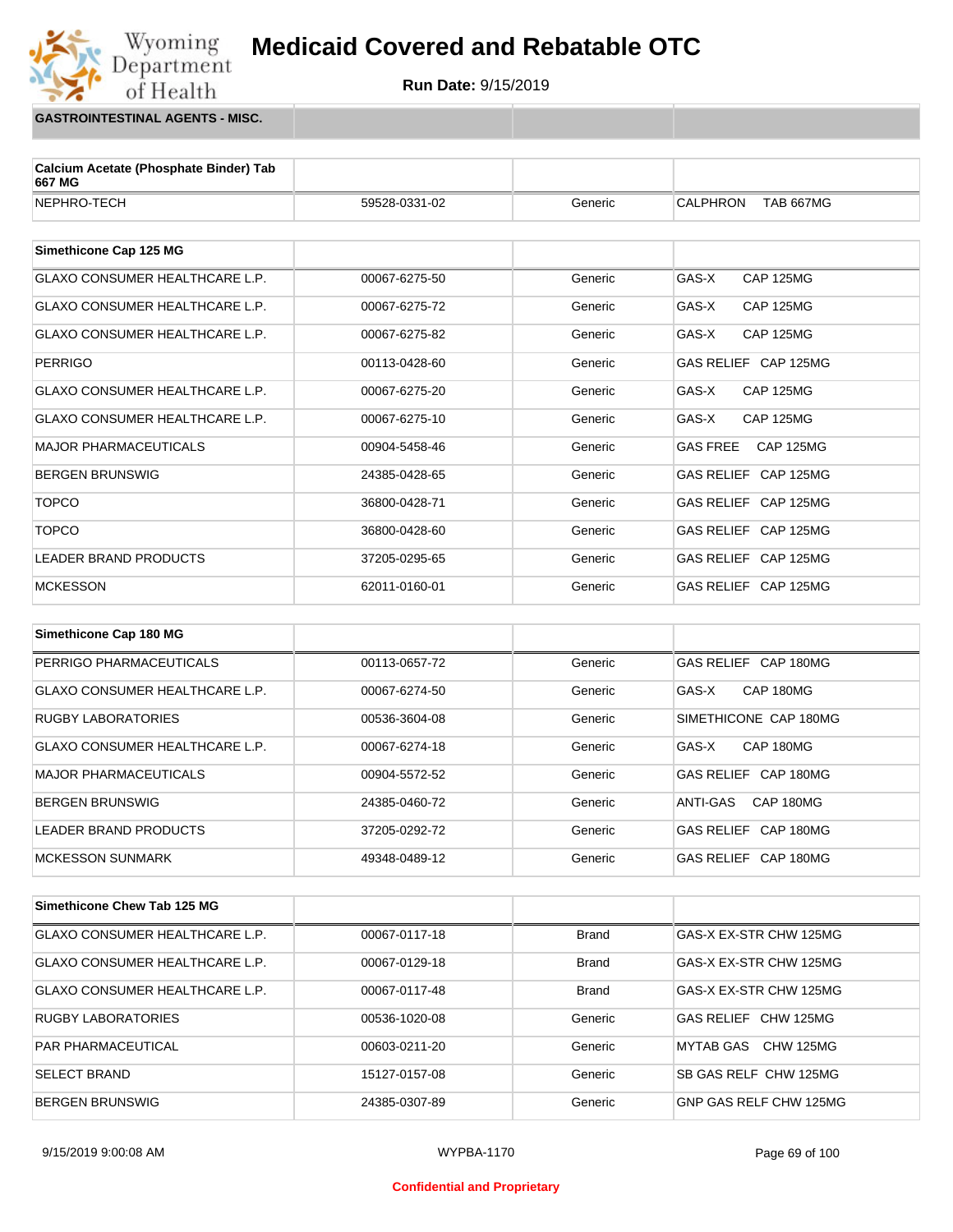# Medicaid Covered and Rebatable OTC

**Run Date:** 9/15/2019

## GASTROINTESTINAL AGENTS - MISC.

| Calcium Acetate (Phosphate Binder) Tab 667 MG | | | |
|---|---|---|---|
| NEPHRO-TECH | 59528-0331-02 | Generic | CALPHRON TAB 667MG |

| Simethicone Cap 125 MG | | | |
|---|---|---|---|
| GLAXO CONSUMER HEALTHCARE L.P. | 00067-6275-50 | Generic | GAS-X CAP 125MG |
| GLAXO CONSUMER HEALTHCARE L.P. | 00067-6275-72 | Generic | GAS-X CAP 125MG |
| GLAXO CONSUMER HEALTHCARE L.P. | 00067-6275-82 | Generic | GAS-X CAP 125MG |
| PERRIGO | 00113-0428-60 | Generic | GAS RELIEF CAP 125MG |
| GLAXO CONSUMER HEALTHCARE L.P. | 00067-6275-20 | Generic | GAS-X CAP 125MG |
| GLAXO CONSUMER HEALTHCARE L.P. | 00067-6275-10 | Generic | GAS-X CAP 125MG |
| MAJOR PHARMACEUTICALS | 00904-5458-46 | Generic | GAS FREE CAP 125MG |
| BERGEN BRUNSWIG | 24385-0428-65 | Generic | GAS RELIEF CAP 125MG |
| TOPCO | 36800-0428-71 | Generic | GAS RELIEF CAP 125MG |
| TOPCO | 36800-0428-60 | Generic | GAS RELIEF CAP 125MG |
| LEADER BRAND PRODUCTS | 37205-0295-65 | Generic | GAS RELIEF CAP 125MG |
| MCKESSON | 62011-0160-01 | Generic | GAS RELIEF CAP 125MG |

| Simethicone Cap 180 MG | | | |
|---|---|---|---|
| PERRIGO PHARMACEUTICALS | 00113-0657-72 | Generic | GAS RELIEF CAP 180MG |
| GLAXO CONSUMER HEALTHCARE L.P. | 00067-6274-50 | Generic | GAS-X CAP 180MG |
| RUGBY LABORATORIES | 00536-3604-08 | Generic | SIMETHICONE CAP 180MG |
| GLAXO CONSUMER HEALTHCARE L.P. | 00067-6274-18 | Generic | GAS-X CAP 180MG |
| MAJOR PHARMACEUTICALS | 00904-5572-52 | Generic | GAS RELIEF CAP 180MG |
| BERGEN BRUNSWIG | 24385-0460-72 | Generic | ANTI-GAS CAP 180MG |
| LEADER BRAND PRODUCTS | 37205-0292-72 | Generic | GAS RELIEF CAP 180MG |
| MCKESSON SUNMARK | 49348-0489-12 | Generic | GAS RELIEF CAP 180MG |

| Simethicone Chew Tab 125 MG | | | |
|---|---|---|---|
| GLAXO CONSUMER HEALTHCARE L.P. | 00067-0117-18 | Brand | GAS-X EX-STR CHW 125MG |
| GLAXO CONSUMER HEALTHCARE L.P. | 00067-0129-18 | Brand | GAS-X EX-STR CHW 125MG |
| GLAXO CONSUMER HEALTHCARE L.P. | 00067-0117-48 | Brand | GAS-X EX-STR CHW 125MG |
| RUGBY LABORATORIES | 00536-1020-08 | Generic | GAS RELIEF CHW 125MG |
| PAR PHARMACEUTICAL | 00603-0211-20 | Generic | MYTAB GAS CHW 125MG |
| SELECT BRAND | 15127-0157-08 | Generic | SB GAS RELF CHW 125MG |
| BERGEN BRUNSWIG | 24385-0307-89 | Generic | GNP GAS RELF CHW 125MG |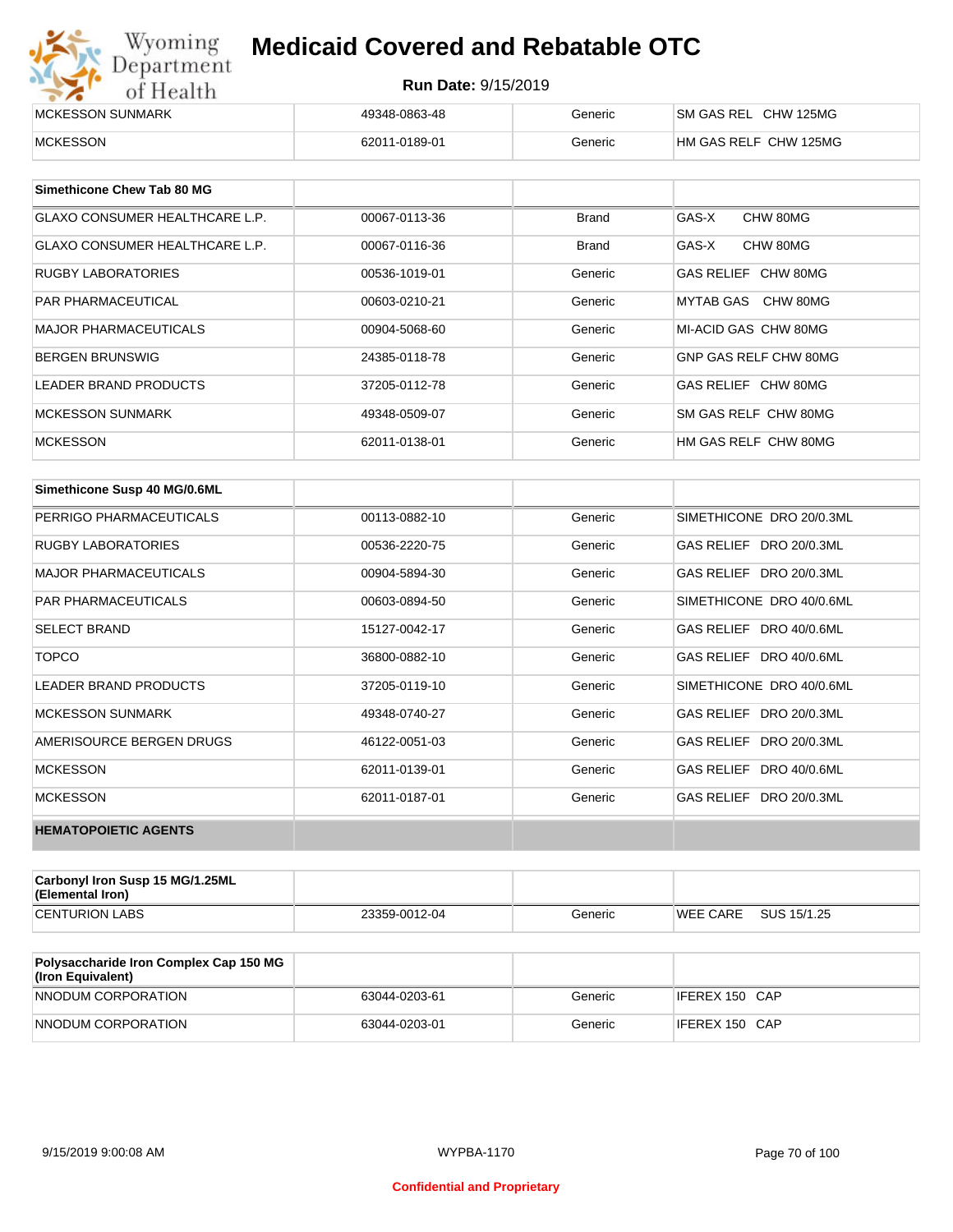| | | | |
|---|---|---|---|
| MCKESSON SUNMARK | 49348-0863-48 | Generic | SM GAS REL CHW 125MG |
| MCKESSON | 62011-0189-01 | Generic | HM GAS RELF CHW 125MG |

| **Simethicone Chew Tab 80 MG** | | | |
|---|---|---|---|
| GLAXO CONSUMER HEALTHCARE L.P. | 00067-0113-36 | Brand | GAS-X CHW 80MG |
| GLAXO CONSUMER HEALTHCARE L.P. | 00067-0116-36 | Brand | GAS-X CHW 80MG |
| RUGBY LABORATORIES | 00536-1019-01 | Generic | GAS RELIEF CHW 80MG |
| PAR PHARMACEUTICAL | 00603-0210-21 | Generic | MYTAB GAS CHW 80MG |
| MAJOR PHARMACEUTICALS | 00904-5068-60 | Generic | MI-ACID GAS CHW 80MG |
| BERGEN BRUNSWIG | 24385-0118-78 | Generic | GNP GAS RELF CHW 80MG |
| LEADER BRAND PRODUCTS | 37205-0112-78 | Generic | GAS RELIEF CHW 80MG |
| MCKESSON SUNMARK | 49348-0509-07 | Generic | SM GAS RELF CHW 80MG |
| MCKESSON | 62011-0138-01 | Generic | HM GAS RELF CHW 80MG |

| **Simethicone Susp 40 MG/0.6ML** | | | |
|---|---|---|---|
| PERRIGO PHARMACEUTICALS | 00113-0882-10 | Generic | SIMETHICONE DRO 20/0.3ML |
| RUGBY LABORATORIES | 00536-2220-75 | Generic | GAS RELIEF DRO 20/0.3ML |
| MAJOR PHARMACEUTICALS | 00904-5894-30 | Generic | GAS RELIEF DRO 20/0.3ML |
| PAR PHARMACEUTICALS | 00603-0894-50 | Generic | SIMETHICONE DRO 40/0.6ML |
| SELECT BRAND | 15127-0042-17 | Generic | GAS RELIEF DRO 40/0.6ML |
| TOPCO | 36800-0882-10 | Generic | GAS RELIEF DRO 40/0.6ML |
| LEADER BRAND PRODUCTS | 37205-0119-10 | Generic | SIMETHICONE DRO 40/0.6ML |
| MCKESSON SUNMARK | 49348-0740-27 | Generic | GAS RELIEF DRO 20/0.3ML |
| AMERISOURCE BERGEN DRUGS | 46122-0051-03 | Generic | GAS RELIEF DRO 20/0.3ML |
| MCKESSON | 62011-0139-01 | Generic | GAS RELIEF DRO 40/0.6ML |
| MCKESSON | 62011-0187-01 | Generic | GAS RELIEF DRO 20/0.3ML |
| **HEMATOPOIETIC AGENTS** | | | |

| **Carbonyl Iron Susp 15 MG/1.25ML (Elemental Iron)** | | | |
|---|---|---|---|
| CENTURION LABS | 23359-0012-04 | Generic | WEE CARE SUS 15/1.25 |

| **Polysaccharide Iron Complex Cap 150 MG (Iron Equivalent)** | | | |
|---|---|---|---|
| NNODUM CORPORATION | 63044-0203-61 | Generic | IFEREX 150 CAP |
| NNODUM CORPORATION | 63044-0203-01 | Generic | IFEREX 150 CAP |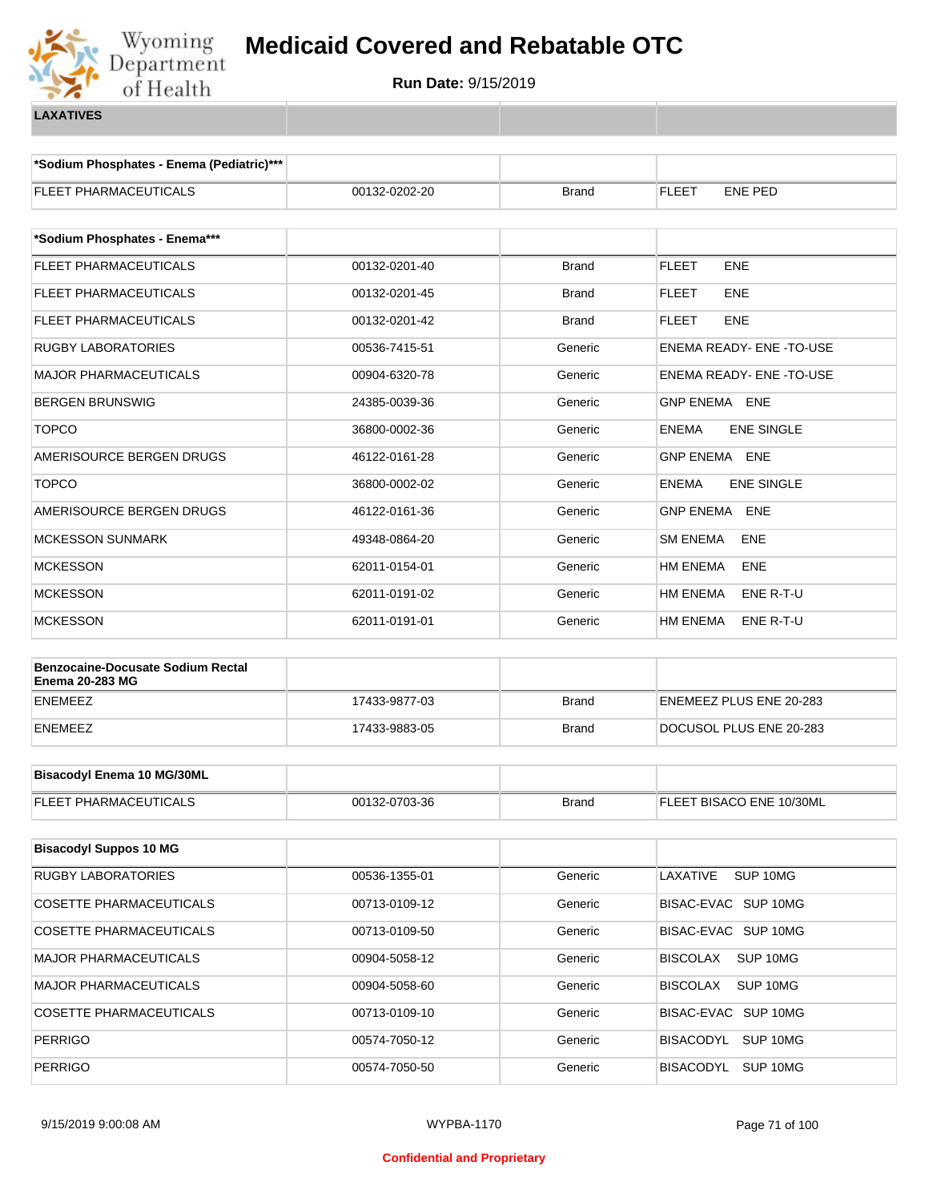# Medicaid Covered and Rebatable OTC

**Run Date:** 9/15/2019

**LAXATIVES**

| *Sodium Phosphates - Enema (Pediatric)*** | | | |
|---|---|---|---|
| FLEET PHARMACEUTICALS | 00132-0202-20 | Brand | FLEET ENE PED |

| *Sodium Phosphates - Enema*** | | | |
|---|---|---|---|
| FLEET PHARMACEUTICALS | 00132-0201-40 | Brand | FLEET ENE |
| FLEET PHARMACEUTICALS | 00132-0201-45 | Brand | FLEET ENE |
| FLEET PHARMACEUTICALS | 00132-0201-42 | Brand | FLEET ENE |
| RUGBY LABORATORIES | 00536-7415-51 | Generic | ENEMA READY- ENE -TO-USE |
| MAJOR PHARMACEUTICALS | 00904-6320-78 | Generic | ENEMA READY- ENE -TO-USE |
| BERGEN BRUNSWIG | 24385-0039-36 | Generic | GNP ENEMA ENE |
| TOPCO | 36800-0002-36 | Generic | ENEMA ENE SINGLE |
| AMERISOURCE BERGEN DRUGS | 46122-0161-28 | Generic | GNP ENEMA ENE |
| TOPCO | 36800-0002-02 | Generic | ENEMA ENE SINGLE |
| AMERISOURCE BERGEN DRUGS | 46122-0161-36 | Generic | GNP ENEMA ENE |
| MCKESSON SUNMARK | 49348-0864-20 | Generic | SM ENEMA ENE |
| MCKESSON | 62011-0154-01 | Generic | HM ENEMA ENE |
| MCKESSON | 62011-0191-02 | Generic | HM ENEMA ENE R-T-U |
| MCKESSON | 62011-0191-01 | Generic | HM ENEMA ENE R-T-U |

| Benzocaine-Docusate Sodium Rectal Enema 20-283 MG | | | |
|---|---|---|---|
| ENEMEEZ | 17433-9877-03 | Brand | ENEMEEZ PLUS ENE 20-283 |
| ENEMEEZ | 17433-9883-05 | Brand | DOCUSOL PLUS ENE 20-283 |

| Bisacodyl Enema 10 MG/30ML | | | |
|---|---|---|---|
| FLEET PHARMACEUTICALS | 00132-0703-36 | Brand | FLEET BISACO ENE 10/30ML |

| Bisacodyl Suppos 10 MG | | | |
|---|---|---|---|
| RUGBY LABORATORIES | 00536-1355-01 | Generic | LAXATIVE SUP 10MG |
| COSETTE PHARMACEUTICALS | 00713-0109-12 | Generic | BISAC-EVAC SUP 10MG |
| COSETTE PHARMACEUTICALS | 00713-0109-50 | Generic | BISAC-EVAC SUP 10MG |
| MAJOR PHARMACEUTICALS | 00904-5058-12 | Generic | BISCOLAX SUP 10MG |
| MAJOR PHARMACEUTICALS | 00904-5058-60 | Generic | BISCOLAX SUP 10MG |
| COSETTE PHARMACEUTICALS | 00713-0109-10 | Generic | BISAC-EVAC SUP 10MG |
| PERRIGO | 00574-7050-12 | Generic | BISACODYL SUP 10MG |
| PERRIGO | 00574-7050-50 | Generic | BISACODYL SUP 10MG |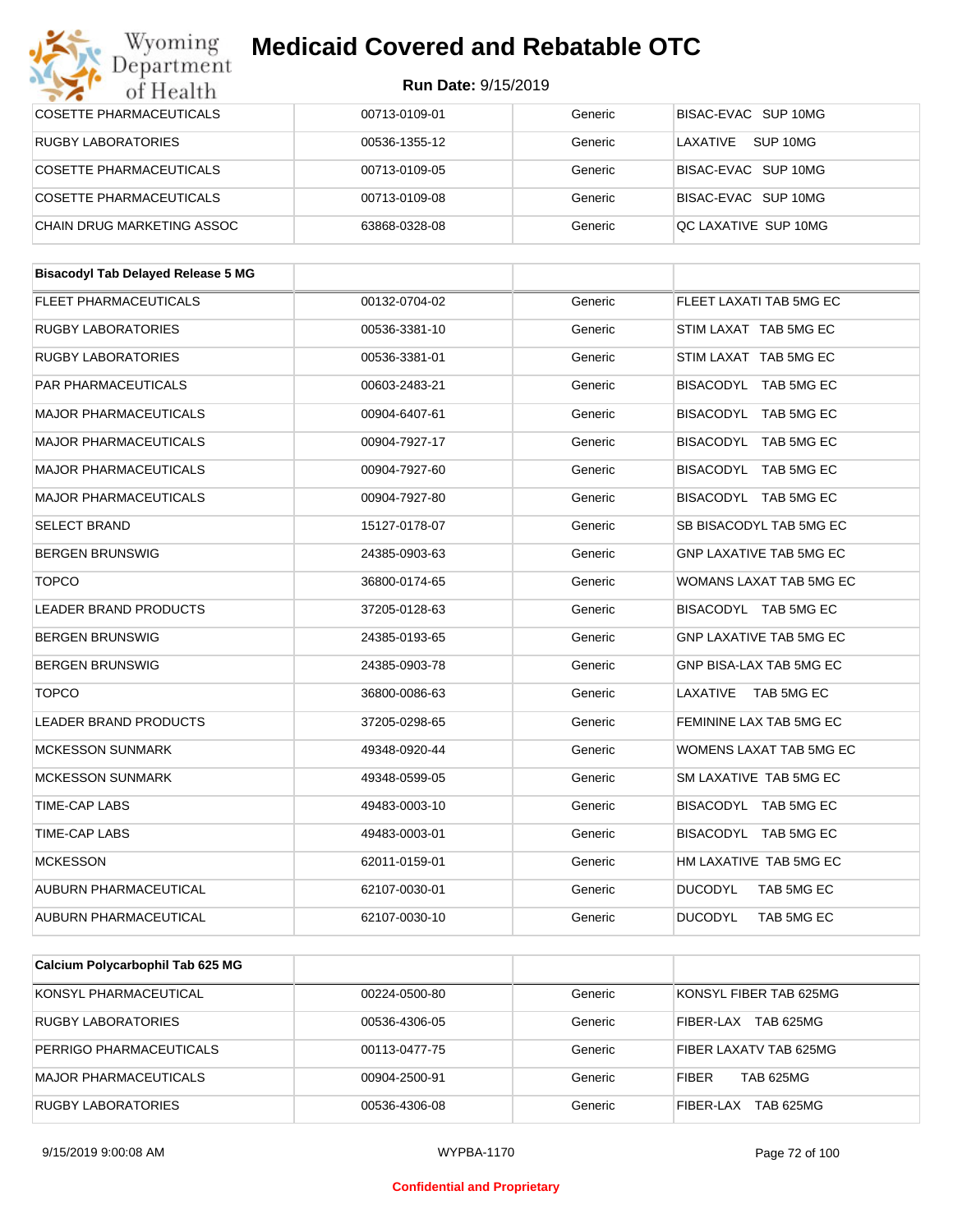| | | | |
|---|---|---|---|
| COSETTE PHARMACEUTICALS | 00713-0109-01 | Generic | BISAC-EVAC SUP 10MG |
| RUGBY LABORATORIES | 00536-1355-12 | Generic | LAXATIVE SUP 10MG |
| COSETTE PHARMACEUTICALS | 00713-0109-05 | Generic | BISAC-EVAC SUP 10MG |
| COSETTE PHARMACEUTICALS | 00713-0109-08 | Generic | BISAC-EVAC SUP 10MG |
| CHAIN DRUG MARKETING ASSOC | 63868-0328-08 | Generic | QC LAXATIVE SUP 10MG |

| **Bisacodyl Tab Delayed Release 5 MG** | | | |
|---|---|---|---|
| FLEET PHARMACEUTICALS | 00132-0704-02 | Generic | FLEET LAXATI TAB 5MG EC |
| RUGBY LABORATORIES | 00536-3381-10 | Generic | STIM LAXAT TAB 5MG EC |
| RUGBY LABORATORIES | 00536-3381-01 | Generic | STIM LAXAT TAB 5MG EC |
| PAR PHARMACEUTICALS | 00603-2483-21 | Generic | BISACODYL TAB 5MG EC |
| MAJOR PHARMACEUTICALS | 00904-6407-61 | Generic | BISACODYL TAB 5MG EC |
| MAJOR PHARMACEUTICALS | 00904-7927-17 | Generic | BISACODYL TAB 5MG EC |
| MAJOR PHARMACEUTICALS | 00904-7927-60 | Generic | BISACODYL TAB 5MG EC |
| MAJOR PHARMACEUTICALS | 00904-7927-80 | Generic | BISACODYL TAB 5MG EC |
| SELECT BRAND | 15127-0178-07 | Generic | SB BISACODYL TAB 5MG EC |
| BERGEN BRUNSWIG | 24385-0903-63 | Generic | GNP LAXATIVE TAB 5MG EC |
| TOPCO | 36800-0174-65 | Generic | WOMANS LAXAT TAB 5MG EC |
| LEADER BRAND PRODUCTS | 37205-0128-63 | Generic | BISACODYL TAB 5MG EC |
| BERGEN BRUNSWIG | 24385-0193-65 | Generic | GNP LAXATIVE TAB 5MG EC |
| BERGEN BRUNSWIG | 24385-0903-78 | Generic | GNP BISA-LAX TAB 5MG EC |
| TOPCO | 36800-0086-63 | Generic | LAXATIVE TAB 5MG EC |
| LEADER BRAND PRODUCTS | 37205-0298-65 | Generic | FEMININE LAX TAB 5MG EC |
| MCKESSON SUNMARK | 49348-0920-44 | Generic | WOMENS LAXAT TAB 5MG EC |
| MCKESSON SUNMARK | 49348-0599-05 | Generic | SM LAXATIVE TAB 5MG EC |
| TIME-CAP LABS | 49483-0003-10 | Generic | BISACODYL TAB 5MG EC |
| TIME-CAP LABS | 49483-0003-01 | Generic | BISACODYL TAB 5MG EC |
| MCKESSON | 62011-0159-01 | Generic | HM LAXATIVE TAB 5MG EC |
| AUBURN PHARMACEUTICAL | 62107-0030-01 | Generic | DUCODYL TAB 5MG EC |
| AUBURN PHARMACEUTICAL | 62107-0030-10 | Generic | DUCODYL TAB 5MG EC |

| **Calcium Polycarbophil Tab 625 MG** | | | |
|---|---|---|---|
| KONSYL PHARMACEUTICAL | 00224-0500-80 | Generic | KONSYL FIBER TAB 625MG |
| RUGBY LABORATORIES | 00536-4306-05 | Generic | FIBER-LAX TAB 625MG |
| PERRIGO PHARMACEUTICALS | 00113-0477-75 | Generic | FIBER LAXATV TAB 625MG |
| MAJOR PHARMACEUTICALS | 00904-2500-91 | Generic | FIBER TAB 625MG |
| RUGBY LABORATORIES | 00536-4306-08 | Generic | FIBER-LAX TAB 625MG |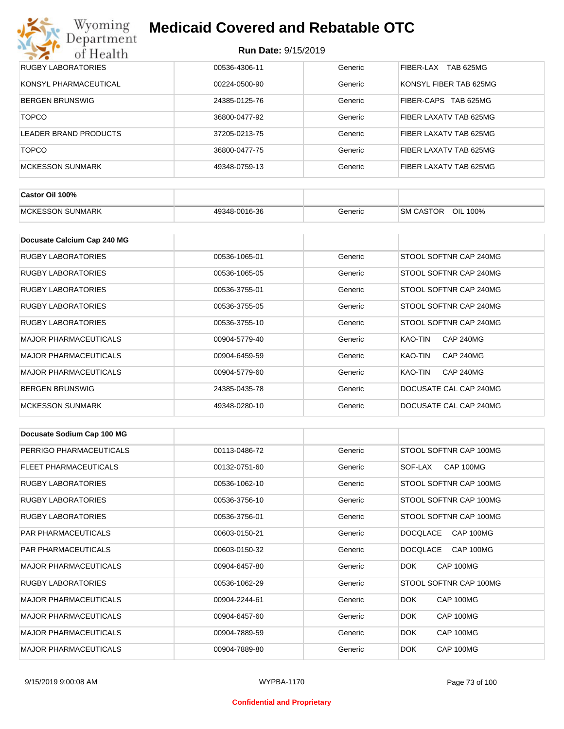| | | | |
|---|---|---|---|
| RUGBY LABORATORIES | 00536-4306-11 | Generic | FIBER-LAX TAB 625MG |
| KONSYL PHARMACEUTICAL | 00224-0500-90 | Generic | KONSYL FIBER TAB 625MG |
| BERGEN BRUNSWIG | 24385-0125-76 | Generic | FIBER-CAPS TAB 625MG |
| TOPCO | 36800-0477-92 | Generic | FIBER LAXATV TAB 625MG |
| LEADER BRAND PRODUCTS | 37205-0213-75 | Generic | FIBER LAXATV TAB 625MG |
| TOPCO | 36800-0477-75 | Generic | FIBER LAXATV TAB 625MG |
| MCKESSON SUNMARK | 49348-0759-13 | Generic | FIBER LAXATV TAB 625MG |

| **Castor Oil 100%** | | | |
|---|---|---|---|
| MCKESSON SUNMARK | 49348-0016-36 | Generic | SM CASTOR OIL 100% |

| **Docusate Calcium Cap 240 MG** | | | |
|---|---|---|---|
| RUGBY LABORATORIES | 00536-1065-01 | Generic | STOOL SOFTNR CAP 240MG |
| RUGBY LABORATORIES | 00536-1065-05 | Generic | STOOL SOFTNR CAP 240MG |
| RUGBY LABORATORIES | 00536-3755-01 | Generic | STOOL SOFTNR CAP 240MG |
| RUGBY LABORATORIES | 00536-3755-05 | Generic | STOOL SOFTNR CAP 240MG |
| RUGBY LABORATORIES | 00536-3755-10 | Generic | STOOL SOFTNR CAP 240MG |
| MAJOR PHARMACEUTICALS | 00904-5779-40 | Generic | KAO-TIN CAP 240MG |
| MAJOR PHARMACEUTICALS | 00904-6459-59 | Generic | KAO-TIN CAP 240MG |
| MAJOR PHARMACEUTICALS | 00904-5779-60 | Generic | KAO-TIN CAP 240MG |
| BERGEN BRUNSWIG | 24385-0435-78 | Generic | DOCUSATE CAL CAP 240MG |
| MCKESSON SUNMARK | 49348-0280-10 | Generic | DOCUSATE CAL CAP 240MG |

| **Docusate Sodium Cap 100 MG** | | | |
|---|---|---|---|
| PERRIGO PHARMACEUTICALS | 00113-0486-72 | Generic | STOOL SOFTNR CAP 100MG |
| FLEET PHARMACEUTICALS | 00132-0751-60 | Generic | SOF-LAX CAP 100MG |
| RUGBY LABORATORIES | 00536-1062-10 | Generic | STOOL SOFTNR CAP 100MG |
| RUGBY LABORATORIES | 00536-3756-10 | Generic | STOOL SOFTNR CAP 100MG |
| RUGBY LABORATORIES | 00536-3756-01 | Generic | STOOL SOFTNR CAP 100MG |
| PAR PHARMACEUTICALS | 00603-0150-21 | Generic | DOCQLACE CAP 100MG |
| PAR PHARMACEUTICALS | 00603-0150-32 | Generic | DOCQLACE CAP 100MG |
| MAJOR PHARMACEUTICALS | 00904-6457-80 | Generic | DOK CAP 100MG |
| RUGBY LABORATORIES | 00536-1062-29 | Generic | STOOL SOFTNR CAP 100MG |
| MAJOR PHARMACEUTICALS | 00904-2244-61 | Generic | DOK CAP 100MG |
| MAJOR PHARMACEUTICALS | 00904-6457-60 | Generic | DOK CAP 100MG |
| MAJOR PHARMACEUTICALS | 00904-7889-59 | Generic | DOK CAP 100MG |
| MAJOR PHARMACEUTICALS | 00904-7889-80 | Generic | DOK CAP 100MG |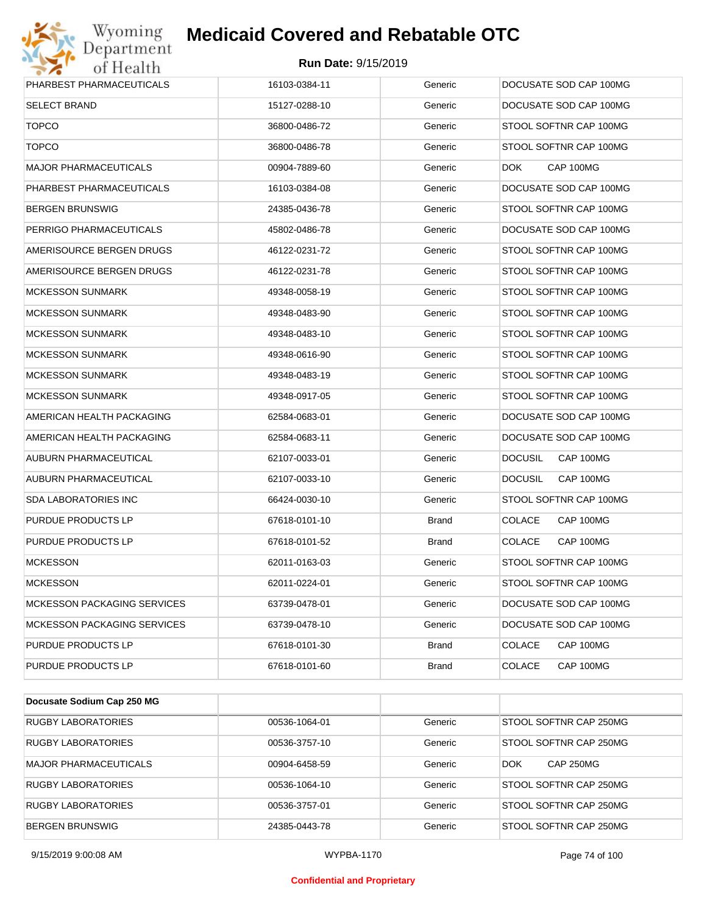| | | | |
|---|---|---|---|
| PHARBEST PHARMACEUTICALS | 16103-0384-11 | Generic | DOCUSATE SOD CAP 100MG |
| SELECT BRAND | 15127-0288-10 | Generic | DOCUSATE SOD CAP 100MG |
| TOPCO | 36800-0486-72 | Generic | STOOL SOFTNR CAP 100MG |
| TOPCO | 36800-0486-78 | Generic | STOOL SOFTNR CAP 100MG |
| MAJOR PHARMACEUTICALS | 00904-7889-60 | Generic | DOK CAP 100MG |
| PHARBEST PHARMACEUTICALS | 16103-0384-08 | Generic | DOCUSATE SOD CAP 100MG |
| BERGEN BRUNSWIG | 24385-0436-78 | Generic | STOOL SOFTNR CAP 100MG |
| PERRIGO PHARMACEUTICALS | 45802-0486-78 | Generic | DOCUSATE SOD CAP 100MG |
| AMERISOURCE BERGEN DRUGS | 46122-0231-72 | Generic | STOOL SOFTNR CAP 100MG |
| AMERISOURCE BERGEN DRUGS | 46122-0231-78 | Generic | STOOL SOFTNR CAP 100MG |
| MCKESSON SUNMARK | 49348-0058-19 | Generic | STOOL SOFTNR CAP 100MG |
| MCKESSON SUNMARK | 49348-0483-90 | Generic | STOOL SOFTNR CAP 100MG |
| MCKESSON SUNMARK | 49348-0483-10 | Generic | STOOL SOFTNR CAP 100MG |
| MCKESSON SUNMARK | 49348-0616-90 | Generic | STOOL SOFTNR CAP 100MG |
| MCKESSON SUNMARK | 49348-0483-19 | Generic | STOOL SOFTNR CAP 100MG |
| MCKESSON SUNMARK | 49348-0917-05 | Generic | STOOL SOFTNR CAP 100MG |
| AMERICAN HEALTH PACKAGING | 62584-0683-01 | Generic | DOCUSATE SOD CAP 100MG |
| AMERICAN HEALTH PACKAGING | 62584-0683-11 | Generic | DOCUSATE SOD CAP 100MG |
| AUBURN PHARMACEUTICAL | 62107-0033-01 | Generic | DOCUSIL CAP 100MG |
| AUBURN PHARMACEUTICAL | 62107-0033-10 | Generic | DOCUSIL CAP 100MG |
| SDA LABORATORIES INC | 66424-0030-10 | Generic | STOOL SOFTNR CAP 100MG |
| PURDUE PRODUCTS LP | 67618-0101-10 | Brand | COLACE CAP 100MG |
| PURDUE PRODUCTS LP | 67618-0101-52 | Brand | COLACE CAP 100MG |
| MCKESSON | 62011-0163-03 | Generic | STOOL SOFTNR CAP 100MG |
| MCKESSON | 62011-0224-01 | Generic | STOOL SOFTNR CAP 100MG |
| MCKESSON PACKAGING SERVICES | 63739-0478-01 | Generic | DOCUSATE SOD CAP 100MG |
| MCKESSON PACKAGING SERVICES | 63739-0478-10 | Generic | DOCUSATE SOD CAP 100MG |
| PURDUE PRODUCTS LP | 67618-0101-30 | Brand | COLACE CAP 100MG |
| PURDUE PRODUCTS LP | 67618-0101-60 | Brand | COLACE CAP 100MG |

| **Docusate Sodium Cap 250 MG** | | | |
|---|---|---|---|
| RUGBY LABORATORIES | 00536-1064-01 | Generic | STOOL SOFTNR CAP 250MG |
| RUGBY LABORATORIES | 00536-3757-10 | Generic | STOOL SOFTNR CAP 250MG |
| MAJOR PHARMACEUTICALS | 00904-6458-59 | Generic | DOK CAP 250MG |
| RUGBY LABORATORIES | 00536-1064-10 | Generic | STOOL SOFTNR CAP 250MG |
| RUGBY LABORATORIES | 00536-3757-01 | Generic | STOOL SOFTNR CAP 250MG |
| BERGEN BRUNSWIG | 24385-0443-78 | Generic | STOOL SOFTNR CAP 250MG |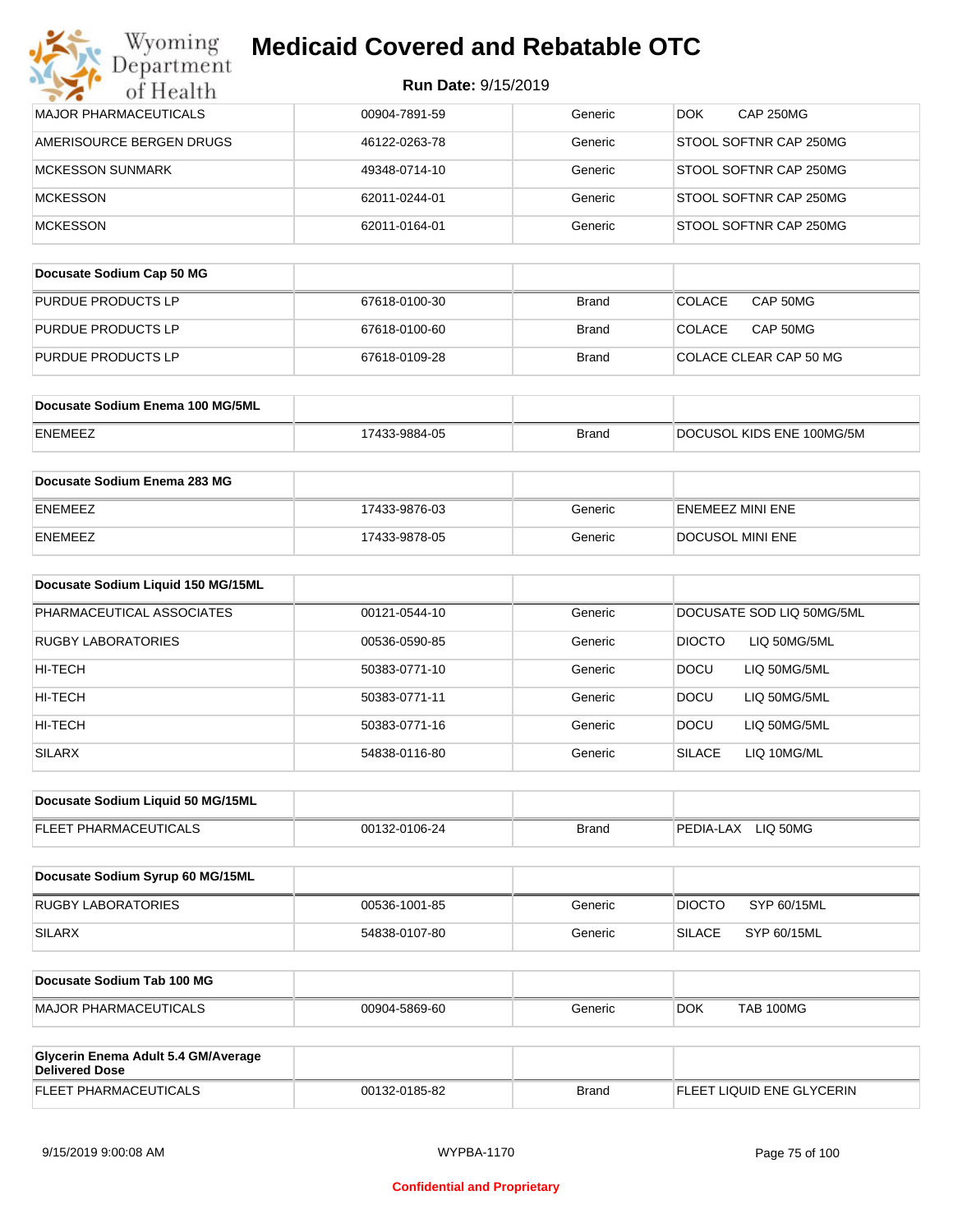# Medicaid Covered and Rebatable OTC

**Run Date:** 9/15/2019

| | | | |
|---|---|---|---|
| MAJOR PHARMACEUTICALS | 00904-7891-59 | Generic | DOK CAP 250MG |
| AMERISOURCE BERGEN DRUGS | 46122-0263-78 | Generic | STOOL SOFTNR CAP 250MG |
| MCKESSON SUNMARK | 49348-0714-10 | Generic | STOOL SOFTNR CAP 250MG |
| MCKESSON | 62011-0244-01 | Generic | STOOL SOFTNR CAP 250MG |
| MCKESSON | 62011-0164-01 | Generic | STOOL SOFTNR CAP 250MG |

| **Docusate Sodium Cap 50 MG** | | | |
|---|---|---|---|
| PURDUE PRODUCTS LP | 67618-0100-30 | Brand | COLACE CAP 50MG |
| PURDUE PRODUCTS LP | 67618-0100-60 | Brand | COLACE CAP 50MG |
| PURDUE PRODUCTS LP | 67618-0109-28 | Brand | COLACE CLEAR CAP 50 MG |

| **Docusate Sodium Enema 100 MG/5ML** | | | |
|---|---|---|---|
| ENEMEEZ | 17433-9884-05 | Brand | DOCUSOL KIDS ENE 100MG/5M |

| **Docusate Sodium Enema 283 MG** | | | |
|---|---|---|---|
| ENEMEEZ | 17433-9876-03 | Generic | ENEMEEZ MINI ENE |
| ENEMEEZ | 17433-9878-05 | Generic | DOCUSOL MINI ENE |

| **Docusate Sodium Liquid 150 MG/15ML** | | | |
|---|---|---|---|
| PHARMACEUTICAL ASSOCIATES | 00121-0544-10 | Generic | DOCUSATE SOD LIQ 50MG/5ML |
| RUGBY LABORATORIES | 00536-0590-85 | Generic | DIOCTO LIQ 50MG/5ML |
| HI-TECH | 50383-0771-10 | Generic | DOCU LIQ 50MG/5ML |
| HI-TECH | 50383-0771-11 | Generic | DOCU LIQ 50MG/5ML |
| HI-TECH | 50383-0771-16 | Generic | DOCU LIQ 50MG/5ML |
| SILARX | 54838-0116-80 | Generic | SILACE LIQ 10MG/ML |

| **Docusate Sodium Liquid 50 MG/15ML** | | | |
|---|---|---|---|
| FLEET PHARMACEUTICALS | 00132-0106-24 | Brand | PEDIA-LAX LIQ 50MG |

| **Docusate Sodium Syrup 60 MG/15ML** | | | |
|---|---|---|---|
| RUGBY LABORATORIES | 00536-1001-85 | Generic | DIOCTO SYP 60/15ML |
| SILARX | 54838-0107-80 | Generic | SILACE SYP 60/15ML |

| **Docusate Sodium Tab 100 MG** | | | |
|---|---|---|---|
| MAJOR PHARMACEUTICALS | 00904-5869-60 | Generic | DOK TAB 100MG |

| **Glycerin Enema Adult 5.4 GM/Average Delivered Dose** | | | |
|---|---|---|---|
| FLEET PHARMACEUTICALS | 00132-0185-82 | Brand | FLEET LIQUID ENE GLYCERIN |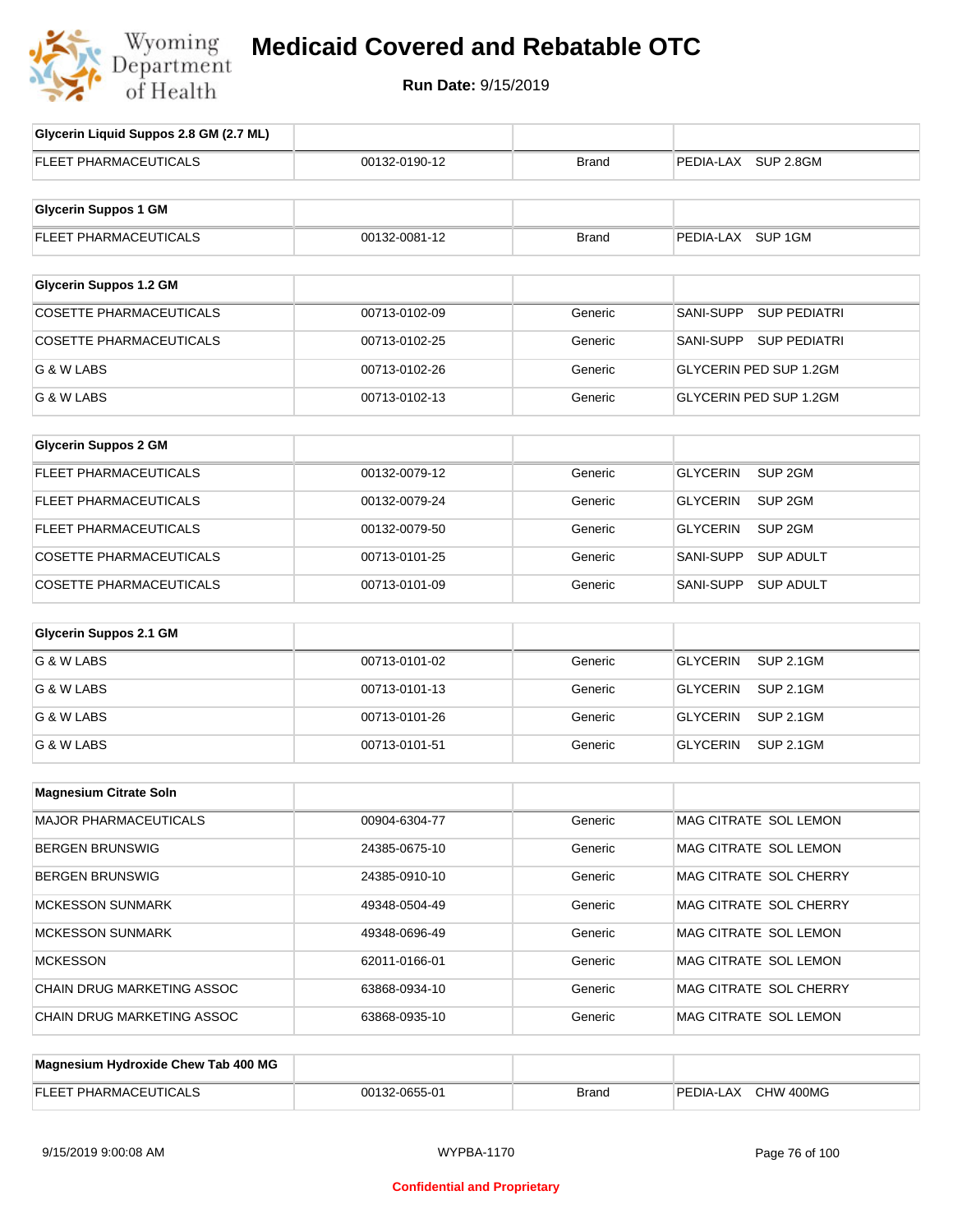# Medicaid Covered and Rebatable OTC

**Run Date:** 9/15/2019

| Glycerin Liquid Suppos 2.8 GM (2.7 ML) | | | |
|---|---|---|---|
| FLEET PHARMACEUTICALS | 00132-0190-12 | Brand | PEDIA-LAX SUP 2.8GM |

| Glycerin Suppos 1 GM | | | |
|---|---|---|---|
| FLEET PHARMACEUTICALS | 00132-0081-12 | Brand | PEDIA-LAX SUP 1GM |

| Glycerin Suppos 1.2 GM | | | |
|---|---|---|---|
| COSETTE PHARMACEUTICALS | 00713-0102-09 | Generic | SANI-SUPP SUP PEDIATRI |
| COSETTE PHARMACEUTICALS | 00713-0102-25 | Generic | SANI-SUPP SUP PEDIATRI |
| G & W LABS | 00713-0102-26 | Generic | GLYCERIN PED SUP 1.2GM |
| G & W LABS | 00713-0102-13 | Generic | GLYCERIN PED SUP 1.2GM |

| Glycerin Suppos 2 GM | | | |
|---|---|---|---|
| FLEET PHARMACEUTICALS | 00132-0079-12 | Generic | GLYCERIN SUP 2GM |
| FLEET PHARMACEUTICALS | 00132-0079-24 | Generic | GLYCERIN SUP 2GM |
| FLEET PHARMACEUTICALS | 00132-0079-50 | Generic | GLYCERIN SUP 2GM |
| COSETTE PHARMACEUTICALS | 00713-0101-25 | Generic | SANI-SUPP SUP ADULT |
| COSETTE PHARMACEUTICALS | 00713-0101-09 | Generic | SANI-SUPP SUP ADULT |

| Glycerin Suppos 2.1 GM | | | |
|---|---|---|---|
| G & W LABS | 00713-0101-02 | Generic | GLYCERIN SUP 2.1GM |
| G & W LABS | 00713-0101-13 | Generic | GLYCERIN SUP 2.1GM |
| G & W LABS | 00713-0101-26 | Generic | GLYCERIN SUP 2.1GM |
| G & W LABS | 00713-0101-51 | Generic | GLYCERIN SUP 2.1GM |

| Magnesium Citrate Soln | | | |
|---|---|---|---|
| MAJOR PHARMACEUTICALS | 00904-6304-77 | Generic | MAG CITRATE SOL LEMON |
| BERGEN BRUNSWIG | 24385-0675-10 | Generic | MAG CITRATE SOL LEMON |
| BERGEN BRUNSWIG | 24385-0910-10 | Generic | MAG CITRATE SOL CHERRY |
| MCKESSON SUNMARK | 49348-0504-49 | Generic | MAG CITRATE SOL CHERRY |
| MCKESSON SUNMARK | 49348-0696-49 | Generic | MAG CITRATE SOL LEMON |
| MCKESSON | 62011-0166-01 | Generic | MAG CITRATE SOL LEMON |
| CHAIN DRUG MARKETING ASSOC | 63868-0934-10 | Generic | MAG CITRATE SOL CHERRY |
| CHAIN DRUG MARKETING ASSOC | 63868-0935-10 | Generic | MAG CITRATE SOL LEMON |

| Magnesium Hydroxide Chew Tab 400 MG | | | |
|---|---|---|---|
| FLEET PHARMACEUTICALS | 00132-0655-01 | Brand | PEDIA-LAX CHW 400MG |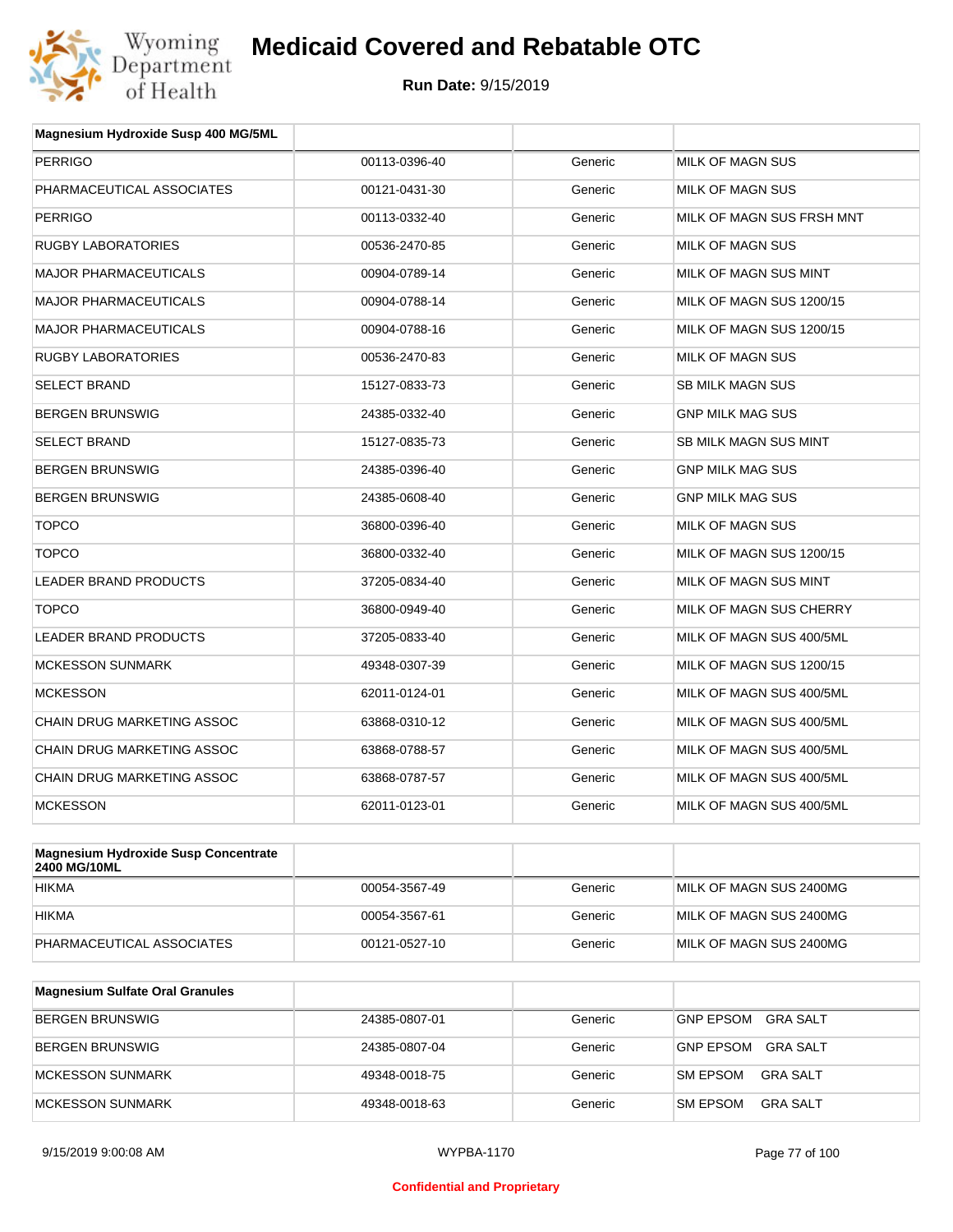| Magnesium Hydroxide Susp 400 MG/5ML | | | |
|---|---|---|---|
| PERRIGO | 00113-0396-40 | Generic | MILK OF MAGN SUS |
| PHARMACEUTICAL ASSOCIATES | 00121-0431-30 | Generic | MILK OF MAGN SUS |
| PERRIGO | 00113-0332-40 | Generic | MILK OF MAGN SUS FRSH MNT |
| RUGBY LABORATORIES | 00536-2470-85 | Generic | MILK OF MAGN SUS |
| MAJOR PHARMACEUTICALS | 00904-0789-14 | Generic | MILK OF MAGN SUS MINT |
| MAJOR PHARMACEUTICALS | 00904-0788-14 | Generic | MILK OF MAGN SUS 1200/15 |
| MAJOR PHARMACEUTICALS | 00904-0788-16 | Generic | MILK OF MAGN SUS 1200/15 |
| RUGBY LABORATORIES | 00536-2470-83 | Generic | MILK OF MAGN SUS |
| SELECT BRAND | 15127-0833-73 | Generic | SB MILK MAGN SUS |
| BERGEN BRUNSWIG | 24385-0332-40 | Generic | GNP MILK MAG SUS |
| SELECT BRAND | 15127-0835-73 | Generic | SB MILK MAGN SUS MINT |
| BERGEN BRUNSWIG | 24385-0396-40 | Generic | GNP MILK MAG SUS |
| BERGEN BRUNSWIG | 24385-0608-40 | Generic | GNP MILK MAG SUS |
| TOPCO | 36800-0396-40 | Generic | MILK OF MAGN SUS |
| TOPCO | 36800-0332-40 | Generic | MILK OF MAGN SUS 1200/15 |
| LEADER BRAND PRODUCTS | 37205-0834-40 | Generic | MILK OF MAGN SUS MINT |
| TOPCO | 36800-0949-40 | Generic | MILK OF MAGN SUS CHERRY |
| LEADER BRAND PRODUCTS | 37205-0833-40 | Generic | MILK OF MAGN SUS 400/5ML |
| MCKESSON SUNMARK | 49348-0307-39 | Generic | MILK OF MAGN SUS 1200/15 |
| MCKESSON | 62011-0124-01 | Generic | MILK OF MAGN SUS 400/5ML |
| CHAIN DRUG MARKETING ASSOC | 63868-0310-12 | Generic | MILK OF MAGN SUS 400/5ML |
| CHAIN DRUG MARKETING ASSOC | 63868-0788-57 | Generic | MILK OF MAGN SUS 400/5ML |
| CHAIN DRUG MARKETING ASSOC | 63868-0787-57 | Generic | MILK OF MAGN SUS 400/5ML |
| MCKESSON | 62011-0123-01 | Generic | MILK OF MAGN SUS 400/5ML |

| Magnesium Hydroxide Susp Concentrate 2400 MG/10ML | | | |
|---|---|---|---|
| HIKMA | 00054-3567-49 | Generic | MILK OF MAGN SUS 2400MG |
| HIKMA | 00054-3567-61 | Generic | MILK OF MAGN SUS 2400MG |
| PHARMACEUTICAL ASSOCIATES | 00121-0527-10 | Generic | MILK OF MAGN SUS 2400MG |

| Magnesium Sulfate Oral Granules | | | |
|---|---|---|---|
| BERGEN BRUNSWIG | 24385-0807-01 | Generic | GNP EPSOM GRA SALT |
| BERGEN BRUNSWIG | 24385-0807-04 | Generic | GNP EPSOM GRA SALT |
| MCKESSON SUNMARK | 49348-0018-75 | Generic | SM EPSOM GRA SALT |
| MCKESSON SUNMARK | 49348-0018-63 | Generic | SM EPSOM GRA SALT |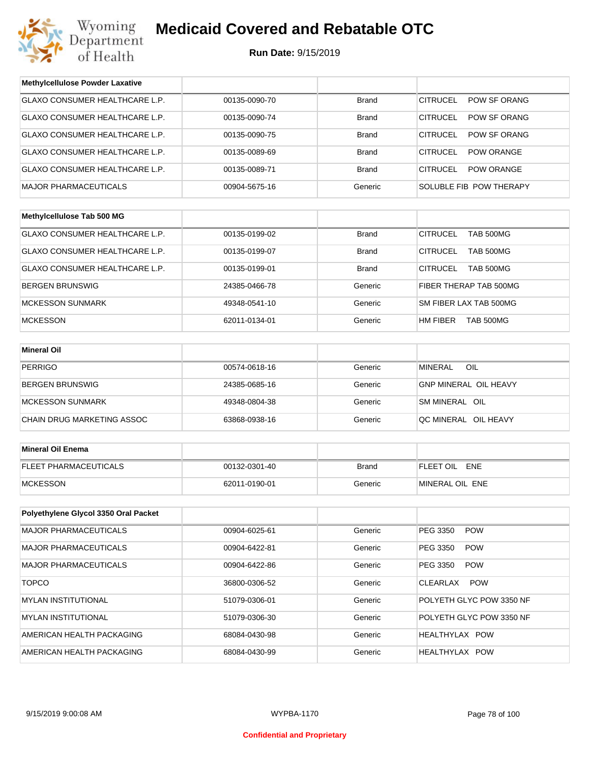# Medicaid Covered and Rebatable OTC

**Run Date:** 9/15/2019

| Methylcellulose Powder Laxative | | | |
|---|---|---|---|
| GLAXO CONSUMER HEALTHCARE L.P. | 00135-0090-70 | Brand | CITRUCEL POW SF ORANG |
| GLAXO CONSUMER HEALTHCARE L.P. | 00135-0090-74 | Brand | CITRUCEL POW SF ORANG |
| GLAXO CONSUMER HEALTHCARE L.P. | 00135-0090-75 | Brand | CITRUCEL POW SF ORANG |
| GLAXO CONSUMER HEALTHCARE L.P. | 00135-0089-69 | Brand | CITRUCEL POW ORANGE |
| GLAXO CONSUMER HEALTHCARE L.P. | 00135-0089-71 | Brand | CITRUCEL POW ORANGE |
| MAJOR PHARMACEUTICALS | 00904-5675-16 | Generic | SOLUBLE FIB POW THERAPY |

| Methylcellulose Tab 500 MG | | | |
|---|---|---|---|
| GLAXO CONSUMER HEALTHCARE L.P. | 00135-0199-02 | Brand | CITRUCEL TAB 500MG |
| GLAXO CONSUMER HEALTHCARE L.P. | 00135-0199-07 | Brand | CITRUCEL TAB 500MG |
| GLAXO CONSUMER HEALTHCARE L.P. | 00135-0199-01 | Brand | CITRUCEL TAB 500MG |
| BERGEN BRUNSWIG | 24385-0466-78 | Generic | FIBER THERAP TAB 500MG |
| MCKESSON SUNMARK | 49348-0541-10 | Generic | SM FIBER LAX TAB 500MG |
| MCKESSON | 62011-0134-01 | Generic | HM FIBER TAB 500MG |

| Mineral Oil | | | |
|---|---|---|---|
| PERRIGO | 00574-0618-16 | Generic | MINERAL OIL |
| BERGEN BRUNSWIG | 24385-0685-16 | Generic | GNP MINERAL OIL HEAVY |
| MCKESSON SUNMARK | 49348-0804-38 | Generic | SM MINERAL OIL |
| CHAIN DRUG MARKETING ASSOC | 63868-0938-16 | Generic | QC MINERAL OIL HEAVY |

| Mineral Oil Enema | | | |
|---|---|---|---|
| FLEET PHARMACEUTICALS | 00132-0301-40 | Brand | FLEET OIL ENE |
| MCKESSON | 62011-0190-01 | Generic | MINERAL OIL ENE |

| Polyethylene Glycol 3350 Oral Packet | | | |
|---|---|---|---|
| MAJOR PHARMACEUTICALS | 00904-6025-61 | Generic | PEG 3350 POW |
| MAJOR PHARMACEUTICALS | 00904-6422-81 | Generic | PEG 3350 POW |
| MAJOR PHARMACEUTICALS | 00904-6422-86 | Generic | PEG 3350 POW |
| TOPCO | 36800-0306-52 | Generic | CLEARLAX POW |
| MYLAN INSTITUTIONAL | 51079-0306-01 | Generic | POLYETH GLYC POW 3350 NF |
| MYLAN INSTITUTIONAL | 51079-0306-30 | Generic | POLYETH GLYC POW 3350 NF |
| AMERICAN HEALTH PACKAGING | 68084-0430-98 | Generic | HEALTHYLAX POW |
| AMERICAN HEALTH PACKAGING | 68084-0430-99 | Generic | HEALTHYLAX POW |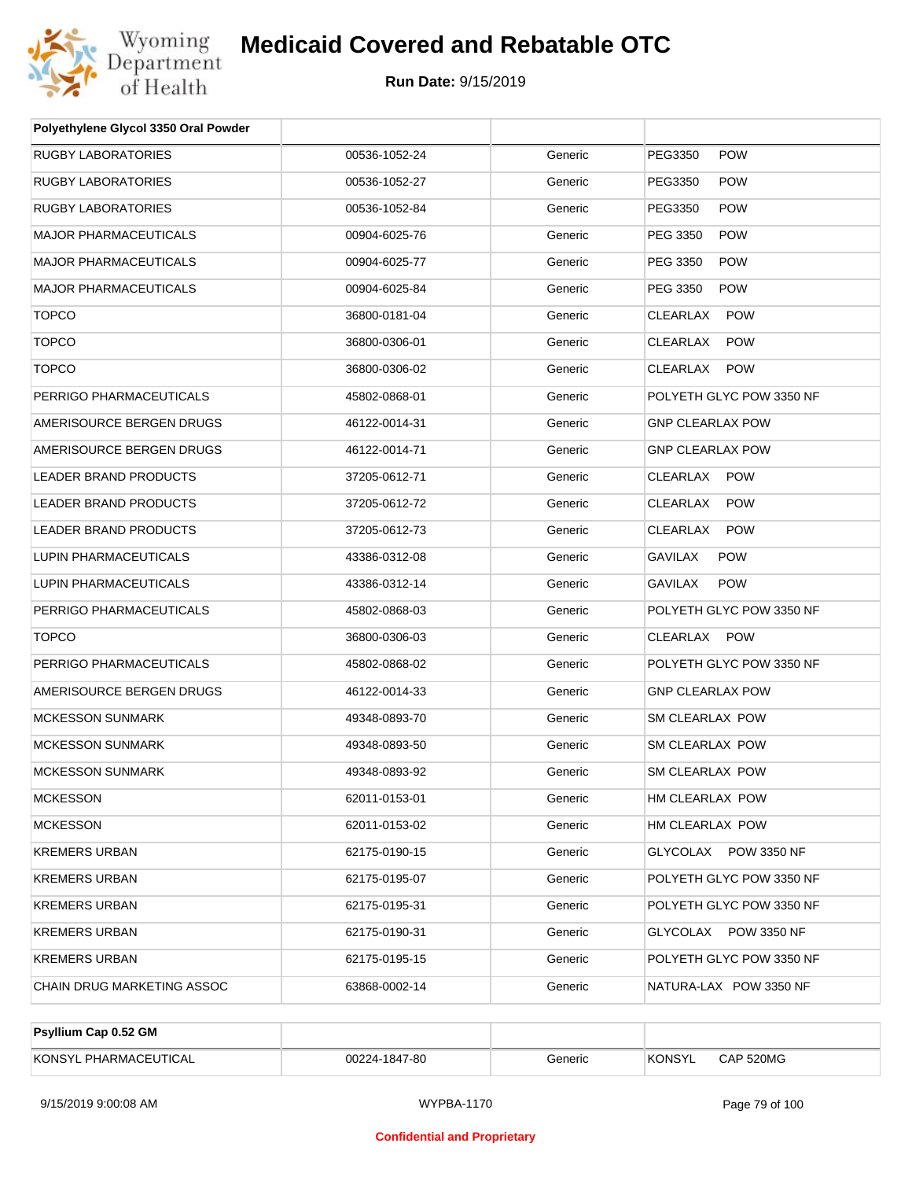# Medicaid Covered and Rebatable OTC

**Run Date:** 9/15/2019

| Polyethylene Glycol 3350 Oral Powder | | | |
|---|---|---|---|
| RUGBY LABORATORIES | 00536-1052-24 | Generic | PEG3350 POW |
| RUGBY LABORATORIES | 00536-1052-27 | Generic | PEG3350 POW |
| RUGBY LABORATORIES | 00536-1052-84 | Generic | PEG3350 POW |
| MAJOR PHARMACEUTICALS | 00904-6025-76 | Generic | PEG 3350 POW |
| MAJOR PHARMACEUTICALS | 00904-6025-77 | Generic | PEG 3350 POW |
| MAJOR PHARMACEUTICALS | 00904-6025-84 | Generic | PEG 3350 POW |
| TOPCO | 36800-0181-04 | Generic | CLEARLAX POW |
| TOPCO | 36800-0306-01 | Generic | CLEARLAX POW |
| TOPCO | 36800-0306-02 | Generic | CLEARLAX POW |
| PERRIGO PHARMACEUTICALS | 45802-0868-01 | Generic | POLYETH GLYC POW 3350 NF |
| AMERISOURCE BERGEN DRUGS | 46122-0014-31 | Generic | GNP CLEARLAX POW |
| AMERISOURCE BERGEN DRUGS | 46122-0014-71 | Generic | GNP CLEARLAX POW |
| LEADER BRAND PRODUCTS | 37205-0612-71 | Generic | CLEARLAX POW |
| LEADER BRAND PRODUCTS | 37205-0612-72 | Generic | CLEARLAX POW |
| LEADER BRAND PRODUCTS | 37205-0612-73 | Generic | CLEARLAX POW |
| LUPIN PHARMACEUTICALS | 43386-0312-08 | Generic | GAVILAX POW |
| LUPIN PHARMACEUTICALS | 43386-0312-14 | Generic | GAVILAX POW |
| PERRIGO PHARMACEUTICALS | 45802-0868-03 | Generic | POLYETH GLYC POW 3350 NF |
| TOPCO | 36800-0306-03 | Generic | CLEARLAX POW |
| PERRIGO PHARMACEUTICALS | 45802-0868-02 | Generic | POLYETH GLYC POW 3350 NF |
| AMERISOURCE BERGEN DRUGS | 46122-0014-33 | Generic | GNP CLEARLAX POW |
| MCKESSON SUNMARK | 49348-0893-70 | Generic | SM CLEARLAX POW |
| MCKESSON SUNMARK | 49348-0893-50 | Generic | SM CLEARLAX POW |
| MCKESSON SUNMARK | 49348-0893-92 | Generic | SM CLEARLAX POW |
| MCKESSON | 62011-0153-01 | Generic | HM CLEARLAX POW |
| MCKESSON | 62011-0153-02 | Generic | HM CLEARLAX POW |
| KREMERS URBAN | 62175-0190-15 | Generic | GLYCOLAX POW 3350 NF |
| KREMERS URBAN | 62175-0195-07 | Generic | POLYETH GLYC POW 3350 NF |
| KREMERS URBAN | 62175-0195-31 | Generic | POLYETH GLYC POW 3350 NF |
| KREMERS URBAN | 62175-0190-31 | Generic | GLYCOLAX POW 3350 NF |
| KREMERS URBAN | 62175-0195-15 | Generic | POLYETH GLYC POW 3350 NF |
| CHAIN DRUG MARKETING ASSOC | 63868-0002-14 | Generic | NATURA-LAX POW 3350 NF |

| Psyllium Cap 0.52 GM | | | |
|---|---|---|---|
| KONSYL PHARMACEUTICAL | 00224-1847-80 | Generic | KONSYL CAP 520MG |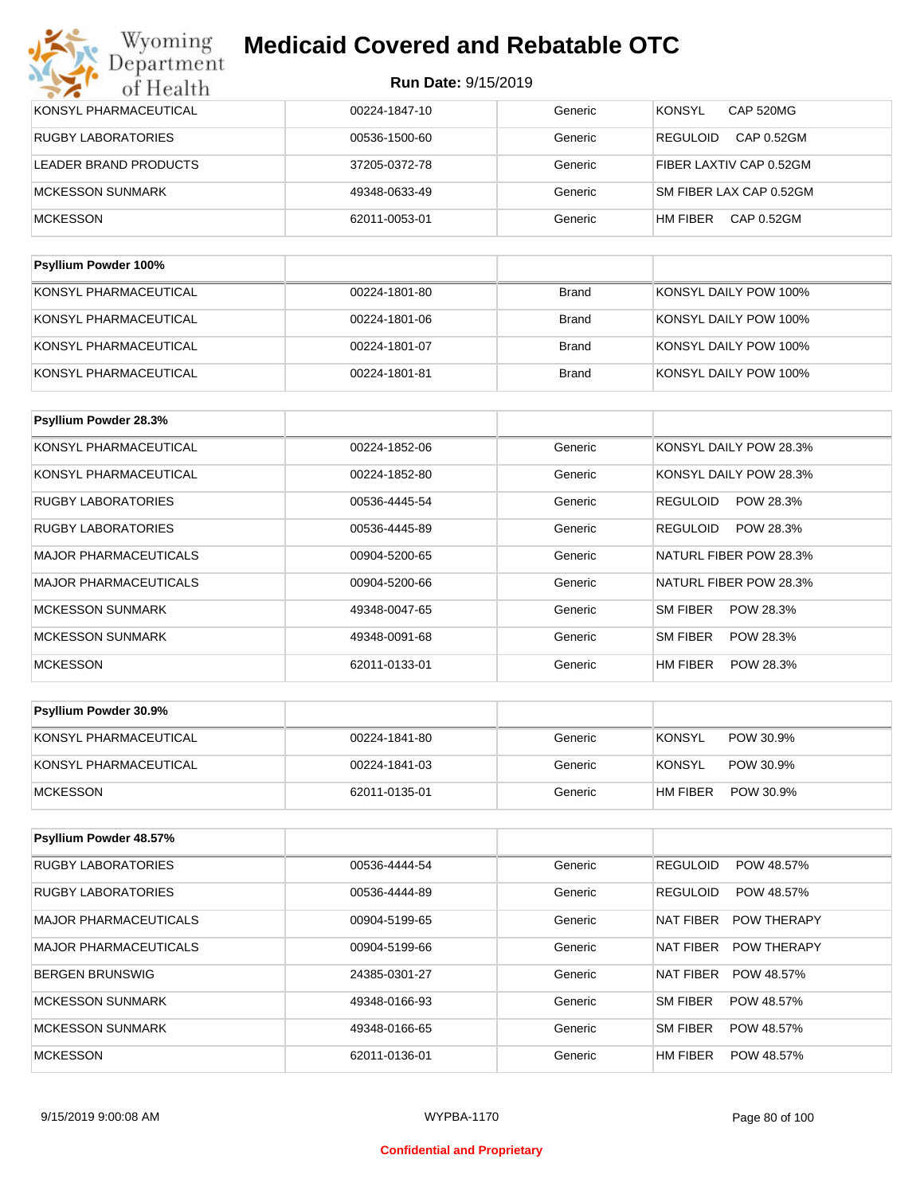| KONSYL PHARMACEUTICAL | 00224-1847-10 | Generic | KONSYL CAP 520MG |
|---|---|---|---|
| RUGBY LABORATORIES | 00536-1500-60 | Generic | REGULOID CAP 0.52GM |
| LEADER BRAND PRODUCTS | 37205-0372-78 | Generic | FIBER LAXTIV CAP 0.52GM |
| MCKESSON SUNMARK | 49348-0633-49 | Generic | SM FIBER LAX CAP 0.52GM |
| MCKESSON | 62011-0053-01 | Generic | HM FIBER CAP 0.52GM |

| Psyllium Powder 100% | | | |
|---|---|---|---|
| KONSYL PHARMACEUTICAL | 00224-1801-80 | Brand | KONSYL DAILY POW 100% |
| KONSYL PHARMACEUTICAL | 00224-1801-06 | Brand | KONSYL DAILY POW 100% |
| KONSYL PHARMACEUTICAL | 00224-1801-07 | Brand | KONSYL DAILY POW 100% |
| KONSYL PHARMACEUTICAL | 00224-1801-81 | Brand | KONSYL DAILY POW 100% |

| Psyllium Powder 28.3% | | | |
|---|---|---|---|
| KONSYL PHARMACEUTICAL | 00224-1852-06 | Generic | KONSYL DAILY POW 28.3% |
| KONSYL PHARMACEUTICAL | 00224-1852-80 | Generic | KONSYL DAILY POW 28.3% |
| RUGBY LABORATORIES | 00536-4445-54 | Generic | REGULOID POW 28.3% |
| RUGBY LABORATORIES | 00536-4445-89 | Generic | REGULOID POW 28.3% |
| MAJOR PHARMACEUTICALS | 00904-5200-65 | Generic | NATURL FIBER POW 28.3% |
| MAJOR PHARMACEUTICALS | 00904-5200-66 | Generic | NATURL FIBER POW 28.3% |
| MCKESSON SUNMARK | 49348-0047-65 | Generic | SM FIBER POW 28.3% |
| MCKESSON SUNMARK | 49348-0091-68 | Generic | SM FIBER POW 28.3% |
| MCKESSON | 62011-0133-01 | Generic | HM FIBER POW 28.3% |

| Psyllium Powder 30.9% | | | |
|---|---|---|---|
| KONSYL PHARMACEUTICAL | 00224-1841-80 | Generic | KONSYL POW 30.9% |
| KONSYL PHARMACEUTICAL | 00224-1841-03 | Generic | KONSYL POW 30.9% |
| MCKESSON | 62011-0135-01 | Generic | HM FIBER POW 30.9% |

| Psyllium Powder 48.57% | | | |
|---|---|---|---|
| RUGBY LABORATORIES | 00536-4444-54 | Generic | REGULOID POW 48.57% |
| RUGBY LABORATORIES | 00536-4444-89 | Generic | REGULOID POW 48.57% |
| MAJOR PHARMACEUTICALS | 00904-5199-65 | Generic | NAT FIBER POW THERAPY |
| MAJOR PHARMACEUTICALS | 00904-5199-66 | Generic | NAT FIBER POW THERAPY |
| BERGEN BRUNSWIG | 24385-0301-27 | Generic | NAT FIBER POW 48.57% |
| MCKESSON SUNMARK | 49348-0166-93 | Generic | SM FIBER POW 48.57% |
| MCKESSON SUNMARK | 49348-0166-65 | Generic | SM FIBER POW 48.57% |
| MCKESSON | 62011-0136-01 | Generic | HM FIBER POW 48.57% |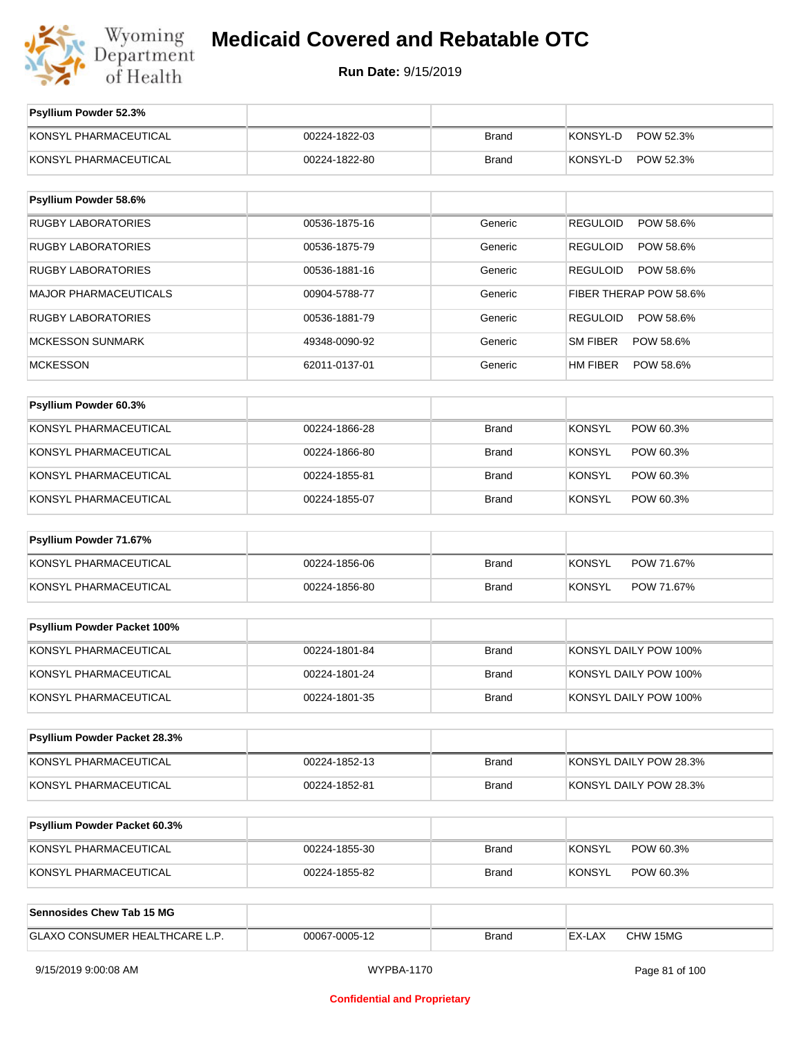# Medicaid Covered and Rebatable OTC

**Run Date:** 9/15/2019

| Psyllium Powder 52.3% | | | |
|---|---|---|---|
| KONSYL PHARMACEUTICAL | 00224-1822-03 | Brand | KONSYL-D POW 52.3% |
| KONSYL PHARMACEUTICAL | 00224-1822-80 | Brand | KONSYL-D POW 52.3% |

| Psyllium Powder 58.6% | | | |
|---|---|---|---|
| RUGBY LABORATORIES | 00536-1875-16 | Generic | REGULOID POW 58.6% |
| RUGBY LABORATORIES | 00536-1875-79 | Generic | REGULOID POW 58.6% |
| RUGBY LABORATORIES | 00536-1881-16 | Generic | REGULOID POW 58.6% |
| MAJOR PHARMACEUTICALS | 00904-5788-77 | Generic | FIBER THERAP POW 58.6% |
| RUGBY LABORATORIES | 00536-1881-79 | Generic | REGULOID POW 58.6% |
| MCKESSON SUNMARK | 49348-0090-92 | Generic | SM FIBER POW 58.6% |
| MCKESSON | 62011-0137-01 | Generic | HM FIBER POW 58.6% |

| Psyllium Powder 60.3% | | | |
|---|---|---|---|
| KONSYL PHARMACEUTICAL | 00224-1866-28 | Brand | KONSYL POW 60.3% |
| KONSYL PHARMACEUTICAL | 00224-1866-80 | Brand | KONSYL POW 60.3% |
| KONSYL PHARMACEUTICAL | 00224-1855-81 | Brand | KONSYL POW 60.3% |
| KONSYL PHARMACEUTICAL | 00224-1855-07 | Brand | KONSYL POW 60.3% |

| Psyllium Powder 71.67% | | | |
|---|---|---|---|
| KONSYL PHARMACEUTICAL | 00224-1856-06 | Brand | KONSYL POW 71.67% |
| KONSYL PHARMACEUTICAL | 00224-1856-80 | Brand | KONSYL POW 71.67% |

| Psyllium Powder Packet 100% | | | |
|---|---|---|---|
| KONSYL PHARMACEUTICAL | 00224-1801-84 | Brand | KONSYL DAILY POW 100% |
| KONSYL PHARMACEUTICAL | 00224-1801-24 | Brand | KONSYL DAILY POW 100% |
| KONSYL PHARMACEUTICAL | 00224-1801-35 | Brand | KONSYL DAILY POW 100% |

| Psyllium Powder Packet 28.3% | | | |
|---|---|---|---|
| KONSYL PHARMACEUTICAL | 00224-1852-13 | Brand | KONSYL DAILY POW 28.3% |
| KONSYL PHARMACEUTICAL | 00224-1852-81 | Brand | KONSYL DAILY POW 28.3% |

| Psyllium Powder Packet 60.3% | | | |
|---|---|---|---|
| KONSYL PHARMACEUTICAL | 00224-1855-30 | Brand | KONSYL POW 60.3% |
| KONSYL PHARMACEUTICAL | 00224-1855-82 | Brand | KONSYL POW 60.3% |

| Sennosides Chew Tab 15 MG | | | |
|---|---|---|---|
| GLAXO CONSUMER HEALTHCARE L.P. | 00067-0005-12 | Brand | EX-LAX CHW 15MG |

9/15/2019 9:00:08 AM WYPBA-1170

Confidential and Proprietary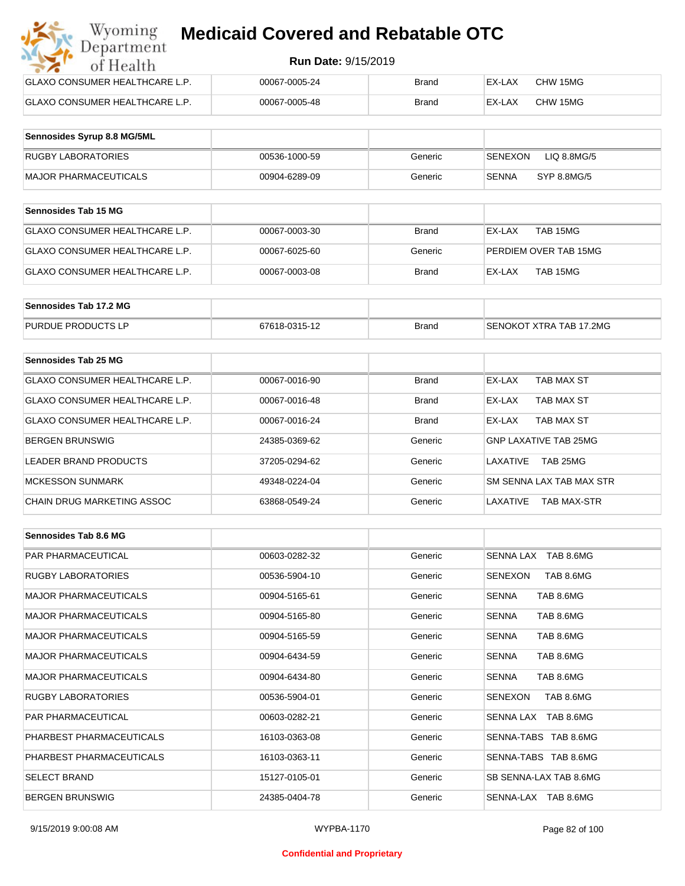| | | | |
|---|---|---|---|
| GLAXO CONSUMER HEALTHCARE L.P. | 00067-0005-24 | Brand | EX-LAX CHW 15MG |
| GLAXO CONSUMER HEALTHCARE L.P. | 00067-0005-48 | Brand | EX-LAX CHW 15MG |

| Sennosides Syrup 8.8 MG/5ML | | | |
|---|---|---|---|
| RUGBY LABORATORIES | 00536-1000-59 | Generic | SENEXON LIQ 8.8MG/5 |
| MAJOR PHARMACEUTICALS | 00904-6289-09 | Generic | SENNA SYP 8.8MG/5 |

| Sennosides Tab 15 MG | | | |
|---|---|---|---|
| GLAXO CONSUMER HEALTHCARE L.P. | 00067-0003-30 | Brand | EX-LAX TAB 15MG |
| GLAXO CONSUMER HEALTHCARE L.P. | 00067-6025-60 | Generic | PERDIEM OVER TAB 15MG |
| GLAXO CONSUMER HEALTHCARE L.P. | 00067-0003-08 | Brand | EX-LAX TAB 15MG |

| Sennosides Tab 17.2 MG | | | |
|---|---|---|---|
| PURDUE PRODUCTS LP | 67618-0315-12 | Brand | SENOKOT XTRA TAB 17.2MG |

| Sennosides Tab 25 MG | | | |
|---|---|---|---|
| GLAXO CONSUMER HEALTHCARE L.P. | 00067-0016-90 | Brand | EX-LAX TAB MAX ST |
| GLAXO CONSUMER HEALTHCARE L.P. | 00067-0016-48 | Brand | EX-LAX TAB MAX ST |
| GLAXO CONSUMER HEALTHCARE L.P. | 00067-0016-24 | Brand | EX-LAX TAB MAX ST |
| BERGEN BRUNSWIG | 24385-0369-62 | Generic | GNP LAXATIVE TAB 25MG |
| LEADER BRAND PRODUCTS | 37205-0294-62 | Generic | LAXATIVE TAB 25MG |
| MCKESSON SUNMARK | 49348-0224-04 | Generic | SM SENNA LAX TAB MAX STR |
| CHAIN DRUG MARKETING ASSOC | 63868-0549-24 | Generic | LAXATIVE TAB MAX-STR |

| Sennosides Tab 8.6 MG | | | |
|---|---|---|---|
| PAR PHARMACEUTICAL | 00603-0282-32 | Generic | SENNA LAX TAB 8.6MG |
| RUGBY LABORATORIES | 00536-5904-10 | Generic | SENEXON TAB 8.6MG |
| MAJOR PHARMACEUTICALS | 00904-5165-61 | Generic | SENNA TAB 8.6MG |
| MAJOR PHARMACEUTICALS | 00904-5165-80 | Generic | SENNA TAB 8.6MG |
| MAJOR PHARMACEUTICALS | 00904-5165-59 | Generic | SENNA TAB 8.6MG |
| MAJOR PHARMACEUTICALS | 00904-6434-59 | Generic | SENNA TAB 8.6MG |
| MAJOR PHARMACEUTICALS | 00904-6434-80 | Generic | SENNA TAB 8.6MG |
| RUGBY LABORATORIES | 00536-5904-01 | Generic | SENEXON TAB 8.6MG |
| PAR PHARMACEUTICAL | 00603-0282-21 | Generic | SENNA LAX TAB 8.6MG |
| PHARBEST PHARMACEUTICALS | 16103-0363-08 | Generic | SENNA-TABS TAB 8.6MG |
| PHARBEST PHARMACEUTICALS | 16103-0363-11 | Generic | SENNA-TABS TAB 8.6MG |
| SELECT BRAND | 15127-0105-01 | Generic | SB SENNA-LAX TAB 8.6MG |
| BERGEN BRUNSWIG | 24385-0404-78 | Generic | SENNA-LAX TAB 8.6MG |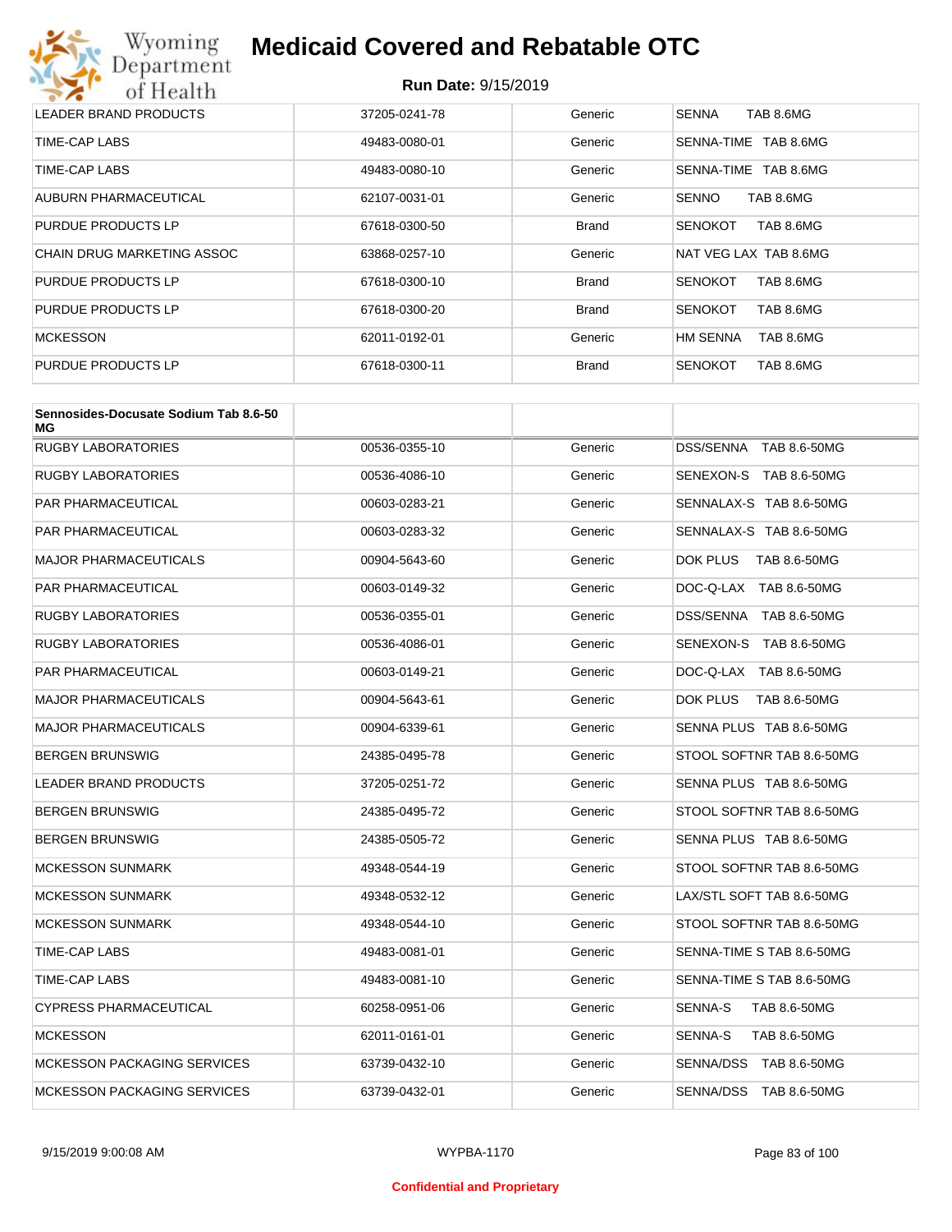| | | | |
|---|---|---|---|
| LEADER BRAND PRODUCTS | 37205-0241-78 | Generic | SENNA TAB 8.6MG |
| TIME-CAP LABS | 49483-0080-01 | Generic | SENNA-TIME TAB 8.6MG |
| TIME-CAP LABS | 49483-0080-10 | Generic | SENNA-TIME TAB 8.6MG |
| AUBURN PHARMACEUTICAL | 62107-0031-01 | Generic | SENNO TAB 8.6MG |
| PURDUE PRODUCTS LP | 67618-0300-50 | Brand | SENOKOT TAB 8.6MG |
| CHAIN DRUG MARKETING ASSOC | 63868-0257-10 | Generic | NAT VEG LAX TAB 8.6MG |
| PURDUE PRODUCTS LP | 67618-0300-10 | Brand | SENOKOT TAB 8.6MG |
| PURDUE PRODUCTS LP | 67618-0300-20 | Brand | SENOKOT TAB 8.6MG |
| MCKESSON | 62011-0192-01 | Generic | HM SENNA TAB 8.6MG |
| PURDUE PRODUCTS LP | 67618-0300-11 | Brand | SENOKOT TAB 8.6MG |

| **Sennosides-Docusate Sodium Tab 8.6-50 MG** | | | |
|---|---|---|---|
| RUGBY LABORATORIES | 00536-0355-10 | Generic | DSS/SENNA TAB 8.6-50MG |
| RUGBY LABORATORIES | 00536-4086-10 | Generic | SENEXON-S TAB 8.6-50MG |
| PAR PHARMACEUTICAL | 00603-0283-21 | Generic | SENNALAX-S TAB 8.6-50MG |
| PAR PHARMACEUTICAL | 00603-0283-32 | Generic | SENNALAX-S TAB 8.6-50MG |
| MAJOR PHARMACEUTICALS | 00904-5643-60 | Generic | DOK PLUS TAB 8.6-50MG |
| PAR PHARMACEUTICAL | 00603-0149-32 | Generic | DOC-Q-LAX TAB 8.6-50MG |
| RUGBY LABORATORIES | 00536-0355-01 | Generic | DSS/SENNA TAB 8.6-50MG |
| RUGBY LABORATORIES | 00536-4086-01 | Generic | SENEXON-S TAB 8.6-50MG |
| PAR PHARMACEUTICAL | 00603-0149-21 | Generic | DOC-Q-LAX TAB 8.6-50MG |
| MAJOR PHARMACEUTICALS | 00904-5643-61 | Generic | DOK PLUS TAB 8.6-50MG |
| MAJOR PHARMACEUTICALS | 00904-6339-61 | Generic | SENNA PLUS TAB 8.6-50MG |
| BERGEN BRUNSWIG | 24385-0495-78 | Generic | STOOL SOFTNR TAB 8.6-50MG |
| LEADER BRAND PRODUCTS | 37205-0251-72 | Generic | SENNA PLUS TAB 8.6-50MG |
| BERGEN BRUNSWIG | 24385-0495-72 | Generic | STOOL SOFTNR TAB 8.6-50MG |
| BERGEN BRUNSWIG | 24385-0505-72 | Generic | SENNA PLUS TAB 8.6-50MG |
| MCKESSON SUNMARK | 49348-0544-19 | Generic | STOOL SOFTNR TAB 8.6-50MG |
| MCKESSON SUNMARK | 49348-0532-12 | Generic | LAX/STL SOFT TAB 8.6-50MG |
| MCKESSON SUNMARK | 49348-0544-10 | Generic | STOOL SOFTNR TAB 8.6-50MG |
| TIME-CAP LABS | 49483-0081-01 | Generic | SENNA-TIME S TAB 8.6-50MG |
| TIME-CAP LABS | 49483-0081-10 | Generic | SENNA-TIME S TAB 8.6-50MG |
| CYPRESS PHARMACEUTICAL | 60258-0951-06 | Generic | SENNA-S TAB 8.6-50MG |
| MCKESSON | 62011-0161-01 | Generic | SENNA-S TAB 8.6-50MG |
| MCKESSON PACKAGING SERVICES | 63739-0432-10 | Generic | SENNA/DSS TAB 8.6-50MG |
| MCKESSON PACKAGING SERVICES | 63739-0432-01 | Generic | SENNA/DSS TAB 8.6-50MG |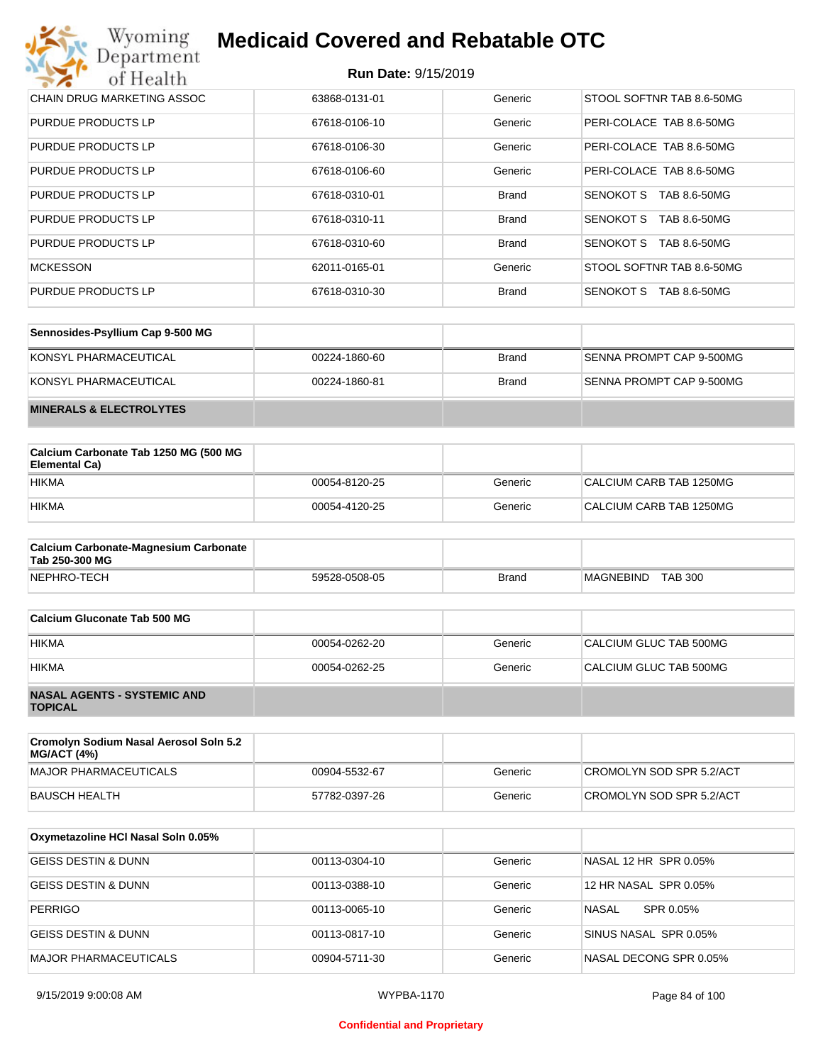| | | | |
|---|---|---|---|
| CHAIN DRUG MARKETING ASSOC | 63868-0131-01 | Generic | STOOL SOFTNR TAB 8.6-50MG |
| PURDUE PRODUCTS LP | 67618-0106-10 | Generic | PERI-COLACE TAB 8.6-50MG |
| PURDUE PRODUCTS LP | 67618-0106-30 | Generic | PERI-COLACE TAB 8.6-50MG |
| PURDUE PRODUCTS LP | 67618-0106-60 | Generic | PERI-COLACE TAB 8.6-50MG |
| PURDUE PRODUCTS LP | 67618-0310-01 | Brand | SENOKOT S TAB 8.6-50MG |
| PURDUE PRODUCTS LP | 67618-0310-11 | Brand | SENOKOT S TAB 8.6-50MG |
| PURDUE PRODUCTS LP | 67618-0310-60 | Brand | SENOKOT S TAB 8.6-50MG |
| MCKESSON | 62011-0165-01 | Generic | STOOL SOFTNR TAB 8.6-50MG |
| PURDUE PRODUCTS LP | 67618-0310-30 | Brand | SENOKOT S TAB 8.6-50MG |

| **Sennosides-Psyllium Cap 9-500 MG** | | | |
|---|---|---|---|
| KONSYL PHARMACEUTICAL | 00224-1860-60 | Brand | SENNA PROMPT CAP 9-500MG |
| KONSYL PHARMACEUTICAL | 00224-1860-81 | Brand | SENNA PROMPT CAP 9-500MG |
| **MINERALS & ELECTROLYTES** | | | |

| **Calcium Carbonate Tab 1250 MG (500 MG Elemental Ca)** | | | |
|---|---|---|---|
| HIKMA | 00054-8120-25 | Generic | CALCIUM CARB TAB 1250MG |
| HIKMA | 00054-4120-25 | Generic | CALCIUM CARB TAB 1250MG |

| **Calcium Carbonate-Magnesium Carbonate Tab 250-300 MG** | | | |
|---|---|---|---|
| NEPHRO-TECH | 59528-0508-05 | Brand | MAGNEBIND TAB 300 |

| **Calcium Gluconate Tab 500 MG** | | | |
|---|---|---|---|
| HIKMA | 00054-0262-20 | Generic | CALCIUM GLUC TAB 500MG |
| HIKMA | 00054-0262-25 | Generic | CALCIUM GLUC TAB 500MG |
| **NASAL AGENTS - SYSTEMIC AND TOPICAL** | | | |

| **Cromolyn Sodium Nasal Aerosol Soln 5.2 MG/ACT (4%)** | | | |
|---|---|---|---|
| MAJOR PHARMACEUTICALS | 00904-5532-67 | Generic | CROMOLYN SOD SPR 5.2/ACT |
| BAUSCH HEALTH | 57782-0397-26 | Generic | CROMOLYN SOD SPR 5.2/ACT |

| **Oxymetazoline HCl Nasal Soln 0.05%** | | | |
|---|---|---|---|
| GEISS DESTIN & DUNN | 00113-0304-10 | Generic | NASAL 12 HR SPR 0.05% |
| GEISS DESTIN & DUNN | 00113-0388-10 | Generic | 12 HR NASAL SPR 0.05% |
| PERRIGO | 00113-0065-10 | Generic | NASAL SPR 0.05% |
| GEISS DESTIN & DUNN | 00113-0817-10 | Generic | SINUS NASAL SPR 0.05% |
| MAJOR PHARMACEUTICALS | 00904-5711-30 | Generic | NASAL DECONG SPR 0.05% |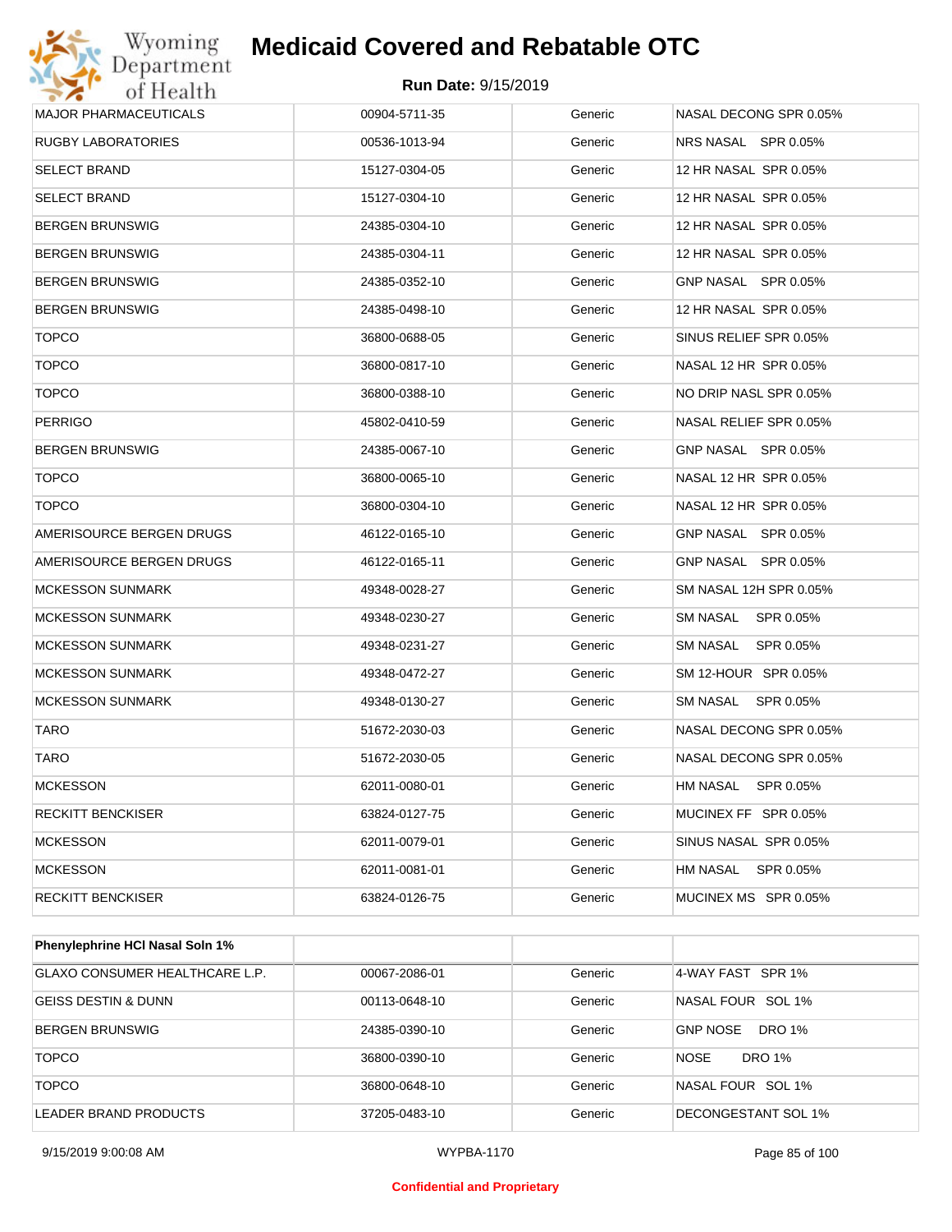# Medicaid Covered and Rebatable OTC

**Run Date:** 9/15/2019

| | | | |
|---|---|---|---|
| MAJOR PHARMACEUTICALS | 00904-5711-35 | Generic | NASAL DECONG SPR 0.05% |
| RUGBY LABORATORIES | 00536-1013-94 | Generic | NRS NASAL SPR 0.05% |
| SELECT BRAND | 15127-0304-05 | Generic | 12 HR NASAL SPR 0.05% |
| SELECT BRAND | 15127-0304-10 | Generic | 12 HR NASAL SPR 0.05% |
| BERGEN BRUNSWIG | 24385-0304-10 | Generic | 12 HR NASAL SPR 0.05% |
| BERGEN BRUNSWIG | 24385-0304-11 | Generic | 12 HR NASAL SPR 0.05% |
| BERGEN BRUNSWIG | 24385-0352-10 | Generic | GNP NASAL SPR 0.05% |
| BERGEN BRUNSWIG | 24385-0498-10 | Generic | 12 HR NASAL SPR 0.05% |
| TOPCO | 36800-0688-05 | Generic | SINUS RELIEF SPR 0.05% |
| TOPCO | 36800-0817-10 | Generic | NASAL 12 HR SPR 0.05% |
| TOPCO | 36800-0388-10 | Generic | NO DRIP NASL SPR 0.05% |
| PERRIGO | 45802-0410-59 | Generic | NASAL RELIEF SPR 0.05% |
| BERGEN BRUNSWIG | 24385-0067-10 | Generic | GNP NASAL SPR 0.05% |
| TOPCO | 36800-0065-10 | Generic | NASAL 12 HR SPR 0.05% |
| TOPCO | 36800-0304-10 | Generic | NASAL 12 HR SPR 0.05% |
| AMERISOURCE BERGEN DRUGS | 46122-0165-10 | Generic | GNP NASAL SPR 0.05% |
| AMERISOURCE BERGEN DRUGS | 46122-0165-11 | Generic | GNP NASAL SPR 0.05% |
| MCKESSON SUNMARK | 49348-0028-27 | Generic | SM NASAL 12H SPR 0.05% |
| MCKESSON SUNMARK | 49348-0230-27 | Generic | SM NASAL SPR 0.05% |
| MCKESSON SUNMARK | 49348-0231-27 | Generic | SM NASAL SPR 0.05% |
| MCKESSON SUNMARK | 49348-0472-27 | Generic | SM 12-HOUR SPR 0.05% |
| MCKESSON SUNMARK | 49348-0130-27 | Generic | SM NASAL SPR 0.05% |
| TARO | 51672-2030-03 | Generic | NASAL DECONG SPR 0.05% |
| TARO | 51672-2030-05 | Generic | NASAL DECONG SPR 0.05% |
| MCKESSON | 62011-0080-01 | Generic | HM NASAL SPR 0.05% |
| RECKITT BENCKISER | 63824-0127-75 | Generic | MUCINEX FF SPR 0.05% |
| MCKESSON | 62011-0079-01 | Generic | SINUS NASAL SPR 0.05% |
| MCKESSON | 62011-0081-01 | Generic | HM NASAL SPR 0.05% |
| RECKITT BENCKISER | 63824-0126-75 | Generic | MUCINEX MS SPR 0.05% |

| **Phenylephrine HCl Nasal Soln 1%** | | | |
|---|---|---|---|
| GLAXO CONSUMER HEALTHCARE L.P. | 00067-2086-01 | Generic | 4-WAY FAST SPR 1% |
| GEISS DESTIN & DUNN | 00113-0648-10 | Generic | NASAL FOUR SOL 1% |
| BERGEN BRUNSWIG | 24385-0390-10 | Generic | GNP NOSE DRO 1% |
| TOPCO | 36800-0390-10 | Generic | NOSE DRO 1% |
| TOPCO | 36800-0648-10 | Generic | NASAL FOUR SOL 1% |
| LEADER BRAND PRODUCTS | 37205-0483-10 | Generic | DECONGESTANT SOL 1% |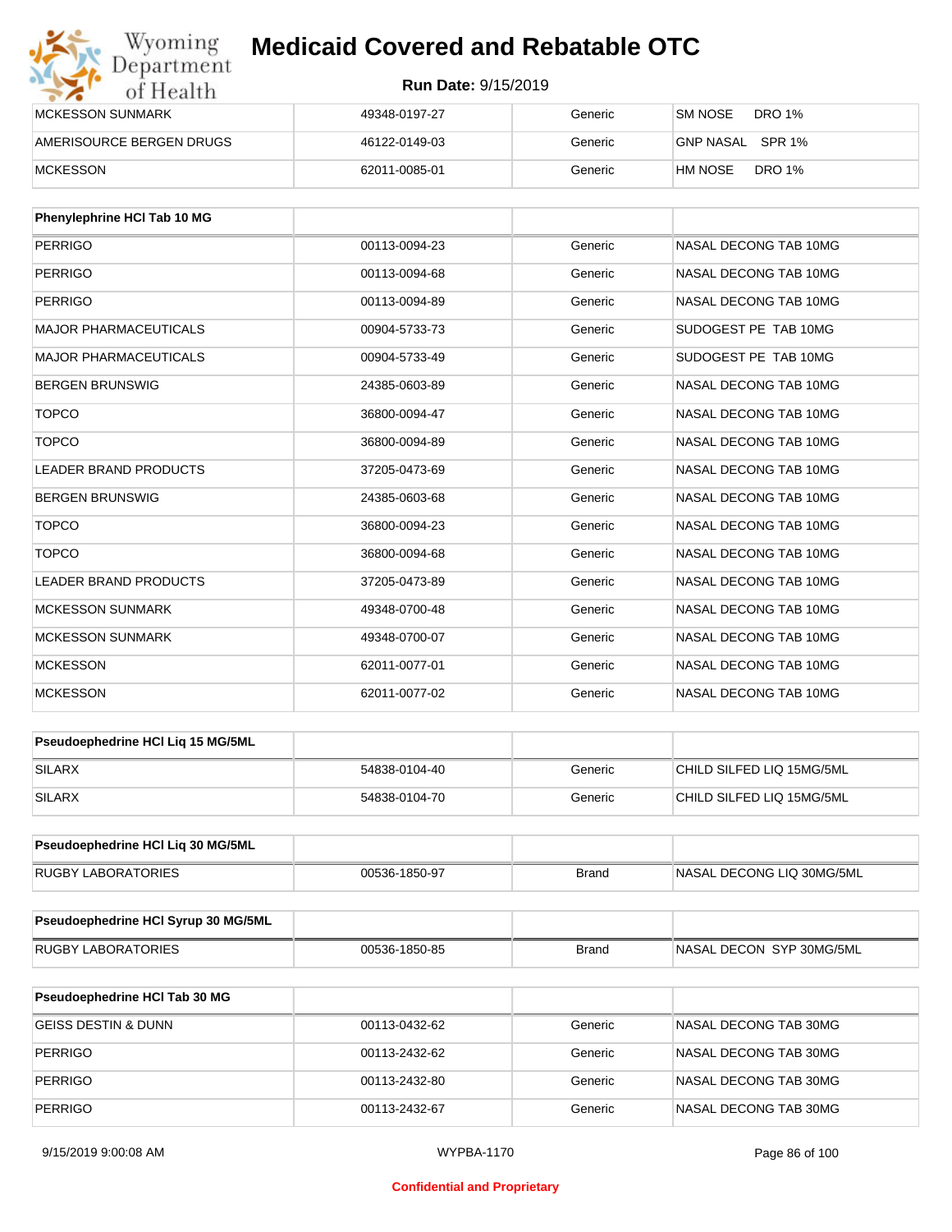| | | | |
|---|---|---|---|
| MCKESSON SUNMARK | 49348-0197-27 | Generic | SM NOSE DRO 1% |
| AMERISOURCE BERGEN DRUGS | 46122-0149-03 | Generic | GNP NASAL SPR 1% |
| MCKESSON | 62011-0085-01 | Generic | HM NOSE DRO 1% |

| Phenylephrine HCl Tab 10 MG | | | |
|---|---|---|---|
| PERRIGO | 00113-0094-23 | Generic | NASAL DECONG TAB 10MG |
| PERRIGO | 00113-0094-68 | Generic | NASAL DECONG TAB 10MG |
| PERRIGO | 00113-0094-89 | Generic | NASAL DECONG TAB 10MG |
| MAJOR PHARMACEUTICALS | 00904-5733-73 | Generic | SUDOGEST PE TAB 10MG |
| MAJOR PHARMACEUTICALS | 00904-5733-49 | Generic | SUDOGEST PE TAB 10MG |
| BERGEN BRUNSWIG | 24385-0603-89 | Generic | NASAL DECONG TAB 10MG |
| TOPCO | 36800-0094-47 | Generic | NASAL DECONG TAB 10MG |
| TOPCO | 36800-0094-89 | Generic | NASAL DECONG TAB 10MG |
| LEADER BRAND PRODUCTS | 37205-0473-69 | Generic | NASAL DECONG TAB 10MG |
| BERGEN BRUNSWIG | 24385-0603-68 | Generic | NASAL DECONG TAB 10MG |
| TOPCO | 36800-0094-23 | Generic | NASAL DECONG TAB 10MG |
| TOPCO | 36800-0094-68 | Generic | NASAL DECONG TAB 10MG |
| LEADER BRAND PRODUCTS | 37205-0473-89 | Generic | NASAL DECONG TAB 10MG |
| MCKESSON SUNMARK | 49348-0700-48 | Generic | NASAL DECONG TAB 10MG |
| MCKESSON SUNMARK | 49348-0700-07 | Generic | NASAL DECONG TAB 10MG |
| MCKESSON | 62011-0077-01 | Generic | NASAL DECONG TAB 10MG |
| MCKESSON | 62011-0077-02 | Generic | NASAL DECONG TAB 10MG |

| Pseudoephedrine HCl Liq 15 MG/5ML | | | |
|---|---|---|---|
| SILARX | 54838-0104-40 | Generic | CHILD SILFED LIQ 15MG/5ML |
| SILARX | 54838-0104-70 | Generic | CHILD SILFED LIQ 15MG/5ML |

| Pseudoephedrine HCl Liq 30 MG/5ML | | | |
|---|---|---|---|
| RUGBY LABORATORIES | 00536-1850-97 | Brand | NASAL DECONG LIQ 30MG/5ML |

| Pseudoephedrine HCl Syrup 30 MG/5ML | | | |
|---|---|---|---|
| RUGBY LABORATORIES | 00536-1850-85 | Brand | NASAL DECON SYP 30MG/5ML |

| Pseudoephedrine HCl Tab 30 MG | | | |
|---|---|---|---|
| GEISS DESTIN & DUNN | 00113-0432-62 | Generic | NASAL DECONG TAB 30MG |
| PERRIGO | 00113-2432-62 | Generic | NASAL DECONG TAB 30MG |
| PERRIGO | 00113-2432-80 | Generic | NASAL DECONG TAB 30MG |
| PERRIGO | 00113-2432-67 | Generic | NASAL DECONG TAB 30MG |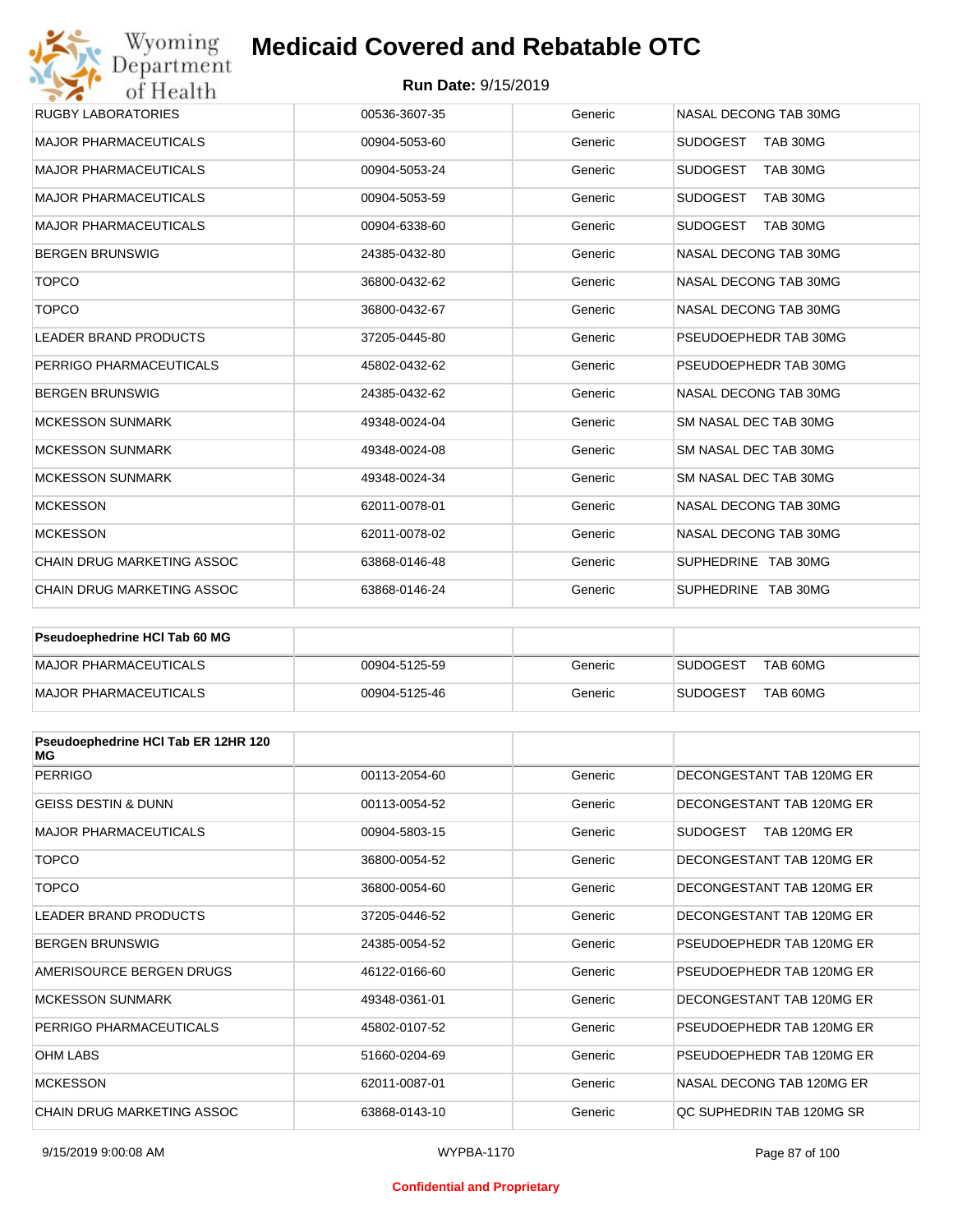| | | | |
|---|---|---|---|
| RUGBY LABORATORIES | 00536-3607-35 | Generic | NASAL DECONG TAB 30MG |
| MAJOR PHARMACEUTICALS | 00904-5053-60 | Generic | SUDOGEST TAB 30MG |
| MAJOR PHARMACEUTICALS | 00904-5053-24 | Generic | SUDOGEST TAB 30MG |
| MAJOR PHARMACEUTICALS | 00904-5053-59 | Generic | SUDOGEST TAB 30MG |
| MAJOR PHARMACEUTICALS | 00904-6338-60 | Generic | SUDOGEST TAB 30MG |
| BERGEN BRUNSWIG | 24385-0432-80 | Generic | NASAL DECONG TAB 30MG |
| TOPCO | 36800-0432-62 | Generic | NASAL DECONG TAB 30MG |
| TOPCO | 36800-0432-67 | Generic | NASAL DECONG TAB 30MG |
| LEADER BRAND PRODUCTS | 37205-0445-80 | Generic | PSEUDOEPHEDR TAB 30MG |
| PERRIGO PHARMACEUTICALS | 45802-0432-62 | Generic | PSEUDOEPHEDR TAB 30MG |
| BERGEN BRUNSWIG | 24385-0432-62 | Generic | NASAL DECONG TAB 30MG |
| MCKESSON SUNMARK | 49348-0024-04 | Generic | SM NASAL DEC TAB 30MG |
| MCKESSON SUNMARK | 49348-0024-08 | Generic | SM NASAL DEC TAB 30MG |
| MCKESSON SUNMARK | 49348-0024-34 | Generic | SM NASAL DEC TAB 30MG |
| MCKESSON | 62011-0078-01 | Generic | NASAL DECONG TAB 30MG |
| MCKESSON | 62011-0078-02 | Generic | NASAL DECONG TAB 30MG |
| CHAIN DRUG MARKETING ASSOC | 63868-0146-48 | Generic | SUPHEDRINE TAB 30MG |
| CHAIN DRUG MARKETING ASSOC | 63868-0146-24 | Generic | SUPHEDRINE TAB 30MG |

| **Pseudoephedrine HCl Tab 60 MG** | | | |
|---|---|---|---|
| MAJOR PHARMACEUTICALS | 00904-5125-59 | Generic | SUDOGEST TAB 60MG |
| MAJOR PHARMACEUTICALS | 00904-5125-46 | Generic | SUDOGEST TAB 60MG |

| **Pseudoephedrine HCl Tab ER 12HR 120 MG** | | | |
|---|---|---|---|
| PERRIGO | 00113-2054-60 | Generic | DECONGESTANT TAB 120MG ER |
| GEISS DESTIN & DUNN | 00113-0054-52 | Generic | DECONGESTANT TAB 120MG ER |
| MAJOR PHARMACEUTICALS | 00904-5803-15 | Generic | SUDOGEST TAB 120MG ER |
| TOPCO | 36800-0054-52 | Generic | DECONGESTANT TAB 120MG ER |
| TOPCO | 36800-0054-60 | Generic | DECONGESTANT TAB 120MG ER |
| LEADER BRAND PRODUCTS | 37205-0446-52 | Generic | DECONGESTANT TAB 120MG ER |
| BERGEN BRUNSWIG | 24385-0054-52 | Generic | PSEUDOEPHEDR TAB 120MG ER |
| AMERISOURCE BERGEN DRUGS | 46122-0166-60 | Generic | PSEUDOEPHEDR TAB 120MG ER |
| MCKESSON SUNMARK | 49348-0361-01 | Generic | DECONGESTANT TAB 120MG ER |
| PERRIGO PHARMACEUTICALS | 45802-0107-52 | Generic | PSEUDOEPHEDR TAB 120MG ER |
| OHM LABS | 51660-0204-69 | Generic | PSEUDOEPHEDR TAB 120MG ER |
| MCKESSON | 62011-0087-01 | Generic | NASAL DECONG TAB 120MG ER |
| CHAIN DRUG MARKETING ASSOC | 63868-0143-10 | Generic | QC SUPHEDRIN TAB 120MG SR |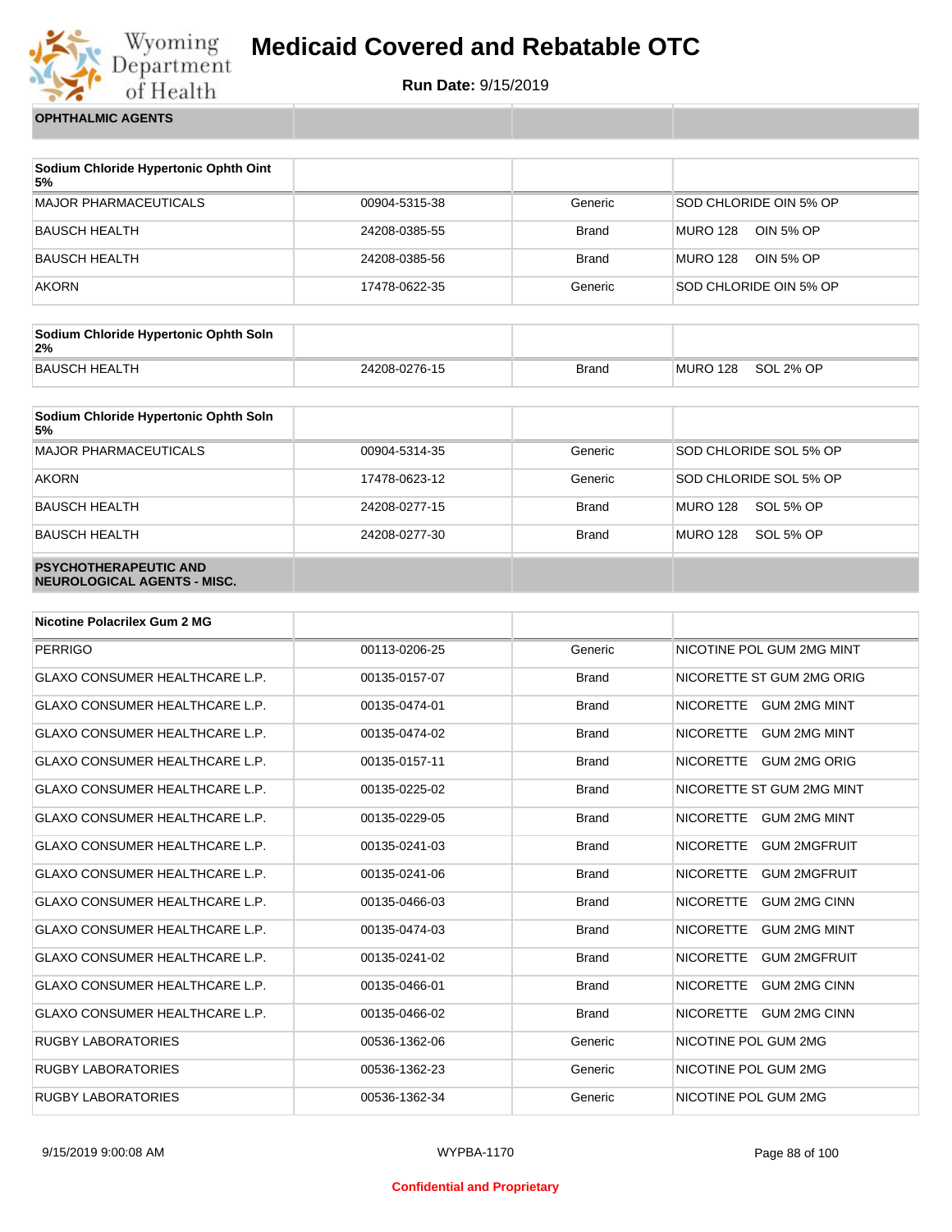# Medicaid Covered and Rebatable OTC

**Run Date:** 9/15/2019

| OPHTHALMIC AGENTS | | | |
|---|---|---|---|

| Sodium Chloride Hypertonic Ophth Oint 5% | | | |
|---|---|---|---|
| MAJOR PHARMACEUTICALS | 00904-5315-38 | Generic | SOD CHLORIDE OIN 5% OP |
| BAUSCH HEALTH | 24208-0385-55 | Brand | MURO 128 OIN 5% OP |
| BAUSCH HEALTH | 24208-0385-56 | Brand | MURO 128 OIN 5% OP |
| AKORN | 17478-0622-35 | Generic | SOD CHLORIDE OIN 5% OP |

| Sodium Chloride Hypertonic Ophth Soln 2% | | | |
|---|---|---|---|
| BAUSCH HEALTH | 24208-0276-15 | Brand | MURO 128 SOL 2% OP |

| Sodium Chloride Hypertonic Ophth Soln 5% | | | |
|---|---|---|---|
| MAJOR PHARMACEUTICALS | 00904-5314-35 | Generic | SOD CHLORIDE SOL 5% OP |
| AKORN | 17478-0623-12 | Generic | SOD CHLORIDE SOL 5% OP |
| BAUSCH HEALTH | 24208-0277-15 | Brand | MURO 128 SOL 5% OP |
| BAUSCH HEALTH | 24208-0277-30 | Brand | MURO 128 SOL 5% OP |

| PSYCHOTHERAPEUTIC AND NEUROLOGICAL AGENTS - MISC. | | | |
|---|---|---|---|

| Nicotine Polacrilex Gum 2 MG | | | |
|---|---|---|---|
| PERRIGO | 00113-0206-25 | Generic | NICOTINE POL GUM 2MG MINT |
| GLAXO CONSUMER HEALTHCARE L.P. | 00135-0157-07 | Brand | NICORETTE ST GUM 2MG ORIG |
| GLAXO CONSUMER HEALTHCARE L.P. | 00135-0474-01 | Brand | NICORETTE GUM 2MG MINT |
| GLAXO CONSUMER HEALTHCARE L.P. | 00135-0474-02 | Brand | NICORETTE GUM 2MG MINT |
| GLAXO CONSUMER HEALTHCARE L.P. | 00135-0157-11 | Brand | NICORETTE GUM 2MG ORIG |
| GLAXO CONSUMER HEALTHCARE L.P. | 00135-0225-02 | Brand | NICORETTE ST GUM 2MG MINT |
| GLAXO CONSUMER HEALTHCARE L.P. | 00135-0229-05 | Brand | NICORETTE GUM 2MG MINT |
| GLAXO CONSUMER HEALTHCARE L.P. | 00135-0241-03 | Brand | NICORETTE GUM 2MGFRUIT |
| GLAXO CONSUMER HEALTHCARE L.P. | 00135-0241-06 | Brand | NICORETTE GUM 2MGFRUIT |
| GLAXO CONSUMER HEALTHCARE L.P. | 00135-0466-03 | Brand | NICORETTE GUM 2MG CINN |
| GLAXO CONSUMER HEALTHCARE L.P. | 00135-0474-03 | Brand | NICORETTE GUM 2MG MINT |
| GLAXO CONSUMER HEALTHCARE L.P. | 00135-0241-02 | Brand | NICORETTE GUM 2MGFRUIT |
| GLAXO CONSUMER HEALTHCARE L.P. | 00135-0466-01 | Brand | NICORETTE GUM 2MG CINN |
| GLAXO CONSUMER HEALTHCARE L.P. | 00135-0466-02 | Brand | NICORETTE GUM 2MG CINN |
| RUGBY LABORATORIES | 00536-1362-06 | Generic | NICOTINE POL GUM 2MG |
| RUGBY LABORATORIES | 00536-1362-23 | Generic | NICOTINE POL GUM 2MG |
| RUGBY LABORATORIES | 00536-1362-34 | Generic | NICOTINE POL GUM 2MG |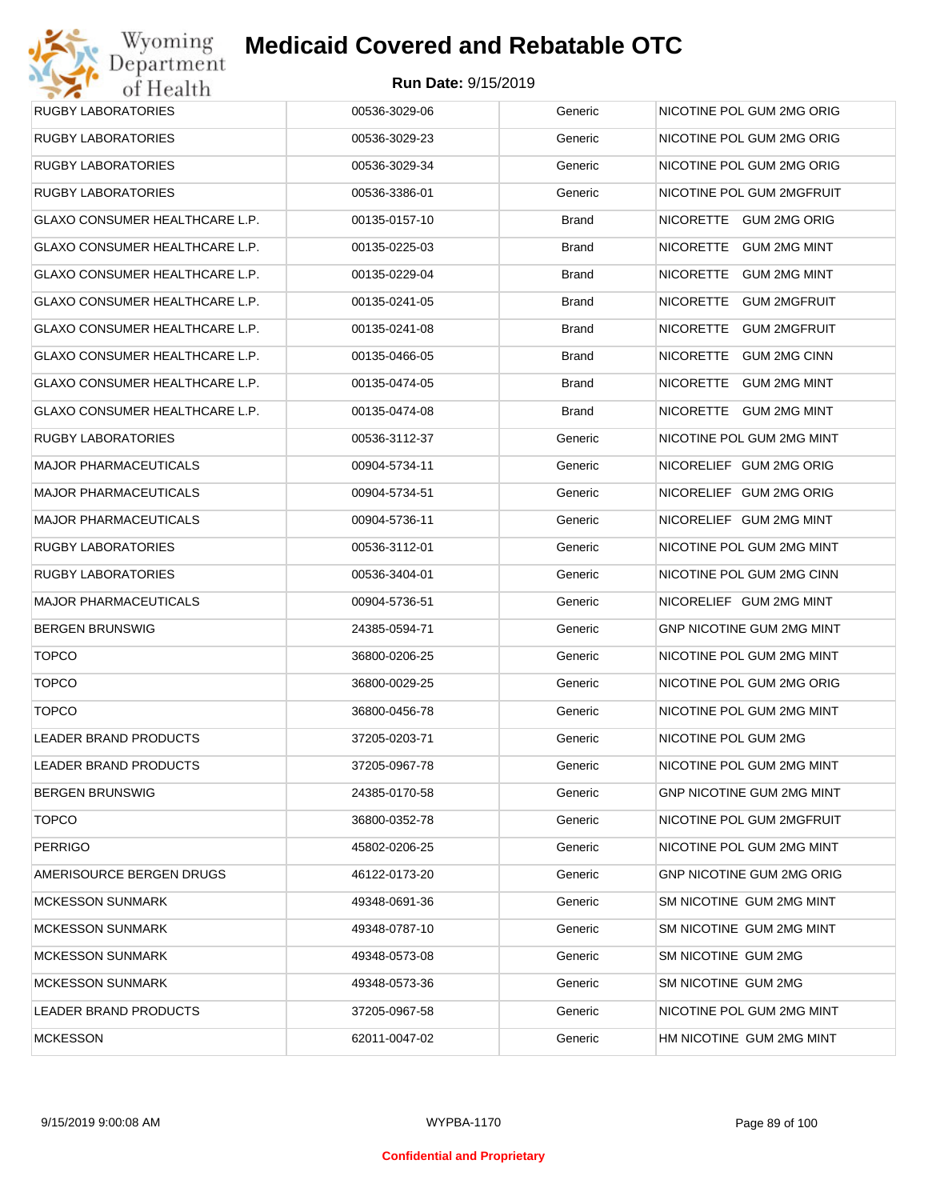# Medicaid Covered and Rebatable OTC

**Run Date:** 9/15/2019

| RUGBY LABORATORIES | 00536-3029-06 | Generic | NICOTINE POL GUM 2MG ORIG |
|---|---|---|---|
| RUGBY LABORATORIES | 00536-3029-23 | Generic | NICOTINE POL GUM 2MG ORIG |
| RUGBY LABORATORIES | 00536-3029-34 | Generic | NICOTINE POL GUM 2MG ORIG |
| RUGBY LABORATORIES | 00536-3386-01 | Generic | NICOTINE POL GUM 2MGFRUIT |
| GLAXO CONSUMER HEALTHCARE L.P. | 00135-0157-10 | Brand | NICORETTE GUM 2MG ORIG |
| GLAXO CONSUMER HEALTHCARE L.P. | 00135-0225-03 | Brand | NICORETTE GUM 2MG MINT |
| GLAXO CONSUMER HEALTHCARE L.P. | 00135-0229-04 | Brand | NICORETTE GUM 2MG MINT |
| GLAXO CONSUMER HEALTHCARE L.P. | 00135-0241-05 | Brand | NICORETTE GUM 2MGFRUIT |
| GLAXO CONSUMER HEALTHCARE L.P. | 00135-0241-08 | Brand | NICORETTE GUM 2MGFRUIT |
| GLAXO CONSUMER HEALTHCARE L.P. | 00135-0466-05 | Brand | NICORETTE GUM 2MG CINN |
| GLAXO CONSUMER HEALTHCARE L.P. | 00135-0474-05 | Brand | NICORETTE GUM 2MG MINT |
| GLAXO CONSUMER HEALTHCARE L.P. | 00135-0474-08 | Brand | NICORETTE GUM 2MG MINT |
| RUGBY LABORATORIES | 00536-3112-37 | Generic | NICOTINE POL GUM 2MG MINT |
| MAJOR PHARMACEUTICALS | 00904-5734-11 | Generic | NICORELIEF GUM 2MG ORIG |
| MAJOR PHARMACEUTICALS | 00904-5734-51 | Generic | NICORELIEF GUM 2MG ORIG |
| MAJOR PHARMACEUTICALS | 00904-5736-11 | Generic | NICORELIEF GUM 2MG MINT |
| RUGBY LABORATORIES | 00536-3112-01 | Generic | NICOTINE POL GUM 2MG MINT |
| RUGBY LABORATORIES | 00536-3404-01 | Generic | NICOTINE POL GUM 2MG CINN |
| MAJOR PHARMACEUTICALS | 00904-5736-51 | Generic | NICORELIEF GUM 2MG MINT |
| BERGEN BRUNSWIG | 24385-0594-71 | Generic | GNP NICOTINE GUM 2MG MINT |
| TOPCO | 36800-0206-25 | Generic | NICOTINE POL GUM 2MG MINT |
| TOPCO | 36800-0029-25 | Generic | NICOTINE POL GUM 2MG ORIG |
| TOPCO | 36800-0456-78 | Generic | NICOTINE POL GUM 2MG MINT |
| LEADER BRAND PRODUCTS | 37205-0203-71 | Generic | NICOTINE POL GUM 2MG |
| LEADER BRAND PRODUCTS | 37205-0967-78 | Generic | NICOTINE POL GUM 2MG MINT |
| BERGEN BRUNSWIG | 24385-0170-58 | Generic | GNP NICOTINE GUM 2MG MINT |
| TOPCO | 36800-0352-78 | Generic | NICOTINE POL GUM 2MGFRUIT |
| PERRIGO | 45802-0206-25 | Generic | NICOTINE POL GUM 2MG MINT |
| AMERISOURCE BERGEN DRUGS | 46122-0173-20 | Generic | GNP NICOTINE GUM 2MG ORIG |
| MCKESSON SUNMARK | 49348-0691-36 | Generic | SM NICOTINE GUM 2MG MINT |
| MCKESSON SUNMARK | 49348-0787-10 | Generic | SM NICOTINE GUM 2MG MINT |
| MCKESSON SUNMARK | 49348-0573-08 | Generic | SM NICOTINE GUM 2MG |
| MCKESSON SUNMARK | 49348-0573-36 | Generic | SM NICOTINE GUM 2MG |
| LEADER BRAND PRODUCTS | 37205-0967-58 | Generic | NICOTINE POL GUM 2MG MINT |
| MCKESSON | 62011-0047-02 | Generic | HM NICOTINE GUM 2MG MINT |

**Confidential and Proprietary**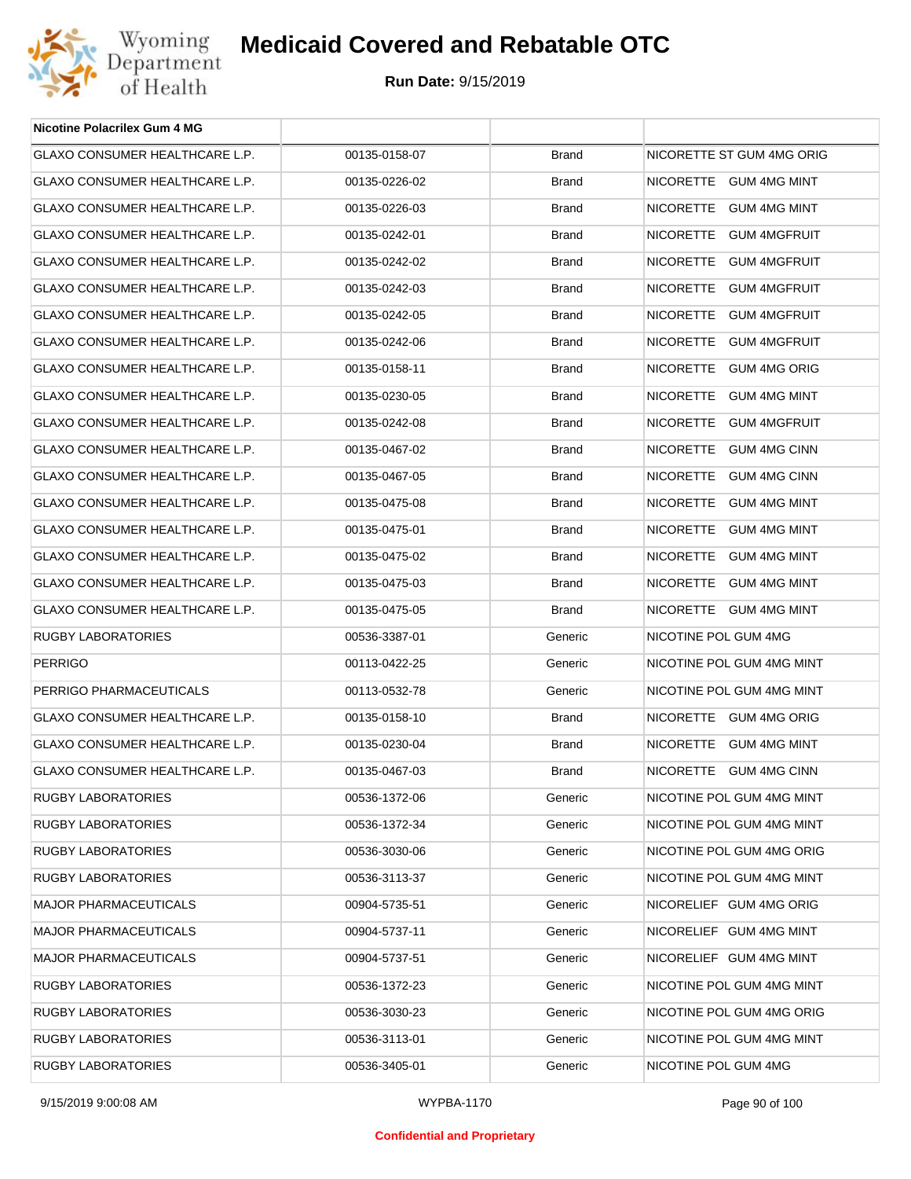| Nicotine Polacrilex Gum 4 MG | | | |
|---|---|---|---|
| GLAXO CONSUMER HEALTHCARE L.P. | 00135-0158-07 | Brand | NICORETTE ST GUM 4MG ORIG |
| GLAXO CONSUMER HEALTHCARE L.P. | 00135-0226-02 | Brand | NICORETTE GUM 4MG MINT |
| GLAXO CONSUMER HEALTHCARE L.P. | 00135-0226-03 | Brand | NICORETTE GUM 4MG MINT |
| GLAXO CONSUMER HEALTHCARE L.P. | 00135-0242-01 | Brand | NICORETTE GUM 4MGFRUIT |
| GLAXO CONSUMER HEALTHCARE L.P. | 00135-0242-02 | Brand | NICORETTE GUM 4MGFRUIT |
| GLAXO CONSUMER HEALTHCARE L.P. | 00135-0242-03 | Brand | NICORETTE GUM 4MGFRUIT |
| GLAXO CONSUMER HEALTHCARE L.P. | 00135-0242-05 | Brand | NICORETTE GUM 4MGFRUIT |
| GLAXO CONSUMER HEALTHCARE L.P. | 00135-0242-06 | Brand | NICORETTE GUM 4MGFRUIT |
| GLAXO CONSUMER HEALTHCARE L.P. | 00135-0158-11 | Brand | NICORETTE GUM 4MG ORIG |
| GLAXO CONSUMER HEALTHCARE L.P. | 00135-0230-05 | Brand | NICORETTE GUM 4MG MINT |
| GLAXO CONSUMER HEALTHCARE L.P. | 00135-0242-08 | Brand | NICORETTE GUM 4MGFRUIT |
| GLAXO CONSUMER HEALTHCARE L.P. | 00135-0467-02 | Brand | NICORETTE GUM 4MG CINN |
| GLAXO CONSUMER HEALTHCARE L.P. | 00135-0467-05 | Brand | NICORETTE GUM 4MG CINN |
| GLAXO CONSUMER HEALTHCARE L.P. | 00135-0475-08 | Brand | NICORETTE GUM 4MG MINT |
| GLAXO CONSUMER HEALTHCARE L.P. | 00135-0475-01 | Brand | NICORETTE GUM 4MG MINT |
| GLAXO CONSUMER HEALTHCARE L.P. | 00135-0475-02 | Brand | NICORETTE GUM 4MG MINT |
| GLAXO CONSUMER HEALTHCARE L.P. | 00135-0475-03 | Brand | NICORETTE GUM 4MG MINT |
| GLAXO CONSUMER HEALTHCARE L.P. | 00135-0475-05 | Brand | NICORETTE GUM 4MG MINT |
| RUGBY LABORATORIES | 00536-3387-01 | Generic | NICOTINE POL GUM 4MG |
| PERRIGO | 00113-0422-25 | Generic | NICOTINE POL GUM 4MG MINT |
| PERRIGO PHARMACEUTICALS | 00113-0532-78 | Generic | NICOTINE POL GUM 4MG MINT |
| GLAXO CONSUMER HEALTHCARE L.P. | 00135-0158-10 | Brand | NICORETTE GUM 4MG ORIG |
| GLAXO CONSUMER HEALTHCARE L.P. | 00135-0230-04 | Brand | NICORETTE GUM 4MG MINT |
| GLAXO CONSUMER HEALTHCARE L.P. | 00135-0467-03 | Brand | NICORETTE GUM 4MG CINN |
| RUGBY LABORATORIES | 00536-1372-06 | Generic | NICOTINE POL GUM 4MG MINT |
| RUGBY LABORATORIES | 00536-1372-34 | Generic | NICOTINE POL GUM 4MG MINT |
| RUGBY LABORATORIES | 00536-3030-06 | Generic | NICOTINE POL GUM 4MG ORIG |
| RUGBY LABORATORIES | 00536-3113-37 | Generic | NICOTINE POL GUM 4MG MINT |
| MAJOR PHARMACEUTICALS | 00904-5735-51 | Generic | NICORELIEF GUM 4MG ORIG |
| MAJOR PHARMACEUTICALS | 00904-5737-11 | Generic | NICORELIEF GUM 4MG MINT |
| MAJOR PHARMACEUTICALS | 00904-5737-51 | Generic | NICORELIEF GUM 4MG MINT |
| RUGBY LABORATORIES | 00536-1372-23 | Generic | NICOTINE POL GUM 4MG MINT |
| RUGBY LABORATORIES | 00536-3030-23 | Generic | NICOTINE POL GUM 4MG ORIG |
| RUGBY LABORATORIES | 00536-3113-01 | Generic | NICOTINE POL GUM 4MG MINT |
| RUGBY LABORATORIES | 00536-3405-01 | Generic | NICOTINE POL GUM 4MG |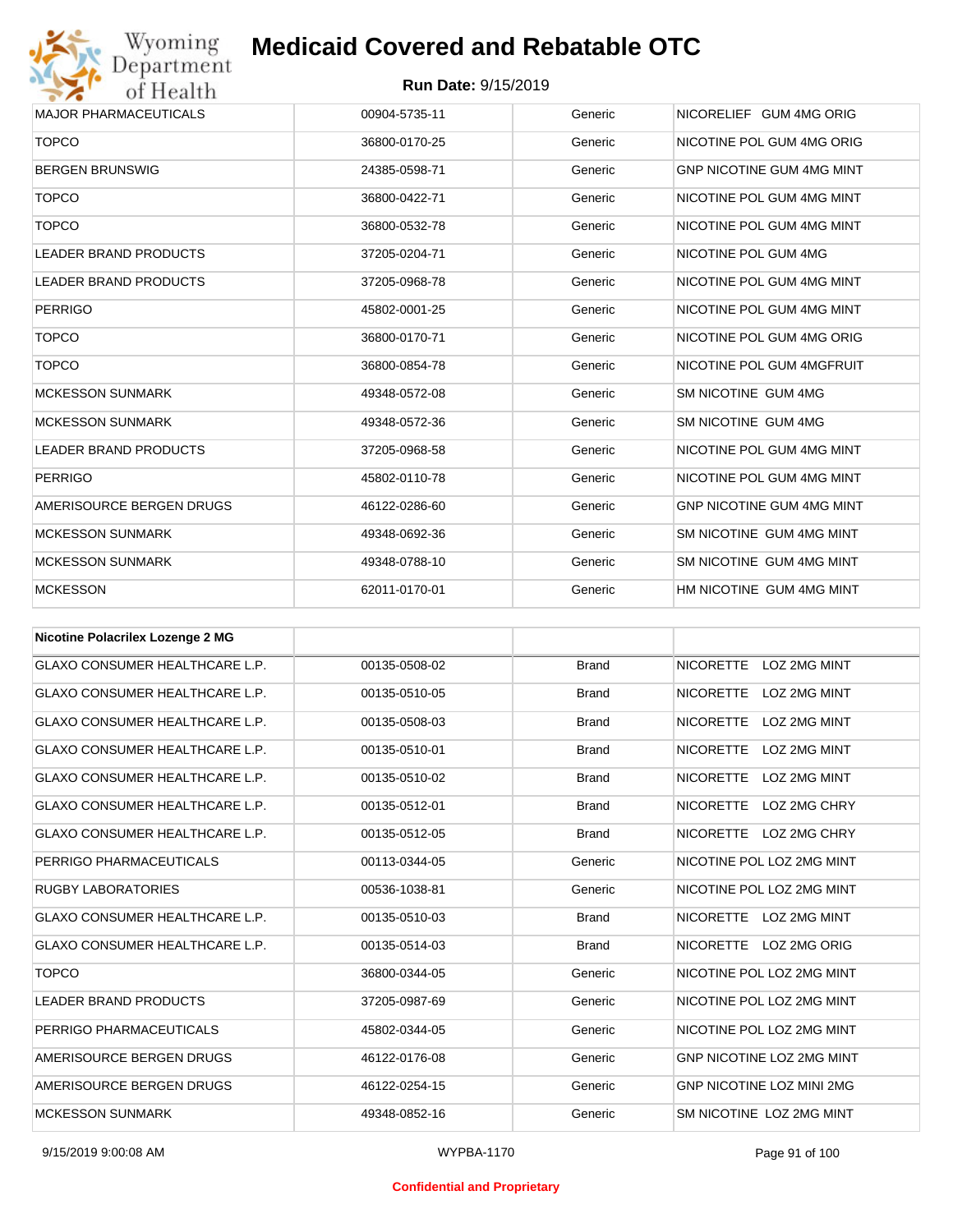| | | | |
|---|---|---|---|
| MAJOR PHARMACEUTICALS | 00904-5735-11 | Generic | NICORELIEF GUM 4MG ORIG |
| TOPCO | 36800-0170-25 | Generic | NICOTINE POL GUM 4MG ORIG |
| BERGEN BRUNSWIG | 24385-0598-71 | Generic | GNP NICOTINE GUM 4MG MINT |
| TOPCO | 36800-0422-71 | Generic | NICOTINE POL GUM 4MG MINT |
| TOPCO | 36800-0532-78 | Generic | NICOTINE POL GUM 4MG MINT |
| LEADER BRAND PRODUCTS | 37205-0204-71 | Generic | NICOTINE POL GUM 4MG |
| LEADER BRAND PRODUCTS | 37205-0968-78 | Generic | NICOTINE POL GUM 4MG MINT |
| PERRIGO | 45802-0001-25 | Generic | NICOTINE POL GUM 4MG MINT |
| TOPCO | 36800-0170-71 | Generic | NICOTINE POL GUM 4MG ORIG |
| TOPCO | 36800-0854-78 | Generic | NICOTINE POL GUM 4MGFRUIT |
| MCKESSON SUNMARK | 49348-0572-08 | Generic | SM NICOTINE GUM 4MG |
| MCKESSON SUNMARK | 49348-0572-36 | Generic | SM NICOTINE GUM 4MG |
| LEADER BRAND PRODUCTS | 37205-0968-58 | Generic | NICOTINE POL GUM 4MG MINT |
| PERRIGO | 45802-0110-78 | Generic | NICOTINE POL GUM 4MG MINT |
| AMERISOURCE BERGEN DRUGS | 46122-0286-60 | Generic | GNP NICOTINE GUM 4MG MINT |
| MCKESSON SUNMARK | 49348-0692-36 | Generic | SM NICOTINE GUM 4MG MINT |
| MCKESSON SUNMARK | 49348-0788-10 | Generic | SM NICOTINE GUM 4MG MINT |
| MCKESSON | 62011-0170-01 | Generic | HM NICOTINE GUM 4MG MINT |

| **Nicotine Polacrilex Lozenge 2 MG** | | | |
|---|---|---|---|
| GLAXO CONSUMER HEALTHCARE L.P. | 00135-0508-02 | Brand | NICORETTE LOZ 2MG MINT |
| GLAXO CONSUMER HEALTHCARE L.P. | 00135-0510-05 | Brand | NICORETTE LOZ 2MG MINT |
| GLAXO CONSUMER HEALTHCARE L.P. | 00135-0508-03 | Brand | NICORETTE LOZ 2MG MINT |
| GLAXO CONSUMER HEALTHCARE L.P. | 00135-0510-01 | Brand | NICORETTE LOZ 2MG MINT |
| GLAXO CONSUMER HEALTHCARE L.P. | 00135-0510-02 | Brand | NICORETTE LOZ 2MG MINT |
| GLAXO CONSUMER HEALTHCARE L.P. | 00135-0512-01 | Brand | NICORETTE LOZ 2MG CHRY |
| GLAXO CONSUMER HEALTHCARE L.P. | 00135-0512-05 | Brand | NICORETTE LOZ 2MG CHRY |
| PERRIGO PHARMACEUTICALS | 00113-0344-05 | Generic | NICOTINE POL LOZ 2MG MINT |
| RUGBY LABORATORIES | 00536-1038-81 | Generic | NICOTINE POL LOZ 2MG MINT |
| GLAXO CONSUMER HEALTHCARE L.P. | 00135-0510-03 | Brand | NICORETTE LOZ 2MG MINT |
| GLAXO CONSUMER HEALTHCARE L.P. | 00135-0514-03 | Brand | NICORETTE LOZ 2MG ORIG |
| TOPCO | 36800-0344-05 | Generic | NICOTINE POL LOZ 2MG MINT |
| LEADER BRAND PRODUCTS | 37205-0987-69 | Generic | NICOTINE POL LOZ 2MG MINT |
| PERRIGO PHARMACEUTICALS | 45802-0344-05 | Generic | NICOTINE POL LOZ 2MG MINT |
| AMERISOURCE BERGEN DRUGS | 46122-0176-08 | Generic | GNP NICOTINE LOZ 2MG MINT |
| AMERISOURCE BERGEN DRUGS | 46122-0254-15 | Generic | GNP NICOTINE LOZ MINI 2MG |
| MCKESSON SUNMARK | 49348-0852-16 | Generic | SM NICOTINE LOZ 2MG MINT |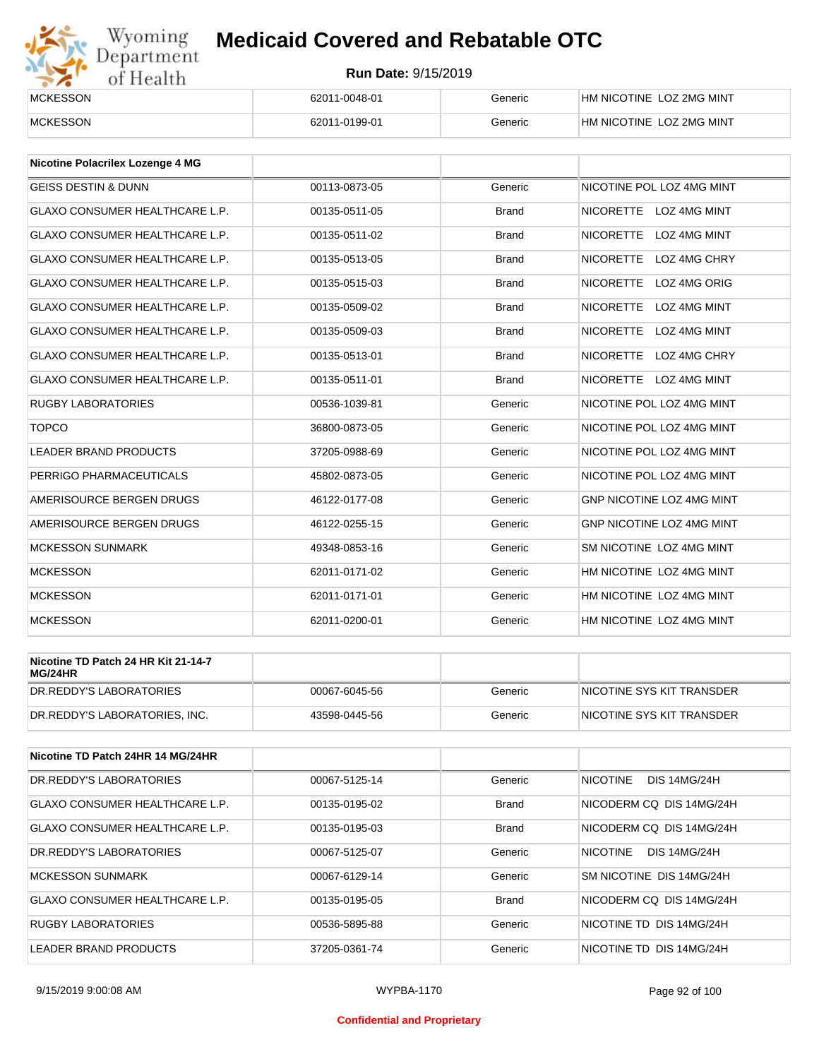| MCKESSON | 62011-0048-01 | Generic | HM NICOTINE LOZ 2MG MINT |
|---|---|---|---|
| MCKESSON | 62011-0199-01 | Generic | HM NICOTINE LOZ 2MG MINT |

| Nicotine Polacrilex Lozenge 4 MG | | | |
|---|---|---|---|
| GEISS DESTIN & DUNN | 00113-0873-05 | Generic | NICOTINE POL LOZ 4MG MINT |
| GLAXO CONSUMER HEALTHCARE L.P. | 00135-0511-05 | Brand | NICORETTE LOZ 4MG MINT |
| GLAXO CONSUMER HEALTHCARE L.P. | 00135-0511-02 | Brand | NICORETTE LOZ 4MG MINT |
| GLAXO CONSUMER HEALTHCARE L.P. | 00135-0513-05 | Brand | NICORETTE LOZ 4MG CHRY |
| GLAXO CONSUMER HEALTHCARE L.P. | 00135-0515-03 | Brand | NICORETTE LOZ 4MG ORIG |
| GLAXO CONSUMER HEALTHCARE L.P. | 00135-0509-02 | Brand | NICORETTE LOZ 4MG MINT |
| GLAXO CONSUMER HEALTHCARE L.P. | 00135-0509-03 | Brand | NICORETTE LOZ 4MG MINT |
| GLAXO CONSUMER HEALTHCARE L.P. | 00135-0513-01 | Brand | NICORETTE LOZ 4MG CHRY |
| GLAXO CONSUMER HEALTHCARE L.P. | 00135-0511-01 | Brand | NICORETTE LOZ 4MG MINT |
| RUGBY LABORATORIES | 00536-1039-81 | Generic | NICOTINE POL LOZ 4MG MINT |
| TOPCO | 36800-0873-05 | Generic | NICOTINE POL LOZ 4MG MINT |
| LEADER BRAND PRODUCTS | 37205-0988-69 | Generic | NICOTINE POL LOZ 4MG MINT |
| PERRIGO PHARMACEUTICALS | 45802-0873-05 | Generic | NICOTINE POL LOZ 4MG MINT |
| AMERISOURCE BERGEN DRUGS | 46122-0177-08 | Generic | GNP NICOTINE LOZ 4MG MINT |
| AMERISOURCE BERGEN DRUGS | 46122-0255-15 | Generic | GNP NICOTINE LOZ 4MG MINT |
| MCKESSON SUNMARK | 49348-0853-16 | Generic | SM NICOTINE LOZ 4MG MINT |
| MCKESSON | 62011-0171-02 | Generic | HM NICOTINE LOZ 4MG MINT |
| MCKESSON | 62011-0171-01 | Generic | HM NICOTINE LOZ 4MG MINT |
| MCKESSON | 62011-0200-01 | Generic | HM NICOTINE LOZ 4MG MINT |

| Nicotine TD Patch 24 HR Kit 21-14-7 MG/24HR | | | |
|---|---|---|---|
| DR.REDDY'S LABORATORIES | 00067-6045-56 | Generic | NICOTINE SYS KIT TRANSDER |
| DR.REDDY'S LABORATORIES, INC. | 43598-0445-56 | Generic | NICOTINE SYS KIT TRANSDER |

| Nicotine TD Patch 24HR 14 MG/24HR | | | |
|---|---|---|---|
| DR.REDDY'S LABORATORIES | 00067-5125-14 | Generic | NICOTINE DIS 14MG/24H |
| GLAXO CONSUMER HEALTHCARE L.P. | 00135-0195-02 | Brand | NICODERM CQ DIS 14MG/24H |
| GLAXO CONSUMER HEALTHCARE L.P. | 00135-0195-03 | Brand | NICODERM CQ DIS 14MG/24H |
| DR.REDDY'S LABORATORIES | 00067-5125-07 | Generic | NICOTINE DIS 14MG/24H |
| MCKESSON SUNMARK | 00067-6129-14 | Generic | SM NICOTINE DIS 14MG/24H |
| GLAXO CONSUMER HEALTHCARE L.P. | 00135-0195-05 | Brand | NICODERM CQ DIS 14MG/24H |
| RUGBY LABORATORIES | 00536-5895-88 | Generic | NICOTINE TD DIS 14MG/24H |
| LEADER BRAND PRODUCTS | 37205-0361-74 | Generic | NICOTINE TD DIS 14MG/24H |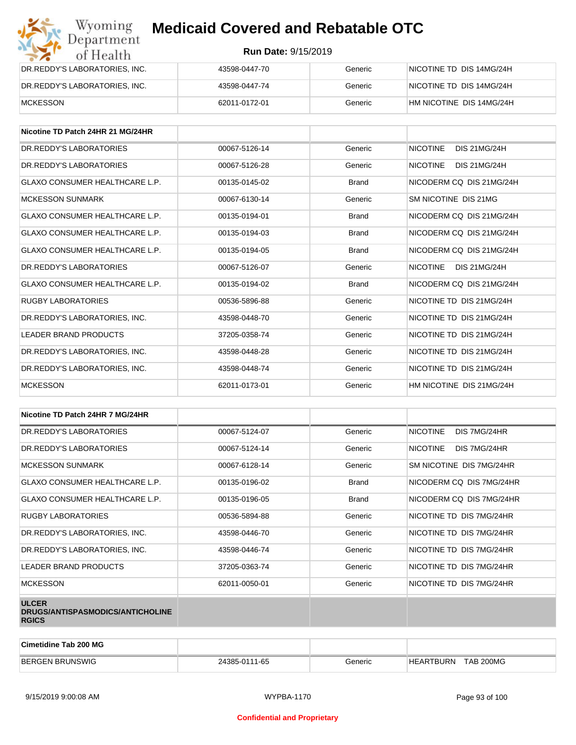| | | | |
|---|---|---|---|
| DR.REDDY'S LABORATORIES, INC. | 43598-0447-70 | Generic | NICOTINE TD DIS 14MG/24H |
| DR.REDDY'S LABORATORIES, INC. | 43598-0447-74 | Generic | NICOTINE TD DIS 14MG/24H |
| MCKESSON | 62011-0172-01 | Generic | HM NICOTINE DIS 14MG/24H |

| Nicotine TD Patch 24HR 21 MG/24HR | | | |
|---|---|---|---|
| DR.REDDY'S LABORATORIES | 00067-5126-14 | Generic | NICOTINE DIS 21MG/24H |
| DR.REDDY'S LABORATORIES | 00067-5126-28 | Generic | NICOTINE DIS 21MG/24H |
| GLAXO CONSUMER HEALTHCARE L.P. | 00135-0145-02 | Brand | NICODERM CQ DIS 21MG/24H |
| MCKESSON SUNMARK | 00067-6130-14 | Generic | SM NICOTINE DIS 21MG |
| GLAXO CONSUMER HEALTHCARE L.P. | 00135-0194-01 | Brand | NICODERM CQ DIS 21MG/24H |
| GLAXO CONSUMER HEALTHCARE L.P. | 00135-0194-03 | Brand | NICODERM CQ DIS 21MG/24H |
| GLAXO CONSUMER HEALTHCARE L.P. | 00135-0194-05 | Brand | NICODERM CQ DIS 21MG/24H |
| DR.REDDY'S LABORATORIES | 00067-5126-07 | Generic | NICOTINE DIS 21MG/24H |
| GLAXO CONSUMER HEALTHCARE L.P. | 00135-0194-02 | Brand | NICODERM CQ DIS 21MG/24H |
| RUGBY LABORATORIES | 00536-5896-88 | Generic | NICOTINE TD DIS 21MG/24H |
| DR.REDDY'S LABORATORIES, INC. | 43598-0448-70 | Generic | NICOTINE TD DIS 21MG/24H |
| LEADER BRAND PRODUCTS | 37205-0358-74 | Generic | NICOTINE TD DIS 21MG/24H |
| DR.REDDY'S LABORATORIES, INC. | 43598-0448-28 | Generic | NICOTINE TD DIS 21MG/24H |
| DR.REDDY'S LABORATORIES, INC. | 43598-0448-74 | Generic | NICOTINE TD DIS 21MG/24H |
| MCKESSON | 62011-0173-01 | Generic | HM NICOTINE DIS 21MG/24H |

| Nicotine TD Patch 24HR 7 MG/24HR | | | |
|---|---|---|---|
| DR.REDDY'S LABORATORIES | 00067-5124-07 | Generic | NICOTINE DIS 7MG/24HR |
| DR.REDDY'S LABORATORIES | 00067-5124-14 | Generic | NICOTINE DIS 7MG/24HR |
| MCKESSON SUNMARK | 00067-6128-14 | Generic | SM NICOTINE DIS 7MG/24HR |
| GLAXO CONSUMER HEALTHCARE L.P. | 00135-0196-02 | Brand | NICODERM CQ DIS 7MG/24HR |
| GLAXO CONSUMER HEALTHCARE L.P. | 00135-0196-05 | Brand | NICODERM CQ DIS 7MG/24HR |
| RUGBY LABORATORIES | 00536-5894-88 | Generic | NICOTINE TD DIS 7MG/24HR |
| DR.REDDY'S LABORATORIES, INC. | 43598-0446-70 | Generic | NICOTINE TD DIS 7MG/24HR |
| DR.REDDY'S LABORATORIES, INC. | 43598-0446-74 | Generic | NICOTINE TD DIS 7MG/24HR |
| LEADER BRAND PRODUCTS | 37205-0363-74 | Generic | NICOTINE TD DIS 7MG/24HR |
| MCKESSON | 62011-0050-01 | Generic | NICOTINE TD DIS 7MG/24HR |

**ULCER DRUGS/ANTISPASMODICS/ANTICHOLINERGICS**

| Cimetidine Tab 200 MG | | | |
|---|---|---|---|
| BERGEN BRUNSWIG | 24385-0111-65 | Generic | HEARTBURN TAB 200MG |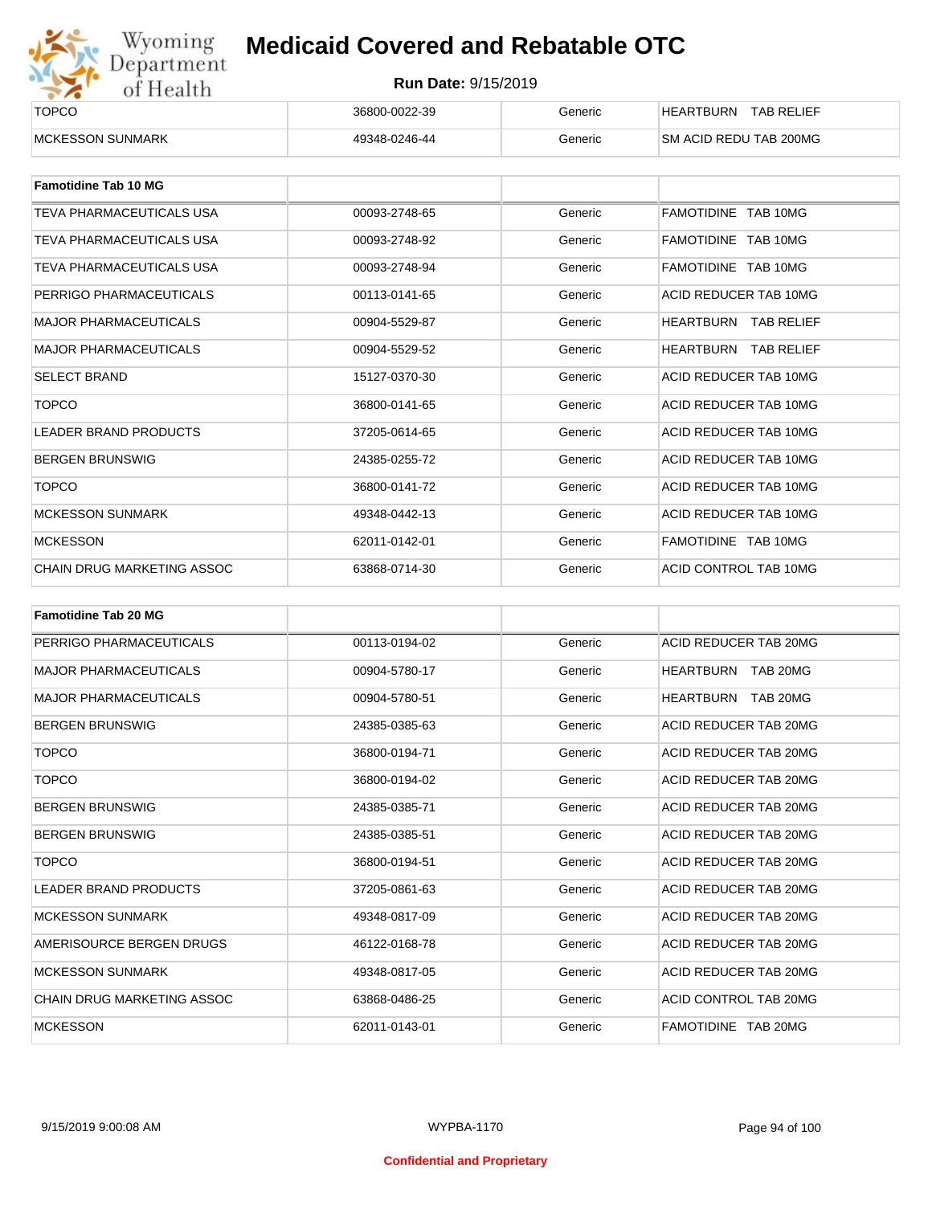| TOPCO | 36800-0022-39 | Generic | HEARTBURN TAB RELIEF |
|---|---|---|---|
| MCKESSON SUNMARK | 49348-0246-44 | Generic | SM ACID REDU TAB 200MG |

| Famotidine Tab 10 MG | | | |
|---|---|---|---|
| TEVA PHARMACEUTICALS USA | 00093-2748-65 | Generic | FAMOTIDINE TAB 10MG |
| TEVA PHARMACEUTICALS USA | 00093-2748-92 | Generic | FAMOTIDINE TAB 10MG |
| TEVA PHARMACEUTICALS USA | 00093-2748-94 | Generic | FAMOTIDINE TAB 10MG |
| PERRIGO PHARMACEUTICALS | 00113-0141-65 | Generic | ACID REDUCER TAB 10MG |
| MAJOR PHARMACEUTICALS | 00904-5529-87 | Generic | HEARTBURN TAB RELIEF |
| MAJOR PHARMACEUTICALS | 00904-5529-52 | Generic | HEARTBURN TAB RELIEF |
| SELECT BRAND | 15127-0370-30 | Generic | ACID REDUCER TAB 10MG |
| TOPCO | 36800-0141-65 | Generic | ACID REDUCER TAB 10MG |
| LEADER BRAND PRODUCTS | 37205-0614-65 | Generic | ACID REDUCER TAB 10MG |
| BERGEN BRUNSWIG | 24385-0255-72 | Generic | ACID REDUCER TAB 10MG |
| TOPCO | 36800-0141-72 | Generic | ACID REDUCER TAB 10MG |
| MCKESSON SUNMARK | 49348-0442-13 | Generic | ACID REDUCER TAB 10MG |
| MCKESSON | 62011-0142-01 | Generic | FAMOTIDINE TAB 10MG |
| CHAIN DRUG MARKETING ASSOC | 63868-0714-30 | Generic | ACID CONTROL TAB 10MG |

| Famotidine Tab 20 MG | | | |
|---|---|---|---|
| PERRIGO PHARMACEUTICALS | 00113-0194-02 | Generic | ACID REDUCER TAB 20MG |
| MAJOR PHARMACEUTICALS | 00904-5780-17 | Generic | HEARTBURN TAB 20MG |
| MAJOR PHARMACEUTICALS | 00904-5780-51 | Generic | HEARTBURN TAB 20MG |
| BERGEN BRUNSWIG | 24385-0385-63 | Generic | ACID REDUCER TAB 20MG |
| TOPCO | 36800-0194-71 | Generic | ACID REDUCER TAB 20MG |
| TOPCO | 36800-0194-02 | Generic | ACID REDUCER TAB 20MG |
| BERGEN BRUNSWIG | 24385-0385-71 | Generic | ACID REDUCER TAB 20MG |
| BERGEN BRUNSWIG | 24385-0385-51 | Generic | ACID REDUCER TAB 20MG |
| TOPCO | 36800-0194-51 | Generic | ACID REDUCER TAB 20MG |
| LEADER BRAND PRODUCTS | 37205-0861-63 | Generic | ACID REDUCER TAB 20MG |
| MCKESSON SUNMARK | 49348-0817-09 | Generic | ACID REDUCER TAB 20MG |
| AMERISOURCE BERGEN DRUGS | 46122-0168-78 | Generic | ACID REDUCER TAB 20MG |
| MCKESSON SUNMARK | 49348-0817-05 | Generic | ACID REDUCER TAB 20MG |
| CHAIN DRUG MARKETING ASSOC | 63868-0486-25 | Generic | ACID CONTROL TAB 20MG |
| MCKESSON | 62011-0143-01 | Generic | FAMOTIDINE TAB 20MG |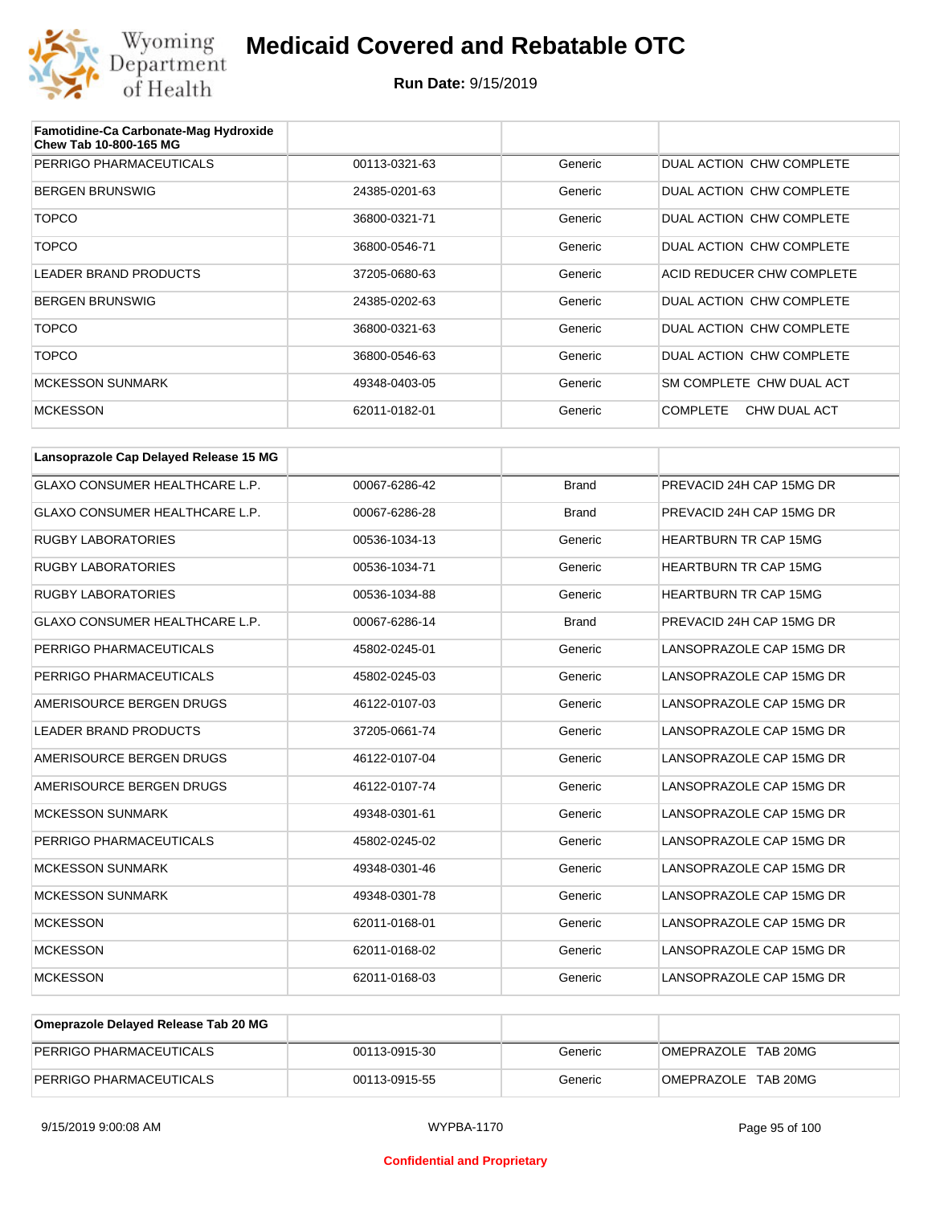# Medicaid Covered and Rebatable OTC

**Run Date:** 9/15/2019

| Famotidine-Ca Carbonate-Mag Hydroxide Chew Tab 10-800-165 MG | | | |
|---|---|---|---|
| PERRIGO PHARMACEUTICALS | 00113-0321-63 | Generic | DUAL ACTION CHW COMPLETE |
| BERGEN BRUNSWIG | 24385-0201-63 | Generic | DUAL ACTION CHW COMPLETE |
| TOPCO | 36800-0321-71 | Generic | DUAL ACTION CHW COMPLETE |
| TOPCO | 36800-0546-71 | Generic | DUAL ACTION CHW COMPLETE |
| LEADER BRAND PRODUCTS | 37205-0680-63 | Generic | ACID REDUCER CHW COMPLETE |
| BERGEN BRUNSWIG | 24385-0202-63 | Generic | DUAL ACTION CHW COMPLETE |
| TOPCO | 36800-0321-63 | Generic | DUAL ACTION CHW COMPLETE |
| TOPCO | 36800-0546-63 | Generic | DUAL ACTION CHW COMPLETE |
| MCKESSON SUNMARK | 49348-0403-05 | Generic | SM COMPLETE CHW DUAL ACT |
| MCKESSON | 62011-0182-01 | Generic | COMPLETE CHW DUAL ACT |

| Lansoprazole Cap Delayed Release 15 MG | | | |
|---|---|---|---|
| GLAXO CONSUMER HEALTHCARE L.P. | 00067-6286-42 | Brand | PREVACID 24H CAP 15MG DR |
| GLAXO CONSUMER HEALTHCARE L.P. | 00067-6286-28 | Brand | PREVACID 24H CAP 15MG DR |
| RUGBY LABORATORIES | 00536-1034-13 | Generic | HEARTBURN TR CAP 15MG |
| RUGBY LABORATORIES | 00536-1034-71 | Generic | HEARTBURN TR CAP 15MG |
| RUGBY LABORATORIES | 00536-1034-88 | Generic | HEARTBURN TR CAP 15MG |
| GLAXO CONSUMER HEALTHCARE L.P. | 00067-6286-14 | Brand | PREVACID 24H CAP 15MG DR |
| PERRIGO PHARMACEUTICALS | 45802-0245-01 | Generic | LANSOPRAZOLE CAP 15MG DR |
| PERRIGO PHARMACEUTICALS | 45802-0245-03 | Generic | LANSOPRAZOLE CAP 15MG DR |
| AMERISOURCE BERGEN DRUGS | 46122-0107-03 | Generic | LANSOPRAZOLE CAP 15MG DR |
| LEADER BRAND PRODUCTS | 37205-0661-74 | Generic | LANSOPRAZOLE CAP 15MG DR |
| AMERISOURCE BERGEN DRUGS | 46122-0107-04 | Generic | LANSOPRAZOLE CAP 15MG DR |
| AMERISOURCE BERGEN DRUGS | 46122-0107-74 | Generic | LANSOPRAZOLE CAP 15MG DR |
| MCKESSON SUNMARK | 49348-0301-61 | Generic | LANSOPRAZOLE CAP 15MG DR |
| PERRIGO PHARMACEUTICALS | 45802-0245-02 | Generic | LANSOPRAZOLE CAP 15MG DR |
| MCKESSON SUNMARK | 49348-0301-46 | Generic | LANSOPRAZOLE CAP 15MG DR |
| MCKESSON SUNMARK | 49348-0301-78 | Generic | LANSOPRAZOLE CAP 15MG DR |
| MCKESSON | 62011-0168-01 | Generic | LANSOPRAZOLE CAP 15MG DR |
| MCKESSON | 62011-0168-02 | Generic | LANSOPRAZOLE CAP 15MG DR |
| MCKESSON | 62011-0168-03 | Generic | LANSOPRAZOLE CAP 15MG DR |

| Omeprazole Delayed Release Tab 20 MG | | | |
|---|---|---|---|
| PERRIGO PHARMACEUTICALS | 00113-0915-30 | Generic | OMEPRAZOLE TAB 20MG |
| PERRIGO PHARMACEUTICALS | 00113-0915-55 | Generic | OMEPRAZOLE TAB 20MG |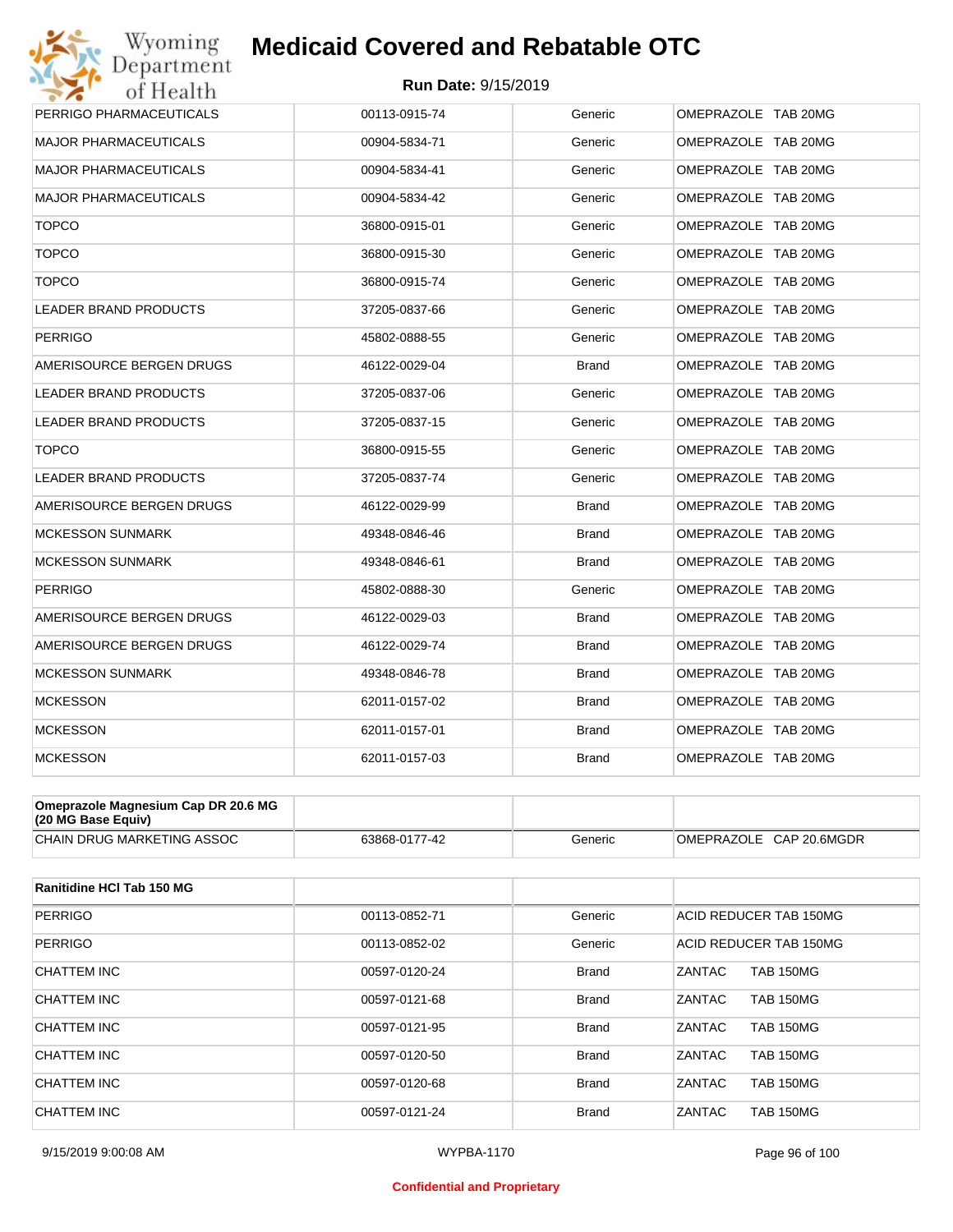| | | | |
|---|---|---|---|
| PERRIGO PHARMACEUTICALS | 00113-0915-74 | Generic | OMEPRAZOLE TAB 20MG |
| MAJOR PHARMACEUTICALS | 00904-5834-71 | Generic | OMEPRAZOLE TAB 20MG |
| MAJOR PHARMACEUTICALS | 00904-5834-41 | Generic | OMEPRAZOLE TAB 20MG |
| MAJOR PHARMACEUTICALS | 00904-5834-42 | Generic | OMEPRAZOLE TAB 20MG |
| TOPCO | 36800-0915-01 | Generic | OMEPRAZOLE TAB 20MG |
| TOPCO | 36800-0915-30 | Generic | OMEPRAZOLE TAB 20MG |
| TOPCO | 36800-0915-74 | Generic | OMEPRAZOLE TAB 20MG |
| LEADER BRAND PRODUCTS | 37205-0837-66 | Generic | OMEPRAZOLE TAB 20MG |
| PERRIGO | 45802-0888-55 | Generic | OMEPRAZOLE TAB 20MG |
| AMERISOURCE BERGEN DRUGS | 46122-0029-04 | Brand | OMEPRAZOLE TAB 20MG |
| LEADER BRAND PRODUCTS | 37205-0837-06 | Generic | OMEPRAZOLE TAB 20MG |
| LEADER BRAND PRODUCTS | 37205-0837-15 | Generic | OMEPRAZOLE TAB 20MG |
| TOPCO | 36800-0915-55 | Generic | OMEPRAZOLE TAB 20MG |
| LEADER BRAND PRODUCTS | 37205-0837-74 | Generic | OMEPRAZOLE TAB 20MG |
| AMERISOURCE BERGEN DRUGS | 46122-0029-99 | Brand | OMEPRAZOLE TAB 20MG |
| MCKESSON SUNMARK | 49348-0846-46 | Brand | OMEPRAZOLE TAB 20MG |
| MCKESSON SUNMARK | 49348-0846-61 | Brand | OMEPRAZOLE TAB 20MG |
| PERRIGO | 45802-0888-30 | Generic | OMEPRAZOLE TAB 20MG |
| AMERISOURCE BERGEN DRUGS | 46122-0029-03 | Brand | OMEPRAZOLE TAB 20MG |
| AMERISOURCE BERGEN DRUGS | 46122-0029-74 | Brand | OMEPRAZOLE TAB 20MG |
| MCKESSON SUNMARK | 49348-0846-78 | Brand | OMEPRAZOLE TAB 20MG |
| MCKESSON | 62011-0157-02 | Brand | OMEPRAZOLE TAB 20MG |
| MCKESSON | 62011-0157-01 | Brand | OMEPRAZOLE TAB 20MG |
| MCKESSON | 62011-0157-03 | Brand | OMEPRAZOLE TAB 20MG |

| **Omeprazole Magnesium Cap DR 20.6 MG (20 MG Base Equiv)** | | | |
|---|---|---|---|
| CHAIN DRUG MARKETING ASSOC | 63868-0177-42 | Generic | OMEPRAZOLE CAP 20.6MGDR |

| **Ranitidine HCl Tab 150 MG** | | | |
|---|---|---|---|
| PERRIGO | 00113-0852-71 | Generic | ACID REDUCER TAB 150MG |
| PERRIGO | 00113-0852-02 | Generic | ACID REDUCER TAB 150MG |
| CHATTEM INC | 00597-0120-24 | Brand | ZANTAC TAB 150MG |
| CHATTEM INC | 00597-0121-68 | Brand | ZANTAC TAB 150MG |
| CHATTEM INC | 00597-0121-95 | Brand | ZANTAC TAB 150MG |
| CHATTEM INC | 00597-0120-50 | Brand | ZANTAC TAB 150MG |
| CHATTEM INC | 00597-0120-68 | Brand | ZANTAC TAB 150MG |
| CHATTEM INC | 00597-0121-24 | Brand | ZANTAC TAB 150MG |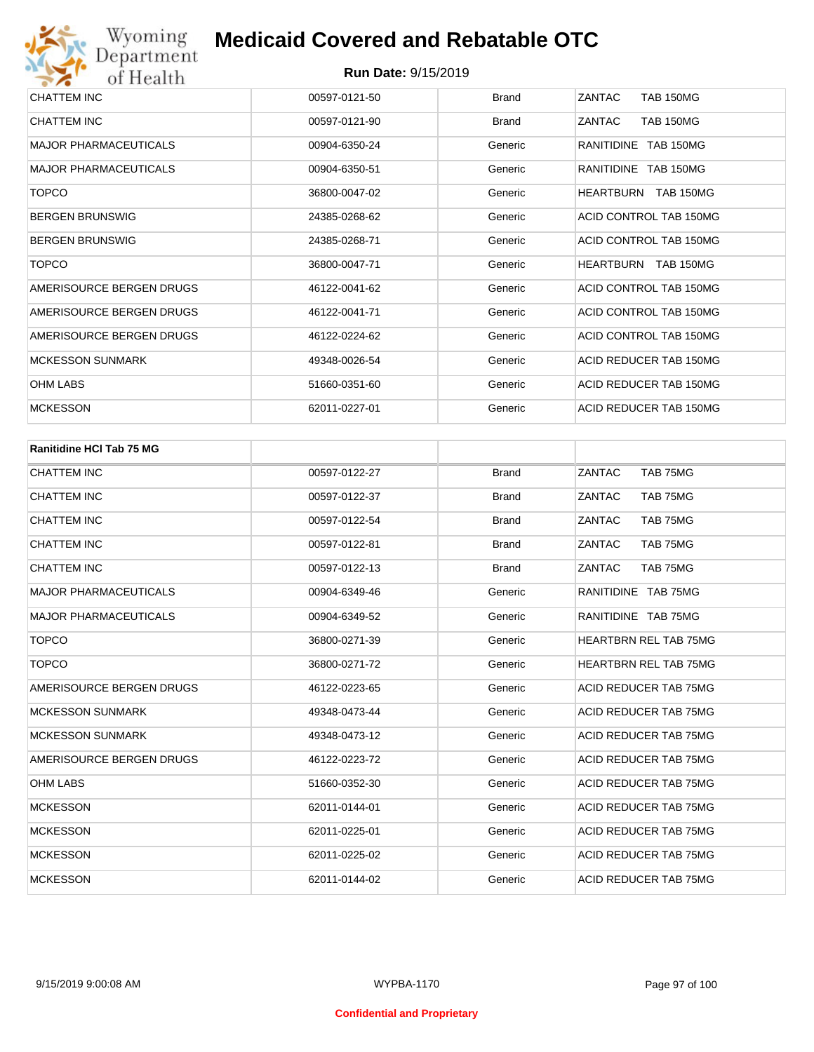| | | | |
|---|---|---|---|
| CHATTEM INC | 00597-0121-50 | Brand | ZANTAC TAB 150MG |
| CHATTEM INC | 00597-0121-90 | Brand | ZANTAC TAB 150MG |
| MAJOR PHARMACEUTICALS | 00904-6350-24 | Generic | RANITIDINE TAB 150MG |
| MAJOR PHARMACEUTICALS | 00904-6350-51 | Generic | RANITIDINE TAB 150MG |
| TOPCO | 36800-0047-02 | Generic | HEARTBURN TAB 150MG |
| BERGEN BRUNSWIG | 24385-0268-62 | Generic | ACID CONTROL TAB 150MG |
| BERGEN BRUNSWIG | 24385-0268-71 | Generic | ACID CONTROL TAB 150MG |
| TOPCO | 36800-0047-71 | Generic | HEARTBURN TAB 150MG |
| AMERISOURCE BERGEN DRUGS | 46122-0041-62 | Generic | ACID CONTROL TAB 150MG |
| AMERISOURCE BERGEN DRUGS | 46122-0041-71 | Generic | ACID CONTROL TAB 150MG |
| AMERISOURCE BERGEN DRUGS | 46122-0224-62 | Generic | ACID CONTROL TAB 150MG |
| MCKESSON SUNMARK | 49348-0026-54 | Generic | ACID REDUCER TAB 150MG |
| OHM LABS | 51660-0351-60 | Generic | ACID REDUCER TAB 150MG |
| MCKESSON | 62011-0227-01 | Generic | ACID REDUCER TAB 150MG |

| **Ranitidine HCl Tab 75 MG** | | | |
|---|---|---|---|
| CHATTEM INC | 00597-0122-27 | Brand | ZANTAC TAB 75MG |
| CHATTEM INC | 00597-0122-37 | Brand | ZANTAC TAB 75MG |
| CHATTEM INC | 00597-0122-54 | Brand | ZANTAC TAB 75MG |
| CHATTEM INC | 00597-0122-81 | Brand | ZANTAC TAB 75MG |
| CHATTEM INC | 00597-0122-13 | Brand | ZANTAC TAB 75MG |
| MAJOR PHARMACEUTICALS | 00904-6349-46 | Generic | RANITIDINE TAB 75MG |
| MAJOR PHARMACEUTICALS | 00904-6349-52 | Generic | RANITIDINE TAB 75MG |
| TOPCO | 36800-0271-39 | Generic | HEARTBRN REL TAB 75MG |
| TOPCO | 36800-0271-72 | Generic | HEARTBRN REL TAB 75MG |
| AMERISOURCE BERGEN DRUGS | 46122-0223-65 | Generic | ACID REDUCER TAB 75MG |
| MCKESSON SUNMARK | 49348-0473-44 | Generic | ACID REDUCER TAB 75MG |
| MCKESSON SUNMARK | 49348-0473-12 | Generic | ACID REDUCER TAB 75MG |
| AMERISOURCE BERGEN DRUGS | 46122-0223-72 | Generic | ACID REDUCER TAB 75MG |
| OHM LABS | 51660-0352-30 | Generic | ACID REDUCER TAB 75MG |
| MCKESSON | 62011-0144-01 | Generic | ACID REDUCER TAB 75MG |
| MCKESSON | 62011-0225-01 | Generic | ACID REDUCER TAB 75MG |
| MCKESSON | 62011-0225-02 | Generic | ACID REDUCER TAB 75MG |
| MCKESSON | 62011-0144-02 | Generic | ACID REDUCER TAB 75MG |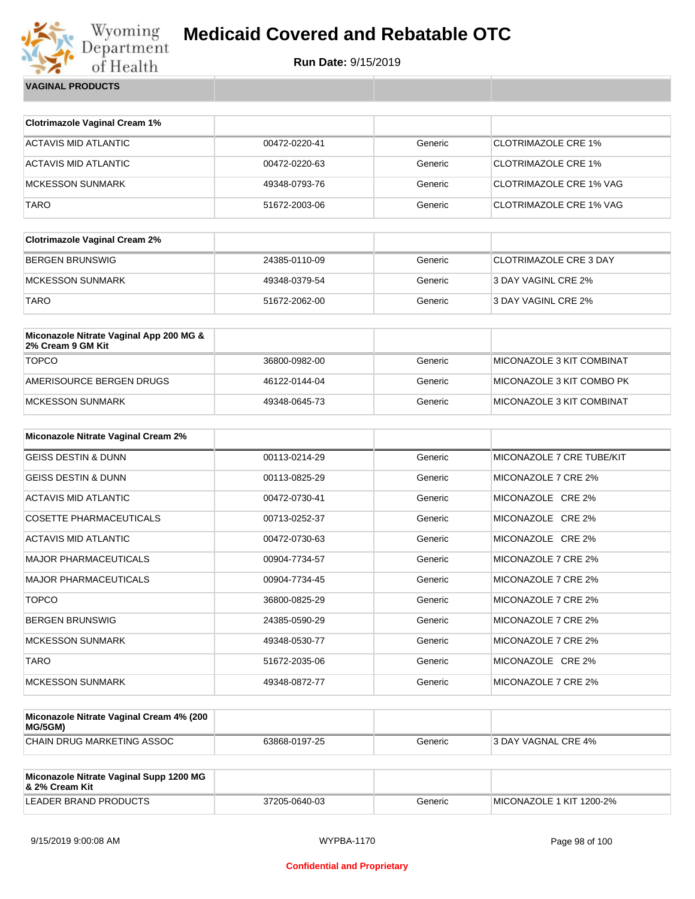# Medicaid Covered and Rebatable OTC

**Run Date:** 9/15/2019

**VAGINAL PRODUCTS**

| Clotrimazole Vaginal Cream 1% | | | |
|---|---|---|---|
| ACTAVIS MID ATLANTIC | 00472-0220-41 | Generic | CLOTRIMAZOLE CRE 1% |
| ACTAVIS MID ATLANTIC | 00472-0220-63 | Generic | CLOTRIMAZOLE CRE 1% |
| MCKESSON SUNMARK | 49348-0793-76 | Generic | CLOTRIMAZOLE CRE 1% VAG |
| TARO | 51672-2003-06 | Generic | CLOTRIMAZOLE CRE 1% VAG |

| Clotrimazole Vaginal Cream 2% | | | |
|---|---|---|---|
| BERGEN BRUNSWIG | 24385-0110-09 | Generic | CLOTRIMAZOLE CRE 3 DAY |
| MCKESSON SUNMARK | 49348-0379-54 | Generic | 3 DAY VAGINL CRE 2% |
| TARO | 51672-2062-00 | Generic | 3 DAY VAGINL CRE 2% |

| Miconazole Nitrate Vaginal App 200 MG & 2% Cream 9 GM Kit | | | |
|---|---|---|---|
| TOPCO | 36800-0982-00 | Generic | MICONAZOLE 3 KIT COMBINAT |
| AMERISOURCE BERGEN DRUGS | 46122-0144-04 | Generic | MICONAZOLE 3 KIT COMBO PK |
| MCKESSON SUNMARK | 49348-0645-73 | Generic | MICONAZOLE 3 KIT COMBINAT |

| Miconazole Nitrate Vaginal Cream 2% | | | |
|---|---|---|---|
| GEISS DESTIN & DUNN | 00113-0214-29 | Generic | MICONAZOLE 7 CRE TUBE/KIT |
| GEISS DESTIN & DUNN | 00113-0825-29 | Generic | MICONAZOLE 7 CRE 2% |
| ACTAVIS MID ATLANTIC | 00472-0730-41 | Generic | MICONAZOLE CRE 2% |
| COSETTE PHARMACEUTICALS | 00713-0252-37 | Generic | MICONAZOLE CRE 2% |
| ACTAVIS MID ATLANTIC | 00472-0730-63 | Generic | MICONAZOLE CRE 2% |
| MAJOR PHARMACEUTICALS | 00904-7734-57 | Generic | MICONAZOLE 7 CRE 2% |
| MAJOR PHARMACEUTICALS | 00904-7734-45 | Generic | MICONAZOLE 7 CRE 2% |
| TOPCO | 36800-0825-29 | Generic | MICONAZOLE 7 CRE 2% |
| BERGEN BRUNSWIG | 24385-0590-29 | Generic | MICONAZOLE 7 CRE 2% |
| MCKESSON SUNMARK | 49348-0530-77 | Generic | MICONAZOLE 7 CRE 2% |
| TARO | 51672-2035-06 | Generic | MICONAZOLE CRE 2% |
| MCKESSON SUNMARK | 49348-0872-77 | Generic | MICONAZOLE 7 CRE 2% |

| Miconazole Nitrate Vaginal Cream 4% (200 MG/5GM) | | | |
|---|---|---|---|
| CHAIN DRUG MARKETING ASSOC | 63868-0197-25 | Generic | 3 DAY VAGNAL CRE 4% |

| Miconazole Nitrate Vaginal Supp 1200 MG & 2% Cream Kit | | | |
|---|---|---|---|
| LEADER BRAND PRODUCTS | 37205-0640-03 | Generic | MICONAZOLE 1 KIT 1200-2% |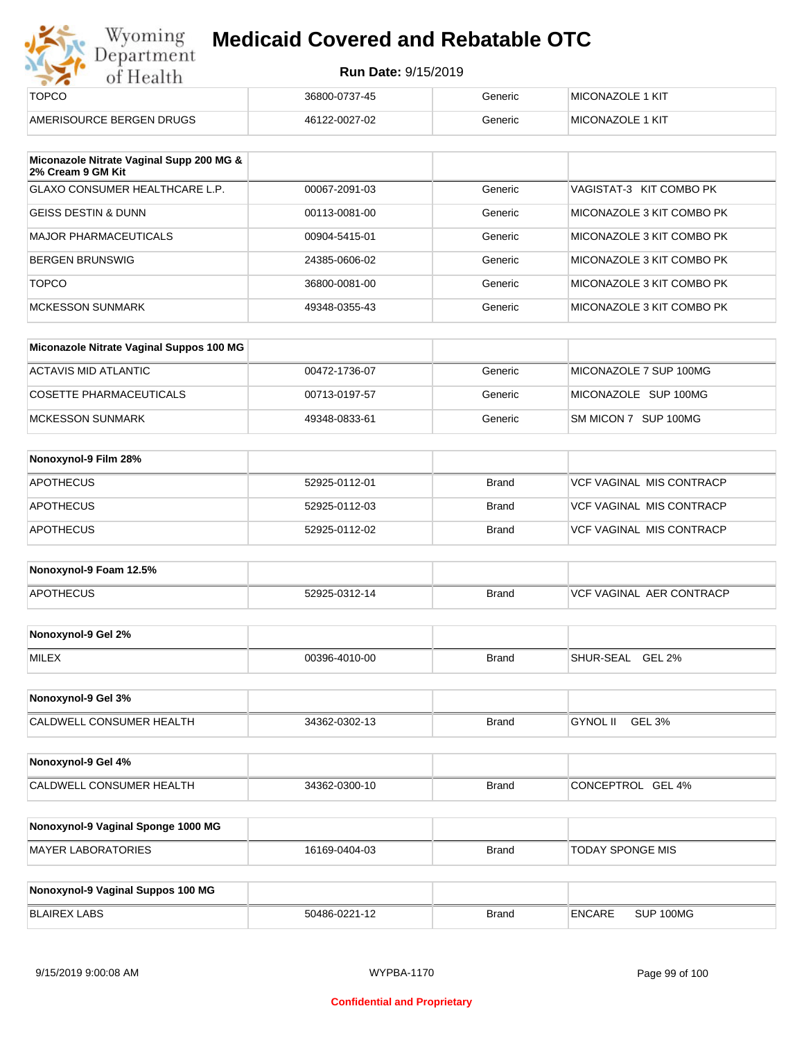| | | | |
|---|---|---|---|
| TOPCO | 36800-0737-45 | Generic | MICONAZOLE 1 KIT |
| AMERISOURCE BERGEN DRUGS | 46122-0027-02 | Generic | MICONAZOLE 1 KIT |

| **Miconazole Nitrate Vaginal Supp 200 MG & 2% Cream 9 GM Kit** | | | |
|---|---|---|---|
| GLAXO CONSUMER HEALTHCARE L.P. | 00067-2091-03 | Generic | VAGISTAT-3 KIT COMBO PK |
| GEISS DESTIN & DUNN | 00113-0081-00 | Generic | MICONAZOLE 3 KIT COMBO PK |
| MAJOR PHARMACEUTICALS | 00904-5415-01 | Generic | MICONAZOLE 3 KIT COMBO PK |
| BERGEN BRUNSWIG | 24385-0606-02 | Generic | MICONAZOLE 3 KIT COMBO PK |
| TOPCO | 36800-0081-00 | Generic | MICONAZOLE 3 KIT COMBO PK |
| MCKESSON SUNMARK | 49348-0355-43 | Generic | MICONAZOLE 3 KIT COMBO PK |

| **Miconazole Nitrate Vaginal Suppos 100 MG** | | | |
|---|---|---|---|
| ACTAVIS MID ATLANTIC | 00472-1736-07 | Generic | MICONAZOLE 7 SUP 100MG |
| COSETTE PHARMACEUTICALS | 00713-0197-57 | Generic | MICONAZOLE SUP 100MG |
| MCKESSON SUNMARK | 49348-0833-61 | Generic | SM MICON 7 SUP 100MG |

| **Nonoxynol-9 Film 28%** | | | |
|---|---|---|---|
| APOTHECUS | 52925-0112-01 | Brand | VCF VAGINAL MIS CONTRACP |
| APOTHECUS | 52925-0112-03 | Brand | VCF VAGINAL MIS CONTRACP |
| APOTHECUS | 52925-0112-02 | Brand | VCF VAGINAL MIS CONTRACP |

| **Nonoxynol-9 Foam 12.5%** | | | |
|---|---|---|---|
| APOTHECUS | 52925-0312-14 | Brand | VCF VAGINAL AER CONTRACP |

| **Nonoxynol-9 Gel 2%** | | | |
|---|---|---|---|
| MILEX | 00396-4010-00 | Brand | SHUR-SEAL GEL 2% |

| **Nonoxynol-9 Gel 3%** | | | |
|---|---|---|---|
| CALDWELL CONSUMER HEALTH | 34362-0302-13 | Brand | GYNOL II GEL 3% |

| **Nonoxynol-9 Gel 4%** | | | |
|---|---|---|---|
| CALDWELL CONSUMER HEALTH | 34362-0300-10 | Brand | CONCEPTROL GEL 4% |

| **Nonoxynol-9 Vaginal Sponge 1000 MG** | | | |
|---|---|---|---|
| MAYER LABORATORIES | 16169-0404-03 | Brand | TODAY SPONGE MIS |

| **Nonoxynol-9 Vaginal Suppos 100 MG** | | | |
|---|---|---|---|
| BLAIREX LABS | 50486-0221-12 | Brand | ENCARE SUP 100MG |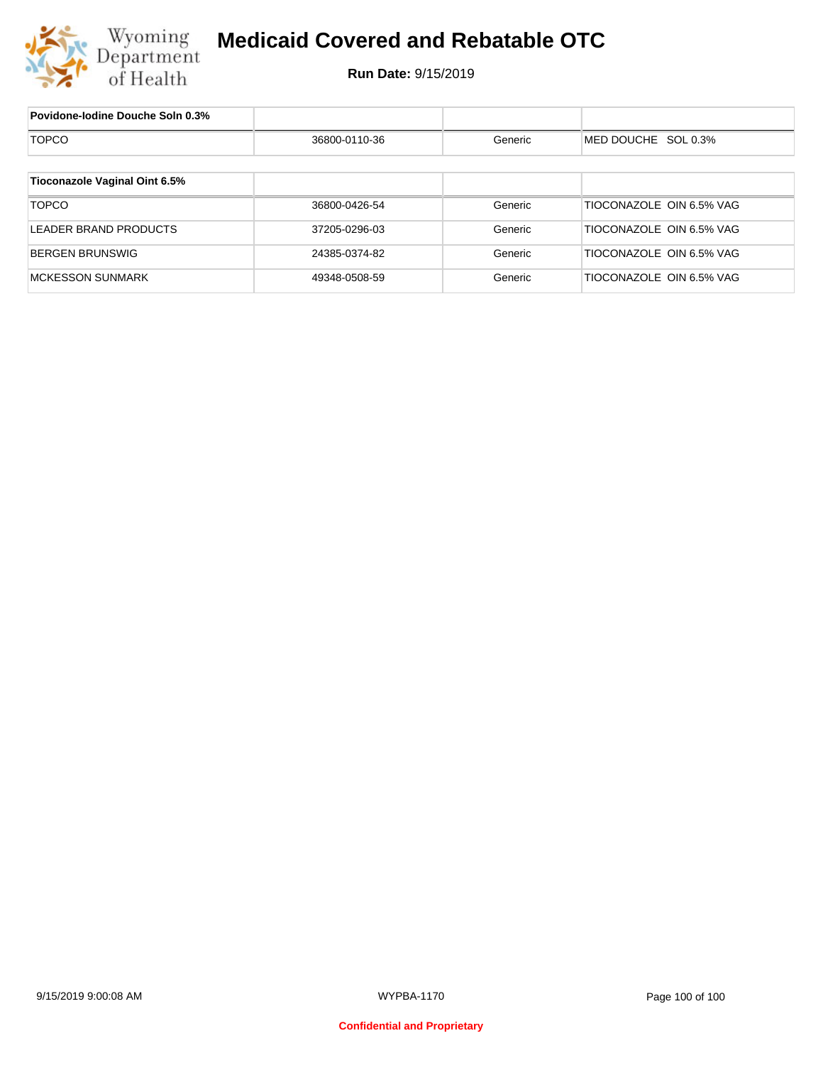| Povidone-Iodine Douche Soln 0.3% | | | |
|---|---|---|---|
| TOPCO | 36800-0110-36 | Generic | MED DOUCHE SOL 0.3% |

| Tioconazole Vaginal Oint 6.5% | | | |
|---|---|---|---|
| TOPCO | 36800-0426-54 | Generic | TIOCONAZOLE OIN 6.5% VAG |
| LEADER BRAND PRODUCTS | 37205-0296-03 | Generic | TIOCONAZOLE OIN 6.5% VAG |
| BERGEN BRUNSWIG | 24385-0374-82 | Generic | TIOCONAZOLE OIN 6.5% VAG |
| MCKESSON SUNMARK | 49348-0508-59 | Generic | TIOCONAZOLE OIN 6.5% VAG |